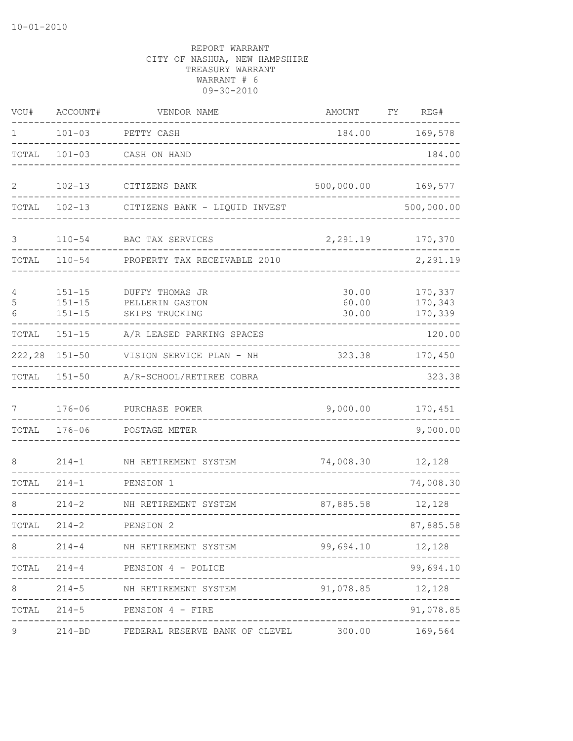10-01-2010

REPORT WARRANT
CITY OF NASHUA, NEW HAMPSHIRE
TREASURY WARRANT
WARRANT # 6
09-30-2010

| VOU# | ACCOUNT# | VENDOR NAME | AMOUNT | FY | REG# |
|---|---|---|---|---|---|
| 1 | 101-03 | PETTY CASH | 184.00 | | 169,578 |
| TOTAL | 101-03 | CASH ON HAND | | | 184.00 |
| 2 | 102-13 | CITIZENS BANK | 500,000.00 | | 169,577 |
| TOTAL | 102-13 | CITIZENS BANK - LIQUID INVEST | | | 500,000.00 |
| 3 | 110-54 | BAC TAX SERVICES | 2,291.19 | | 170,370 |
| TOTAL | 110-54 | PROPERTY TAX RECEIVABLE 2010 | | | 2,291.19 |
| 4 | 151-15 | DUFFY THOMAS JR | 30.00 | | 170,337 |
| 5 | 151-15 | PELLERIN GASTON | 60.00 | | 170,343 |
| 6 | 151-15 | SKIPS TRUCKING | 30.00 | | 170,339 |
| TOTAL | 151-15 | A/R LEASED PARKING SPACES | | | 120.00 |
| 222,28 | 151-50 | VISION SERVICE PLAN - NH | 323.38 | | 170,450 |
| TOTAL | 151-50 | A/R-SCHOOL/RETIREE COBRA | | | 323.38 |
| 7 | 176-06 | PURCHASE POWER | 9,000.00 | | 170,451 |
| TOTAL | 176-06 | POSTAGE METER | | | 9,000.00 |
| 8 | 214-1 | NH RETIREMENT SYSTEM | 74,008.30 | | 12,128 |
| TOTAL | 214-1 | PENSION 1 | | | 74,008.30 |
| 8 | 214-2 | NH RETIREMENT SYSTEM | 87,885.58 | | 12,128 |
| TOTAL | 214-2 | PENSION 2 | | | 87,885.58 |
| 8 | 214-4 | NH RETIREMENT SYSTEM | 99,694.10 | | 12,128 |
| TOTAL | 214-4 | PENSION 4 - POLICE | | | 99,694.10 |
| 8 | 214-5 | NH RETIREMENT SYSTEM | 91,078.85 | | 12,128 |
| TOTAL | 214-5 | PENSION 4 - FIRE | | | 91,078.85 |
| 9 | 214-BD | FEDERAL RESERVE BANK OF CLEVEL | 300.00 | | 169,564 |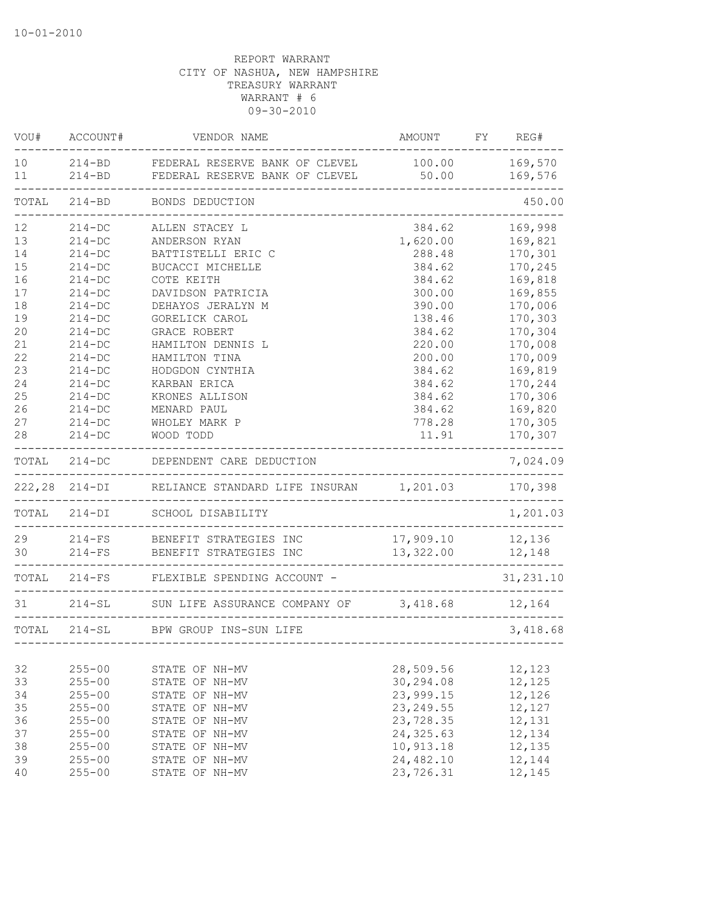10-01-2010

REPORT WARRANT
CITY OF NASHUA, NEW HAMPSHIRE
TREASURY WARRANT
WARRANT # 6
09-30-2010

| VOU# | ACCOUNT# | VENDOR NAME | AMOUNT | FY | REG# |
|---|---|---|---|---|---|
| 10 | 214-BD | FEDERAL RESERVE BANK OF CLEVEL | 100.00 | | 169,570 |
| 11 | 214-BD | FEDERAL RESERVE BANK OF CLEVEL | 50.00 | | 169,576 |
| TOTAL | 214-BD | BONDS DEDUCTION | | | 450.00 |
| 12 | 214-DC | ALLEN STACEY L | 384.62 | | 169,998 |
| 13 | 214-DC | ANDERSON RYAN | 1,620.00 | | 169,821 |
| 14 | 214-DC | BATTISTELLI ERIC C | 288.48 | | 170,301 |
| 15 | 214-DC | BUCACCI MICHELLE | 384.62 | | 170,245 |
| 16 | 214-DC | COTE KEITH | 384.62 | | 169,818 |
| 17 | 214-DC | DAVIDSON PATRICIA | 300.00 | | 169,855 |
| 18 | 214-DC | DEHAYOS JERALYN M | 390.00 | | 170,006 |
| 19 | 214-DC | GORELICK CAROL | 138.46 | | 170,303 |
| 20 | 214-DC | GRACE ROBERT | 384.62 | | 170,304 |
| 21 | 214-DC | HAMILTON DENNIS L | 220.00 | | 170,008 |
| 22 | 214-DC | HAMILTON TINA | 200.00 | | 170,009 |
| 23 | 214-DC | HODGDON CYNTHIA | 384.62 | | 169,819 |
| 24 | 214-DC | KARBAN ERICA | 384.62 | | 170,244 |
| 25 | 214-DC | KRONES ALLISON | 384.62 | | 170,306 |
| 26 | 214-DC | MENARD PAUL | 384.62 | | 169,820 |
| 27 | 214-DC | WHOLEY MARK P | 778.28 | | 170,305 |
| 28 | 214-DC | WOOD TODD | 11.91 | | 170,307 |
| TOTAL | 214-DC | DEPENDENT CARE DEDUCTION | | | 7,024.09 |
| 222,28 | 214-DI | RELIANCE STANDARD LIFE INSURAN | 1,201.03 | | 170,398 |
| TOTAL | 214-DI | SCHOOL DISABILITY | | | 1,201.03 |
| 29 | 214-FS | BENEFIT STRATEGIES INC | 17,909.10 | | 12,136 |
| 30 | 214-FS | BENEFIT STRATEGIES INC | 13,322.00 | | 12,148 |
| TOTAL | 214-FS | FLEXIBLE SPENDING ACCOUNT - | | | 31,231.10 |
| 31 | 214-SL | SUN LIFE ASSURANCE COMPANY OF | 3,418.68 | | 12,164 |
| TOTAL | 214-SL | BPW GROUP INS-SUN LIFE | | | 3,418.68 |
| 32 | 255-00 | STATE OF NH-MV | 28,509.56 | | 12,123 |
| 33 | 255-00 | STATE OF NH-MV | 30,294.08 | | 12,125 |
| 34 | 255-00 | STATE OF NH-MV | 23,999.15 | | 12,126 |
| 35 | 255-00 | STATE OF NH-MV | 23,249.55 | | 12,127 |
| 36 | 255-00 | STATE OF NH-MV | 23,728.35 | | 12,131 |
| 37 | 255-00 | STATE OF NH-MV | 24,325.63 | | 12,134 |
| 38 | 255-00 | STATE OF NH-MV | 10,913.18 | | 12,135 |
| 39 | 255-00 | STATE OF NH-MV | 24,482.10 | | 12,144 |
| 40 | 255-00 | STATE OF NH-MV | 23,726.31 | | 12,145 |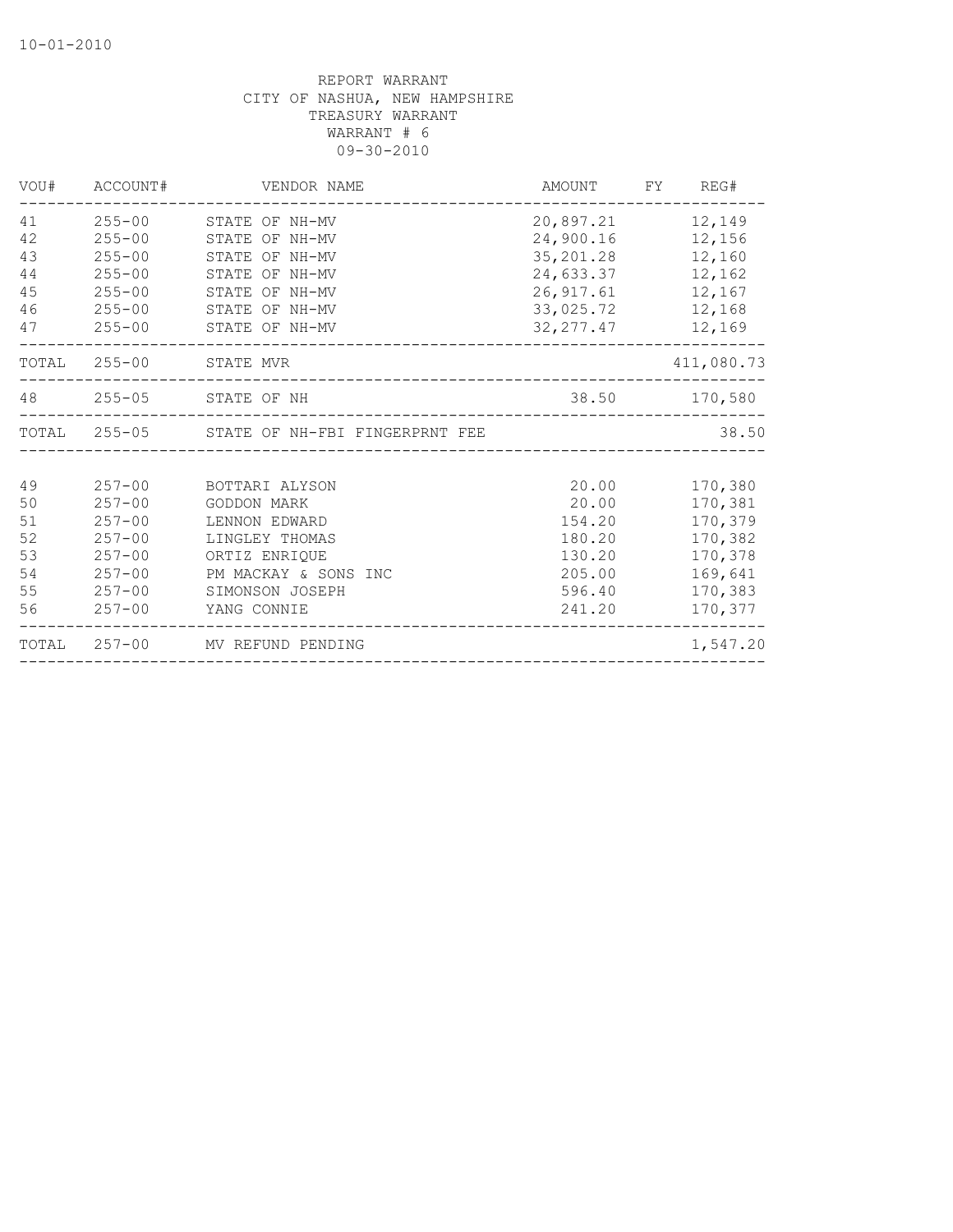REPORT WARRANT
CITY OF NASHUA, NEW HAMPSHIRE
TREASURY WARRANT
WARRANT # 6
09-30-2010

| VOU# | ACCOUNT# | VENDOR NAME | AMOUNT | FY | REG# |
|---|---|---|---|---|---|
| 41 | 255-00 | STATE OF NH-MV | 20,897.21 | | 12,149 |
| 42 | 255-00 | STATE OF NH-MV | 24,900.16 | | 12,156 |
| 43 | 255-00 | STATE OF NH-MV | 35,201.28 | | 12,160 |
| 44 | 255-00 | STATE OF NH-MV | 24,633.37 | | 12,162 |
| 45 | 255-00 | STATE OF NH-MV | 26,917.61 | | 12,167 |
| 46 | 255-00 | STATE OF NH-MV | 33,025.72 | | 12,168 |
| 47 | 255-00 | STATE OF NH-MV | 32,277.47 | | 12,169 |
| TOTAL | 255-00 | STATE MVR | | | 411,080.73 |
| 48 | 255-05 | STATE OF NH | 38.50 | | 170,580 |
| TOTAL | 255-05 | STATE OF NH-FBI FINGERPRNT FEE | | | 38.50 |
| 49 | 257-00 | BOTTARI ALYSON | 20.00 | | 170,380 |
| 50 | 257-00 | GODDON MARK | 20.00 | | 170,381 |
| 51 | 257-00 | LENNON EDWARD | 154.20 | | 170,379 |
| 52 | 257-00 | LINGLEY THOMAS | 180.20 | | 170,382 |
| 53 | 257-00 | ORTIZ ENRIQUE | 130.20 | | 170,378 |
| 54 | 257-00 | PM MACKAY & SONS INC | 205.00 | | 169,641 |
| 55 | 257-00 | SIMONSON JOSEPH | 596.40 | | 170,383 |
| 56 | 257-00 | YANG CONNIE | 241.20 | | 170,377 |
| TOTAL | 257-00 | MV REFUND PENDING | | | 1,547.20 |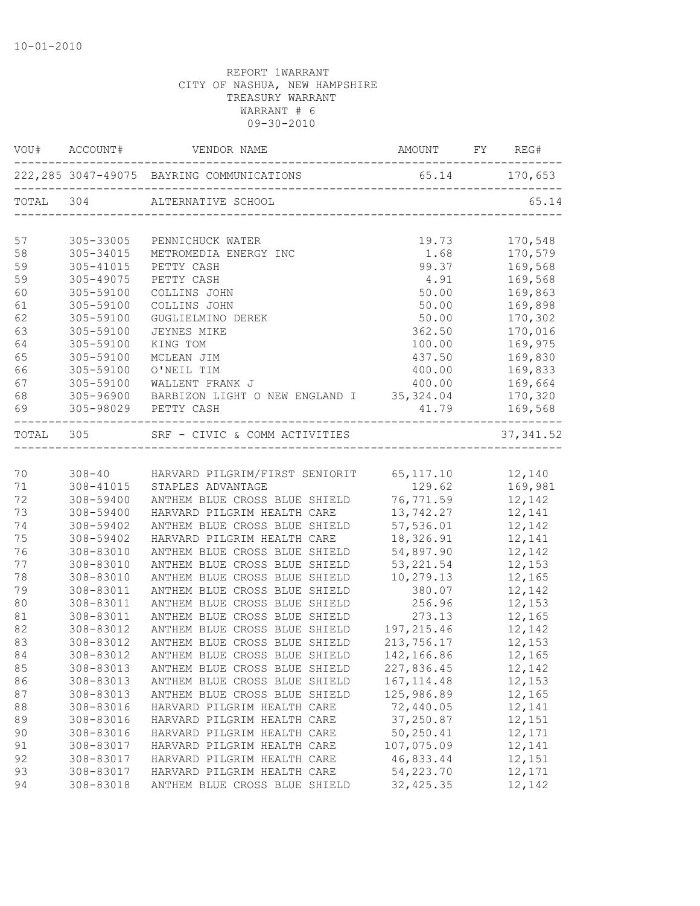10-01-2010

REPORT 1WARRANT
CITY OF NASHUA, NEW HAMPSHIRE
TREASURY WARRANT
WARRANT # 6
09-30-2010

| VOU# | ACCOUNT# | VENDOR NAME | AMOUNT | FY | REG# |
|---|---|---|---|---|---|
| 222,285 | 3047-49075 | BAYRING COMMUNICATIONS | 65.14 | | 170,653 |
| TOTAL | 304 | ALTERNATIVE SCHOOL | | | 65.14 |
| 57 | 305-33005 | PENNICHUCK WATER | 19.73 | | 170,548 |
| 58 | 305-34015 | METROMEDIA ENERGY INC | 1.68 | | 170,579 |
| 59 | 305-41015 | PETTY CASH | 99.37 | | 169,568 |
| 59 | 305-49075 | PETTY CASH | 4.91 | | 169,568 |
| 60 | 305-59100 | COLLINS JOHN | 50.00 | | 169,863 |
| 61 | 305-59100 | COLLINS JOHN | 50.00 | | 169,898 |
| 62 | 305-59100 | GUGLIELMINO DEREK | 50.00 | | 170,302 |
| 63 | 305-59100 | JEYNES MIKE | 362.50 | | 170,016 |
| 64 | 305-59100 | KING TOM | 100.00 | | 169,975 |
| 65 | 305-59100 | MCLEAN JIM | 437.50 | | 169,830 |
| 66 | 305-59100 | O'NEIL TIM | 400.00 | | 169,833 |
| 67 | 305-59100 | WALLENT FRANK J | 400.00 | | 169,664 |
| 68 | 305-96900 | BARBIZON LIGHT O NEW ENGLAND I | 35,324.04 | | 170,320 |
| 69 | 305-98029 | PETTY CASH | 41.79 | | 169,568 |
| TOTAL | 305 | SRF - CIVIC & COMM ACTIVITIES | | | 37,341.52 |
| 70 | 308-40 | HARVARD PILGRIM/FIRST SENIORIT | 65,117.10 | | 12,140 |
| 71 | 308-41015 | STAPLES ADVANTAGE | 129.62 | | 169,981 |
| 72 | 308-59400 | ANTHEM BLUE CROSS BLUE SHIELD | 76,771.59 | | 12,142 |
| 73 | 308-59400 | HARVARD PILGRIM HEALTH CARE | 13,742.27 | | 12,141 |
| 74 | 308-59402 | ANTHEM BLUE CROSS BLUE SHIELD | 57,536.01 | | 12,142 |
| 75 | 308-59402 | HARVARD PILGRIM HEALTH CARE | 18,326.91 | | 12,141 |
| 76 | 308-83010 | ANTHEM BLUE CROSS BLUE SHIELD | 54,897.90 | | 12,142 |
| 77 | 308-83010 | ANTHEM BLUE CROSS BLUE SHIELD | 53,221.54 | | 12,153 |
| 78 | 308-83010 | ANTHEM BLUE CROSS BLUE SHIELD | 10,279.13 | | 12,165 |
| 79 | 308-83011 | ANTHEM BLUE CROSS BLUE SHIELD | 380.07 | | 12,142 |
| 80 | 308-83011 | ANTHEM BLUE CROSS BLUE SHIELD | 256.96 | | 12,153 |
| 81 | 308-83011 | ANTHEM BLUE CROSS BLUE SHIELD | 273.13 | | 12,165 |
| 82 | 308-83012 | ANTHEM BLUE CROSS BLUE SHIELD | 197,215.46 | | 12,142 |
| 83 | 308-83012 | ANTHEM BLUE CROSS BLUE SHIELD | 213,756.17 | | 12,153 |
| 84 | 308-83012 | ANTHEM BLUE CROSS BLUE SHIELD | 142,166.86 | | 12,165 |
| 85 | 308-83013 | ANTHEM BLUE CROSS BLUE SHIELD | 227,836.45 | | 12,142 |
| 86 | 308-83013 | ANTHEM BLUE CROSS BLUE SHIELD | 167,114.48 | | 12,153 |
| 87 | 308-83013 | ANTHEM BLUE CROSS BLUE SHIELD | 125,986.89 | | 12,165 |
| 88 | 308-83016 | HARVARD PILGRIM HEALTH CARE | 72,440.05 | | 12,141 |
| 89 | 308-83016 | HARVARD PILGRIM HEALTH CARE | 37,250.87 | | 12,151 |
| 90 | 308-83016 | HARVARD PILGRIM HEALTH CARE | 50,250.41 | | 12,171 |
| 91 | 308-83017 | HARVARD PILGRIM HEALTH CARE | 107,075.09 | | 12,141 |
| 92 | 308-83017 | HARVARD PILGRIM HEALTH CARE | 46,833.44 | | 12,151 |
| 93 | 308-83017 | HARVARD PILGRIM HEALTH CARE | 54,223.70 | | 12,171 |
| 94 | 308-83018 | ANTHEM BLUE CROSS BLUE SHIELD | 32,425.35 | | 12,142 |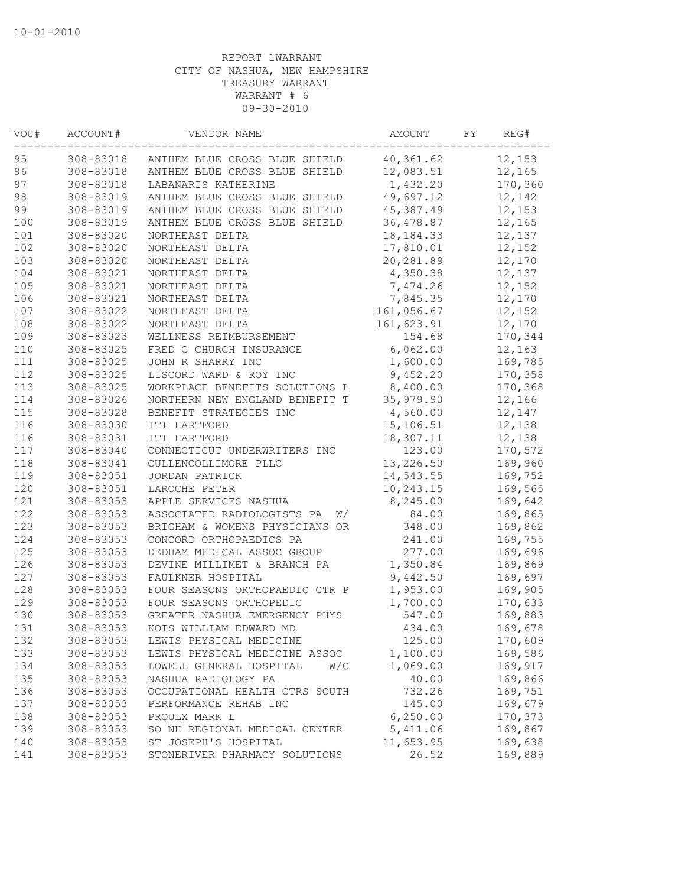REPORT 1WARRANT
CITY OF NASHUA, NEW HAMPSHIRE
TREASURY WARRANT
WARRANT # 6
09-30-2010

| VOU# | ACCOUNT# | VENDOR NAME | AMOUNT | FY | REG# |
|---|---|---|---|---|---|
| 95 | 308-83018 | ANTHEM BLUE CROSS BLUE SHIELD | 40,361.62 | | 12,153 |
| 96 | 308-83018 | ANTHEM BLUE CROSS BLUE SHIELD | 12,083.51 | | 12,165 |
| 97 | 308-83018 | LABANARIS KATHERINE | 1,432.20 | | 170,360 |
| 98 | 308-83019 | ANTHEM BLUE CROSS BLUE SHIELD | 49,697.12 | | 12,142 |
| 99 | 308-83019 | ANTHEM BLUE CROSS BLUE SHIELD | 45,387.49 | | 12,153 |
| 100 | 308-83019 | ANTHEM BLUE CROSS BLUE SHIELD | 36,478.87 | | 12,165 |
| 101 | 308-83020 | NORTHEAST DELTA | 18,184.33 | | 12,137 |
| 102 | 308-83020 | NORTHEAST DELTA | 17,810.01 | | 12,152 |
| 103 | 308-83020 | NORTHEAST DELTA | 20,281.89 | | 12,170 |
| 104 | 308-83021 | NORTHEAST DELTA | 4,350.38 | | 12,137 |
| 105 | 308-83021 | NORTHEAST DELTA | 7,474.26 | | 12,152 |
| 106 | 308-83021 | NORTHEAST DELTA | 7,845.35 | | 12,170 |
| 107 | 308-83022 | NORTHEAST DELTA | 161,056.67 | | 12,152 |
| 108 | 308-83022 | NORTHEAST DELTA | 161,623.91 | | 12,170 |
| 109 | 308-83023 | WELLNESS REIMBURSEMENT | 154.68 | | 170,344 |
| 110 | 308-83025 | FRED C CHURCH INSURANCE | 6,062.00 | | 12,163 |
| 111 | 308-83025 | JOHN R SHARRY INC | 1,600.00 | | 169,785 |
| 112 | 308-83025 | LISCORD WARD & ROY INC | 9,452.20 | | 170,358 |
| 113 | 308-83025 | WORKPLACE BENEFITS SOLUTIONS L | 8,400.00 | | 170,368 |
| 114 | 308-83026 | NORTHERN NEW ENGLAND BENEFIT T | 35,979.90 | | 12,166 |
| 115 | 308-83028 | BENEFIT STRATEGIES INC | 4,560.00 | | 12,147 |
| 116 | 308-83030 | ITT HARTFORD | 15,106.51 | | 12,138 |
| 116 | 308-83031 | ITT HARTFORD | 18,307.11 | | 12,138 |
| 117 | 308-83040 | CONNECTICUT UNDERWRITERS INC | 123.00 | | 170,572 |
| 118 | 308-83041 | CULLENCOLLIMORE PLLC | 13,226.50 | | 169,960 |
| 119 | 308-83051 | JORDAN PATRICK | 14,543.55 | | 169,752 |
| 120 | 308-83051 | LAROCHE PETER | 10,243.15 | | 169,565 |
| 121 | 308-83053 | APPLE SERVICES NASHUA | 8,245.00 | | 169,642 |
| 122 | 308-83053 | ASSOCIATED RADIOLOGISTS PA W/ | 84.00 | | 169,865 |
| 123 | 308-83053 | BRIGHAM & WOMENS PHYSICIANS OR | 348.00 | | 169,862 |
| 124 | 308-83053 | CONCORD ORTHOPAEDICS PA | 241.00 | | 169,755 |
| 125 | 308-83053 | DEDHAM MEDICAL ASSOC GROUP | 277.00 | | 169,696 |
| 126 | 308-83053 | DEVINE MILLIMET & BRANCH PA | 1,350.84 | | 169,869 |
| 127 | 308-83053 | FAULKNER HOSPITAL | 9,442.50 | | 169,697 |
| 128 | 308-83053 | FOUR SEASONS ORTHOPAEDIC CTR P | 1,953.00 | | 169,905 |
| 129 | 308-83053 | FOUR SEASONS ORTHOPEDIC | 1,700.00 | | 170,633 |
| 130 | 308-83053 | GREATER NASHUA EMERGENCY PHYS | 547.00 | | 169,883 |
| 131 | 308-83053 | KOIS WILLIAM EDWARD MD | 434.00 | | 169,678 |
| 132 | 308-83053 | LEWIS PHYSICAL MEDICINE | 125.00 | | 170,609 |
| 133 | 308-83053 | LEWIS PHYSICAL MEDICINE ASSOC | 1,100.00 | | 169,586 |
| 134 | 308-83053 | LOWELL GENERAL HOSPITAL W/C | 1,069.00 | | 169,917 |
| 135 | 308-83053 | NASHUA RADIOLOGY PA | 40.00 | | 169,866 |
| 136 | 308-83053 | OCCUPATIONAL HEALTH CTRS SOUTH | 732.26 | | 169,751 |
| 137 | 308-83053 | PERFORMANCE REHAB INC | 145.00 | | 169,679 |
| 138 | 308-83053 | PROULX MARK L | 6,250.00 | | 170,373 |
| 139 | 308-83053 | SO NH REGIONAL MEDICAL CENTER | 5,411.06 | | 169,867 |
| 140 | 308-83053 | ST JOSEPH'S HOSPITAL | 11,653.95 | | 169,638 |
| 141 | 308-83053 | STONERIVER PHARMACY SOLUTIONS | 26.52 | | 169,889 |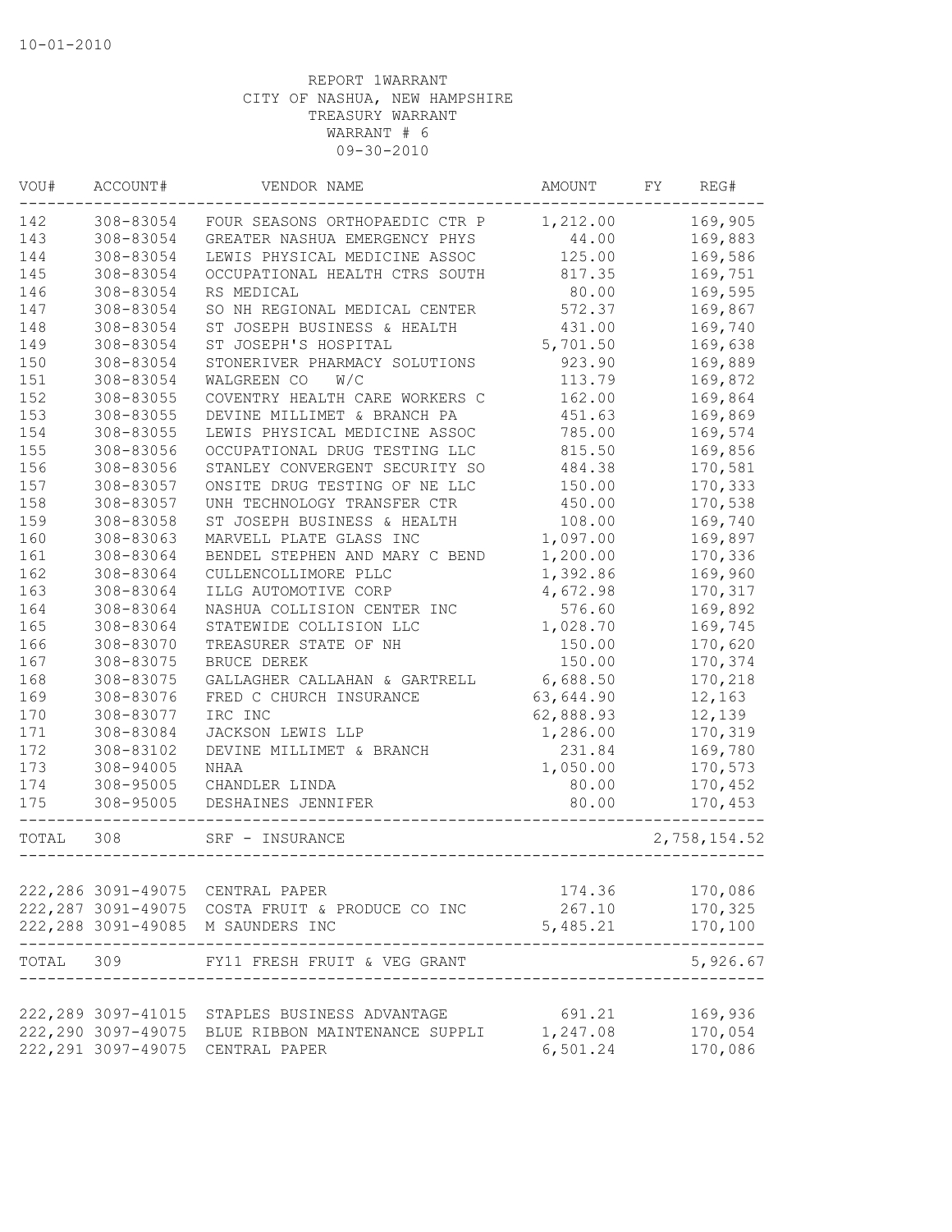10-01-2010

REPORT 1WARRANT
CITY OF NASHUA, NEW HAMPSHIRE
TREASURY WARRANT
WARRANT # 6
09-30-2010

| VOU# | ACCOUNT# | VENDOR NAME | AMOUNT | FY | REG# |
|---|---|---|---|---|---|
| 142 | 308-83054 | FOUR SEASONS ORTHOPAEDIC CTR P | 1,212.00 | | 169,905 |
| 143 | 308-83054 | GREATER NASHUA EMERGENCY PHYS | 44.00 | | 169,883 |
| 144 | 308-83054 | LEWIS PHYSICAL MEDICINE ASSOC | 125.00 | | 169,586 |
| 145 | 308-83054 | OCCUPATIONAL HEALTH CTRS SOUTH | 817.35 | | 169,751 |
| 146 | 308-83054 | RS MEDICAL | 80.00 | | 169,595 |
| 147 | 308-83054 | SO NH REGIONAL MEDICAL CENTER | 572.37 | | 169,867 |
| 148 | 308-83054 | ST JOSEPH BUSINESS & HEALTH | 431.00 | | 169,740 |
| 149 | 308-83054 | ST JOSEPH'S HOSPITAL | 5,701.50 | | 169,638 |
| 150 | 308-83054 | STONERIVER PHARMACY SOLUTIONS | 923.90 | | 169,889 |
| 151 | 308-83054 | WALGREEN CO W/C | 113.79 | | 169,872 |
| 152 | 308-83055 | COVENTRY HEALTH CARE WORKERS C | 162.00 | | 169,864 |
| 153 | 308-83055 | DEVINE MILLIMET & BRANCH PA | 451.63 | | 169,869 |
| 154 | 308-83055 | LEWIS PHYSICAL MEDICINE ASSOC | 785.00 | | 169,574 |
| 155 | 308-83056 | OCCUPATIONAL DRUG TESTING LLC | 815.50 | | 169,856 |
| 156 | 308-83056 | STANLEY CONVERGENT SECURITY SO | 484.38 | | 170,581 |
| 157 | 308-83057 | ONSITE DRUG TESTING OF NE LLC | 150.00 | | 170,333 |
| 158 | 308-83057 | UNH TECHNOLOGY TRANSFER CTR | 450.00 | | 170,538 |
| 159 | 308-83058 | ST JOSEPH BUSINESS & HEALTH | 108.00 | | 169,740 |
| 160 | 308-83063 | MARVELL PLATE GLASS INC | 1,097.00 | | 169,897 |
| 161 | 308-83064 | BENDEL STEPHEN AND MARY C BEND | 1,200.00 | | 170,336 |
| 162 | 308-83064 | CULLENCOLLIMORE PLLC | 1,392.86 | | 169,960 |
| 163 | 308-83064 | ILLG AUTOMOTIVE CORP | 4,672.98 | | 170,317 |
| 164 | 308-83064 | NASHUA COLLISION CENTER INC | 576.60 | | 169,892 |
| 165 | 308-83064 | STATEWIDE COLLISION LLC | 1,028.70 | | 169,745 |
| 166 | 308-83070 | TREASURER STATE OF NH | 150.00 | | 170,620 |
| 167 | 308-83075 | BRUCE DEREK | 150.00 | | 170,374 |
| 168 | 308-83075 | GALLAGHER CALLAHAN & GARTRELL | 6,688.50 | | 170,218 |
| 169 | 308-83076 | FRED C CHURCH INSURANCE | 63,644.90 | | 12,163 |
| 170 | 308-83077 | IRC INC | 62,888.93 | | 12,139 |
| 171 | 308-83084 | JACKSON LEWIS LLP | 1,286.00 | | 170,319 |
| 172 | 308-83102 | DEVINE MILLIMET & BRANCH | 231.84 | | 169,780 |
| 173 | 308-94005 | NHAA | 1,050.00 | | 170,573 |
| 174 | 308-95005 | CHANDLER LINDA | 80.00 | | 170,452 |
| 175 | 308-95005 | DESHAINES JENNIFER | 80.00 | | 170,453 |
| TOTAL | 308 | SRF - INSURANCE | | | 2,758,154.52 |
| 222,286 | 3091-49075 | CENTRAL PAPER | 174.36 | | 170,086 |
| 222,287 | 3091-49075 | COSTA FRUIT & PRODUCE CO INC | 267.10 | | 170,325 |
| 222,288 | 3091-49085 | M SAUNDERS INC | 5,485.21 | | 170,100 |
| TOTAL | 309 | FY11 FRESH FRUIT & VEG GRANT | | | 5,926.67 |
| 222,289 | 3097-41015 | STAPLES BUSINESS ADVANTAGE | 691.21 | | 169,936 |
| 222,290 | 3097-49075 | BLUE RIBBON MAINTENANCE SUPPLI | 1,247.08 | | 170,054 |
| 222,291 | 3097-49075 | CENTRAL PAPER | 6,501.24 | | 170,086 |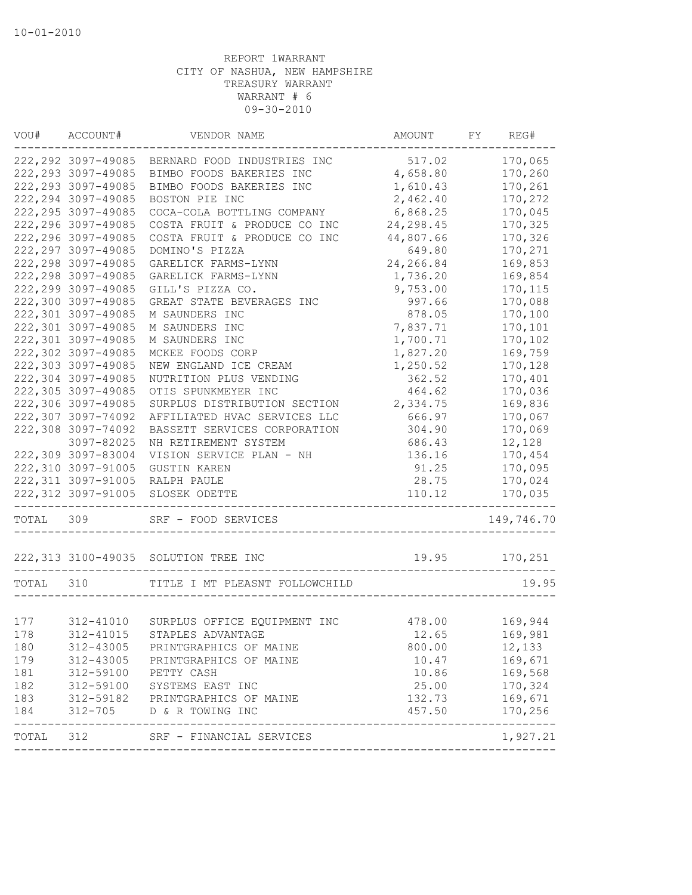10-01-2010

REPORT 1WARRANT
CITY OF NASHUA, NEW HAMPSHIRE
TREASURY WARRANT
WARRANT # 6
09-30-2010

| VOU# | ACCOUNT# | VENDOR NAME | AMOUNT | FY | REG# |
|---|---|---|---|---|---|
| 222,292 | 3097-49085 | BERNARD FOOD INDUSTRIES INC | 517.02 | | 170,065 |
| 222,293 | 3097-49085 | BIMBO FOODS BAKERIES INC | 4,658.80 | | 170,260 |
| 222,293 | 3097-49085 | BIMBO FOODS BAKERIES INC | 1,610.43 | | 170,261 |
| 222,294 | 3097-49085 | BOSTON PIE INC | 2,462.40 | | 170,272 |
| 222,295 | 3097-49085 | COCA-COLA BOTTLING COMPANY | 6,868.25 | | 170,045 |
| 222,296 | 3097-49085 | COSTA FRUIT & PRODUCE CO INC | 24,298.45 | | 170,325 |
| 222,296 | 3097-49085 | COSTA FRUIT & PRODUCE CO INC | 44,807.66 | | 170,326 |
| 222,297 | 3097-49085 | DOMINO'S PIZZA | 649.80 | | 170,271 |
| 222,298 | 3097-49085 | GARELICK FARMS-LYNN | 24,266.84 | | 169,853 |
| 222,298 | 3097-49085 | GARELICK FARMS-LYNN | 1,736.20 | | 169,854 |
| 222,299 | 3097-49085 | GILL'S PIZZA CO. | 9,753.00 | | 170,115 |
| 222,300 | 3097-49085 | GREAT STATE BEVERAGES INC | 997.66 | | 170,088 |
| 222,301 | 3097-49085 | M SAUNDERS INC | 878.05 | | 170,100 |
| 222,301 | 3097-49085 | M SAUNDERS INC | 7,837.71 | | 170,101 |
| 222,301 | 3097-49085 | M SAUNDERS INC | 1,700.71 | | 170,102 |
| 222,302 | 3097-49085 | MCKEE FOODS CORP | 1,827.20 | | 169,759 |
| 222,303 | 3097-49085 | NEW ENGLAND ICE CREAM | 1,250.52 | | 170,128 |
| 222,304 | 3097-49085 | NUTRITION PLUS VENDING | 362.52 | | 170,401 |
| 222,305 | 3097-49085 | OTIS SPUNKMEYER INC | 464.62 | | 170,036 |
| 222,306 | 3097-49085 | SURPLUS DISTRIBUTION SECTION | 2,334.75 | | 169,836 |
| 222,307 | 3097-74092 | AFFILIATED HVAC SERVICES LLC | 666.97 | | 170,067 |
| 222,308 | 3097-74092 | BASSETT SERVICES CORPORATION | 304.90 | | 170,069 |
| | 3097-82025 | NH RETIREMENT SYSTEM | 686.43 | | 12,128 |
| 222,309 | 3097-83004 | VISION SERVICE PLAN - NH | 136.16 | | 170,454 |
| 222,310 | 3097-91005 | GUSTIN KAREN | 91.25 | | 170,095 |
| 222,311 | 3097-91005 | RALPH PAULE | 28.75 | | 170,024 |
| 222,312 | 3097-91005 | SLOSEK ODETTE | 110.12 | | 170,035 |
| TOTAL | 309 | SRF - FOOD SERVICES | | | 149,746.70 |
| 222,313 | 3100-49035 | SOLUTION TREE INC | 19.95 | | 170,251 |
| TOTAL | 310 | TITLE I MT PLEASNT FOLLOWCHILD | | | 19.95 |
| 177 | 312-41010 | SURPLUS OFFICE EQUIPMENT INC | 478.00 | | 169,944 |
| 178 | 312-41015 | STAPLES ADVANTAGE | 12.65 | | 169,981 |
| 180 | 312-43005 | PRINTGRAPHICS OF MAINE | 800.00 | | 12,133 |
| 179 | 312-43005 | PRINTGRAPHICS OF MAINE | 10.47 | | 169,671 |
| 181 | 312-59100 | PETTY CASH | 10.86 | | 169,568 |
| 182 | 312-59100 | SYSTEMS EAST INC | 25.00 | | 170,324 |
| 183 | 312-59182 | PRINTGRAPHICS OF MAINE | 132.73 | | 169,671 |
| 184 | 312-705 | D & R TOWING INC | 457.50 | | 170,256 |
| TOTAL | 312 | SRF - FINANCIAL SERVICES | | | 1,927.21 |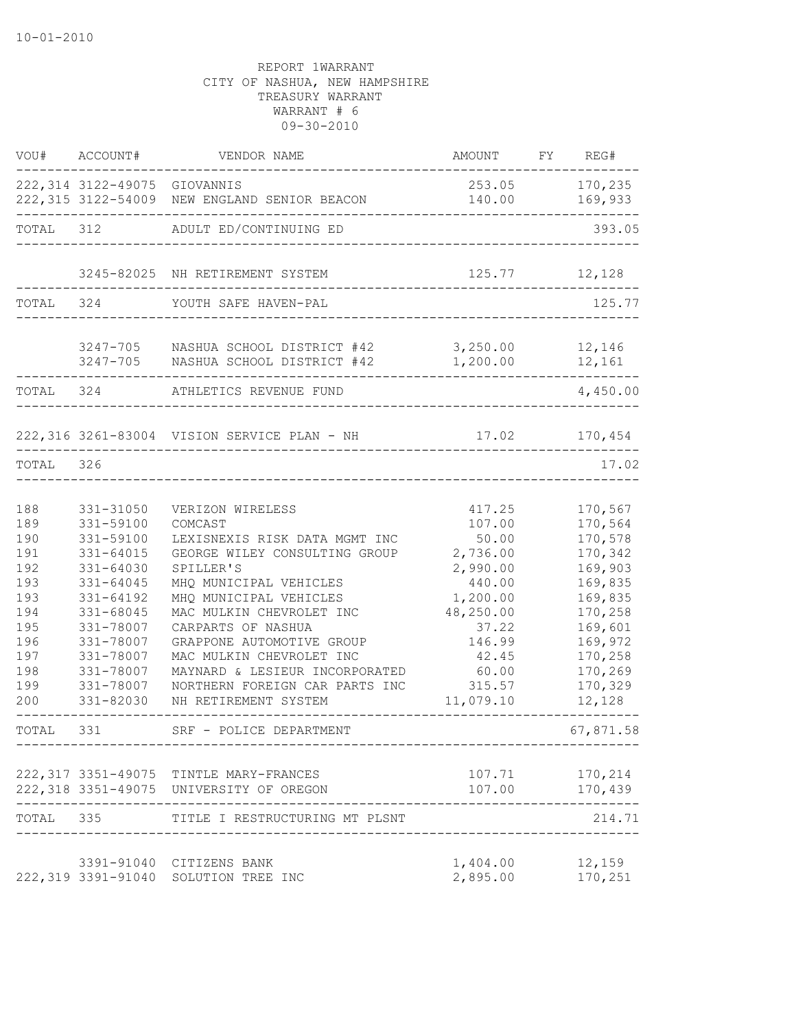REPORT 1WARRANT
CITY OF NASHUA, NEW HAMPSHIRE
TREASURY WARRANT
WARRANT # 6
09-30-2010

| VOU# | ACCOUNT# | VENDOR NAME | AMOUNT | FY | REG# |
|---|---|---|---|---|---|
| 222,314 | 3122-49075 | GIOVANNIS | 253.05 | | 170,235 |
| 222,315 | 3122-54009 | NEW ENGLAND SENIOR BEACON | 140.00 | | 169,933 |
| TOTAL | 312 | ADULT ED/CONTINUING ED | | | 393.05 |
| | 3245-82025 | NH RETIREMENT SYSTEM | 125.77 | | 12,128 |
| TOTAL | 324 | YOUTH SAFE HAVEN-PAL | | | 125.77 |
| | 3247-705 | NASHUA SCHOOL DISTRICT #42 | 3,250.00 | | 12,146 |
| | 3247-705 | NASHUA SCHOOL DISTRICT #42 | 1,200.00 | | 12,161 |
| TOTAL | 324 | ATHLETICS REVENUE FUND | | | 4,450.00 |
| 222,316 | 3261-83004 | VISION SERVICE PLAN - NH | 17.02 | | 170,454 |
| TOTAL | 326 | | | | 17.02 |
| 188 | 331-31050 | VERIZON WIRELESS | 417.25 | | 170,567 |
| 189 | 331-59100 | COMCAST | 107.00 | | 170,564 |
| 190 | 331-59100 | LEXISNEXIS RISK DATA MGMT INC | 50.00 | | 170,578 |
| 191 | 331-64015 | GEORGE WILEY CONSULTING GROUP | 2,736.00 | | 170,342 |
| 192 | 331-64030 | SPILLER'S | 2,990.00 | | 169,903 |
| 193 | 331-64045 | MHQ MUNICIPAL VEHICLES | 440.00 | | 169,835 |
| 193 | 331-64192 | MHQ MUNICIPAL VEHICLES | 1,200.00 | | 169,835 |
| 194 | 331-68045 | MAC MULKIN CHEVROLET INC | 48,250.00 | | 170,258 |
| 195 | 331-78007 | CARPARTS OF NASHUA | 37.22 | | 169,601 |
| 196 | 331-78007 | GRAPPONE AUTOMOTIVE GROUP | 146.99 | | 169,972 |
| 197 | 331-78007 | MAC MULKIN CHEVROLET INC | 42.45 | | 170,258 |
| 198 | 331-78007 | MAYNARD & LESIEUR INCORPORATED | 60.00 | | 170,269 |
| 199 | 331-78007 | NORTHERN FOREIGN CAR PARTS INC | 315.57 | | 170,329 |
| 200 | 331-82030 | NH RETIREMENT SYSTEM | 11,079.10 | | 12,128 |
| TOTAL | 331 | SRF - POLICE DEPARTMENT | | | 67,871.58 |
| 222,317 | 3351-49075 | TINTLE MARY-FRANCES | 107.71 | | 170,214 |
| 222,318 | 3351-49075 | UNIVERSITY OF OREGON | 107.00 | | 170,439 |
| TOTAL | 335 | TITLE I RESTRUCTURING MT PLSNT | | | 214.71 |
| | 3391-91040 | CITIZENS BANK | 1,404.00 | | 12,159 |
| 222,319 | 3391-91040 | SOLUTION TREE INC | 2,895.00 | | 170,251 |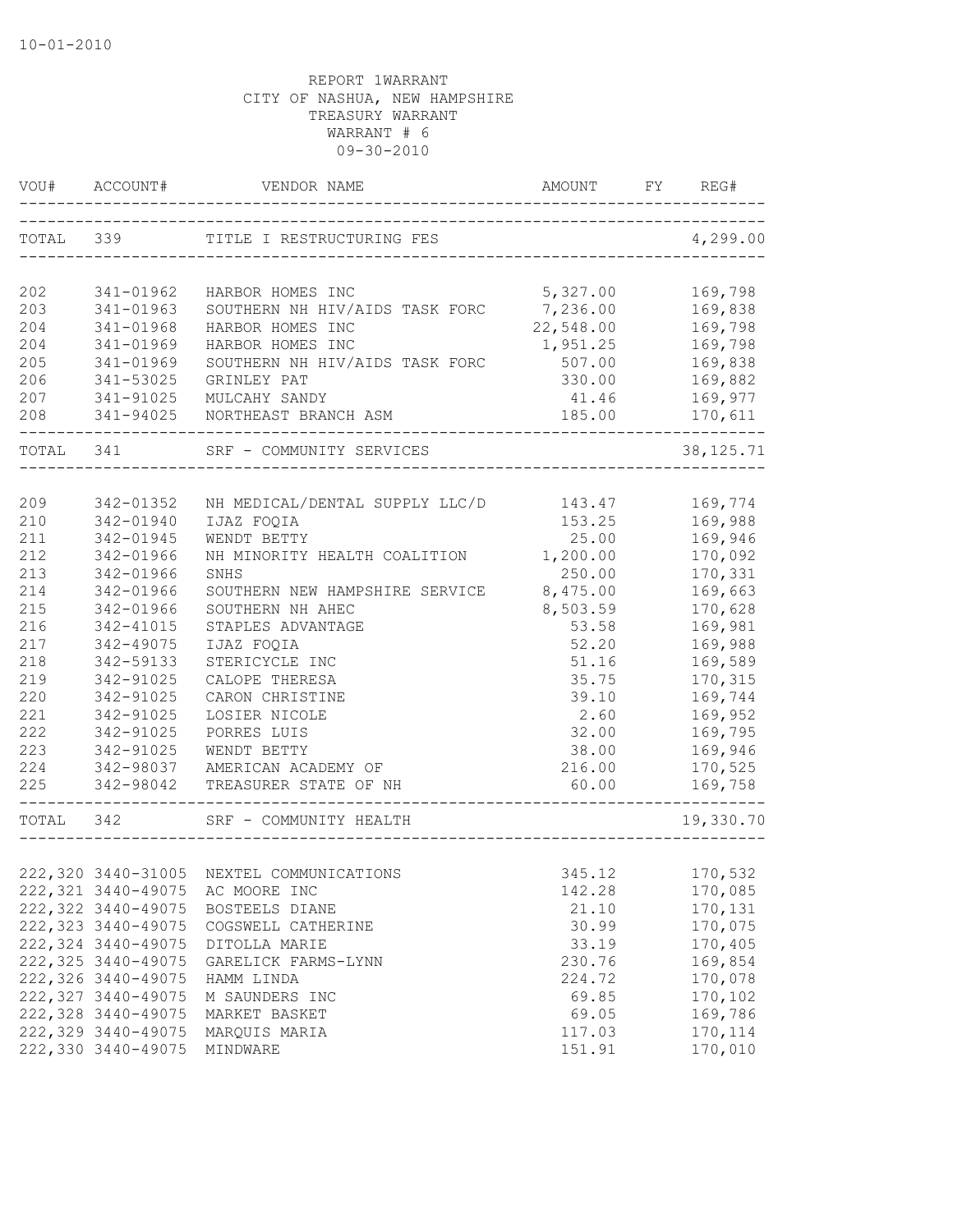10-01-2010

REPORT 1WARRANT
CITY OF NASHUA, NEW HAMPSHIRE
TREASURY WARRANT
WARRANT # 6
09-30-2010

| VOU# | ACCOUNT# | VENDOR NAME | AMOUNT | FY | REG# |
|---|---|---|---|---|---|
| TOTAL | 339 | TITLE I RESTRUCTURING FES | | | 4,299.00 |
| 202 | 341-01962 | HARBOR HOMES INC | 5,327.00 | | 169,798 |
| 203 | 341-01963 | SOUTHERN NH HIV/AIDS TASK FORC | 7,236.00 | | 169,838 |
| 204 | 341-01968 | HARBOR HOMES INC | 22,548.00 | | 169,798 |
| 204 | 341-01969 | HARBOR HOMES INC | 1,951.25 | | 169,798 |
| 205 | 341-01969 | SOUTHERN NH HIV/AIDS TASK FORC | 507.00 | | 169,838 |
| 206 | 341-53025 | GRINLEY PAT | 330.00 | | 169,882 |
| 207 | 341-91025 | MULCAHY SANDY | 41.46 | | 169,977 |
| 208 | 341-94025 | NORTHEAST BRANCH ASM | 185.00 | | 170,611 |
| TOTAL | 341 | SRF - COMMUNITY SERVICES | | | 38,125.71 |
| 209 | 342-01352 | NH MEDICAL/DENTAL SUPPLY LLC/D | 143.47 | | 169,774 |
| 210 | 342-01940 | IJAZ FOQIA | 153.25 | | 169,988 |
| 211 | 342-01945 | WENDT BETTY | 25.00 | | 169,946 |
| 212 | 342-01966 | NH MINORITY HEALTH COALITION | 1,200.00 | | 170,092 |
| 213 | 342-01966 | SNHS | 250.00 | | 170,331 |
| 214 | 342-01966 | SOUTHERN NEW HAMPSHIRE SERVICE | 8,475.00 | | 169,663 |
| 215 | 342-01966 | SOUTHERN NH AHEC | 8,503.59 | | 170,628 |
| 216 | 342-41015 | STAPLES ADVANTAGE | 53.58 | | 169,981 |
| 217 | 342-49075 | IJAZ FOQIA | 52.20 | | 169,988 |
| 218 | 342-59133 | STERICYCLE INC | 51.16 | | 169,589 |
| 219 | 342-91025 | CALOPE THERESA | 35.75 | | 170,315 |
| 220 | 342-91025 | CARON CHRISTINE | 39.10 | | 169,744 |
| 221 | 342-91025 | LOSIER NICOLE | 2.60 | | 169,952 |
| 222 | 342-91025 | PORRES LUIS | 32.00 | | 169,795 |
| 223 | 342-91025 | WENDT BETTY | 38.00 | | 169,946 |
| 224 | 342-98037 | AMERICAN ACADEMY OF | 216.00 | | 170,525 |
| 225 | 342-98042 | TREASURER STATE OF NH | 60.00 | | 169,758 |
| TOTAL | 342 | SRF - COMMUNITY HEALTH | | | 19,330.70 |
| 222,320 | 3440-31005 | NEXTEL COMMUNICATIONS | 345.12 | | 170,532 |
| 222,321 | 3440-49075 | AC MOORE INC | 142.28 | | 170,085 |
| 222,322 | 3440-49075 | BOSTEELS DIANE | 21.10 | | 170,131 |
| 222,323 | 3440-49075 | COGSWELL CATHERINE | 30.99 | | 170,075 |
| 222,324 | 3440-49075 | DITOLLA MARIE | 33.19 | | 170,405 |
| 222,325 | 3440-49075 | GARELICK FARMS-LYNN | 230.76 | | 169,854 |
| 222,326 | 3440-49075 | HAMM LINDA | 224.72 | | 170,078 |
| 222,327 | 3440-49075 | M SAUNDERS INC | 69.85 | | 170,102 |
| 222,328 | 3440-49075 | MARKET BASKET | 69.05 | | 169,786 |
| 222,329 | 3440-49075 | MARQUIS MARIA | 117.03 | | 170,114 |
| 222,330 | 3440-49075 | MINDWARE | 151.91 | | 170,010 |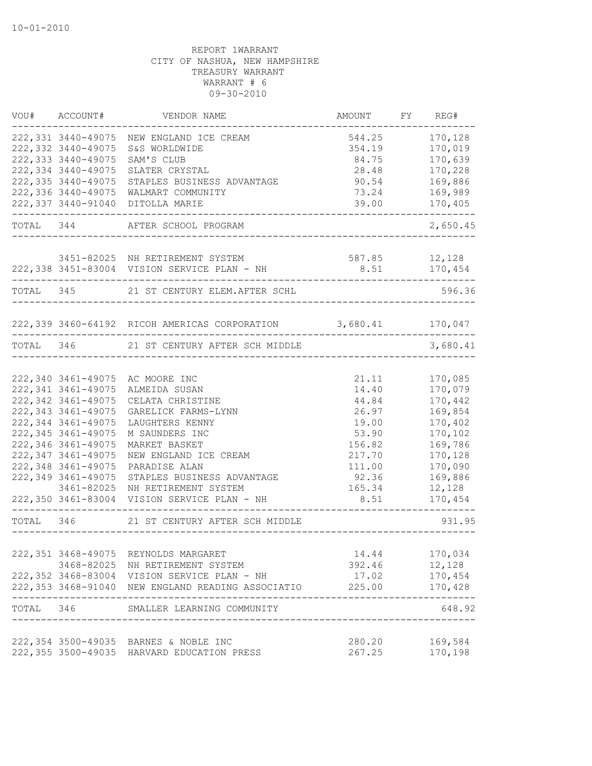10-01-2010

REPORT 1WARRANT
CITY OF NASHUA, NEW HAMPSHIRE
TREASURY WARRANT
WARRANT # 6
09-30-2010

| VOU# | ACCOUNT# | VENDOR NAME | AMOUNT | FY | REG# |
|---|---|---|---|---|---|
| 222,331 | 3440-49075 | NEW ENGLAND ICE CREAM | 544.25 | | 170,128 |
| 222,332 | 3440-49075 | S&S WORLDWIDE | 354.19 | | 170,019 |
| 222,333 | 3440-49075 | SAM'S CLUB | 84.75 | | 170,639 |
| 222,334 | 3440-49075 | SLATER CRYSTAL | 28.48 | | 170,228 |
| 222,335 | 3440-49075 | STAPLES BUSINESS ADVANTAGE | 90.54 | | 169,886 |
| 222,336 | 3440-49075 | WALMART COMMUNITY | 73.24 | | 169,989 |
| 222,337 | 3440-91040 | DITOLLA MARIE | 39.00 | | 170,405 |
| TOTAL | 344 | AFTER SCHOOL PROGRAM | | | 2,650.45 |
| | 3451-82025 | NH RETIREMENT SYSTEM | 587.85 | | 12,128 |
| 222,338 | 3451-83004 | VISION SERVICE PLAN - NH | 8.51 | | 170,454 |
| TOTAL | 345 | 21 ST CENTURY ELEM.AFTER SCHL | | | 596.36 |
| 222,339 | 3460-64192 | RICOH AMERICAS CORPORATION | 3,680.41 | | 170,047 |
| TOTAL | 346 | 21 ST CENTURY AFTER SCH MIDDLE | | | 3,680.41 |
| 222,340 | 3461-49075 | AC MOORE INC | 21.11 | | 170,085 |
| 222,341 | 3461-49075 | ALMEIDA SUSAN | 14.40 | | 170,079 |
| 222,342 | 3461-49075 | CELATA CHRISTINE | 44.84 | | 170,442 |
| 222,343 | 3461-49075 | GARELICK FARMS-LYNN | 26.97 | | 169,854 |
| 222,344 | 3461-49075 | LAUGHTERS KENNY | 19.00 | | 170,402 |
| 222,345 | 3461-49075 | M SAUNDERS INC | 53.90 | | 170,102 |
| 222,346 | 3461-49075 | MARKET BASKET | 156.82 | | 169,786 |
| 222,347 | 3461-49075 | NEW ENGLAND ICE CREAM | 217.70 | | 170,128 |
| 222,348 | 3461-49075 | PARADISE ALAN | 111.00 | | 170,090 |
| 222,349 | 3461-49075 | STAPLES BUSINESS ADVANTAGE | 92.36 | | 169,886 |
| | 3461-82025 | NH RETIREMENT SYSTEM | 165.34 | | 12,128 |
| 222,350 | 3461-83004 | VISION SERVICE PLAN - NH | 8.51 | | 170,454 |
| TOTAL | 346 | 21 ST CENTURY AFTER SCH MIDDLE | | | 931.95 |
| 222,351 | 3468-49075 | REYNOLDS MARGARET | 14.44 | | 170,034 |
| | 3468-82025 | NH RETIREMENT SYSTEM | 392.46 | | 12,128 |
| 222,352 | 3468-83004 | VISION SERVICE PLAN - NH | 17.02 | | 170,454 |
| 222,353 | 3468-91040 | NEW ENGLAND READING ASSOCIATIO | 225.00 | | 170,428 |
| TOTAL | 346 | SMALLER LEARNING COMMUNITY | | | 648.92 |
| 222,354 | 3500-49035 | BARNES & NOBLE INC | 280.20 | | 169,584 |
| 222,355 | 3500-49035 | HARVARD EDUCATION PRESS | 267.25 | | 170,198 |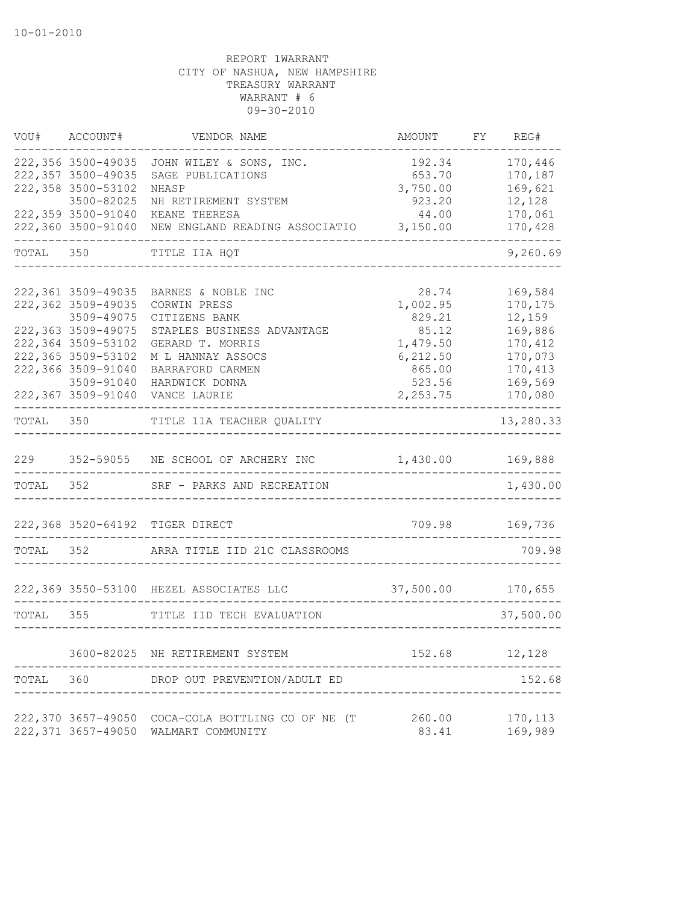10-01-2010

REPORT 1WARRANT
CITY OF NASHUA, NEW HAMPSHIRE
TREASURY WARRANT
WARRANT # 6
09-30-2010

| VOU# | ACCOUNT# | VENDOR NAME | AMOUNT | FY | REG# |
|---|---|---|---|---|---|
| 222,356 | 3500-49035 | JOHN WILEY & SONS, INC. | 192.34 | | 170,446 |
| 222,357 | 3500-49035 | SAGE PUBLICATIONS | 653.70 | | 170,187 |
| 222,358 | 3500-53102 | NHASP | 3,750.00 | | 169,621 |
| | 3500-82025 | NH RETIREMENT SYSTEM | 923.20 | | 12,128 |
| 222,359 | 3500-91040 | KEANE THERESA | 44.00 | | 170,061 |
| 222,360 | 3500-91040 | NEW ENGLAND READING ASSOCIATIO | 3,150.00 | | 170,428 |
| TOTAL | 350 | TITLE IIA HQT | | | 9,260.69 |
| 222,361 | 3509-49035 | BARNES & NOBLE INC | 28.74 | | 169,584 |
| 222,362 | 3509-49035 | CORWIN PRESS | 1,002.95 | | 170,175 |
| | 3509-49075 | CITIZENS BANK | 829.21 | | 12,159 |
| 222,363 | 3509-49075 | STAPLES BUSINESS ADVANTAGE | 85.12 | | 169,886 |
| 222,364 | 3509-53102 | GERARD T. MORRIS | 1,479.50 | | 170,412 |
| 222,365 | 3509-53102 | M L HANNAY ASSOCS | 6,212.50 | | 170,073 |
| 222,366 | 3509-91040 | BARRAFORD CARMEN | 865.00 | | 170,413 |
| | 3509-91040 | HARDWICK DONNA | 523.56 | | 169,569 |
| 222,367 | 3509-91040 | VANCE LAURIE | 2,253.75 | | 170,080 |
| TOTAL | 350 | TITLE 11A TEACHER QUALITY | | | 13,280.33 |
| 229 | 352-59055 | NE SCHOOL OF ARCHERY INC | 1,430.00 | | 169,888 |
| TOTAL | 352 | SRF - PARKS AND RECREATION | | | 1,430.00 |
| 222,368 | 3520-64192 | TIGER DIRECT | 709.98 | | 169,736 |
| TOTAL | 352 | ARRA TITLE IID 21C CLASSROOMS | | | 709.98 |
| 222,369 | 3550-53100 | HEZEL ASSOCIATES LLC | 37,500.00 | | 170,655 |
| TOTAL | 355 | TITLE IID TECH EVALUATION | | | 37,500.00 |
| | 3600-82025 | NH RETIREMENT SYSTEM | 152.68 | | 12,128 |
| TOTAL | 360 | DROP OUT PREVENTION/ADULT ED | | | 152.68 |
| 222,370 | 3657-49050 | COCA-COLA BOTTLING CO OF NE (T | 260.00 | | 170,113 |
| 222,371 | 3657-49050 | WALMART COMMUNITY | 83.41 | | 169,989 |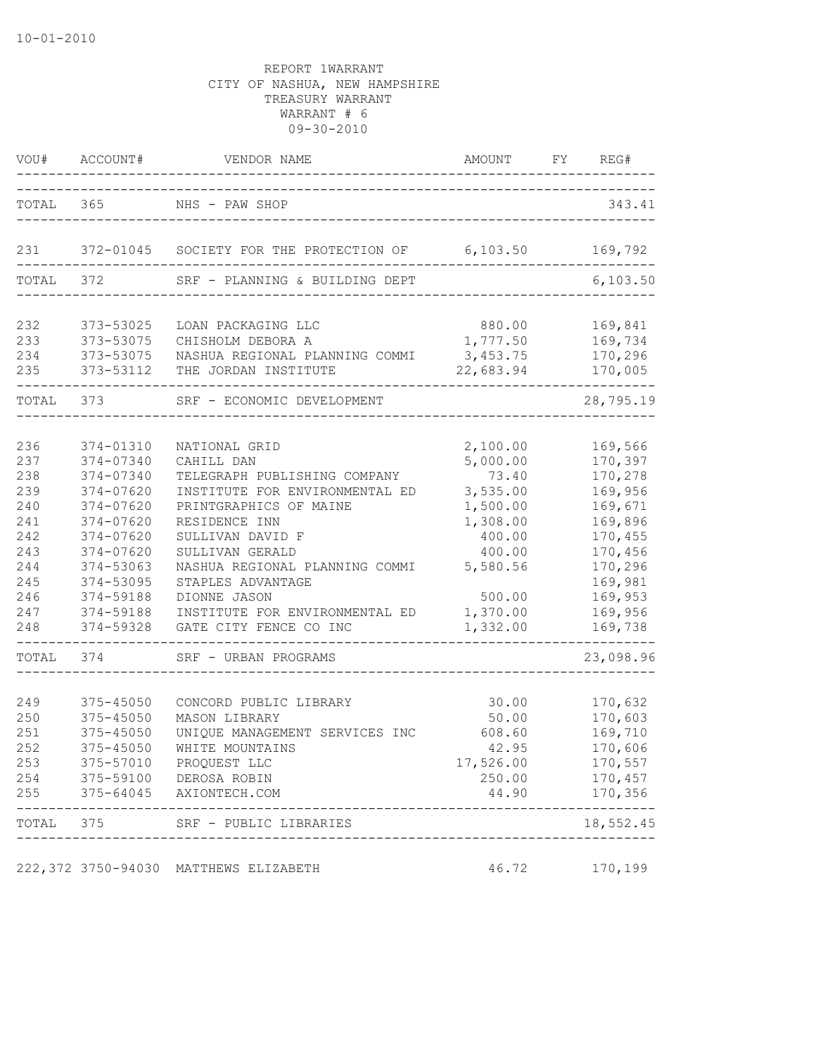10-01-2010

REPORT 1WARRANT
CITY OF NASHUA, NEW HAMPSHIRE
TREASURY WARRANT
WARRANT # 6
09-30-2010

| VOU# | ACCOUNT# | VENDOR NAME | AMOUNT | FY | REG# |
|---|---|---|---|---|---|
| TOTAL | 365 | NHS - PAW SHOP | | | 343.41 |
| 231 | 372-01045 | SOCIETY FOR THE PROTECTION OF | 6,103.50 | | 169,792 |
| TOTAL | 372 | SRF - PLANNING & BUILDING DEPT | | | 6,103.50 |
| 232 | 373-53025 | LOAN PACKAGING LLC | 880.00 | | 169,841 |
| 233 | 373-53075 | CHISHOLM DEBORA A | 1,777.50 | | 169,734 |
| 234 | 373-53075 | NASHUA REGIONAL PLANNING COMMI | 3,453.75 | | 170,296 |
| 235 | 373-53112 | THE JORDAN INSTITUTE | 22,683.94 | | 170,005 |
| TOTAL | 373 | SRF - ECONOMIC DEVELOPMENT | | | 28,795.19 |
| 236 | 374-01310 | NATIONAL GRID | 2,100.00 | | 169,566 |
| 237 | 374-07340 | CAHILL DAN | 5,000.00 | | 170,397 |
| 238 | 374-07340 | TELEGRAPH PUBLISHING COMPANY | 73.40 | | 170,278 |
| 239 | 374-07620 | INSTITUTE FOR ENVIRONMENTAL ED | 3,535.00 | | 169,956 |
| 240 | 374-07620 | PRINTGRAPHICS OF MAINE | 1,500.00 | | 169,671 |
| 241 | 374-07620 | RESIDENCE INN | 1,308.00 | | 169,896 |
| 242 | 374-07620 | SULLIVAN DAVID F | 400.00 | | 170,455 |
| 243 | 374-07620 | SULLIVAN GERALD | 400.00 | | 170,456 |
| 244 | 374-53063 | NASHUA REGIONAL PLANNING COMMI | 5,580.56 | | 170,296 |
| 245 | 374-53095 | STAPLES ADVANTAGE | | | 169,981 |
| 246 | 374-59188 | DIONNE JASON | 500.00 | | 169,953 |
| 247 | 374-59188 | INSTITUTE FOR ENVIRONMENTAL ED | 1,370.00 | | 169,956 |
| 248 | 374-59328 | GATE CITY FENCE CO INC | 1,332.00 | | 169,738 |
| TOTAL | 374 | SRF - URBAN PROGRAMS | | | 23,098.96 |
| 249 | 375-45050 | CONCORD PUBLIC LIBRARY | 30.00 | | 170,632 |
| 250 | 375-45050 | MASON LIBRARY | 50.00 | | 170,603 |
| 251 | 375-45050 | UNIQUE MANAGEMENT SERVICES INC | 608.60 | | 169,710 |
| 252 | 375-45050 | WHITE MOUNTAINS | 42.95 | | 170,606 |
| 253 | 375-57010 | PROQUEST LLC | 17,526.00 | | 170,557 |
| 254 | 375-59100 | DEROSA ROBIN | 250.00 | | 170,457 |
| 255 | 375-64045 | AXIONTECH.COM | 44.90 | | 170,356 |
| TOTAL | 375 | SRF - PUBLIC LIBRARIES | | | 18,552.45 |
| 222,372 | 3750-94030 | MATTHEWS ELIZABETH | 46.72 | | 170,199 |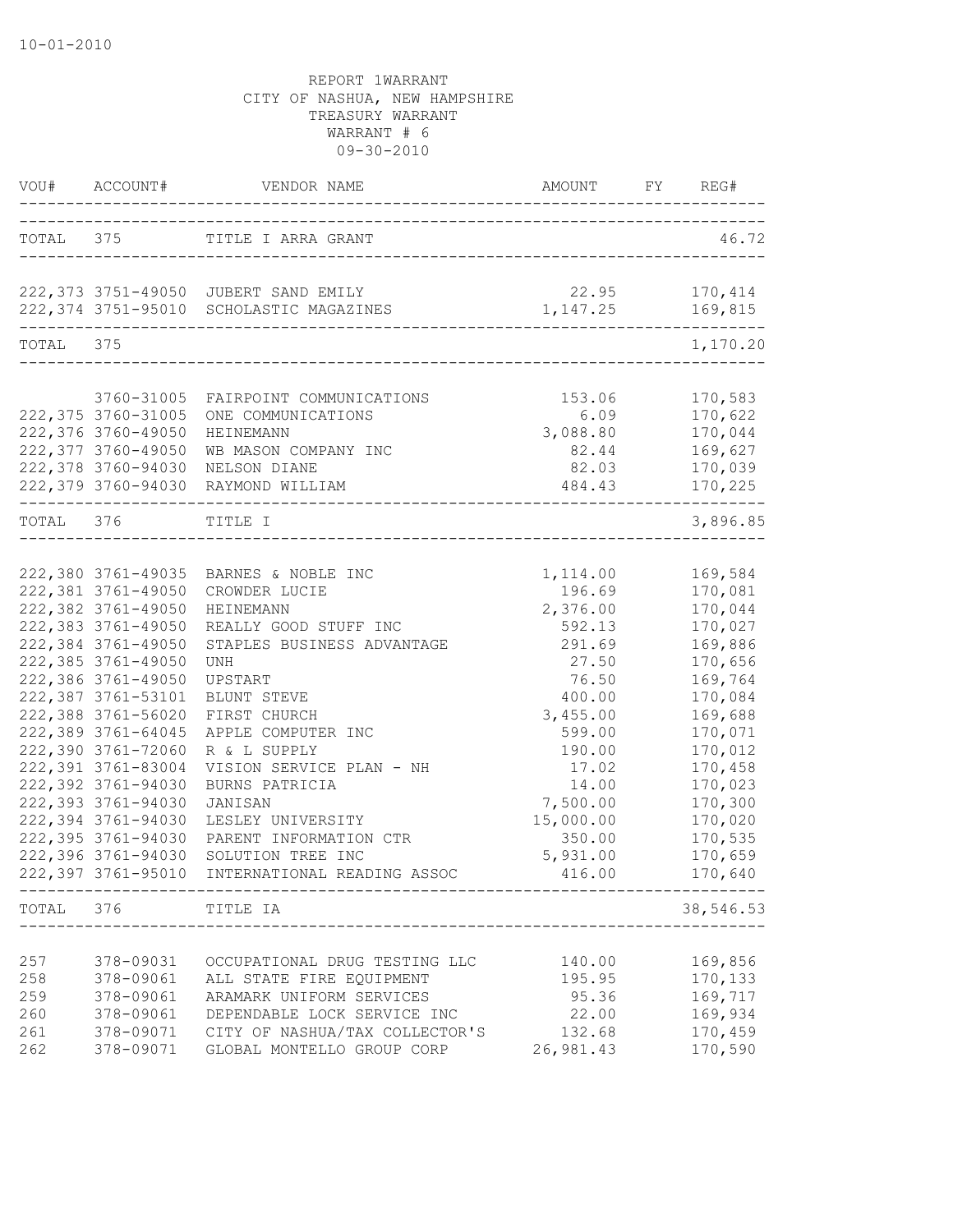REPORT 1WARRANT
CITY OF NASHUA, NEW HAMPSHIRE
TREASURY WARRANT
WARRANT # 6
09-30-2010

| VOU# | ACCOUNT# | VENDOR NAME | AMOUNT | FY | REG# |
|---|---|---|---|---|---|
| TOTAL | 375 | TITLE I ARRA GRANT | | | 46.72 |
| 222,373 | 3751-49050 | JUBERT SAND EMILY | 22.95 | | 170,414 |
| 222,374 | 3751-95010 | SCHOLASTIC MAGAZINES | 1,147.25 | | 169,815 |
| TOTAL | 375 | | | | 1,170.20 |
| | 3760-31005 | FAIRPOINT COMMUNICATIONS | 153.06 | | 170,583 |
| 222,375 | 3760-31005 | ONE COMMUNICATIONS | 6.09 | | 170,622 |
| 222,376 | 3760-49050 | HEINEMANN | 3,088.80 | | 170,044 |
| 222,377 | 3760-49050 | WB MASON COMPANY INC | 82.44 | | 169,627 |
| 222,378 | 3760-94030 | NELSON DIANE | 82.03 | | 170,039 |
| 222,379 | 3760-94030 | RAYMOND WILLIAM | 484.43 | | 170,225 |
| TOTAL | 376 | TITLE I | | | 3,896.85 |
| 222,380 | 3761-49035 | BARNES & NOBLE INC | 1,114.00 | | 169,584 |
| 222,381 | 3761-49050 | CROWDER LUCIE | 196.69 | | 170,081 |
| 222,382 | 3761-49050 | HEINEMANN | 2,376.00 | | 170,044 |
| 222,383 | 3761-49050 | REALLY GOOD STUFF INC | 592.13 | | 170,027 |
| 222,384 | 3761-49050 | STAPLES BUSINESS ADVANTAGE | 291.69 | | 169,886 |
| 222,385 | 3761-49050 | UNH | 27.50 | | 170,656 |
| 222,386 | 3761-49050 | UPSTART | 76.50 | | 169,764 |
| 222,387 | 3761-53101 | BLUNT STEVE | 400.00 | | 170,084 |
| 222,388 | 3761-56020 | FIRST CHURCH | 3,455.00 | | 169,688 |
| 222,389 | 3761-64045 | APPLE COMPUTER INC | 599.00 | | 170,071 |
| 222,390 | 3761-72060 | R & L SUPPLY | 190.00 | | 170,012 |
| 222,391 | 3761-83004 | VISION SERVICE PLAN - NH | 17.02 | | 170,458 |
| 222,392 | 3761-94030 | BURNS PATRICIA | 14.00 | | 170,023 |
| 222,393 | 3761-94030 | JANISAN | 7,500.00 | | 170,300 |
| 222,394 | 3761-94030 | LESLEY UNIVERSITY | 15,000.00 | | 170,020 |
| 222,395 | 3761-94030 | PARENT INFORMATION CTR | 350.00 | | 170,535 |
| 222,396 | 3761-94030 | SOLUTION TREE INC | 5,931.00 | | 170,659 |
| 222,397 | 3761-95010 | INTERNATIONAL READING ASSOC | 416.00 | | 170,640 |
| TOTAL | 376 | TITLE IA | | | 38,546.53 |
| 257 | 378-09031 | OCCUPATIONAL DRUG TESTING LLC | 140.00 | | 169,856 |
| 258 | 378-09061 | ALL STATE FIRE EQUIPMENT | 195.95 | | 170,133 |
| 259 | 378-09061 | ARAMARK UNIFORM SERVICES | 95.36 | | 169,717 |
| 260 | 378-09061 | DEPENDABLE LOCK SERVICE INC | 22.00 | | 169,934 |
| 261 | 378-09071 | CITY OF NASHUA/TAX COLLECTOR'S | 132.68 | | 170,459 |
| 262 | 378-09071 | GLOBAL MONTELLO GROUP CORP | 26,981.43 | | 170,590 |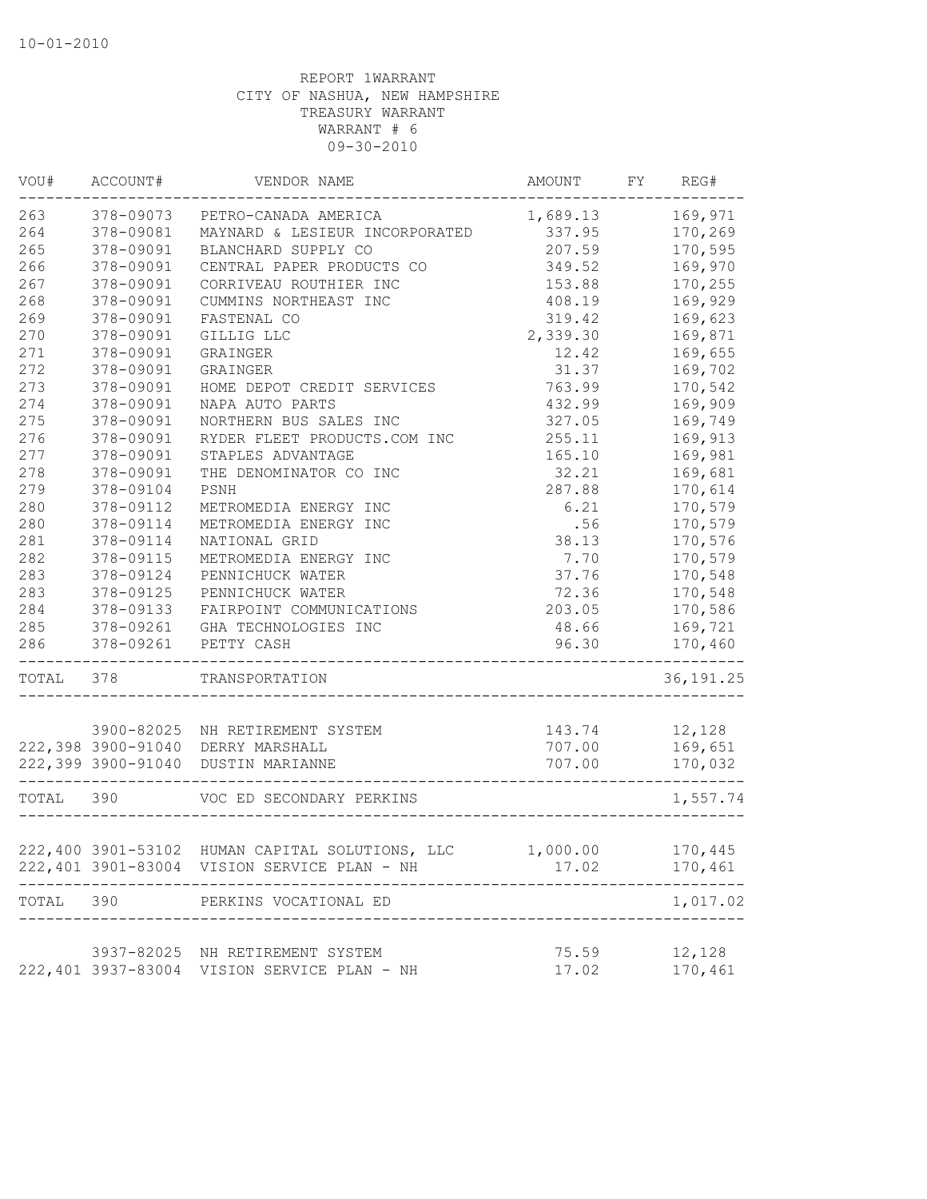10-01-2010

REPORT 1WARRANT
CITY OF NASHUA, NEW HAMPSHIRE
TREASURY WARRANT
WARRANT # 6
09-30-2010

| VOU# | ACCOUNT# | VENDOR NAME | AMOUNT | FY | REG# |
|---|---|---|---|---|---|
| 263 | 378-09073 | PETRO-CANADA AMERICA | 1,689.13 | | 169,971 |
| 264 | 378-09081 | MAYNARD & LESIEUR INCORPORATED | 337.95 | | 170,269 |
| 265 | 378-09091 | BLANCHARD SUPPLY CO | 207.59 | | 170,595 |
| 266 | 378-09091 | CENTRAL PAPER PRODUCTS CO | 349.52 | | 169,970 |
| 267 | 378-09091 | CORRIVEAU ROUTHIER INC | 153.88 | | 170,255 |
| 268 | 378-09091 | CUMMINS NORTHEAST INC | 408.19 | | 169,929 |
| 269 | 378-09091 | FASTENAL CO | 319.42 | | 169,623 |
| 270 | 378-09091 | GILLIG LLC | 2,339.30 | | 169,871 |
| 271 | 378-09091 | GRAINGER | 12.42 | | 169,655 |
| 272 | 378-09091 | GRAINGER | 31.37 | | 169,702 |
| 273 | 378-09091 | HOME DEPOT CREDIT SERVICES | 763.99 | | 170,542 |
| 274 | 378-09091 | NAPA AUTO PARTS | 432.99 | | 169,909 |
| 275 | 378-09091 | NORTHERN BUS SALES INC | 327.05 | | 169,749 |
| 276 | 378-09091 | RYDER FLEET PRODUCTS.COM INC | 255.11 | | 169,913 |
| 277 | 378-09091 | STAPLES ADVANTAGE | 165.10 | | 169,981 |
| 278 | 378-09091 | THE DENOMINATOR CO INC | 32.21 | | 169,681 |
| 279 | 378-09104 | PSNH | 287.88 | | 170,614 |
| 280 | 378-09112 | METROMEDIA ENERGY INC | 6.21 | | 170,579 |
| 280 | 378-09114 | METROMEDIA ENERGY INC | .56 | | 170,579 |
| 281 | 378-09114 | NATIONAL GRID | 38.13 | | 170,576 |
| 282 | 378-09115 | METROMEDIA ENERGY INC | 7.70 | | 170,579 |
| 283 | 378-09124 | PENNICHUCK WATER | 37.76 | | 170,548 |
| 283 | 378-09125 | PENNICHUCK WATER | 72.36 | | 170,548 |
| 284 | 378-09133 | FAIRPOINT COMMUNICATIONS | 203.05 | | 170,586 |
| 285 | 378-09261 | GHA TECHNOLOGIES INC | 48.66 | | 169,721 |
| 286 | 378-09261 | PETTY CASH | 96.30 | | 170,460 |
| TOTAL | 378 | TRANSPORTATION | | | 36,191.25 |
| | 3900-82025 | NH RETIREMENT SYSTEM | 143.74 | | 12,128 |
| 222,398 | 3900-91040 | DERRY MARSHALL | 707.00 | | 169,651 |
| 222,399 | 3900-91040 | DUSTIN MARIANNE | 707.00 | | 170,032 |
| TOTAL | 390 | VOC ED SECONDARY PERKINS | | | 1,557.74 |
| 222,400 | 3901-53102 | HUMAN CAPITAL SOLUTIONS, LLC | 1,000.00 | | 170,445 |
| 222,401 | 3901-83004 | VISION SERVICE PLAN - NH | 17.02 | | 170,461 |
| TOTAL | 390 | PERKINS VOCATIONAL ED | | | 1,017.02 |
| | 3937-82025 | NH RETIREMENT SYSTEM | 75.59 | | 12,128 |
| 222,401 | 3937-83004 | VISION SERVICE PLAN - NH | 17.02 | | 170,461 |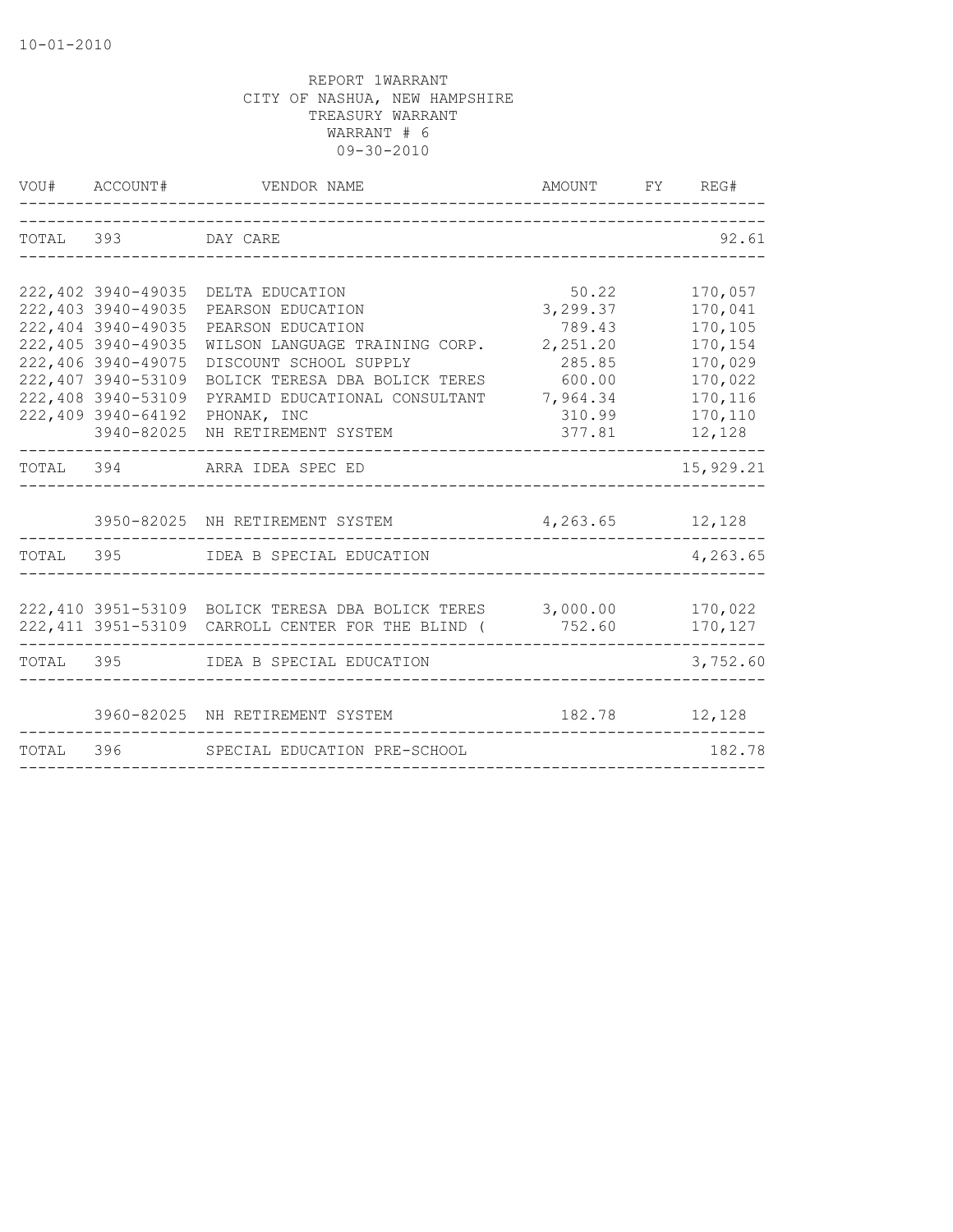10-01-2010

REPORT 1WARRANT
CITY OF NASHUA, NEW HAMPSHIRE
TREASURY WARRANT
WARRANT # 6
09-30-2010

| VOU# | ACCOUNT# | VENDOR NAME | AMOUNT | FY | REG# |
|---|---|---|---|---|---|
| TOTAL | 393 | DAY CARE | | | 92.61 |
| 222,402 | 3940-49035 | DELTA EDUCATION | 50.22 | | 170,057 |
| 222,403 | 3940-49035 | PEARSON EDUCATION | 3,299.37 | | 170,041 |
| 222,404 | 3940-49035 | PEARSON EDUCATION | 789.43 | | 170,105 |
| 222,405 | 3940-49035 | WILSON LANGUAGE TRAINING CORP. | 2,251.20 | | 170,154 |
| 222,406 | 3940-49075 | DISCOUNT SCHOOL SUPPLY | 285.85 | | 170,029 |
| 222,407 | 3940-53109 | BOLICK TERESA DBA BOLICK TERES | 600.00 | | 170,022 |
| 222,408 | 3940-53109 | PYRAMID EDUCATIONAL CONSULTANT | 7,964.34 | | 170,116 |
| 222,409 | 3940-64192 | PHONAK, INC | 310.99 | | 170,110 |
| | 3940-82025 | NH RETIREMENT SYSTEM | 377.81 | | 12,128 |
| TOTAL | 394 | ARRA IDEA SPEC ED | | | 15,929.21 |
| | 3950-82025 | NH RETIREMENT SYSTEM | 4,263.65 | | 12,128 |
| TOTAL | 395 | IDEA B SPECIAL EDUCATION | | | 4,263.65 |
| 222,410 | 3951-53109 | BOLICK TERESA DBA BOLICK TERES | 3,000.00 | | 170,022 |
| 222,411 | 3951-53109 | CARROLL CENTER FOR THE BLIND ( | 752.60 | | 170,127 |
| TOTAL | 395 | IDEA B SPECIAL EDUCATION | | | 3,752.60 |
| | 3960-82025 | NH RETIREMENT SYSTEM | 182.78 | | 12,128 |
| TOTAL | 396 | SPECIAL EDUCATION PRE-SCHOOL | | | 182.78 |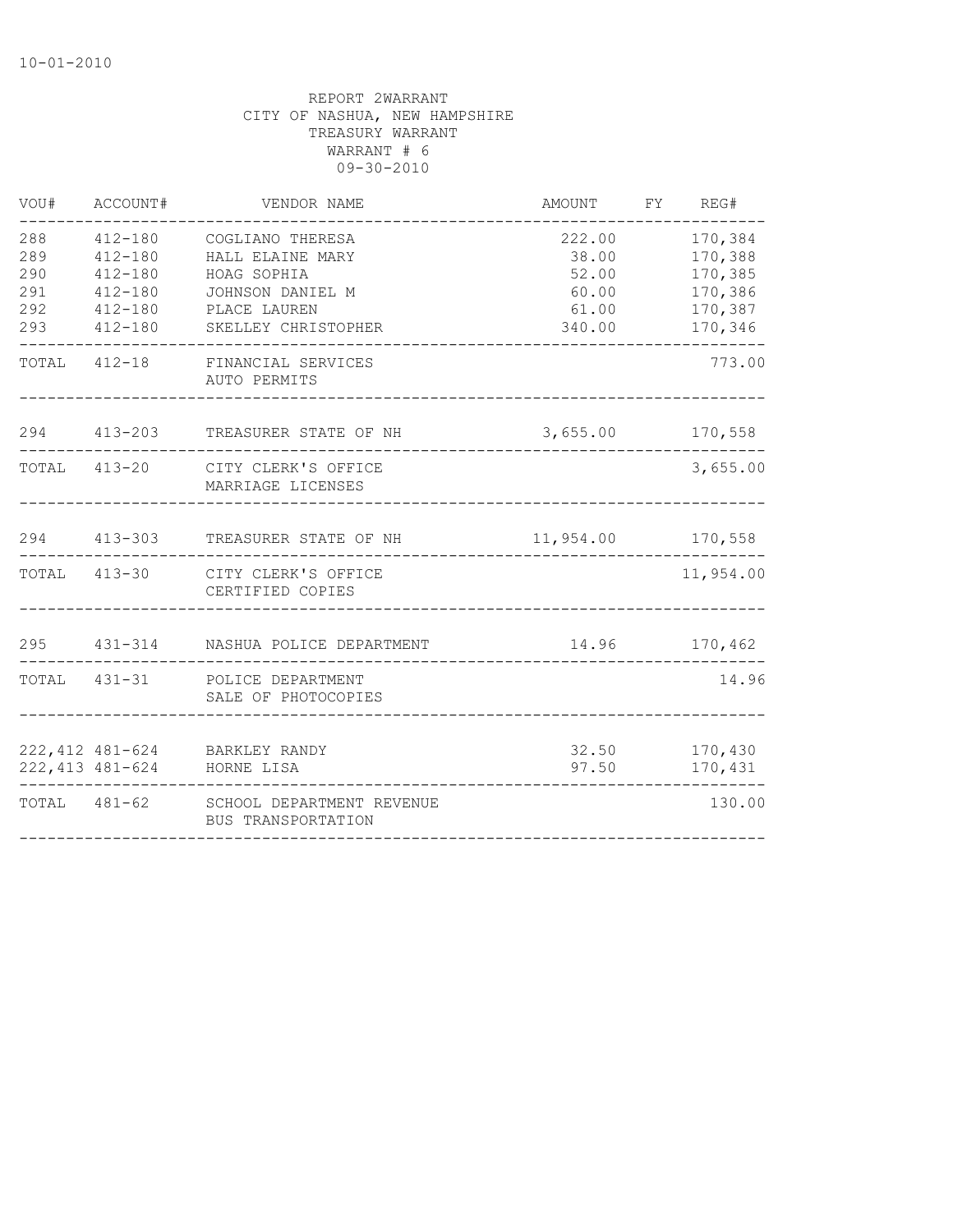10-01-2010

REPORT 2WARRANT
CITY OF NASHUA, NEW HAMPSHIRE
TREASURY WARRANT
WARRANT # 6
09-30-2010

| VOU# | ACCOUNT# | VENDOR NAME | AMOUNT | FY | REG# |
|---|---|---|---|---|---|
| 288 | 412-180 | COGLIANO THERESA | 222.00 | | 170,384 |
| 289 | 412-180 | HALL ELAINE MARY | 38.00 | | 170,388 |
| 290 | 412-180 | HOAG SOPHIA | 52.00 | | 170,385 |
| 291 | 412-180 | JOHNSON DANIEL M | 60.00 | | 170,386 |
| 292 | 412-180 | PLACE LAUREN | 61.00 | | 170,387 |
| 293 | 412-180 | SKELLEY CHRISTOPHER | 340.00 | | 170,346 |
| TOTAL | 412-18 | FINANCIAL SERVICES AUTO PERMITS | | | 773.00 |
| 294 | 413-203 | TREASURER STATE OF NH | 3,655.00 | | 170,558 |
| TOTAL | 413-20 | CITY CLERK'S OFFICE MARRIAGE LICENSES | | | 3,655.00 |
| 294 | 413-303 | TREASURER STATE OF NH | 11,954.00 | | 170,558 |
| TOTAL | 413-30 | CITY CLERK'S OFFICE CERTIFIED COPIES | | | 11,954.00 |
| 295 | 431-314 | NASHUA POLICE DEPARTMENT | 14.96 | | 170,462 |
| TOTAL | 431-31 | POLICE DEPARTMENT SALE OF PHOTOCOPIES | | | 14.96 |
| 222,412 | 481-624 | BARKLEY RANDY | 32.50 | | 170,430 |
| 222,413 | 481-624 | HORNE LISA | 97.50 | | 170,431 |
| TOTAL | 481-62 | SCHOOL DEPARTMENT REVENUE BUS TRANSPORTATION | | | 130.00 |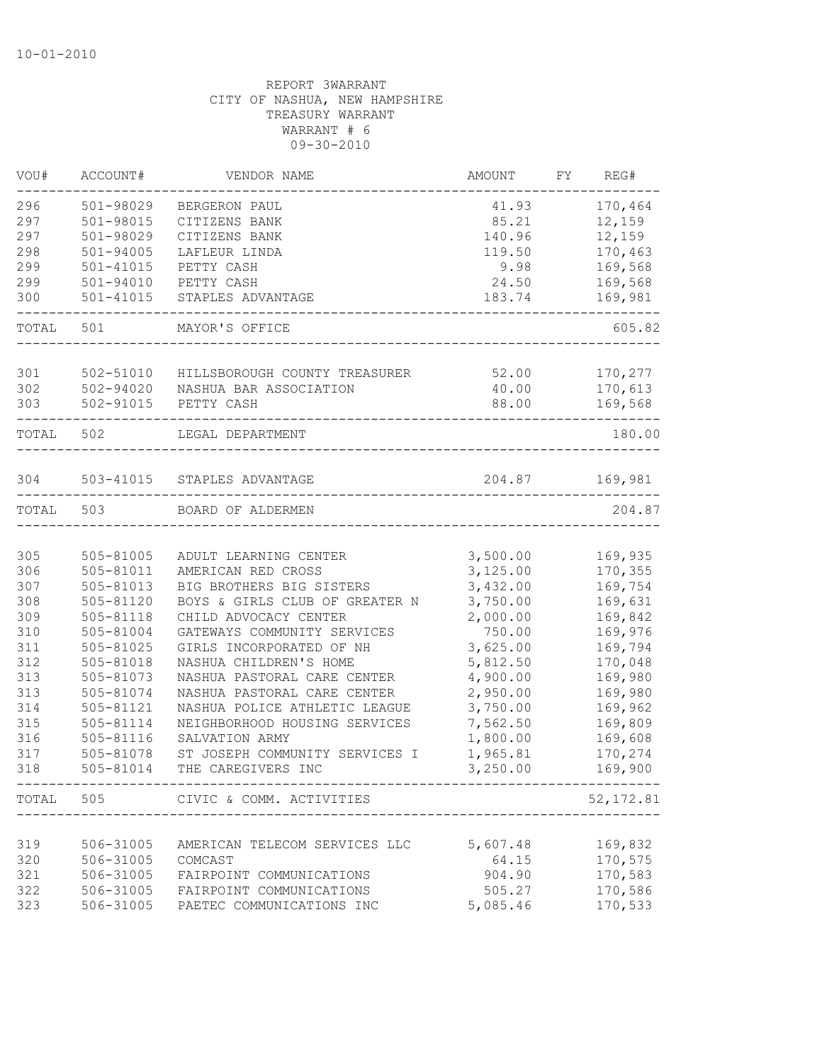10-01-2010

REPORT 3WARRANT
CITY OF NASHUA, NEW HAMPSHIRE
TREASURY WARRANT
WARRANT # 6
09-30-2010

| VOU# | ACCOUNT# | VENDOR NAME | AMOUNT | FY | REG# |
|---|---|---|---|---|---|
| 296 | 501-98029 | BERGERON PAUL | 41.93 | | 170,464 |
| 297 | 501-98015 | CITIZENS BANK | 85.21 | | 12,159 |
| 297 | 501-98029 | CITIZENS BANK | 140.96 | | 12,159 |
| 298 | 501-94005 | LAFLEUR LINDA | 119.50 | | 170,463 |
| 299 | 501-41015 | PETTY CASH | 9.98 | | 169,568 |
| 299 | 501-94010 | PETTY CASH | 24.50 | | 169,568 |
| 300 | 501-41015 | STAPLES ADVANTAGE | 183.74 | | 169,981 |
| TOTAL | 501 | MAYOR'S OFFICE | | | 605.82 |
| 301 | 502-51010 | HILLSBOROUGH COUNTY TREASURER | 52.00 | | 170,277 |
| 302 | 502-94020 | NASHUA BAR ASSOCIATION | 40.00 | | 170,613 |
| 303 | 502-91015 | PETTY CASH | 88.00 | | 169,568 |
| TOTAL | 502 | LEGAL DEPARTMENT | | | 180.00 |
| 304 | 503-41015 | STAPLES ADVANTAGE | 204.87 | | 169,981 |
| TOTAL | 503 | BOARD OF ALDERMEN | | | 204.87 |
| 305 | 505-81005 | ADULT LEARNING CENTER | 3,500.00 | | 169,935 |
| 306 | 505-81011 | AMERICAN RED CROSS | 3,125.00 | | 170,355 |
| 307 | 505-81013 | BIG BROTHERS BIG SISTERS | 3,432.00 | | 169,754 |
| 308 | 505-81120 | BOYS & GIRLS CLUB OF GREATER N | 3,750.00 | | 169,631 |
| 309 | 505-81118 | CHILD ADVOCACY CENTER | 2,000.00 | | 169,842 |
| 310 | 505-81004 | GATEWAYS COMMUNITY SERVICES | 750.00 | | 169,976 |
| 311 | 505-81025 | GIRLS INCORPORATED OF NH | 3,625.00 | | 169,794 |
| 312 | 505-81018 | NASHUA CHILDREN'S HOME | 5,812.50 | | 170,048 |
| 313 | 505-81073 | NASHUA PASTORAL CARE CENTER | 4,900.00 | | 169,980 |
| 313 | 505-81074 | NASHUA PASTORAL CARE CENTER | 2,950.00 | | 169,980 |
| 314 | 505-81121 | NASHUA POLICE ATHLETIC LEAGUE | 3,750.00 | | 169,962 |
| 315 | 505-81114 | NEIGHBORHOOD HOUSING SERVICES | 7,562.50 | | 169,809 |
| 316 | 505-81116 | SALVATION ARMY | 1,800.00 | | 169,608 |
| 317 | 505-81078 | ST JOSEPH COMMUNITY SERVICES I | 1,965.81 | | 170,274 |
| 318 | 505-81014 | THE CAREGIVERS INC | 3,250.00 | | 169,900 |
| TOTAL | 505 | CIVIC & COMM. ACTIVITIES | | | 52,172.81 |
| 319 | 506-31005 | AMERICAN TELECOM SERVICES LLC | 5,607.48 | | 169,832 |
| 320 | 506-31005 | COMCAST | 64.15 | | 170,575 |
| 321 | 506-31005 | FAIRPOINT COMMUNICATIONS | 904.90 | | 170,583 |
| 322 | 506-31005 | FAIRPOINT COMMUNICATIONS | 505.27 | | 170,586 |
| 323 | 506-31005 | PAETEC COMMUNICATIONS INC | 5,085.46 | | 170,533 |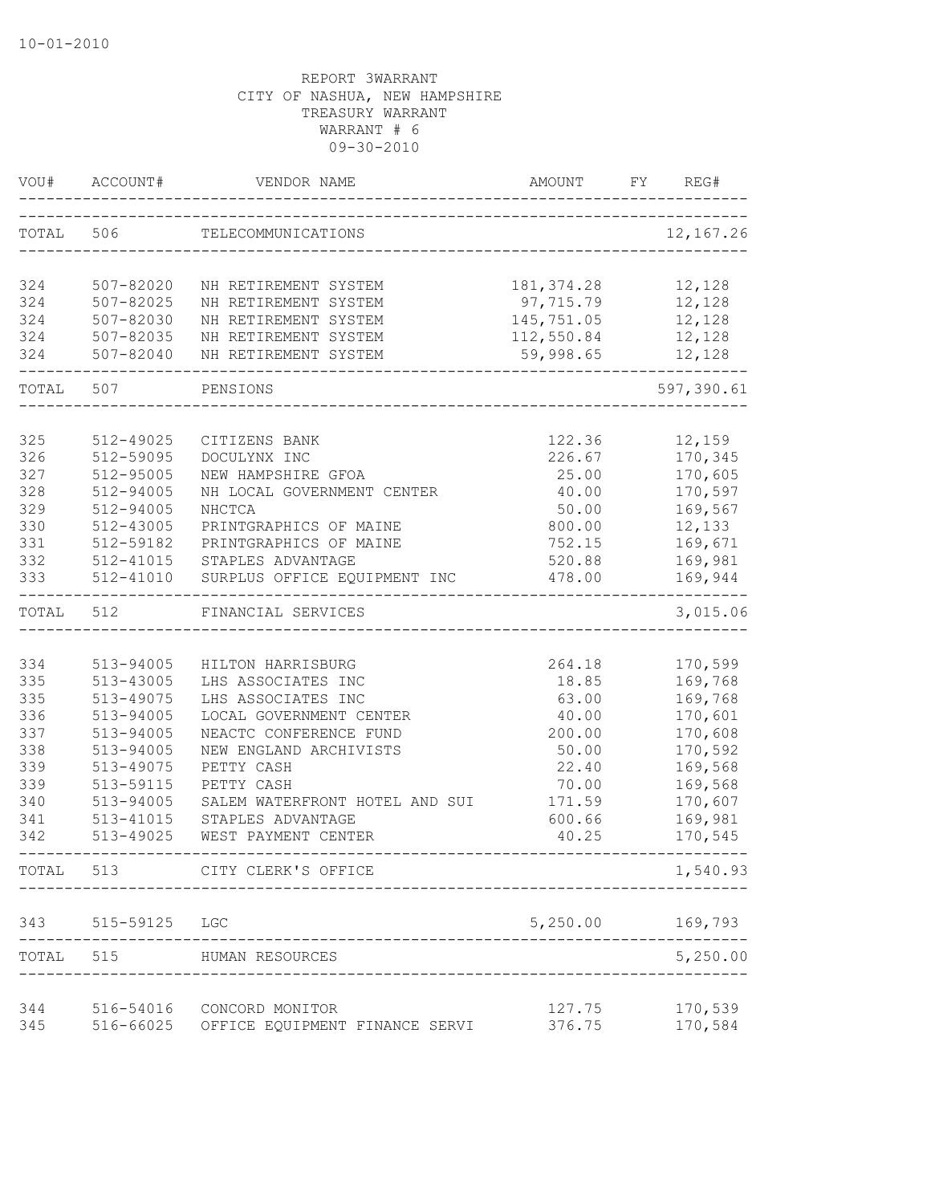10-01-2010

REPORT 3WARRANT
CITY OF NASHUA, NEW HAMPSHIRE
TREASURY WARRANT
WARRANT # 6
09-30-2010

| VOU# | ACCOUNT# | VENDOR NAME | AMOUNT | FY | REG# |
|---|---|---|---|---|---|
| TOTAL | 506 | TELECOMMUNICATIONS | | | 12,167.26 |
| 324 | 507-82020 | NH RETIREMENT SYSTEM | 181,374.28 | | 12,128 |
| 324 | 507-82025 | NH RETIREMENT SYSTEM | 97,715.79 | | 12,128 |
| 324 | 507-82030 | NH RETIREMENT SYSTEM | 145,751.05 | | 12,128 |
| 324 | 507-82035 | NH RETIREMENT SYSTEM | 112,550.84 | | 12,128 |
| 324 | 507-82040 | NH RETIREMENT SYSTEM | 59,998.65 | | 12,128 |
| TOTAL | 507 | PENSIONS | | | 597,390.61 |
| 325 | 512-49025 | CITIZENS BANK | 122.36 | | 12,159 |
| 326 | 512-59095 | DOCULYNX INC | 226.67 | | 170,345 |
| 327 | 512-95005 | NEW HAMPSHIRE GFOA | 25.00 | | 170,605 |
| 328 | 512-94005 | NH LOCAL GOVERNMENT CENTER | 40.00 | | 170,597 |
| 329 | 512-94005 | NHCTCA | 50.00 | | 169,567 |
| 330 | 512-43005 | PRINTGRAPHICS OF MAINE | 800.00 | | 12,133 |
| 331 | 512-59182 | PRINTGRAPHICS OF MAINE | 752.15 | | 169,671 |
| 332 | 512-41015 | STAPLES ADVANTAGE | 520.88 | | 169,981 |
| 333 | 512-41010 | SURPLUS OFFICE EQUIPMENT INC | 478.00 | | 169,944 |
| TOTAL | 512 | FINANCIAL SERVICES | | | 3,015.06 |
| 334 | 513-94005 | HILTON HARRISBURG | 264.18 | | 170,599 |
| 335 | 513-43005 | LHS ASSOCIATES INC | 18.85 | | 169,768 |
| 335 | 513-49075 | LHS ASSOCIATES INC | 63.00 | | 169,768 |
| 336 | 513-94005 | LOCAL GOVERNMENT CENTER | 40.00 | | 170,601 |
| 337 | 513-94005 | NEACTC CONFERENCE FUND | 200.00 | | 170,608 |
| 338 | 513-94005 | NEW ENGLAND ARCHIVISTS | 50.00 | | 170,592 |
| 339 | 513-49075 | PETTY CASH | 22.40 | | 169,568 |
| 339 | 513-59115 | PETTY CASH | 70.00 | | 169,568 |
| 340 | 513-94005 | SALEM WATERFRONT HOTEL AND SUI | 171.59 | | 170,607 |
| 341 | 513-41015 | STAPLES ADVANTAGE | 600.66 | | 169,981 |
| 342 | 513-49025 | WEST PAYMENT CENTER | 40.25 | | 170,545 |
| TOTAL | 513 | CITY CLERK'S OFFICE | | | 1,540.93 |
| 343 | 515-59125 | LGC | 5,250.00 | | 169,793 |
| TOTAL | 515 | HUMAN RESOURCES | | | 5,250.00 |
| 344 | 516-54016 | CONCORD MONITOR | 127.75 | | 170,539 |
| 345 | 516-66025 | OFFICE EQUIPMENT FINANCE SERVI | 376.75 | | 170,584 |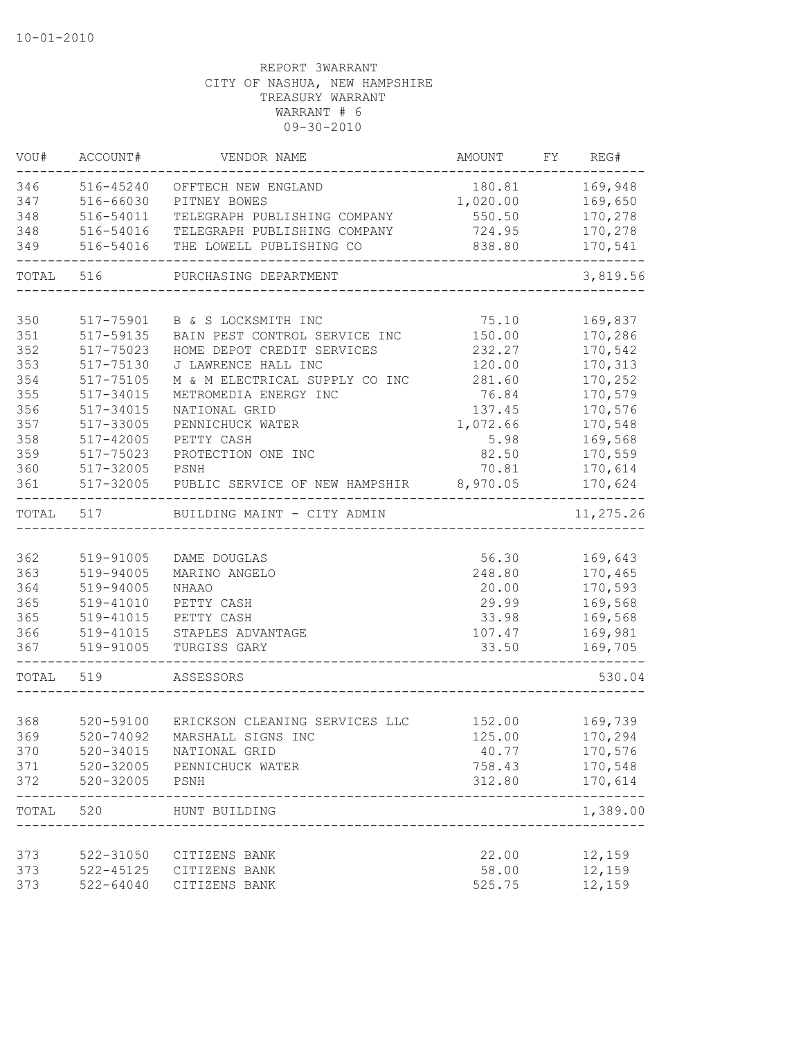10-01-2010

REPORT 3WARRANT
CITY OF NASHUA, NEW HAMPSHIRE
TREASURY WARRANT
WARRANT # 6
09-30-2010

| VOU# | ACCOUNT# | VENDOR NAME | AMOUNT | FY | REG# |
|---|---|---|---|---|---|
| 346 | 516-45240 | OFFTECH NEW ENGLAND | 180.81 | | 169,948 |
| 347 | 516-66030 | PITNEY BOWES | 1,020.00 | | 169,650 |
| 348 | 516-54011 | TELEGRAPH PUBLISHING COMPANY | 550.50 | | 170,278 |
| 348 | 516-54016 | TELEGRAPH PUBLISHING COMPANY | 724.95 | | 170,278 |
| 349 | 516-54016 | THE LOWELL PUBLISHING CO | 838.80 | | 170,541 |
| TOTAL | 516 | PURCHASING DEPARTMENT | | | 3,819.56 |
| 350 | 517-75901 | B & S LOCKSMITH INC | 75.10 | | 169,837 |
| 351 | 517-59135 | BAIN PEST CONTROL SERVICE INC | 150.00 | | 170,286 |
| 352 | 517-75023 | HOME DEPOT CREDIT SERVICES | 232.27 | | 170,542 |
| 353 | 517-75130 | J LAWRENCE HALL INC | 120.00 | | 170,313 |
| 354 | 517-75105 | M & M ELECTRICAL SUPPLY CO INC | 281.60 | | 170,252 |
| 355 | 517-34015 | METROMEDIA ENERGY INC | 76.84 | | 170,579 |
| 356 | 517-34015 | NATIONAL GRID | 137.45 | | 170,576 |
| 357 | 517-33005 | PENNICHUCK WATER | 1,072.66 | | 170,548 |
| 358 | 517-42005 | PETTY CASH | 5.98 | | 169,568 |
| 359 | 517-75023 | PROTECTION ONE INC | 82.50 | | 170,559 |
| 360 | 517-32005 | PSNH | 70.81 | | 170,614 |
| 361 | 517-32005 | PUBLIC SERVICE OF NEW HAMPSHIR | 8,970.05 | | 170,624 |
| TOTAL | 517 | BUILDING MAINT - CITY ADMIN | | | 11,275.26 |
| 362 | 519-91005 | DAME DOUGLAS | 56.30 | | 169,643 |
| 363 | 519-94005 | MARINO ANGELO | 248.80 | | 170,465 |
| 364 | 519-94005 | NHAAO | 20.00 | | 170,593 |
| 365 | 519-41010 | PETTY CASH | 29.99 | | 169,568 |
| 365 | 519-41015 | PETTY CASH | 33.98 | | 169,568 |
| 366 | 519-41015 | STAPLES ADVANTAGE | 107.47 | | 169,981 |
| 367 | 519-91005 | TURGISS GARY | 33.50 | | 169,705 |
| TOTAL | 519 | ASSESSORS | | | 530.04 |
| 368 | 520-59100 | ERICKSON CLEANING SERVICES LLC | 152.00 | | 169,739 |
| 369 | 520-74092 | MARSHALL SIGNS INC | 125.00 | | 170,294 |
| 370 | 520-34015 | NATIONAL GRID | 40.77 | | 170,576 |
| 371 | 520-32005 | PENNICHUCK WATER | 758.43 | | 170,548 |
| 372 | 520-32005 | PSNH | 312.80 | | 170,614 |
| TOTAL | 520 | HUNT BUILDING | | | 1,389.00 |
| 373 | 522-31050 | CITIZENS BANK | 22.00 | | 12,159 |
| 373 | 522-45125 | CITIZENS BANK | 58.00 | | 12,159 |
| 373 | 522-64040 | CITIZENS BANK | 525.75 | | 12,159 |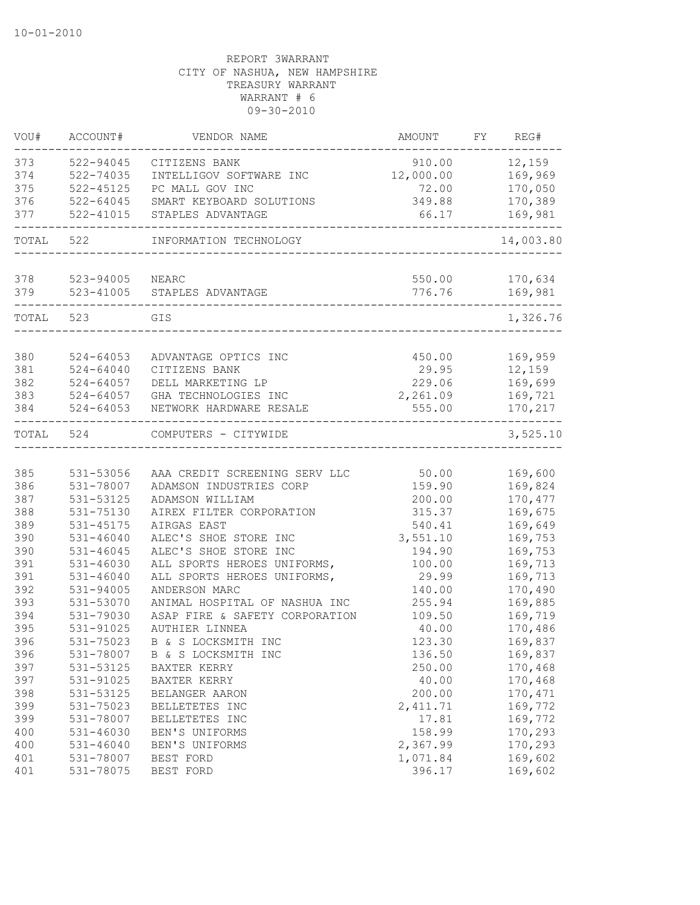10-01-2010

REPORT 3WARRANT
CITY OF NASHUA, NEW HAMPSHIRE
TREASURY WARRANT
WARRANT # 6
09-30-2010

| VOU# | ACCOUNT# | VENDOR NAME | AMOUNT | FY | REG# |
|---|---|---|---|---|---|
| 373 | 522-94045 | CITIZENS BANK | 910.00 | | 12,159 |
| 374 | 522-74035 | INTELLIGOV SOFTWARE INC | 12,000.00 | | 169,969 |
| 375 | 522-45125 | PC MALL GOV INC | 72.00 | | 170,050 |
| 376 | 522-64045 | SMART KEYBOARD SOLUTIONS | 349.88 | | 170,389 |
| 377 | 522-41015 | STAPLES ADVANTAGE | 66.17 | | 169,981 |
| TOTAL | 522 | INFORMATION TECHNOLOGY | | | 14,003.80 |
| 378 | 523-94005 | NEARC | 550.00 | | 170,634 |
| 379 | 523-41005 | STAPLES ADVANTAGE | 776.76 | | 169,981 |
| TOTAL | 523 | GIS | | | 1,326.76 |
| 380 | 524-64053 | ADVANTAGE OPTICS INC | 450.00 | | 169,959 |
| 381 | 524-64040 | CITIZENS BANK | 29.95 | | 12,159 |
| 382 | 524-64057 | DELL MARKETING LP | 229.06 | | 169,699 |
| 383 | 524-64057 | GHA TECHNOLOGIES INC | 2,261.09 | | 169,721 |
| 384 | 524-64053 | NETWORK HARDWARE RESALE | 555.00 | | 170,217 |
| TOTAL | 524 | COMPUTERS - CITYWIDE | | | 3,525.10 |
| 385 | 531-53056 | AAA CREDIT SCREENING SERV LLC | 50.00 | | 169,600 |
| 386 | 531-78007 | ADAMSON INDUSTRIES CORP | 159.90 | | 169,824 |
| 387 | 531-53125 | ADAMSON WILLIAM | 200.00 | | 170,477 |
| 388 | 531-75130 | AIREX FILTER CORPORATION | 315.37 | | 169,675 |
| 389 | 531-45175 | AIRGAS EAST | 540.41 | | 169,649 |
| 390 | 531-46040 | ALEC'S SHOE STORE INC | 3,551.10 | | 169,753 |
| 390 | 531-46045 | ALEC'S SHOE STORE INC | 194.90 | | 169,753 |
| 391 | 531-46030 | ALL SPORTS HEROES UNIFORMS, | 100.00 | | 169,713 |
| 391 | 531-46040 | ALL SPORTS HEROES UNIFORMS, | 29.99 | | 169,713 |
| 392 | 531-94005 | ANDERSON MARC | 140.00 | | 170,490 |
| 393 | 531-53070 | ANIMAL HOSPITAL OF NASHUA INC | 255.94 | | 169,885 |
| 394 | 531-79030 | ASAP FIRE & SAFETY CORPORATION | 109.50 | | 169,719 |
| 395 | 531-91025 | AUTHIER LINNEA | 40.00 | | 170,486 |
| 396 | 531-75023 | B & S LOCKSMITH INC | 123.30 | | 169,837 |
| 396 | 531-78007 | B & S LOCKSMITH INC | 136.50 | | 169,837 |
| 397 | 531-53125 | BAXTER KERRY | 250.00 | | 170,468 |
| 397 | 531-91025 | BAXTER KERRY | 40.00 | | 170,468 |
| 398 | 531-53125 | BELANGER AARON | 200.00 | | 170,471 |
| 399 | 531-75023 | BELLETETES INC | 2,411.71 | | 169,772 |
| 399 | 531-78007 | BELLETETES INC | 17.81 | | 169,772 |
| 400 | 531-46030 | BEN'S UNIFORMS | 158.99 | | 170,293 |
| 400 | 531-46040 | BEN'S UNIFORMS | 2,367.99 | | 170,293 |
| 401 | 531-78007 | BEST FORD | 1,071.84 | | 169,602 |
| 401 | 531-78075 | BEST FORD | 396.17 | | 169,602 |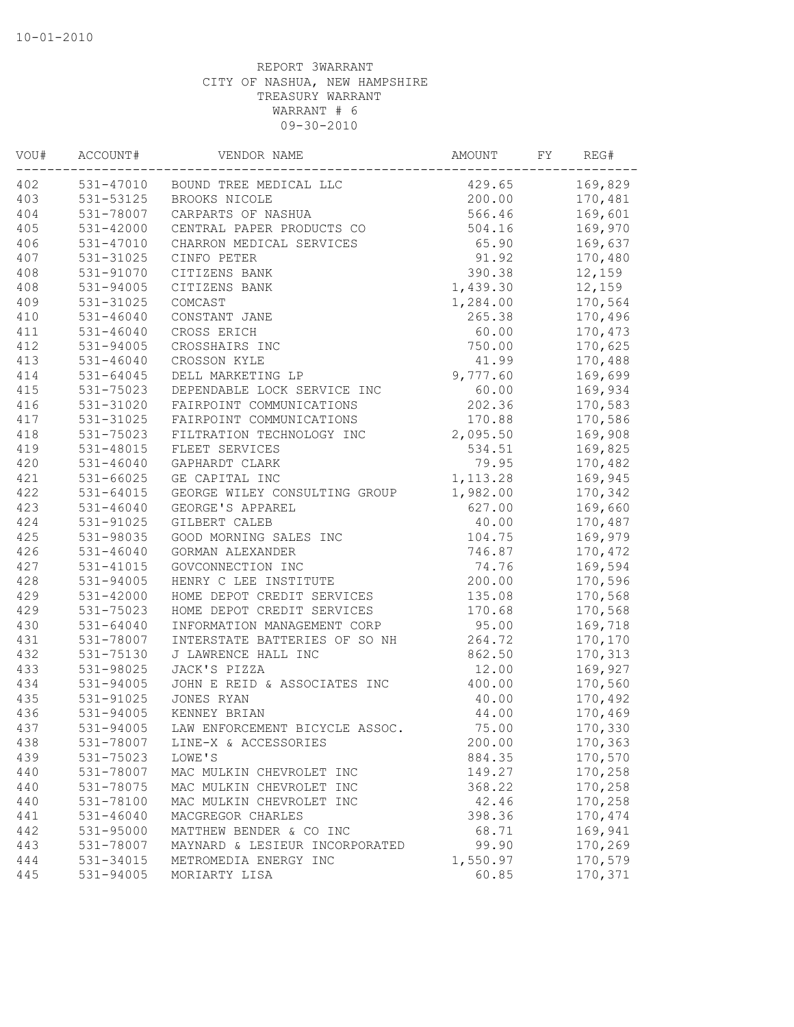10-01-2010

REPORT 3WARRANT
CITY OF NASHUA, NEW HAMPSHIRE
TREASURY WARRANT
WARRANT # 6
09-30-2010

| VOU# | ACCOUNT# | VENDOR NAME | AMOUNT | FY | REG# |
|---|---|---|---|---|---|
| 402 | 531-47010 | BOUND TREE MEDICAL LLC | 429.65 | | 169,829 |
| 403 | 531-53125 | BROOKS NICOLE | 200.00 | | 170,481 |
| 404 | 531-78007 | CARPARTS OF NASHUA | 566.46 | | 169,601 |
| 405 | 531-42000 | CENTRAL PAPER PRODUCTS CO | 504.16 | | 169,970 |
| 406 | 531-47010 | CHARRON MEDICAL SERVICES | 65.90 | | 169,637 |
| 407 | 531-31025 | CINFO PETER | 91.92 | | 170,480 |
| 408 | 531-91070 | CITIZENS BANK | 390.38 | | 12,159 |
| 408 | 531-94005 | CITIZENS BANK | 1,439.30 | | 12,159 |
| 409 | 531-31025 | COMCAST | 1,284.00 | | 170,564 |
| 410 | 531-46040 | CONSTANT JANE | 265.38 | | 170,496 |
| 411 | 531-46040 | CROSS ERICH | 60.00 | | 170,473 |
| 412 | 531-94005 | CROSSHAIRS INC | 750.00 | | 170,625 |
| 413 | 531-46040 | CROSSON KYLE | 41.99 | | 170,488 |
| 414 | 531-64045 | DELL MARKETING LP | 9,777.60 | | 169,699 |
| 415 | 531-75023 | DEPENDABLE LOCK SERVICE INC | 60.00 | | 169,934 |
| 416 | 531-31020 | FAIRPOINT COMMUNICATIONS | 202.36 | | 170,583 |
| 417 | 531-31025 | FAIRPOINT COMMUNICATIONS | 170.88 | | 170,586 |
| 418 | 531-75023 | FILTRATION TECHNOLOGY INC | 2,095.50 | | 169,908 |
| 419 | 531-48015 | FLEET SERVICES | 534.51 | | 169,825 |
| 420 | 531-46040 | GAPHARDT CLARK | 79.95 | | 170,482 |
| 421 | 531-66025 | GE CAPITAL INC | 1,113.28 | | 169,945 |
| 422 | 531-64015 | GEORGE WILEY CONSULTING GROUP | 1,982.00 | | 170,342 |
| 423 | 531-46040 | GEORGE'S APPAREL | 627.00 | | 169,660 |
| 424 | 531-91025 | GILBERT CALEB | 40.00 | | 170,487 |
| 425 | 531-98035 | GOOD MORNING SALES INC | 104.75 | | 169,979 |
| 426 | 531-46040 | GORMAN ALEXANDER | 746.87 | | 170,472 |
| 427 | 531-41015 | GOVCONNECTION INC | 74.76 | | 169,594 |
| 428 | 531-94005 | HENRY C LEE INSTITUTE | 200.00 | | 170,596 |
| 429 | 531-42000 | HOME DEPOT CREDIT SERVICES | 135.08 | | 170,568 |
| 429 | 531-75023 | HOME DEPOT CREDIT SERVICES | 170.68 | | 170,568 |
| 430 | 531-64040 | INFORMATION MANAGEMENT CORP | 95.00 | | 169,718 |
| 431 | 531-78007 | INTERSTATE BATTERIES OF SO NH | 264.72 | | 170,170 |
| 432 | 531-75130 | J LAWRENCE HALL INC | 862.50 | | 170,313 |
| 433 | 531-98025 | JACK'S PIZZA | 12.00 | | 169,927 |
| 434 | 531-94005 | JOHN E REID & ASSOCIATES INC | 400.00 | | 170,560 |
| 435 | 531-91025 | JONES RYAN | 40.00 | | 170,492 |
| 436 | 531-94005 | KENNEY BRIAN | 44.00 | | 170,469 |
| 437 | 531-94005 | LAW ENFORCEMENT BICYCLE ASSOC. | 75.00 | | 170,330 |
| 438 | 531-78007 | LINE-X & ACCESSORIES | 200.00 | | 170,363 |
| 439 | 531-75023 | LOWE'S | 884.35 | | 170,570 |
| 440 | 531-78007 | MAC MULKIN CHEVROLET INC | 149.27 | | 170,258 |
| 440 | 531-78075 | MAC MULKIN CHEVROLET INC | 368.22 | | 170,258 |
| 440 | 531-78100 | MAC MULKIN CHEVROLET INC | 42.46 | | 170,258 |
| 441 | 531-46040 | MACGREGOR CHARLES | 398.36 | | 170,474 |
| 442 | 531-95000 | MATTHEW BENDER & CO INC | 68.71 | | 169,941 |
| 443 | 531-78007 | MAYNARD & LESIEUR INCORPORATED | 99.90 | | 170,269 |
| 444 | 531-34015 | METROMEDIA ENERGY INC | 1,550.97 | | 170,579 |
| 445 | 531-94005 | MORIARTY LISA | 60.85 | | 170,371 |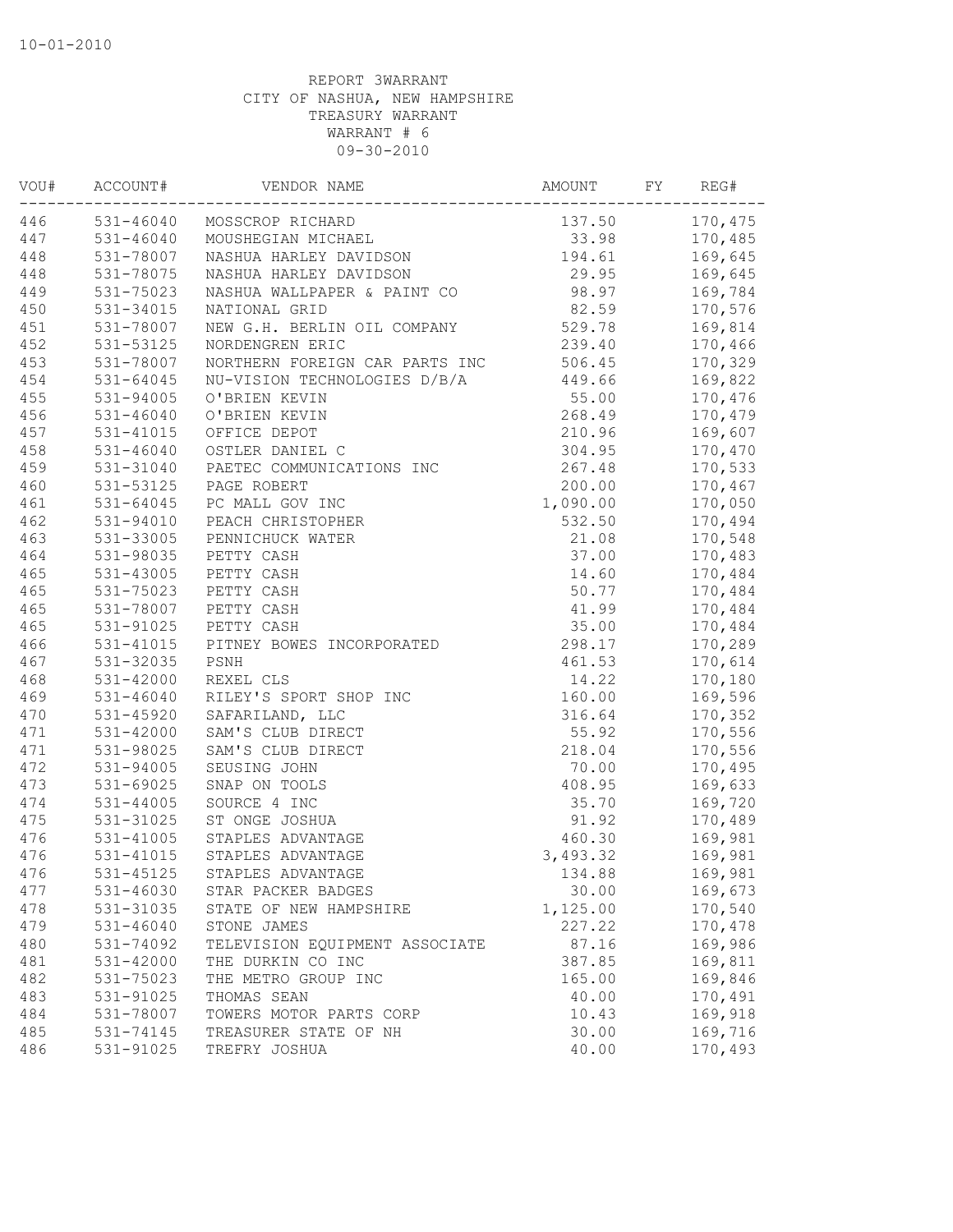10-01-2010

REPORT 3WARRANT
CITY OF NASHUA, NEW HAMPSHIRE
TREASURY WARRANT
WARRANT # 6
09-30-2010

| VOU# | ACCOUNT# | VENDOR NAME | AMOUNT | FY | REG# |
|---|---|---|---|---|---|
| 446 | 531-46040 | MOSSCROP RICHARD | 137.50 | | 170,475 |
| 447 | 531-46040 | MOUSHEGIAN MICHAEL | 33.98 | | 170,485 |
| 448 | 531-78007 | NASHUA HARLEY DAVIDSON | 194.61 | | 169,645 |
| 448 | 531-78075 | NASHUA HARLEY DAVIDSON | 29.95 | | 169,645 |
| 449 | 531-75023 | NASHUA WALLPAPER & PAINT CO | 98.97 | | 169,784 |
| 450 | 531-34015 | NATIONAL GRID | 82.59 | | 170,576 |
| 451 | 531-78007 | NEW G.H. BERLIN OIL COMPANY | 529.78 | | 169,814 |
| 452 | 531-53125 | NORDENGREN ERIC | 239.40 | | 170,466 |
| 453 | 531-78007 | NORTHERN FOREIGN CAR PARTS INC | 506.45 | | 170,329 |
| 454 | 531-64045 | NU-VISION TECHNOLOGIES D/B/A | 449.66 | | 169,822 |
| 455 | 531-94005 | O'BRIEN KEVIN | 55.00 | | 170,476 |
| 456 | 531-46040 | O'BRIEN KEVIN | 268.49 | | 170,479 |
| 457 | 531-41015 | OFFICE DEPOT | 210.96 | | 169,607 |
| 458 | 531-46040 | OSTLER DANIEL C | 304.95 | | 170,470 |
| 459 | 531-31040 | PAETEC COMMUNICATIONS INC | 267.48 | | 170,533 |
| 460 | 531-53125 | PAGE ROBERT | 200.00 | | 170,467 |
| 461 | 531-64045 | PC MALL GOV INC | 1,090.00 | | 170,050 |
| 462 | 531-94010 | PEACH CHRISTOPHER | 532.50 | | 170,494 |
| 463 | 531-33005 | PENNICHUCK WATER | 21.08 | | 170,548 |
| 464 | 531-98035 | PETTY CASH | 37.00 | | 170,483 |
| 465 | 531-43005 | PETTY CASH | 14.60 | | 170,484 |
| 465 | 531-75023 | PETTY CASH | 50.77 | | 170,484 |
| 465 | 531-78007 | PETTY CASH | 41.99 | | 170,484 |
| 465 | 531-91025 | PETTY CASH | 35.00 | | 170,484 |
| 466 | 531-41015 | PITNEY BOWES INCORPORATED | 298.17 | | 170,289 |
| 467 | 531-32035 | PSNH | 461.53 | | 170,614 |
| 468 | 531-42000 | REXEL CLS | 14.22 | | 170,180 |
| 469 | 531-46040 | RILEY'S SPORT SHOP INC | 160.00 | | 169,596 |
| 470 | 531-45920 | SAFARILAND, LLC | 316.64 | | 170,352 |
| 471 | 531-42000 | SAM'S CLUB DIRECT | 55.92 | | 170,556 |
| 471 | 531-98025 | SAM'S CLUB DIRECT | 218.04 | | 170,556 |
| 472 | 531-94005 | SEUSING JOHN | 70.00 | | 170,495 |
| 473 | 531-69025 | SNAP ON TOOLS | 408.95 | | 169,633 |
| 474 | 531-44005 | SOURCE 4 INC | 35.70 | | 169,720 |
| 475 | 531-31025 | ST ONGE JOSHUA | 91.92 | | 170,489 |
| 476 | 531-41005 | STAPLES ADVANTAGE | 460.30 | | 169,981 |
| 476 | 531-41015 | STAPLES ADVANTAGE | 3,493.32 | | 169,981 |
| 476 | 531-45125 | STAPLES ADVANTAGE | 134.88 | | 169,981 |
| 477 | 531-46030 | STAR PACKER BADGES | 30.00 | | 169,673 |
| 478 | 531-31035 | STATE OF NEW HAMPSHIRE | 1,125.00 | | 170,540 |
| 479 | 531-46040 | STONE JAMES | 227.22 | | 170,478 |
| 480 | 531-74092 | TELEVISION EQUIPMENT ASSOCIATE | 87.16 | | 169,986 |
| 481 | 531-42000 | THE DURKIN CO INC | 387.85 | | 169,811 |
| 482 | 531-75023 | THE METRO GROUP INC | 165.00 | | 169,846 |
| 483 | 531-91025 | THOMAS SEAN | 40.00 | | 170,491 |
| 484 | 531-78007 | TOWERS MOTOR PARTS CORP | 10.43 | | 169,918 |
| 485 | 531-74145 | TREASURER STATE OF NH | 30.00 | | 169,716 |
| 486 | 531-91025 | TREFRY JOSHUA | 40.00 | | 170,493 |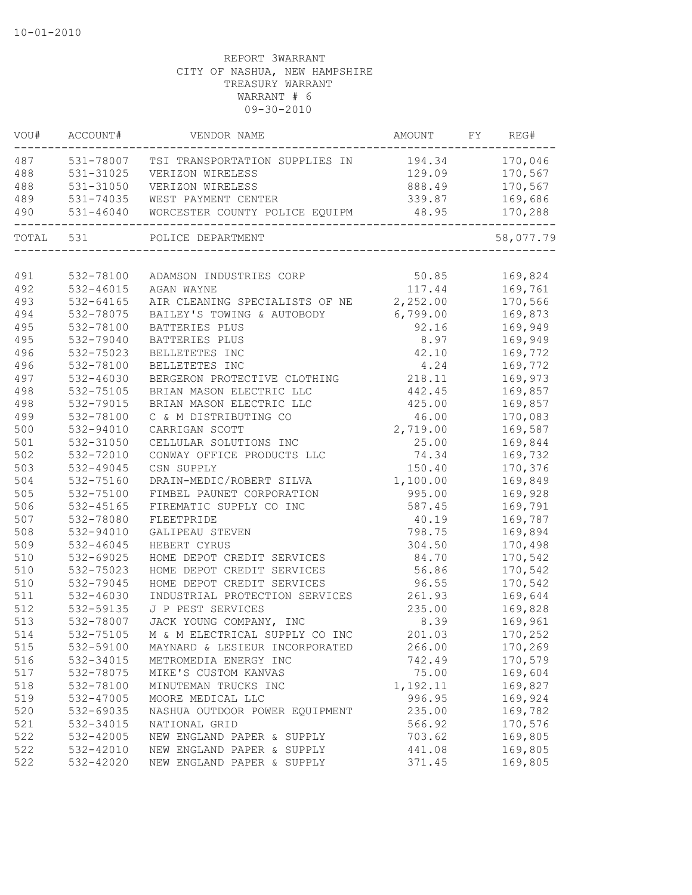10-01-2010

REPORT 3WARRANT
CITY OF NASHUA, NEW HAMPSHIRE
TREASURY WARRANT
WARRANT # 6
09-30-2010

| VOU# | ACCOUNT# | VENDOR NAME | AMOUNT | FY | REG# |
|---|---|---|---|---|---|
| 487 | 531-78007 | TSI TRANSPORTATION SUPPLIES IN | 194.34 | | 170,046 |
| 488 | 531-31025 | VERIZON WIRELESS | 129.09 | | 170,567 |
| 488 | 531-31050 | VERIZON WIRELESS | 888.49 | | 170,567 |
| 489 | 531-74035 | WEST PAYMENT CENTER | 339.87 | | 169,686 |
| 490 | 531-46040 | WORCESTER COUNTY POLICE EQUIPM | 48.95 | | 170,288 |
| TOTAL | 531 | POLICE DEPARTMENT | | | 58,077.79 |
| 491 | 532-78100 | ADAMSON INDUSTRIES CORP | 50.85 | | 169,824 |
| 492 | 532-46015 | AGAN WAYNE | 117.44 | | 169,761 |
| 493 | 532-64165 | AIR CLEANING SPECIALISTS OF NE | 2,252.00 | | 170,566 |
| 494 | 532-78075 | BAILEY'S TOWING & AUTOBODY | 6,799.00 | | 169,873 |
| 495 | 532-78100 | BATTERIES PLUS | 92.16 | | 169,949 |
| 495 | 532-79040 | BATTERIES PLUS | 8.97 | | 169,949 |
| 496 | 532-75023 | BELLETETES INC | 42.10 | | 169,772 |
| 496 | 532-78100 | BELLETETES INC | 4.24 | | 169,772 |
| 497 | 532-46030 | BERGERON PROTECTIVE CLOTHING | 218.11 | | 169,973 |
| 498 | 532-75105 | BRIAN MASON ELECTRIC LLC | 442.45 | | 169,857 |
| 498 | 532-79015 | BRIAN MASON ELECTRIC LLC | 425.00 | | 169,857 |
| 499 | 532-78100 | C & M DISTRIBUTING CO | 46.00 | | 170,083 |
| 500 | 532-94010 | CARRIGAN SCOTT | 2,719.00 | | 169,587 |
| 501 | 532-31050 | CELLULAR SOLUTIONS INC | 25.00 | | 169,844 |
| 502 | 532-72010 | CONWAY OFFICE PRODUCTS LLC | 74.34 | | 169,732 |
| 503 | 532-49045 | CSN SUPPLY | 150.40 | | 170,376 |
| 504 | 532-75160 | DRAIN-MEDIC/ROBERT SILVA | 1,100.00 | | 169,849 |
| 505 | 532-75100 | FIMBEL PAUNET CORPORATION | 995.00 | | 169,928 |
| 506 | 532-45165 | FIREMATIC SUPPLY CO INC | 587.45 | | 169,791 |
| 507 | 532-78080 | FLEETPRIDE | 40.19 | | 169,787 |
| 508 | 532-94010 | GALIPEAU STEVEN | 798.75 | | 169,894 |
| 509 | 532-46045 | HEBERT CYRUS | 304.50 | | 170,498 |
| 510 | 532-69025 | HOME DEPOT CREDIT SERVICES | 84.70 | | 170,542 |
| 510 | 532-75023 | HOME DEPOT CREDIT SERVICES | 56.86 | | 170,542 |
| 510 | 532-79045 | HOME DEPOT CREDIT SERVICES | 96.55 | | 170,542 |
| 511 | 532-46030 | INDUSTRIAL PROTECTION SERVICES | 261.93 | | 169,644 |
| 512 | 532-59135 | J P PEST SERVICES | 235.00 | | 169,828 |
| 513 | 532-78007 | JACK YOUNG COMPANY, INC | 8.39 | | 169,961 |
| 514 | 532-75105 | M & M ELECTRICAL SUPPLY CO INC | 201.03 | | 170,252 |
| 515 | 532-59100 | MAYNARD & LESIEUR INCORPORATED | 266.00 | | 170,269 |
| 516 | 532-34015 | METROMEDIA ENERGY INC | 742.49 | | 170,579 |
| 517 | 532-78075 | MIKE'S CUSTOM KANVAS | 75.00 | | 169,604 |
| 518 | 532-78100 | MINUTEMAN TRUCKS INC | 1,192.11 | | 169,827 |
| 519 | 532-47005 | MOORE MEDICAL LLC | 996.95 | | 169,924 |
| 520 | 532-69035 | NASHUA OUTDOOR POWER EQUIPMENT | 235.00 | | 169,782 |
| 521 | 532-34015 | NATIONAL GRID | 566.92 | | 170,576 |
| 522 | 532-42005 | NEW ENGLAND PAPER & SUPPLY | 703.62 | | 169,805 |
| 522 | 532-42010 | NEW ENGLAND PAPER & SUPPLY | 441.08 | | 169,805 |
| 522 | 532-42020 | NEW ENGLAND PAPER & SUPPLY | 371.45 | | 169,805 |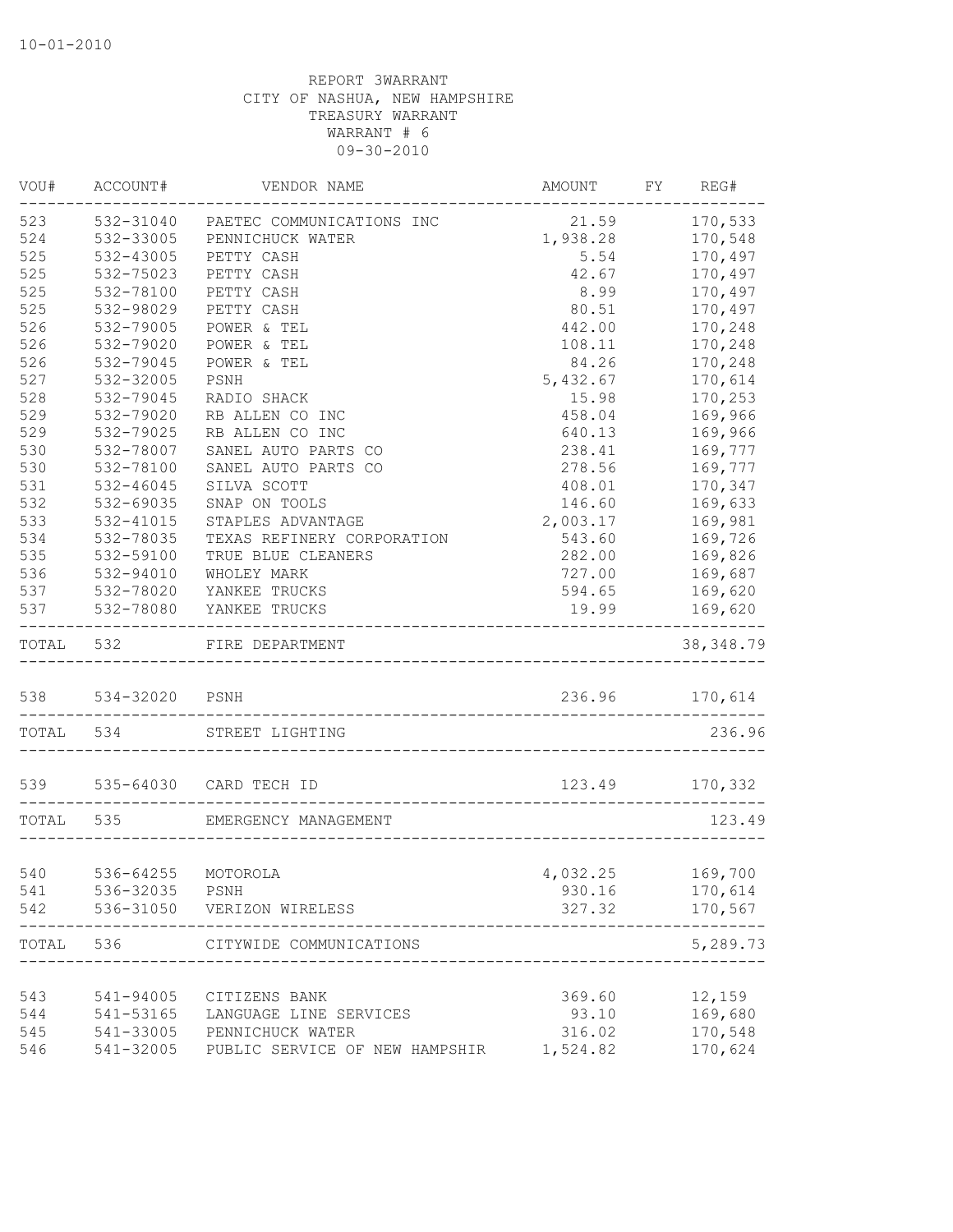10-01-2010

REPORT 3WARRANT
CITY OF NASHUA, NEW HAMPSHIRE
TREASURY WARRANT
WARRANT # 6
09-30-2010

| VOU# | ACCOUNT# | VENDOR NAME | AMOUNT | FY | REG# |
|---|---|---|---|---|---|
| 523 | 532-31040 | PAETEC COMMUNICATIONS INC | 21.59 | | 170,533 |
| 524 | 532-33005 | PENNICHUCK WATER | 1,938.28 | | 170,548 |
| 525 | 532-43005 | PETTY CASH | 5.54 | | 170,497 |
| 525 | 532-75023 | PETTY CASH | 42.67 | | 170,497 |
| 525 | 532-78100 | PETTY CASH | 8.99 | | 170,497 |
| 525 | 532-98029 | PETTY CASH | 80.51 | | 170,497 |
| 526 | 532-79005 | POWER & TEL | 442.00 | | 170,248 |
| 526 | 532-79020 | POWER & TEL | 108.11 | | 170,248 |
| 526 | 532-79045 | POWER & TEL | 84.26 | | 170,248 |
| 527 | 532-32005 | PSNH | 5,432.67 | | 170,614 |
| 528 | 532-79045 | RADIO SHACK | 15.98 | | 170,253 |
| 529 | 532-79020 | RB ALLEN CO INC | 458.04 | | 169,966 |
| 529 | 532-79025 | RB ALLEN CO INC | 640.13 | | 169,966 |
| 530 | 532-78007 | SANEL AUTO PARTS CO | 238.41 | | 169,777 |
| 530 | 532-78100 | SANEL AUTO PARTS CO | 278.56 | | 169,777 |
| 531 | 532-46045 | SILVA SCOTT | 408.01 | | 170,347 |
| 532 | 532-69035 | SNAP ON TOOLS | 146.60 | | 169,633 |
| 533 | 532-41015 | STAPLES ADVANTAGE | 2,003.17 | | 169,981 |
| 534 | 532-78035 | TEXAS REFINERY CORPORATION | 543.60 | | 169,726 |
| 535 | 532-59100 | TRUE BLUE CLEANERS | 282.00 | | 169,826 |
| 536 | 532-94010 | WHOLEY MARK | 727.00 | | 169,687 |
| 537 | 532-78020 | YANKEE TRUCKS | 594.65 | | 169,620 |
| 537 | 532-78080 | YANKEE TRUCKS | 19.99 | | 169,620 |
| TOTAL | 532 | FIRE DEPARTMENT | | | 38,348.79 |
| 538 | 534-32020 | PSNH | 236.96 | | 170,614 |
| TOTAL | 534 | STREET LIGHTING | | | 236.96 |
| 539 | 535-64030 | CARD TECH ID | 123.49 | | 170,332 |
| TOTAL | 535 | EMERGENCY MANAGEMENT | | | 123.49 |
| 540 | 536-64255 | MOTOROLA | 4,032.25 | | 169,700 |
| 541 | 536-32035 | PSNH | 930.16 | | 170,614 |
| 542 | 536-31050 | VERIZON WIRELESS | 327.32 | | 170,567 |
| TOTAL | 536 | CITYWIDE COMMUNICATIONS | | | 5,289.73 |
| 543 | 541-94005 | CITIZENS BANK | 369.60 | | 12,159 |
| 544 | 541-53165 | LANGUAGE LINE SERVICES | 93.10 | | 169,680 |
| 545 | 541-33005 | PENNICHUCK WATER | 316.02 | | 170,548 |
| 546 | 541-32005 | PUBLIC SERVICE OF NEW HAMPSHIR | 1,524.82 | | 170,624 |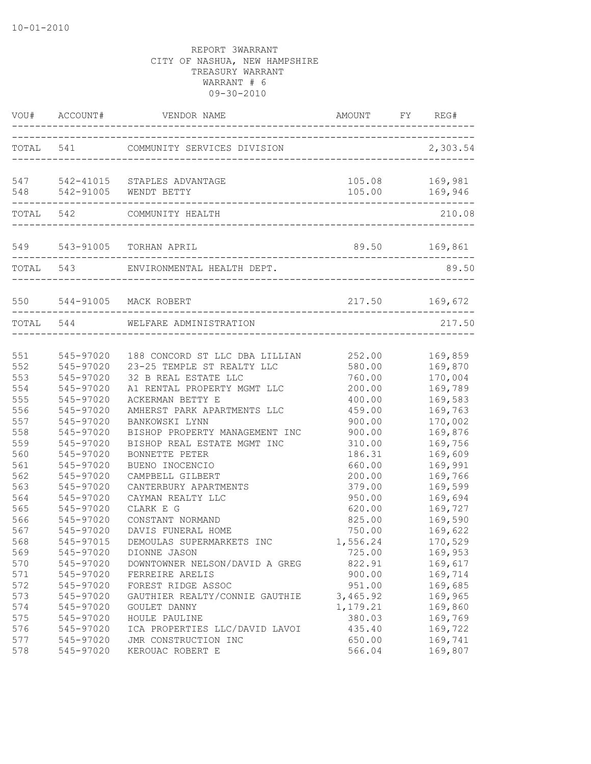10-01-2010

REPORT 3WARRANT
CITY OF NASHUA, NEW HAMPSHIRE
TREASURY WARRANT
WARRANT # 6
09-30-2010

| VOU# | ACCOUNT# | VENDOR NAME | AMOUNT | FY | REG# |
|---|---|---|---|---|---|
| TOTAL | 541 | COMMUNITY SERVICES DIVISION | | | 2,303.54 |
| 547 | 542-41015 | STAPLES ADVANTAGE | 105.08 | | 169,981 |
| 548 | 542-91005 | WENDT BETTY | 105.00 | | 169,946 |
| TOTAL | 542 | COMMUNITY HEALTH | | | 210.08 |
| 549 | 543-91005 | TORHAN APRIL | 89.50 | | 169,861 |
| TOTAL | 543 | ENVIRONMENTAL HEALTH DEPT. | | | 89.50 |
| 550 | 544-91005 | MACK ROBERT | 217.50 | | 169,672 |
| TOTAL | 544 | WELFARE ADMINISTRATION | | | 217.50 |
| 551 | 545-97020 | 188 CONCORD ST LLC DBA LILLIAN | 252.00 | | 169,859 |
| 552 | 545-97020 | 23-25 TEMPLE ST REALTY LLC | 580.00 | | 169,870 |
| 553 | 545-97020 | 32 B REAL ESTATE LLC | 760.00 | | 170,004 |
| 554 | 545-97020 | A1 RENTAL PROPERTY MGMT LLC | 200.00 | | 169,789 |
| 555 | 545-97020 | ACKERMAN BETTY E | 400.00 | | 169,583 |
| 556 | 545-97020 | AMHERST PARK APARTMENTS LLC | 459.00 | | 169,763 |
| 557 | 545-97020 | BANKOWSKI LYNN | 900.00 | | 170,002 |
| 558 | 545-97020 | BISHOP PROPERTY MANAGEMENT INC | 900.00 | | 169,876 |
| 559 | 545-97020 | BISHOP REAL ESTATE MGMT INC | 310.00 | | 169,756 |
| 560 | 545-97020 | BONNETTE PETER | 186.31 | | 169,609 |
| 561 | 545-97020 | BUENO INOCENCIO | 660.00 | | 169,991 |
| 562 | 545-97020 | CAMPBELL GILBERT | 200.00 | | 169,766 |
| 563 | 545-97020 | CANTERBURY APARTMENTS | 379.00 | | 169,599 |
| 564 | 545-97020 | CAYMAN REALTY LLC | 950.00 | | 169,694 |
| 565 | 545-97020 | CLARK E G | 620.00 | | 169,727 |
| 566 | 545-97020 | CONSTANT NORMAND | 825.00 | | 169,590 |
| 567 | 545-97020 | DAVIS FUNERAL HOME | 750.00 | | 169,622 |
| 568 | 545-97015 | DEMOULAS SUPERMARKETS INC | 1,556.24 | | 170,529 |
| 569 | 545-97020 | DIONNE JASON | 725.00 | | 169,953 |
| 570 | 545-97020 | DOWNTOWNER NELSON/DAVID A GREG | 822.91 | | 169,617 |
| 571 | 545-97020 | FERREIRE ARELIS | 900.00 | | 169,714 |
| 572 | 545-97020 | FOREST RIDGE ASSOC | 951.00 | | 169,685 |
| 573 | 545-97020 | GAUTHIER REALTY/CONNIE GAUTHIE | 3,465.92 | | 169,965 |
| 574 | 545-97020 | GOULET DANNY | 1,179.21 | | 169,860 |
| 575 | 545-97020 | HOULE PAULINE | 380.03 | | 169,769 |
| 576 | 545-97020 | ICA PROPERTIES LLC/DAVID LAVOI | 435.40 | | 169,722 |
| 577 | 545-97020 | JMR CONSTRUCTION INC | 650.00 | | 169,741 |
| 578 | 545-97020 | KEROUAC ROBERT E | 566.04 | | 169,807 |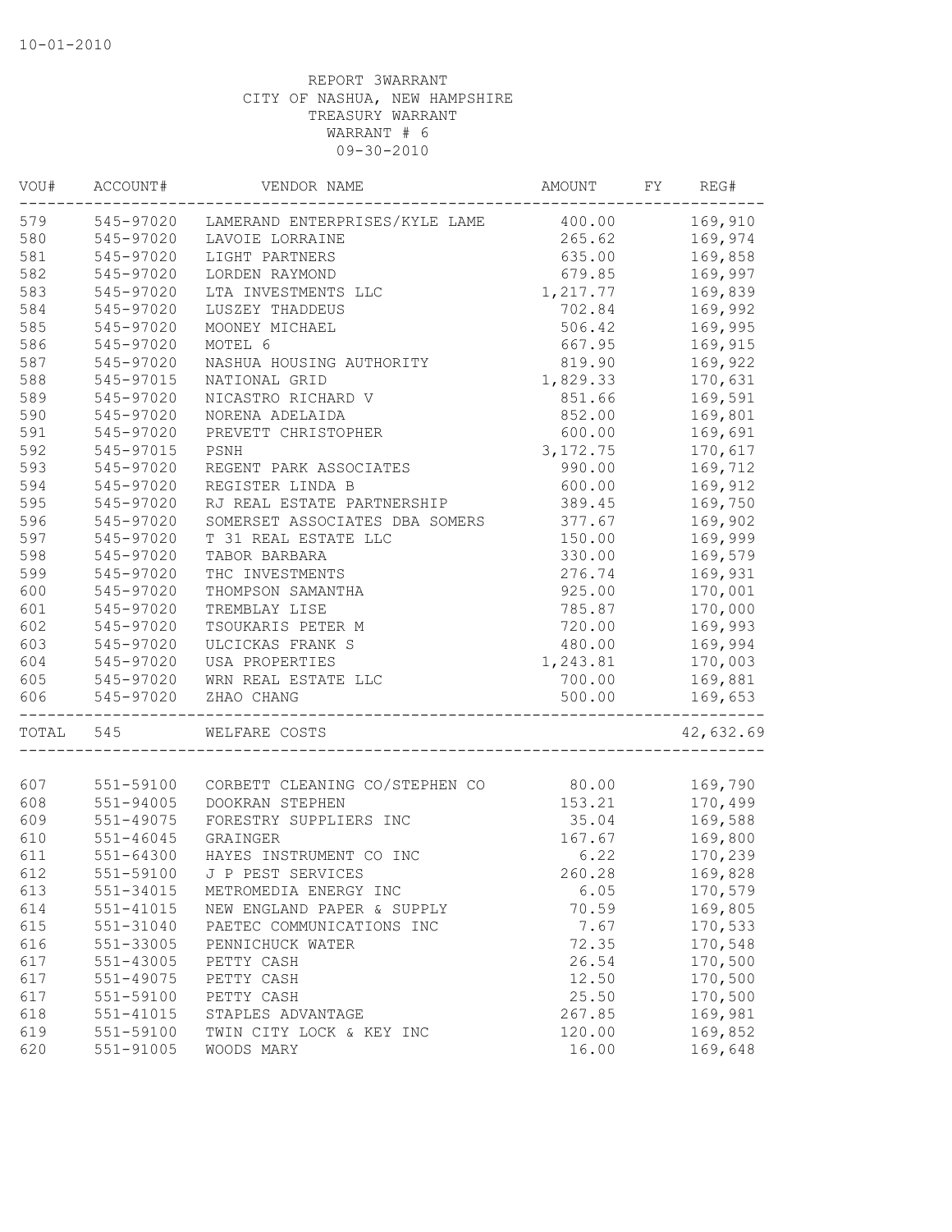10-01-2010

REPORT 3WARRANT
CITY OF NASHUA, NEW HAMPSHIRE
TREASURY WARRANT
WARRANT # 6
09-30-2010

| VOU# | ACCOUNT# | VENDOR NAME | AMOUNT | FY | REG# |
|---|---|---|---|---|---|
| 579 | 545-97020 | LAMERAND ENTERPRISES/KYLE LAME | 400.00 | | 169,910 |
| 580 | 545-97020 | LAVOIE LORRAINE | 265.62 | | 169,974 |
| 581 | 545-97020 | LIGHT PARTNERS | 635.00 | | 169,858 |
| 582 | 545-97020 | LORDEN RAYMOND | 679.85 | | 169,997 |
| 583 | 545-97020 | LTA INVESTMENTS LLC | 1,217.77 | | 169,839 |
| 584 | 545-97020 | LUSZEY THADDEUS | 702.84 | | 169,992 |
| 585 | 545-97020 | MOONEY MICHAEL | 506.42 | | 169,995 |
| 586 | 545-97020 | MOTEL 6 | 667.95 | | 169,915 |
| 587 | 545-97020 | NASHUA HOUSING AUTHORITY | 819.90 | | 169,922 |
| 588 | 545-97015 | NATIONAL GRID | 1,829.33 | | 170,631 |
| 589 | 545-97020 | NICASTRO RICHARD V | 851.66 | | 169,591 |
| 590 | 545-97020 | NORENA ADELAIDA | 852.00 | | 169,801 |
| 591 | 545-97020 | PREVETT CHRISTOPHER | 600.00 | | 169,691 |
| 592 | 545-97015 | PSNH | 3,172.75 | | 170,617 |
| 593 | 545-97020 | REGENT PARK ASSOCIATES | 990.00 | | 169,712 |
| 594 | 545-97020 | REGISTER LINDA B | 600.00 | | 169,912 |
| 595 | 545-97020 | RJ REAL ESTATE PARTNERSHIP | 389.45 | | 169,750 |
| 596 | 545-97020 | SOMERSET ASSOCIATES DBA SOMERS | 377.67 | | 169,902 |
| 597 | 545-97020 | T 31 REAL ESTATE LLC | 150.00 | | 169,999 |
| 598 | 545-97020 | TABOR BARBARA | 330.00 | | 169,579 |
| 599 | 545-97020 | THC INVESTMENTS | 276.74 | | 169,931 |
| 600 | 545-97020 | THOMPSON SAMANTHA | 925.00 | | 170,001 |
| 601 | 545-97020 | TREMBLAY LISE | 785.87 | | 170,000 |
| 602 | 545-97020 | TSOUKARIS PETER M | 720.00 | | 169,993 |
| 603 | 545-97020 | ULCICKAS FRANK S | 480.00 | | 169,994 |
| 604 | 545-97020 | USA PROPERTIES | 1,243.81 | | 170,003 |
| 605 | 545-97020 | WRN REAL ESTATE LLC | 700.00 | | 169,881 |
| 606 | 545-97020 | ZHAO CHANG | 500.00 | | 169,653 |
| TOTAL | 545 | WELFARE COSTS | | | 42,632.69 |
| 607 | 551-59100 | CORBETT CLEANING CO/STEPHEN CO | 80.00 | | 169,790 |
| 608 | 551-94005 | DOOKRAN STEPHEN | 153.21 | | 170,499 |
| 609 | 551-49075 | FORESTRY SUPPLIERS INC | 35.04 | | 169,588 |
| 610 | 551-46045 | GRAINGER | 167.67 | | 169,800 |
| 611 | 551-64300 | HAYES INSTRUMENT CO INC | 6.22 | | 170,239 |
| 612 | 551-59100 | J P PEST SERVICES | 260.28 | | 169,828 |
| 613 | 551-34015 | METROMEDIA ENERGY INC | 6.05 | | 170,579 |
| 614 | 551-41015 | NEW ENGLAND PAPER & SUPPLY | 70.59 | | 169,805 |
| 615 | 551-31040 | PAETEC COMMUNICATIONS INC | 7.67 | | 170,533 |
| 616 | 551-33005 | PENNICHUCK WATER | 72.35 | | 170,548 |
| 617 | 551-43005 | PETTY CASH | 26.54 | | 170,500 |
| 617 | 551-49075 | PETTY CASH | 12.50 | | 170,500 |
| 617 | 551-59100 | PETTY CASH | 25.50 | | 170,500 |
| 618 | 551-41015 | STAPLES ADVANTAGE | 267.85 | | 169,981 |
| 619 | 551-59100 | TWIN CITY LOCK & KEY INC | 120.00 | | 169,852 |
| 620 | 551-91005 | WOODS MARY | 16.00 | | 169,648 |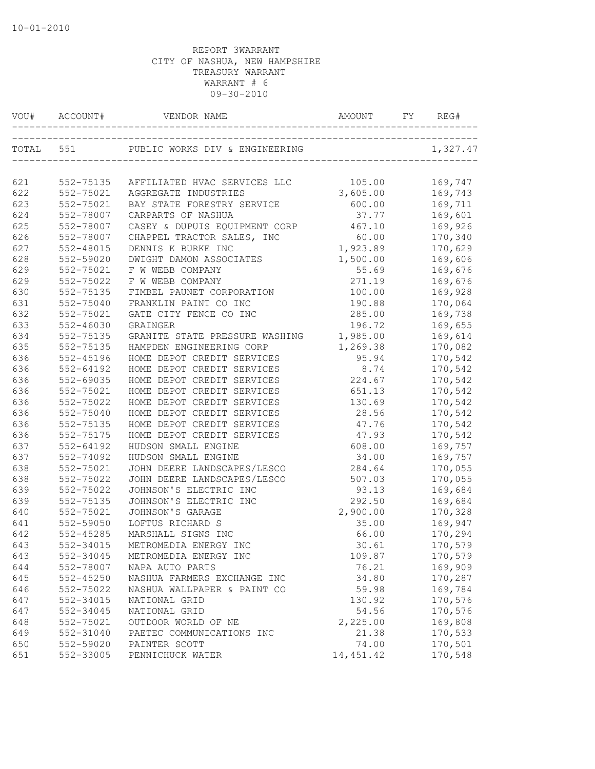10-01-2010

REPORT 3WARRANT
CITY OF NASHUA, NEW HAMPSHIRE
TREASURY WARRANT
WARRANT # 6
09-30-2010

| VOU# | ACCOUNT# | VENDOR NAME | AMOUNT | FY | REG# |
|---|---|---|---|---|---|
| TOTAL | 551 | PUBLIC WORKS DIV & ENGINEERING | | | 1,327.47 |
| 621 | 552-75135 | AFFILIATED HVAC SERVICES LLC | 105.00 | | 169,747 |
| 622 | 552-75021 | AGGREGATE INDUSTRIES | 3,605.00 | | 169,743 |
| 623 | 552-75021 | BAY STATE FORESTRY SERVICE | 600.00 | | 169,711 |
| 624 | 552-78007 | CARPARTS OF NASHUA | 37.77 | | 169,601 |
| 625 | 552-78007 | CASEY & DUPUIS EQUIPMENT CORP | 467.10 | | 169,926 |
| 626 | 552-78007 | CHAPPEL TRACTOR SALES, INC | 60.00 | | 170,340 |
| 627 | 552-48015 | DENNIS K BURKE INC | 1,923.89 | | 170,629 |
| 628 | 552-59020 | DWIGHT DAMON ASSOCIATES | 1,500.00 | | 169,606 |
| 629 | 552-75021 | F W WEBB COMPANY | 55.69 | | 169,676 |
| 629 | 552-75022 | F W WEBB COMPANY | 271.19 | | 169,676 |
| 630 | 552-75135 | FIMBEL PAUNET CORPORATION | 100.00 | | 169,928 |
| 631 | 552-75040 | FRANKLIN PAINT CO INC | 190.88 | | 170,064 |
| 632 | 552-75021 | GATE CITY FENCE CO INC | 285.00 | | 169,738 |
| 633 | 552-46030 | GRAINGER | 196.72 | | 169,655 |
| 634 | 552-75135 | GRANITE STATE PRESSURE WASHING | 1,985.00 | | 169,614 |
| 635 | 552-75135 | HAMPDEN ENGINEERING CORP | 1,269.38 | | 170,082 |
| 636 | 552-45196 | HOME DEPOT CREDIT SERVICES | 95.94 | | 170,542 |
| 636 | 552-64192 | HOME DEPOT CREDIT SERVICES | 8.74 | | 170,542 |
| 636 | 552-69035 | HOME DEPOT CREDIT SERVICES | 224.67 | | 170,542 |
| 636 | 552-75021 | HOME DEPOT CREDIT SERVICES | 651.13 | | 170,542 |
| 636 | 552-75022 | HOME DEPOT CREDIT SERVICES | 130.69 | | 170,542 |
| 636 | 552-75040 | HOME DEPOT CREDIT SERVICES | 28.56 | | 170,542 |
| 636 | 552-75135 | HOME DEPOT CREDIT SERVICES | 47.76 | | 170,542 |
| 636 | 552-75175 | HOME DEPOT CREDIT SERVICES | 47.93 | | 170,542 |
| 637 | 552-64192 | HUDSON SMALL ENGINE | 608.00 | | 169,757 |
| 637 | 552-74092 | HUDSON SMALL ENGINE | 34.00 | | 169,757 |
| 638 | 552-75021 | JOHN DEERE LANDSCAPES/LESCO | 284.64 | | 170,055 |
| 638 | 552-75022 | JOHN DEERE LANDSCAPES/LESCO | 507.03 | | 170,055 |
| 639 | 552-75022 | JOHNSON'S ELECTRIC INC | 93.13 | | 169,684 |
| 639 | 552-75135 | JOHNSON'S ELECTRIC INC | 292.50 | | 169,684 |
| 640 | 552-75021 | JOHNSON'S GARAGE | 2,900.00 | | 170,328 |
| 641 | 552-59050 | LOFTUS RICHARD S | 35.00 | | 169,947 |
| 642 | 552-45285 | MARSHALL SIGNS INC | 66.00 | | 170,294 |
| 643 | 552-34015 | METROMEDIA ENERGY INC | 30.61 | | 170,579 |
| 643 | 552-34045 | METROMEDIA ENERGY INC | 109.87 | | 170,579 |
| 644 | 552-78007 | NAPA AUTO PARTS | 76.21 | | 169,909 |
| 645 | 552-45250 | NASHUA FARMERS EXCHANGE INC | 34.80 | | 170,287 |
| 646 | 552-75022 | NASHUA WALLPAPER & PAINT CO | 59.98 | | 169,784 |
| 647 | 552-34015 | NATIONAL GRID | 130.92 | | 170,576 |
| 647 | 552-34045 | NATIONAL GRID | 54.56 | | 170,576 |
| 648 | 552-75021 | OUTDOOR WORLD OF NE | 2,225.00 | | 169,808 |
| 649 | 552-31040 | PAETEC COMMUNICATIONS INC | 21.38 | | 170,533 |
| 650 | 552-59020 | PAINTER SCOTT | 74.00 | | 170,501 |
| 651 | 552-33005 | PENNICHUCK WATER | 14,451.42 | | 170,548 |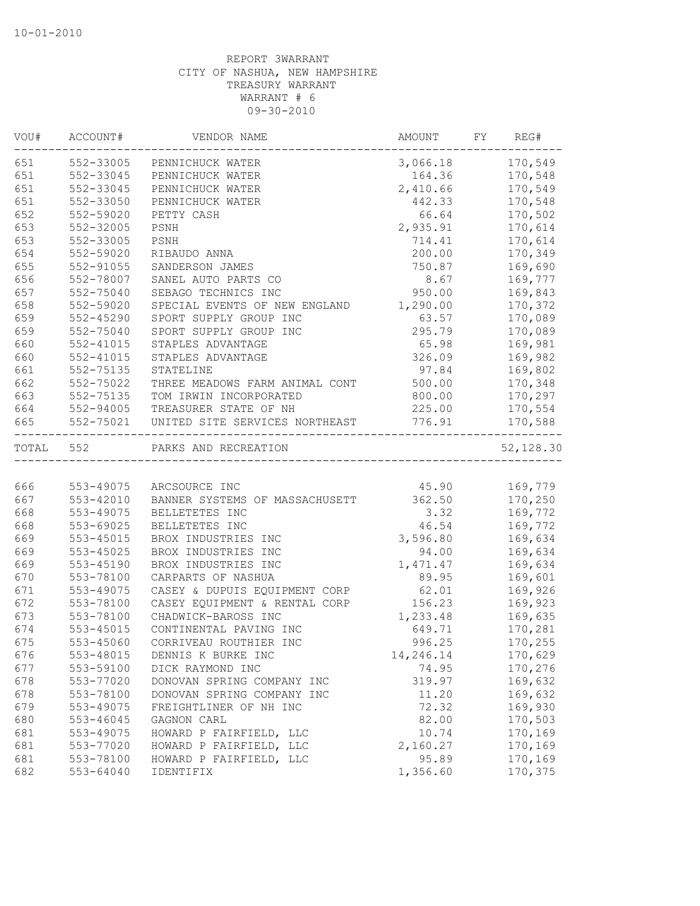10-01-2010

REPORT 3WARRANT
CITY OF NASHUA, NEW HAMPSHIRE
TREASURY WARRANT
WARRANT # 6
09-30-2010

| VOU# | ACCOUNT# | VENDOR NAME | AMOUNT | FY | REG# |
|---|---|---|---|---|---|
| 651 | 552-33005 | PENNICHUCK WATER | 3,066.18 | | 170,549 |
| 651 | 552-33045 | PENNICHUCK WATER | 164.36 | | 170,548 |
| 651 | 552-33045 | PENNICHUCK WATER | 2,410.66 | | 170,549 |
| 651 | 552-33050 | PENNICHUCK WATER | 442.33 | | 170,548 |
| 652 | 552-59020 | PETTY CASH | 66.64 | | 170,502 |
| 653 | 552-32005 | PSNH | 2,935.91 | | 170,614 |
| 653 | 552-33005 | PSNH | 714.41 | | 170,614 |
| 654 | 552-59020 | RIBAUDO ANNA | 200.00 | | 170,349 |
| 655 | 552-91055 | SANDERSON JAMES | 750.87 | | 169,690 |
| 656 | 552-78007 | SANEL AUTO PARTS CO | 8.67 | | 169,777 |
| 657 | 552-75040 | SEBAGO TECHNICS INC | 950.00 | | 169,843 |
| 658 | 552-59020 | SPECIAL EVENTS OF NEW ENGLAND | 1,290.00 | | 170,372 |
| 659 | 552-45290 | SPORT SUPPLY GROUP INC | 63.57 | | 170,089 |
| 659 | 552-75040 | SPORT SUPPLY GROUP INC | 295.79 | | 170,089 |
| 660 | 552-41015 | STAPLES ADVANTAGE | 65.98 | | 169,981 |
| 660 | 552-41015 | STAPLES ADVANTAGE | 326.09 | | 169,982 |
| 661 | 552-75135 | STATELINE | 97.84 | | 169,802 |
| 662 | 552-75022 | THREE MEADOWS FARM ANIMAL CONT | 500.00 | | 170,348 |
| 663 | 552-75135 | TOM IRWIN INCORPORATED | 800.00 | | 170,297 |
| 664 | 552-94005 | TREASURER STATE OF NH | 225.00 | | 170,554 |
| 665 | 552-75021 | UNITED SITE SERVICES NORTHEAST | 776.91 | | 170,588 |
| TOTAL | 552 | PARKS AND RECREATION | | | 52,128.30 |
| 666 | 553-49075 | ARCSOURCE INC | 45.90 | | 169,779 |
| 667 | 553-42010 | BANNER SYSTEMS OF MASSACHUSETT | 362.50 | | 170,250 |
| 668 | 553-49075 | BELLETETES INC | 3.32 | | 169,772 |
| 668 | 553-69025 | BELLETETES INC | 46.54 | | 169,772 |
| 669 | 553-45015 | BROX INDUSTRIES INC | 3,596.80 | | 169,634 |
| 669 | 553-45025 | BROX INDUSTRIES INC | 94.00 | | 169,634 |
| 669 | 553-45190 | BROX INDUSTRIES INC | 1,471.47 | | 169,634 |
| 670 | 553-78100 | CARPARTS OF NASHUA | 89.95 | | 169,601 |
| 671 | 553-49075 | CASEY & DUPUIS EQUIPMENT CORP | 62.01 | | 169,926 |
| 672 | 553-78100 | CASEY EQUIPMENT & RENTAL CORP | 156.23 | | 169,923 |
| 673 | 553-78100 | CHADWICK-BAROSS INC | 1,233.48 | | 169,635 |
| 674 | 553-45015 | CONTINENTAL PAVING INC | 649.71 | | 170,281 |
| 675 | 553-45060 | CORRIVEAU ROUTHIER INC | 996.25 | | 170,255 |
| 676 | 553-48015 | DENNIS K BURKE INC | 14,246.14 | | 170,629 |
| 677 | 553-59100 | DICK RAYMOND INC | 74.95 | | 170,276 |
| 678 | 553-77020 | DONOVAN SPRING COMPANY INC | 319.97 | | 169,632 |
| 678 | 553-78100 | DONOVAN SPRING COMPANY INC | 11.20 | | 169,632 |
| 679 | 553-49075 | FREIGHTLINER OF NH INC | 72.32 | | 169,930 |
| 680 | 553-46045 | GAGNON CARL | 82.00 | | 170,503 |
| 681 | 553-49075 | HOWARD P FAIRFIELD, LLC | 10.74 | | 170,169 |
| 681 | 553-77020 | HOWARD P FAIRFIELD, LLC | 2,160.27 | | 170,169 |
| 681 | 553-78100 | HOWARD P FAIRFIELD, LLC | 95.89 | | 170,169 |
| 682 | 553-64040 | IDENTIFIX | 1,356.60 | | 170,375 |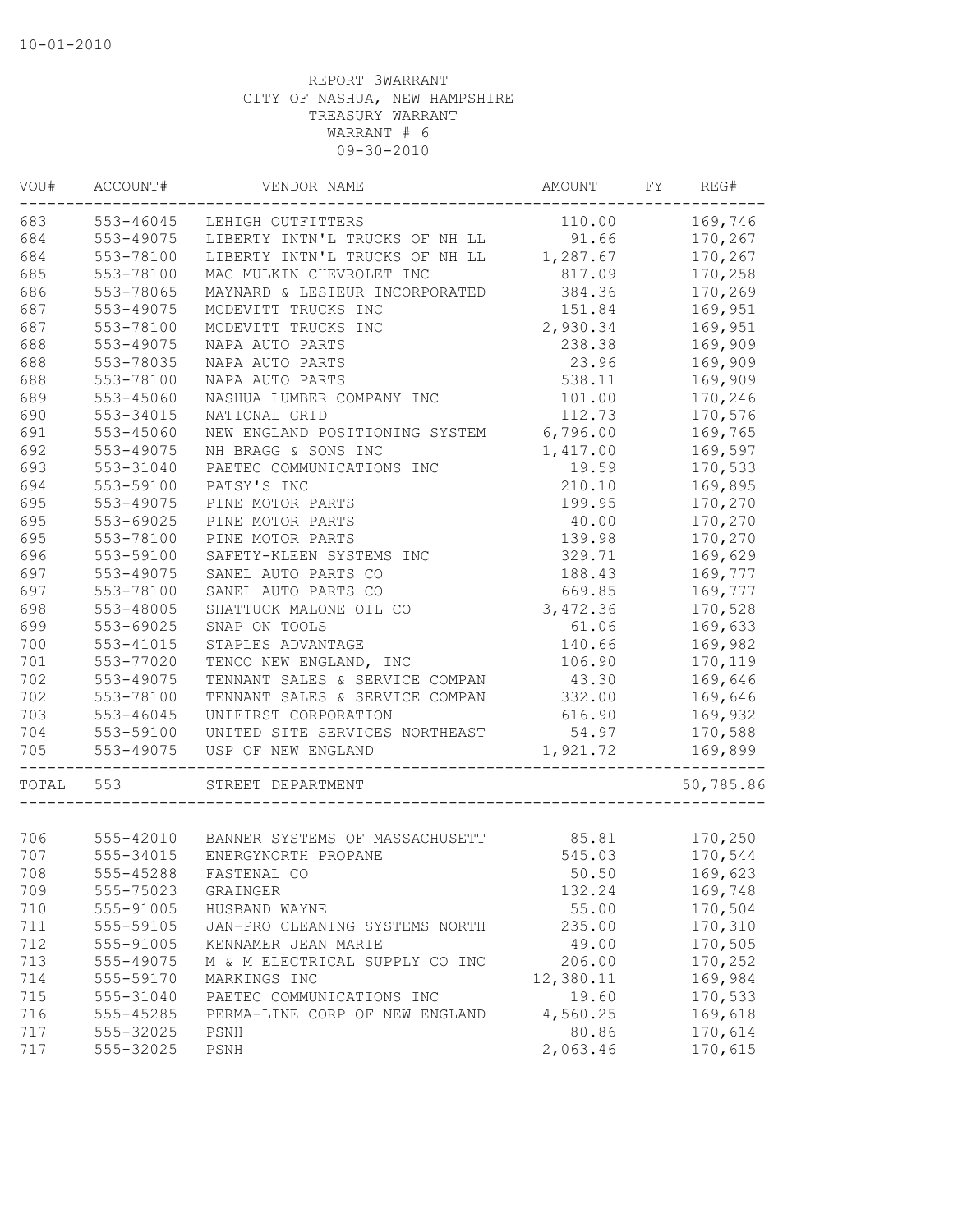10-01-2010

REPORT 3WARRANT
CITY OF NASHUA, NEW HAMPSHIRE
TREASURY WARRANT
WARRANT # 6
09-30-2010

| VOU# | ACCOUNT# | VENDOR NAME | AMOUNT | FY | REG# |
|---|---|---|---|---|---|
| 683 | 553-46045 | LEHIGH OUTFITTERS | 110.00 | | 169,746 |
| 684 | 553-49075 | LIBERTY INTN'L TRUCKS OF NH LL | 91.66 | | 170,267 |
| 684 | 553-78100 | LIBERTY INTN'L TRUCKS OF NH LL | 1,287.67 | | 170,267 |
| 685 | 553-78100 | MAC MULKIN CHEVROLET INC | 817.09 | | 170,258 |
| 686 | 553-78065 | MAYNARD & LESIEUR INCORPORATED | 384.36 | | 170,269 |
| 687 | 553-49075 | MCDEVITT TRUCKS INC | 151.84 | | 169,951 |
| 687 | 553-78100 | MCDEVITT TRUCKS INC | 2,930.34 | | 169,951 |
| 688 | 553-49075 | NAPA AUTO PARTS | 238.38 | | 169,909 |
| 688 | 553-78035 | NAPA AUTO PARTS | 23.96 | | 169,909 |
| 688 | 553-78100 | NAPA AUTO PARTS | 538.11 | | 169,909 |
| 689 | 553-45060 | NASHUA LUMBER COMPANY INC | 101.00 | | 170,246 |
| 690 | 553-34015 | NATIONAL GRID | 112.73 | | 170,576 |
| 691 | 553-45060 | NEW ENGLAND POSITIONING SYSTEM | 6,796.00 | | 169,765 |
| 692 | 553-49075 | NH BRAGG & SONS INC | 1,417.00 | | 169,597 |
| 693 | 553-31040 | PAETEC COMMUNICATIONS INC | 19.59 | | 170,533 |
| 694 | 553-59100 | PATSY'S INC | 210.10 | | 169,895 |
| 695 | 553-49075 | PINE MOTOR PARTS | 199.95 | | 170,270 |
| 695 | 553-69025 | PINE MOTOR PARTS | 40.00 | | 170,270 |
| 695 | 553-78100 | PINE MOTOR PARTS | 139.98 | | 170,270 |
| 696 | 553-59100 | SAFETY-KLEEN SYSTEMS INC | 329.71 | | 169,629 |
| 697 | 553-49075 | SANEL AUTO PARTS CO | 188.43 | | 169,777 |
| 697 | 553-78100 | SANEL AUTO PARTS CO | 669.85 | | 169,777 |
| 698 | 553-48005 | SHATTUCK MALONE OIL CO | 3,472.36 | | 170,528 |
| 699 | 553-69025 | SNAP ON TOOLS | 61.06 | | 169,633 |
| 700 | 553-41015 | STAPLES ADVANTAGE | 140.66 | | 169,982 |
| 701 | 553-77020 | TENCO NEW ENGLAND, INC | 106.90 | | 170,119 |
| 702 | 553-49075 | TENNANT SALES & SERVICE COMPAN | 43.30 | | 169,646 |
| 702 | 553-78100 | TENNANT SALES & SERVICE COMPAN | 332.00 | | 169,646 |
| 703 | 553-46045 | UNIFIRST CORPORATION | 616.90 | | 169,932 |
| 704 | 553-59100 | UNITED SITE SERVICES NORTHEAST | 54.97 | | 170,588 |
| 705 | 553-49075 | USP OF NEW ENGLAND | 1,921.72 | | 169,899 |
| TOTAL | 553 | STREET DEPARTMENT | | | 50,785.86 |
| 706 | 555-42010 | BANNER SYSTEMS OF MASSACHUSETT | 85.81 | | 170,250 |
| 707 | 555-34015 | ENERGYNORTH PROPANE | 545.03 | | 170,544 |
| 708 | 555-45288 | FASTENAL CO | 50.50 | | 169,623 |
| 709 | 555-75023 | GRAINGER | 132.24 | | 169,748 |
| 710 | 555-91005 | HUSBAND WAYNE | 55.00 | | 170,504 |
| 711 | 555-59105 | JAN-PRO CLEANING SYSTEMS NORTH | 235.00 | | 170,310 |
| 712 | 555-91005 | KENNAMER JEAN MARIE | 49.00 | | 170,505 |
| 713 | 555-49075 | M & M ELECTRICAL SUPPLY CO INC | 206.00 | | 170,252 |
| 714 | 555-59170 | MARKINGS INC | 12,380.11 | | 169,984 |
| 715 | 555-31040 | PAETEC COMMUNICATIONS INC | 19.60 | | 170,533 |
| 716 | 555-45285 | PERMA-LINE CORP OF NEW ENGLAND | 4,560.25 | | 169,618 |
| 717 | 555-32025 | PSNH | 80.86 | | 170,614 |
| 717 | 555-32025 | PSNH | 2,063.46 | | 170,615 |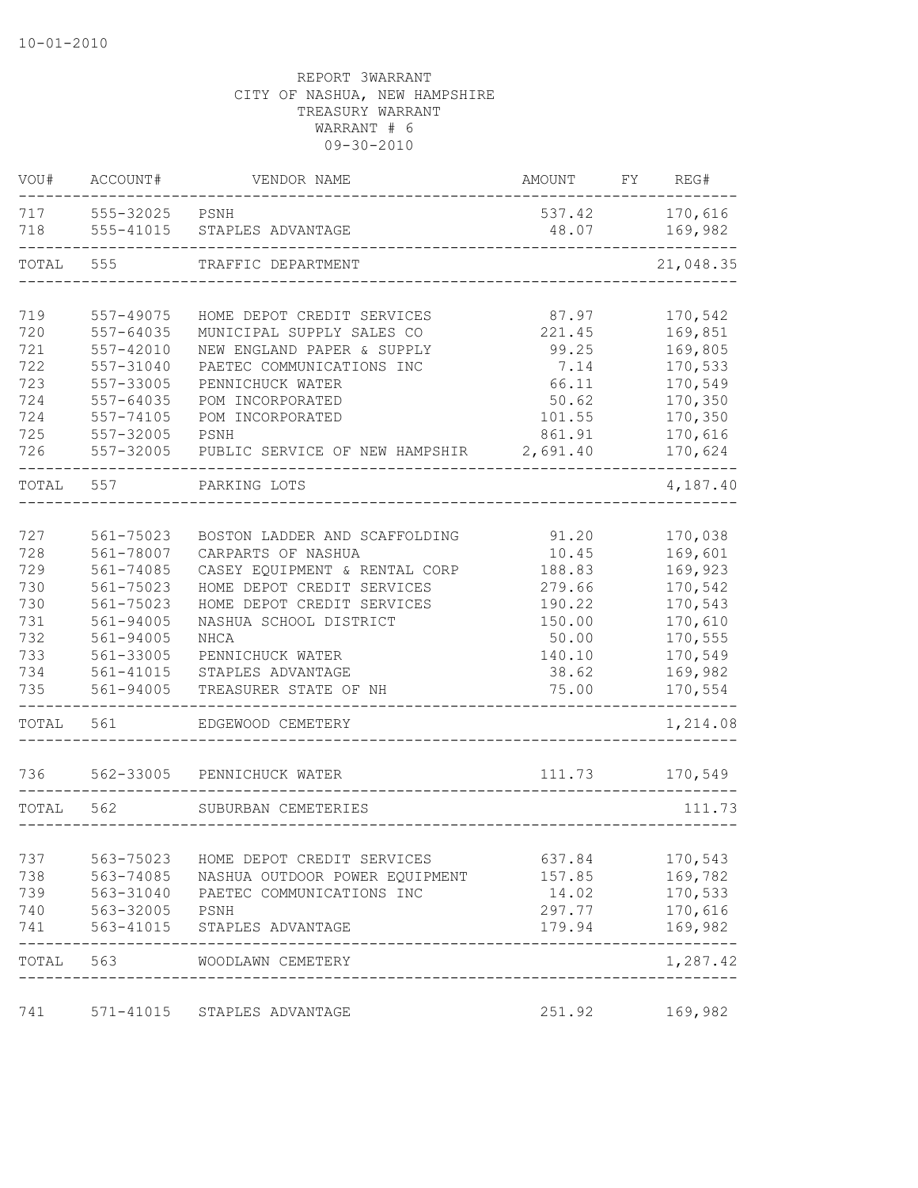10-01-2010

REPORT 3WARRANT
CITY OF NASHUA, NEW HAMPSHIRE
TREASURY WARRANT
WARRANT # 6
09-30-2010

| VOU# | ACCOUNT# | VENDOR NAME | AMOUNT | FY | REG# |
|---|---|---|---|---|---|
| 717 | 555-32025 | PSNH | 537.42 | | 170,616 |
| 718 | 555-41015 | STAPLES ADVANTAGE | 48.07 | | 169,982 |
| TOTAL | 555 | TRAFFIC DEPARTMENT | | | 21,048.35 |
| 719 | 557-49075 | HOME DEPOT CREDIT SERVICES | 87.97 | | 170,542 |
| 720 | 557-64035 | MUNICIPAL SUPPLY SALES CO | 221.45 | | 169,851 |
| 721 | 557-42010 | NEW ENGLAND PAPER & SUPPLY | 99.25 | | 169,805 |
| 722 | 557-31040 | PAETEC COMMUNICATIONS INC | 7.14 | | 170,533 |
| 723 | 557-33005 | PENNICHUCK WATER | 66.11 | | 170,549 |
| 724 | 557-64035 | POM INCORPORATED | 50.62 | | 170,350 |
| 724 | 557-74105 | POM INCORPORATED | 101.55 | | 170,350 |
| 725 | 557-32005 | PSNH | 861.91 | | 170,616 |
| 726 | 557-32005 | PUBLIC SERVICE OF NEW HAMPSHIR | 2,691.40 | | 170,624 |
| TOTAL | 557 | PARKING LOTS | | | 4,187.40 |
| 727 | 561-75023 | BOSTON LADDER AND SCAFFOLDING | 91.20 | | 170,038 |
| 728 | 561-78007 | CARPARTS OF NASHUA | 10.45 | | 169,601 |
| 729 | 561-74085 | CASEY EQUIPMENT & RENTAL CORP | 188.83 | | 169,923 |
| 730 | 561-75023 | HOME DEPOT CREDIT SERVICES | 279.66 | | 170,542 |
| 730 | 561-75023 | HOME DEPOT CREDIT SERVICES | 190.22 | | 170,543 |
| 731 | 561-94005 | NASHUA SCHOOL DISTRICT | 150.00 | | 170,610 |
| 732 | 561-94005 | NHCA | 50.00 | | 170,555 |
| 733 | 561-33005 | PENNICHUCK WATER | 140.10 | | 170,549 |
| 734 | 561-41015 | STAPLES ADVANTAGE | 38.62 | | 169,982 |
| 735 | 561-94005 | TREASURER STATE OF NH | 75.00 | | 170,554 |
| TOTAL | 561 | EDGEWOOD CEMETERY | | | 1,214.08 |
| 736 | 562-33005 | PENNICHUCK WATER | 111.73 | | 170,549 |
| TOTAL | 562 | SUBURBAN CEMETERIES | | | 111.73 |
| 737 | 563-75023 | HOME DEPOT CREDIT SERVICES | 637.84 | | 170,543 |
| 738 | 563-74085 | NASHUA OUTDOOR POWER EQUIPMENT | 157.85 | | 169,782 |
| 739 | 563-31040 | PAETEC COMMUNICATIONS INC | 14.02 | | 170,533 |
| 740 | 563-32005 | PSNH | 297.77 | | 170,616 |
| 741 | 563-41015 | STAPLES ADVANTAGE | 179.94 | | 169,982 |
| TOTAL | 563 | WOODLAWN CEMETERY | | | 1,287.42 |
| 741 | 571-41015 | STAPLES ADVANTAGE | 251.92 | | 169,982 |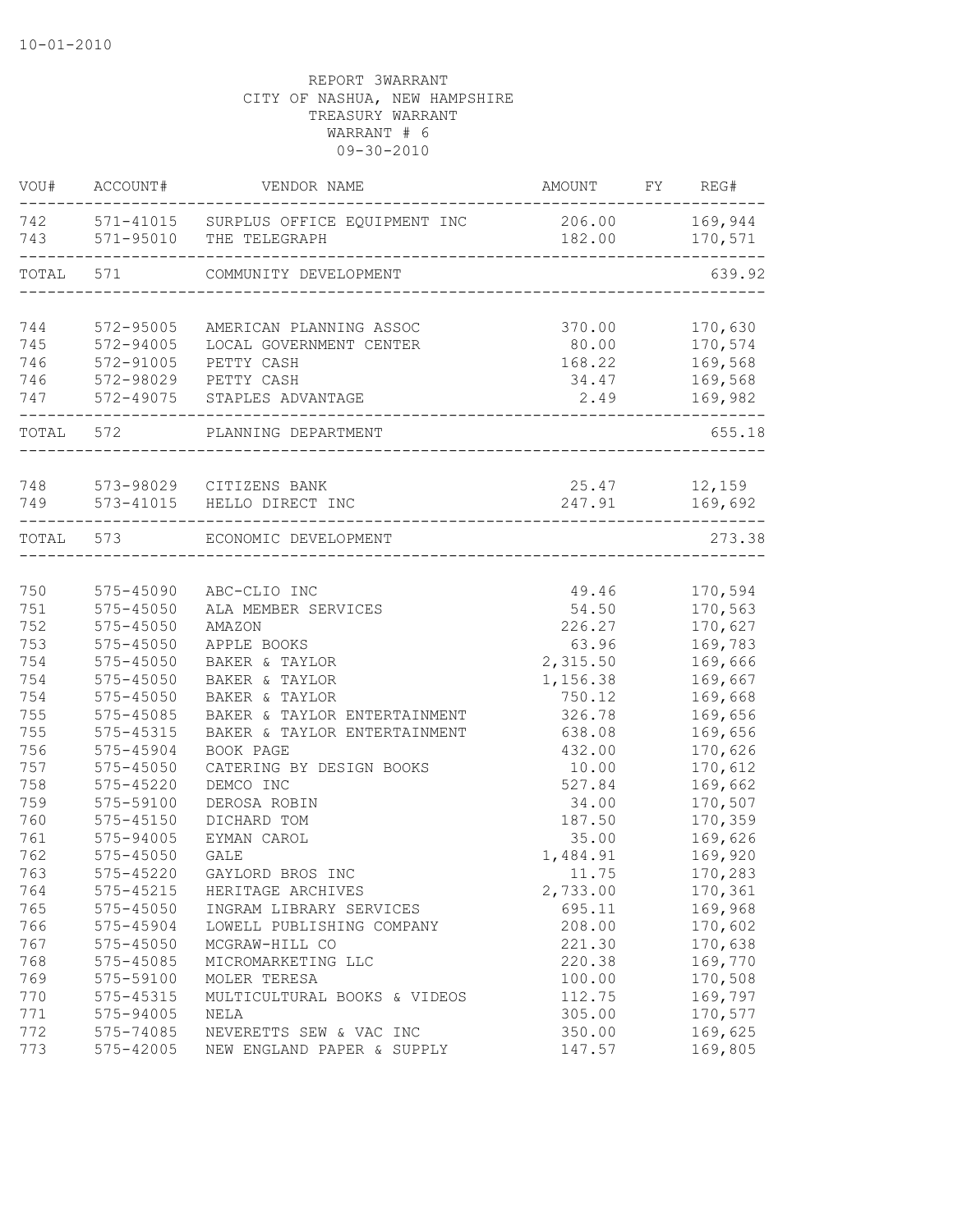10-01-2010

REPORT 3WARRANT
CITY OF NASHUA, NEW HAMPSHIRE
TREASURY WARRANT
WARRANT # 6
09-30-2010

| VOU# | ACCOUNT# | VENDOR NAME | AMOUNT | FY | REG# |
|---|---|---|---|---|---|
| 742 | 571-41015 | SURPLUS OFFICE EQUIPMENT INC | 206.00 | | 169,944 |
| 743 | 571-95010 | THE TELEGRAPH | 182.00 | | 170,571 |
| TOTAL | 571 | COMMUNITY DEVELOPMENT | | | 639.92 |
| 744 | 572-95005 | AMERICAN PLANNING ASSOC | 370.00 | | 170,630 |
| 745 | 572-94005 | LOCAL GOVERNMENT CENTER | 80.00 | | 170,574 |
| 746 | 572-91005 | PETTY CASH | 168.22 | | 169,568 |
| 746 | 572-98029 | PETTY CASH | 34.47 | | 169,568 |
| 747 | 572-49075 | STAPLES ADVANTAGE | 2.49 | | 169,982 |
| TOTAL | 572 | PLANNING DEPARTMENT | | | 655.18 |
| 748 | 573-98029 | CITIZENS BANK | 25.47 | | 12,159 |
| 749 | 573-41015 | HELLO DIRECT INC | 247.91 | | 169,692 |
| TOTAL | 573 | ECONOMIC DEVELOPMENT | | | 273.38 |
| 750 | 575-45090 | ABC-CLIO INC | 49.46 | | 170,594 |
| 751 | 575-45050 | ALA MEMBER SERVICES | 54.50 | | 170,563 |
| 752 | 575-45050 | AMAZON | 226.27 | | 170,627 |
| 753 | 575-45050 | APPLE BOOKS | 63.96 | | 169,783 |
| 754 | 575-45050 | BAKER & TAYLOR | 2,315.50 | | 169,666 |
| 754 | 575-45050 | BAKER & TAYLOR | 1,156.38 | | 169,667 |
| 754 | 575-45050 | BAKER & TAYLOR | 750.12 | | 169,668 |
| 755 | 575-45085 | BAKER & TAYLOR ENTERTAINMENT | 326.78 | | 169,656 |
| 755 | 575-45315 | BAKER & TAYLOR ENTERTAINMENT | 638.08 | | 169,656 |
| 756 | 575-45904 | BOOK PAGE | 432.00 | | 170,626 |
| 757 | 575-45050 | CATERING BY DESIGN BOOKS | 10.00 | | 170,612 |
| 758 | 575-45220 | DEMCO INC | 527.84 | | 169,662 |
| 759 | 575-59100 | DEROSA ROBIN | 34.00 | | 170,507 |
| 760 | 575-45150 | DICHARD TOM | 187.50 | | 170,359 |
| 761 | 575-94005 | EYMAN CAROL | 35.00 | | 169,626 |
| 762 | 575-45050 | GALE | 1,484.91 | | 169,920 |
| 763 | 575-45220 | GAYLORD BROS INC | 11.75 | | 170,283 |
| 764 | 575-45215 | HERITAGE ARCHIVES | 2,733.00 | | 170,361 |
| 765 | 575-45050 | INGRAM LIBRARY SERVICES | 695.11 | | 169,968 |
| 766 | 575-45904 | LOWELL PUBLISHING COMPANY | 208.00 | | 170,602 |
| 767 | 575-45050 | MCGRAW-HILL CO | 221.30 | | 170,638 |
| 768 | 575-45085 | MICROMARKETING LLC | 220.38 | | 169,770 |
| 769 | 575-59100 | MOLER TERESA | 100.00 | | 170,508 |
| 770 | 575-45315 | MULTICULTURAL BOOKS & VIDEOS | 112.75 | | 169,797 |
| 771 | 575-94005 | NELA | 305.00 | | 170,577 |
| 772 | 575-74085 | NEVERETTS SEW & VAC INC | 350.00 | | 169,625 |
| 773 | 575-42005 | NEW ENGLAND PAPER & SUPPLY | 147.57 | | 169,805 |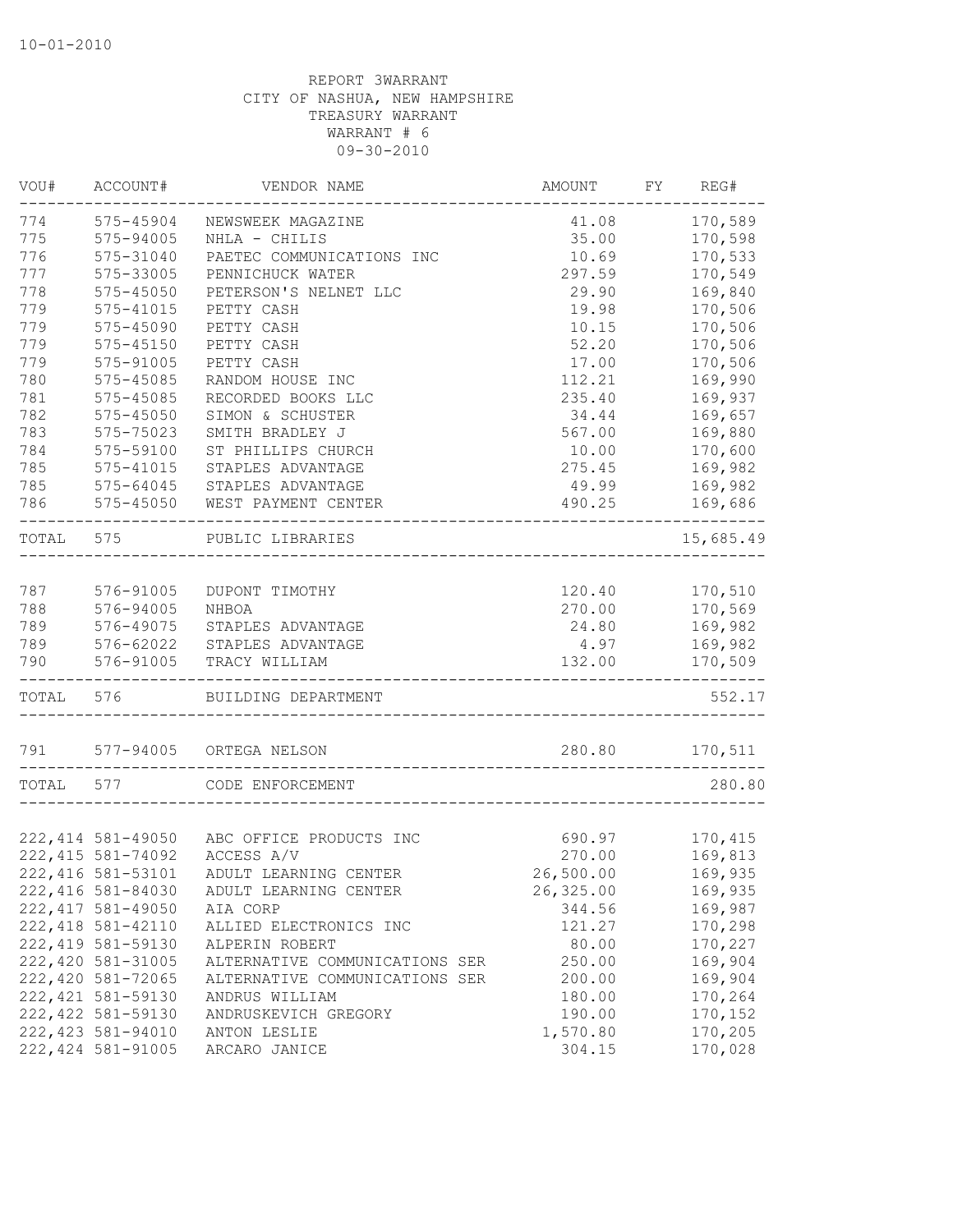10-01-2010

REPORT 3WARRANT
CITY OF NASHUA, NEW HAMPSHIRE
TREASURY WARRANT
WARRANT # 6
09-30-2010

| VOU# | ACCOUNT# | VENDOR NAME | AMOUNT | FY | REG# |
|---|---|---|---|---|---|
| 774 | 575-45904 | NEWSWEEK MAGAZINE | 41.08 | | 170,589 |
| 775 | 575-94005 | NHLA - CHILIS | 35.00 | | 170,598 |
| 776 | 575-31040 | PAETEC COMMUNICATIONS INC | 10.69 | | 170,533 |
| 777 | 575-33005 | PENNICHUCK WATER | 297.59 | | 170,549 |
| 778 | 575-45050 | PETERSON'S NELNET LLC | 29.90 | | 169,840 |
| 779 | 575-41015 | PETTY CASH | 19.98 | | 170,506 |
| 779 | 575-45090 | PETTY CASH | 10.15 | | 170,506 |
| 779 | 575-45150 | PETTY CASH | 52.20 | | 170,506 |
| 779 | 575-91005 | PETTY CASH | 17.00 | | 170,506 |
| 780 | 575-45085 | RANDOM HOUSE INC | 112.21 | | 169,990 |
| 781 | 575-45085 | RECORDED BOOKS LLC | 235.40 | | 169,937 |
| 782 | 575-45050 | SIMON & SCHUSTER | 34.44 | | 169,657 |
| 783 | 575-75023 | SMITH BRADLEY J | 567.00 | | 169,880 |
| 784 | 575-59100 | ST PHILLIPS CHURCH | 10.00 | | 170,600 |
| 785 | 575-41015 | STAPLES ADVANTAGE | 275.45 | | 169,982 |
| 785 | 575-64045 | STAPLES ADVANTAGE | 49.99 | | 169,982 |
| 786 | 575-45050 | WEST PAYMENT CENTER | 490.25 | | 169,686 |
| TOTAL | 575 | PUBLIC LIBRARIES | | | 15,685.49 |
| 787 | 576-91005 | DUPONT TIMOTHY | 120.40 | | 170,510 |
| 788 | 576-94005 | NHBOA | 270.00 | | 170,569 |
| 789 | 576-49075 | STAPLES ADVANTAGE | 24.80 | | 169,982 |
| 789 | 576-62022 | STAPLES ADVANTAGE | 4.97 | | 169,982 |
| 790 | 576-91005 | TRACY WILLIAM | 132.00 | | 170,509 |
| TOTAL | 576 | BUILDING DEPARTMENT | | | 552.17 |
| 791 | 577-94005 | ORTEGA NELSON | 280.80 | | 170,511 |
| TOTAL | 577 | CODE ENFORCEMENT | | | 280.80 |
| 222,414 | 581-49050 | ABC OFFICE PRODUCTS INC | 690.97 | | 170,415 |
| 222,415 | 581-74092 | ACCESS A/V | 270.00 | | 169,813 |
| 222,416 | 581-53101 | ADULT LEARNING CENTER | 26,500.00 | | 169,935 |
| 222,416 | 581-84030 | ADULT LEARNING CENTER | 26,325.00 | | 169,935 |
| 222,417 | 581-49050 | AIA CORP | 344.56 | | 169,987 |
| 222,418 | 581-42110 | ALLIED ELECTRONICS INC | 121.27 | | 170,298 |
| 222,419 | 581-59130 | ALPERIN ROBERT | 80.00 | | 170,227 |
| 222,420 | 581-31005 | ALTERNATIVE COMMUNICATIONS SER | 250.00 | | 169,904 |
| 222,420 | 581-72065 | ALTERNATIVE COMMUNICATIONS SER | 200.00 | | 169,904 |
| 222,421 | 581-59130 | ANDRUS WILLIAM | 180.00 | | 170,264 |
| 222,422 | 581-59130 | ANDRUSKEVICH GREGORY | 190.00 | | 170,152 |
| 222,423 | 581-94010 | ANTON LESLIE | 1,570.80 | | 170,205 |
| 222,424 | 581-91005 | ARCARO JANICE | 304.15 | | 170,028 |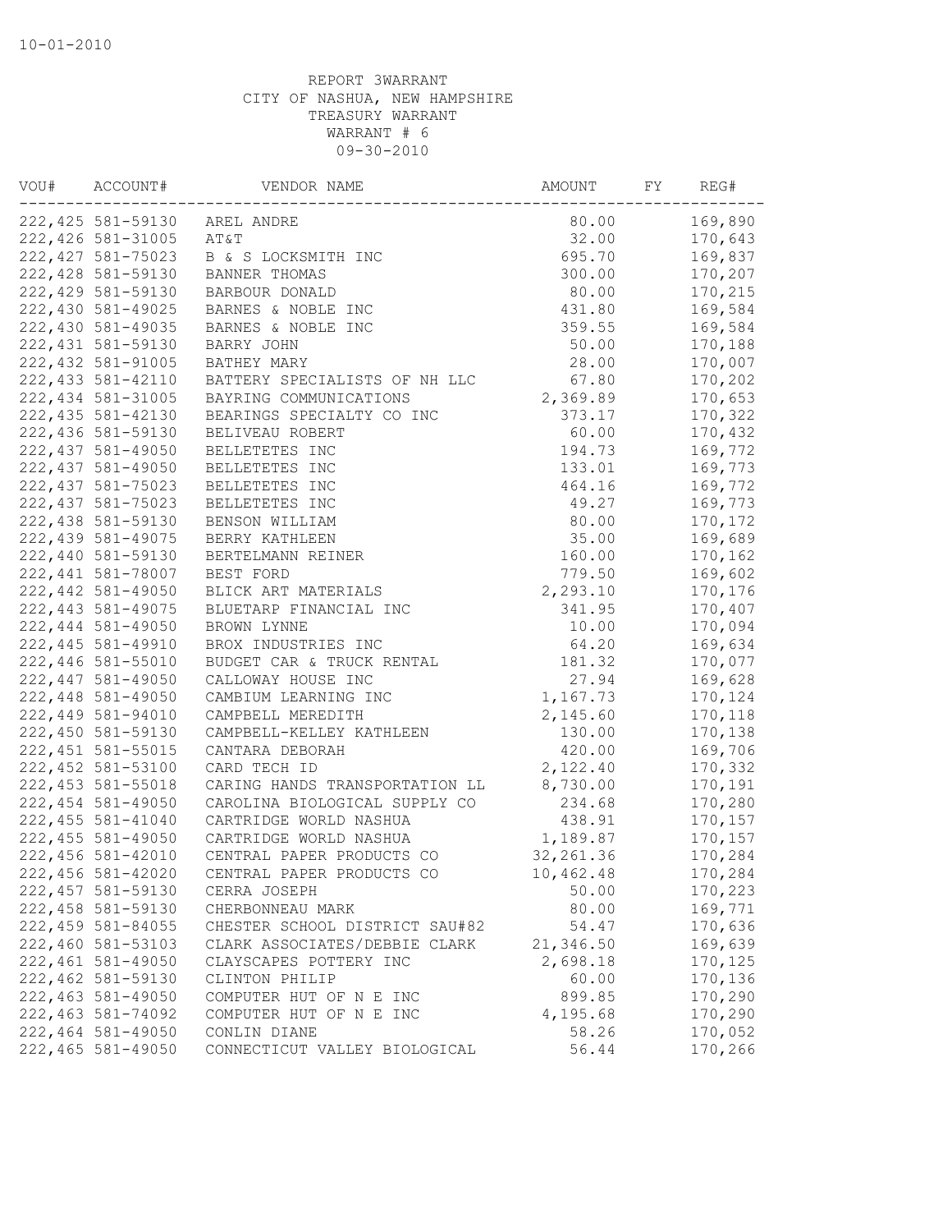10-01-2010

REPORT 3WARRANT
CITY OF NASHUA, NEW HAMPSHIRE
TREASURY WARRANT
WARRANT # 6
09-30-2010

| VOU# | ACCOUNT# | VENDOR NAME | AMOUNT | FY | REG# |
|---|---|---|---|---|---|
| 222,425 | 581-59130 | AREL ANDRE | 80.00 | | 169,890 |
| 222,426 | 581-31005 | AT&T | 32.00 | | 170,643 |
| 222,427 | 581-75023 | B & S LOCKSMITH INC | 695.70 | | 169,837 |
| 222,428 | 581-59130 | BANNER THOMAS | 300.00 | | 170,207 |
| 222,429 | 581-59130 | BARBOUR DONALD | 80.00 | | 170,215 |
| 222,430 | 581-49025 | BARNES & NOBLE INC | 431.80 | | 169,584 |
| 222,430 | 581-49035 | BARNES & NOBLE INC | 359.55 | | 169,584 |
| 222,431 | 581-59130 | BARRY JOHN | 50.00 | | 170,188 |
| 222,432 | 581-91005 | BATHEY MARY | 28.00 | | 170,007 |
| 222,433 | 581-42110 | BATTERY SPECIALISTS OF NH LLC | 67.80 | | 170,202 |
| 222,434 | 581-31005 | BAYRING COMMUNICATIONS | 2,369.89 | | 170,653 |
| 222,435 | 581-42130 | BEARINGS SPECIALTY CO INC | 373.17 | | 170,322 |
| 222,436 | 581-59130 | BELIVEAU ROBERT | 60.00 | | 170,432 |
| 222,437 | 581-49050 | BELLETETES INC | 194.73 | | 169,772 |
| 222,437 | 581-49050 | BELLETETES INC | 133.01 | | 169,773 |
| 222,437 | 581-75023 | BELLETETES INC | 464.16 | | 169,772 |
| 222,437 | 581-75023 | BELLETETES INC | 49.27 | | 169,773 |
| 222,438 | 581-59130 | BENSON WILLIAM | 80.00 | | 170,172 |
| 222,439 | 581-49075 | BERRY KATHLEEN | 35.00 | | 169,689 |
| 222,440 | 581-59130 | BERTELMANN REINER | 160.00 | | 170,162 |
| 222,441 | 581-78007 | BEST FORD | 779.50 | | 169,602 |
| 222,442 | 581-49050 | BLICK ART MATERIALS | 2,293.10 | | 170,176 |
| 222,443 | 581-49075 | BLUETARP FINANCIAL INC | 341.95 | | 170,407 |
| 222,444 | 581-49050 | BROWN LYNNE | 10.00 | | 170,094 |
| 222,445 | 581-49910 | BROX INDUSTRIES INC | 64.20 | | 169,634 |
| 222,446 | 581-55010 | BUDGET CAR & TRUCK RENTAL | 181.32 | | 170,077 |
| 222,447 | 581-49050 | CALLOWAY HOUSE INC | 27.94 | | 169,628 |
| 222,448 | 581-49050 | CAMBIUM LEARNING INC | 1,167.73 | | 170,124 |
| 222,449 | 581-94010 | CAMPBELL MEREDITH | 2,145.60 | | 170,118 |
| 222,450 | 581-59130 | CAMPBELL-KELLEY KATHLEEN | 130.00 | | 170,138 |
| 222,451 | 581-55015 | CANTARA DEBORAH | 420.00 | | 169,706 |
| 222,452 | 581-53100 | CARD TECH ID | 2,122.40 | | 170,332 |
| 222,453 | 581-55018 | CARING HANDS TRANSPORTATION LL | 8,730.00 | | 170,191 |
| 222,454 | 581-49050 | CAROLINA BIOLOGICAL SUPPLY CO | 234.68 | | 170,280 |
| 222,455 | 581-41040 | CARTRIDGE WORLD NASHUA | 438.91 | | 170,157 |
| 222,455 | 581-49050 | CARTRIDGE WORLD NASHUA | 1,189.87 | | 170,157 |
| 222,456 | 581-42010 | CENTRAL PAPER PRODUCTS CO | 32,261.36 | | 170,284 |
| 222,456 | 581-42020 | CENTRAL PAPER PRODUCTS CO | 10,462.48 | | 170,284 |
| 222,457 | 581-59130 | CERRA JOSEPH | 50.00 | | 170,223 |
| 222,458 | 581-59130 | CHERBONNEAU MARK | 80.00 | | 169,771 |
| 222,459 | 581-84055 | CHESTER SCHOOL DISTRICT SAU#82 | 54.47 | | 170,636 |
| 222,460 | 581-53103 | CLARK ASSOCIATES/DEBBIE CLARK | 21,346.50 | | 169,639 |
| 222,461 | 581-49050 | CLAYSCAPES POTTERY INC | 2,698.18 | | 170,125 |
| 222,462 | 581-59130 | CLINTON PHILIP | 60.00 | | 170,136 |
| 222,463 | 581-49050 | COMPUTER HUT OF N E INC | 899.85 | | 170,290 |
| 222,463 | 581-74092 | COMPUTER HUT OF N E INC | 4,195.68 | | 170,290 |
| 222,464 | 581-49050 | CONLIN DIANE | 58.26 | | 170,052 |
| 222,465 | 581-49050 | CONNECTICUT VALLEY BIOLOGICAL | 56.44 | | 170,266 |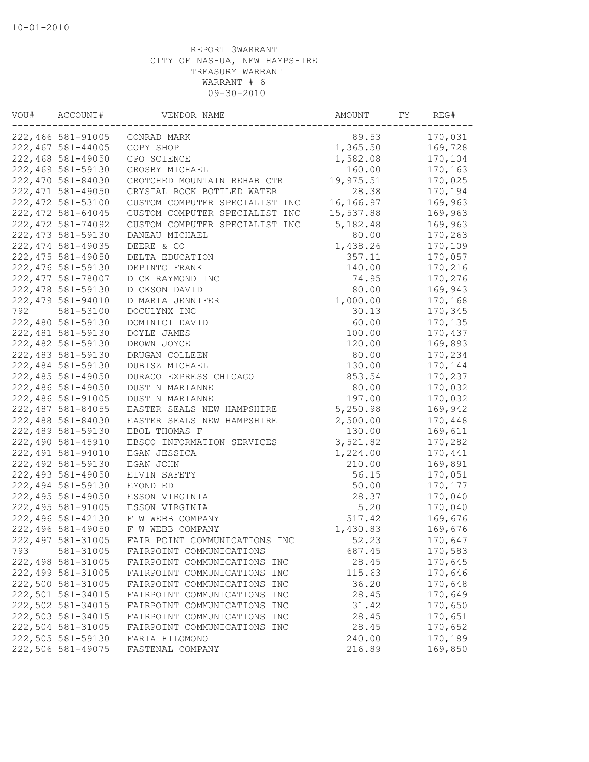10-01-2010

REPORT 3WARRANT
CITY OF NASHUA, NEW HAMPSHIRE
TREASURY WARRANT
WARRANT # 6
09-30-2010

| VOU# | ACCOUNT# | VENDOR NAME | AMOUNT | FY | REG# |
|---|---|---|---|---|---|
| 222,466 | 581-91005 | CONRAD MARK | 89.53 | | 170,031 |
| 222,467 | 581-44005 | COPY SHOP | 1,365.50 | | 169,728 |
| 222,468 | 581-49050 | CPO SCIENCE | 1,582.08 | | 170,104 |
| 222,469 | 581-59130 | CROSBY MICHAEL | 160.00 | | 170,163 |
| 222,470 | 581-84030 | CROTCHED MOUNTAIN REHAB CTR | 19,975.51 | | 170,025 |
| 222,471 | 581-49050 | CRYSTAL ROCK BOTTLED WATER | 28.38 | | 170,194 |
| 222,472 | 581-53100 | CUSTOM COMPUTER SPECIALIST INC | 16,166.97 | | 169,963 |
| 222,472 | 581-64045 | CUSTOM COMPUTER SPECIALIST INC | 15,537.88 | | 169,963 |
| 222,472 | 581-74092 | CUSTOM COMPUTER SPECIALIST INC | 5,182.48 | | 169,963 |
| 222,473 | 581-59130 | DANEAU MICHAEL | 80.00 | | 170,263 |
| 222,474 | 581-49035 | DEERE & CO | 1,438.26 | | 170,109 |
| 222,475 | 581-49050 | DELTA EDUCATION | 357.11 | | 170,057 |
| 222,476 | 581-59130 | DEPINTO FRANK | 140.00 | | 170,216 |
| 222,477 | 581-78007 | DICK RAYMOND INC | 74.95 | | 170,276 |
| 222,478 | 581-59130 | DICKSON DAVID | 80.00 | | 169,943 |
| 222,479 | 581-94010 | DIMARIA JENNIFER | 1,000.00 | | 170,168 |
| 792 | 581-53100 | DOCULYNX INC | 30.13 | | 170,345 |
| 222,480 | 581-59130 | DOMINICI DAVID | 60.00 | | 170,135 |
| 222,481 | 581-59130 | DOYLE JAMES | 100.00 | | 170,437 |
| 222,482 | 581-59130 | DROWN JOYCE | 120.00 | | 169,893 |
| 222,483 | 581-59130 | DRUGAN COLLEEN | 80.00 | | 170,234 |
| 222,484 | 581-59130 | DUBISZ MICHAEL | 130.00 | | 170,144 |
| 222,485 | 581-49050 | DURACO EXPRESS CHICAGO | 853.54 | | 170,237 |
| 222,486 | 581-49050 | DUSTIN MARIANNE | 80.00 | | 170,032 |
| 222,486 | 581-91005 | DUSTIN MARIANNE | 197.00 | | 170,032 |
| 222,487 | 581-84055 | EASTER SEALS NEW HAMPSHIRE | 5,250.98 | | 169,942 |
| 222,488 | 581-84030 | EASTER SEALS NEW HAMPSHIRE | 2,500.00 | | 170,448 |
| 222,489 | 581-59130 | EBOL THOMAS F | 130.00 | | 169,611 |
| 222,490 | 581-45910 | EBSCO INFORMATION SERVICES | 3,521.82 | | 170,282 |
| 222,491 | 581-94010 | EGAN JESSICA | 1,224.00 | | 170,441 |
| 222,492 | 581-59130 | EGAN JOHN | 210.00 | | 169,891 |
| 222,493 | 581-49050 | ELVIN SAFETY | 56.15 | | 170,051 |
| 222,494 | 581-59130 | EMOND ED | 50.00 | | 170,177 |
| 222,495 | 581-49050 | ESSON VIRGINIA | 28.37 | | 170,040 |
| 222,495 | 581-91005 | ESSON VIRGINIA | 5.20 | | 170,040 |
| 222,496 | 581-42130 | F W WEBB COMPANY | 517.42 | | 169,676 |
| 222,496 | 581-49050 | F W WEBB COMPANY | 1,430.83 | | 169,676 |
| 222,497 | 581-31005 | FAIR POINT COMMUNICATIONS INC | 52.23 | | 170,647 |
| 793 | 581-31005 | FAIRPOINT COMMUNICATIONS | 687.45 | | 170,583 |
| 222,498 | 581-31005 | FAIRPOINT COMMUNICATIONS INC | 28.45 | | 170,645 |
| 222,499 | 581-31005 | FAIRPOINT COMMUNICATIONS INC | 115.63 | | 170,646 |
| 222,500 | 581-31005 | FAIRPOINT COMMUNICATIONS INC | 36.20 | | 170,648 |
| 222,501 | 581-34015 | FAIRPOINT COMMUNICATIONS INC | 28.45 | | 170,649 |
| 222,502 | 581-34015 | FAIRPOINT COMMUNICATIONS INC | 31.42 | | 170,650 |
| 222,503 | 581-34015 | FAIRPOINT COMMUNICATIONS INC | 28.45 | | 170,651 |
| 222,504 | 581-31005 | FAIRPOINT COMMUNICATIONS INC | 28.45 | | 170,652 |
| 222,505 | 581-59130 | FARIA FILOMONO | 240.00 | | 170,189 |
| 222,506 | 581-49075 | FASTENAL COMPANY | 216.89 | | 169,850 |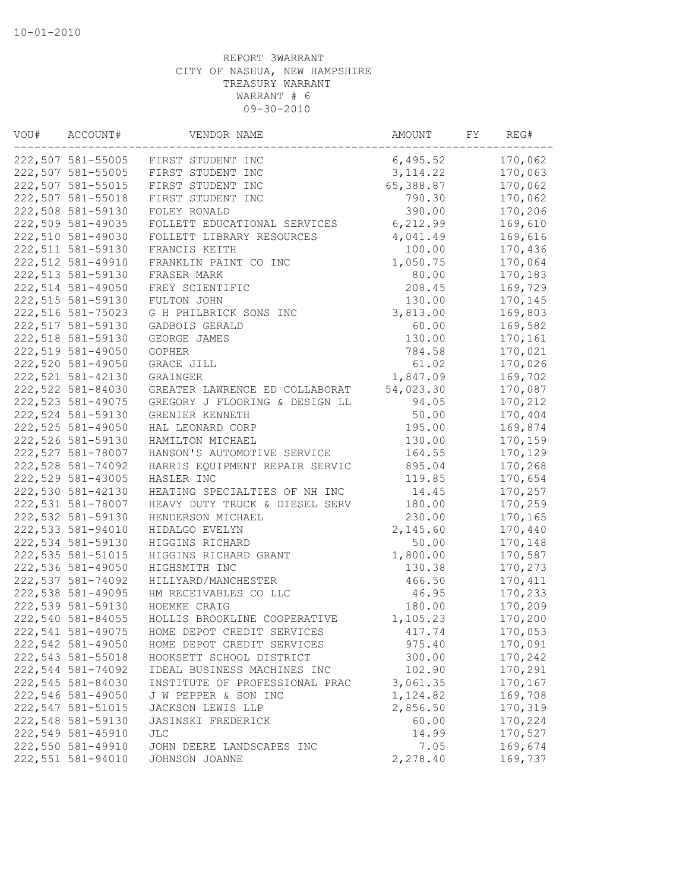10-01-2010

REPORT 3WARRANT
CITY OF NASHUA, NEW HAMPSHIRE
TREASURY WARRANT
WARRANT # 6
09-30-2010

| VOU# | ACCOUNT# | VENDOR NAME | AMOUNT | FY | REG# |
|---|---|---|---|---|---|
| 222,507 | 581-55005 | FIRST STUDENT INC | 6,495.52 | | 170,062 |
| 222,507 | 581-55005 | FIRST STUDENT INC | 3,114.22 | | 170,063 |
| 222,507 | 581-55015 | FIRST STUDENT INC | 65,388.87 | | 170,062 |
| 222,507 | 581-55018 | FIRST STUDENT INC | 790.30 | | 170,062 |
| 222,508 | 581-59130 | FOLEY RONALD | 390.00 | | 170,206 |
| 222,509 | 581-49035 | FOLLETT EDUCATIONAL SERVICES | 6,212.99 | | 169,610 |
| 222,510 | 581-49030 | FOLLETT LIBRARY RESOURCES | 4,041.49 | | 169,616 |
| 222,511 | 581-59130 | FRANCIS KEITH | 100.00 | | 170,436 |
| 222,512 | 581-49910 | FRANKLIN PAINT CO INC | 1,050.75 | | 170,064 |
| 222,513 | 581-59130 | FRASER MARK | 80.00 | | 170,183 |
| 222,514 | 581-49050 | FREY SCIENTIFIC | 208.45 | | 169,729 |
| 222,515 | 581-59130 | FULTON JOHN | 130.00 | | 170,145 |
| 222,516 | 581-75023 | G H PHILBRICK SONS INC | 3,813.00 | | 169,803 |
| 222,517 | 581-59130 | GADBOIS GERALD | 60.00 | | 169,582 |
| 222,518 | 581-59130 | GEORGE JAMES | 130.00 | | 170,161 |
| 222,519 | 581-49050 | GOPHER | 784.58 | | 170,021 |
| 222,520 | 581-49050 | GRACE JILL | 61.02 | | 170,026 |
| 222,521 | 581-42130 | GRAINGER | 1,847.09 | | 169,702 |
| 222,522 | 581-84030 | GREATER LAWRENCE ED COLLABORAT | 54,023.30 | | 170,087 |
| 222,523 | 581-49075 | GREGORY J FLOORING & DESIGN LL | 94.05 | | 170,212 |
| 222,524 | 581-59130 | GRENIER KENNETH | 50.00 | | 170,404 |
| 222,525 | 581-49050 | HAL LEONARD CORP | 195.00 | | 169,874 |
| 222,526 | 581-59130 | HAMILTON MICHAEL | 130.00 | | 170,159 |
| 222,527 | 581-78007 | HANSON'S AUTOMOTIVE SERVICE | 164.55 | | 170,129 |
| 222,528 | 581-74092 | HARRIS EQUIPMENT REPAIR SERVIC | 895.04 | | 170,268 |
| 222,529 | 581-43005 | HASLER INC | 119.85 | | 170,654 |
| 222,530 | 581-42130 | HEATING SPECIALTIES OF NH INC | 14.45 | | 170,257 |
| 222,531 | 581-78007 | HEAVY DUTY TRUCK & DIESEL SERV | 180.00 | | 170,259 |
| 222,532 | 581-59130 | HENDERSON MICHAEL | 230.00 | | 170,165 |
| 222,533 | 581-94010 | HIDALGO EVELYN | 2,145.60 | | 170,440 |
| 222,534 | 581-59130 | HIGGINS RICHARD | 50.00 | | 170,148 |
| 222,535 | 581-51015 | HIGGINS RICHARD GRANT | 1,800.00 | | 170,587 |
| 222,536 | 581-49050 | HIGHSMITH INC | 130.38 | | 170,273 |
| 222,537 | 581-74092 | HILLYARD/MANCHESTER | 466.50 | | 170,411 |
| 222,538 | 581-49095 | HM RECEIVABLES CO LLC | 46.95 | | 170,233 |
| 222,539 | 581-59130 | HOEMKE CRAIG | 180.00 | | 170,209 |
| 222,540 | 581-84055 | HOLLIS BROOKLINE COOPERATIVE | 1,105.23 | | 170,200 |
| 222,541 | 581-49075 | HOME DEPOT CREDIT SERVICES | 417.74 | | 170,053 |
| 222,542 | 581-49050 | HOME DEPOT CREDIT SERVICES | 975.40 | | 170,091 |
| 222,543 | 581-55018 | HOOKSETT SCHOOL DISTRICT | 300.00 | | 170,242 |
| 222,544 | 581-74092 | IDEAL BUSINESS MACHINES INC | 102.90 | | 170,291 |
| 222,545 | 581-84030 | INSTITUTE OF PROFESSIONAL PRAC | 3,061.35 | | 170,167 |
| 222,546 | 581-49050 | J W PEPPER & SON INC | 1,124.82 | | 169,708 |
| 222,547 | 581-51015 | JACKSON LEWIS LLP | 2,856.50 | | 170,319 |
| 222,548 | 581-59130 | JASINSKI FREDERICK | 60.00 | | 170,224 |
| 222,549 | 581-45910 | JLC | 14.99 | | 170,527 |
| 222,550 | 581-49910 | JOHN DEERE LANDSCAPES INC | 7.05 | | 169,674 |
| 222,551 | 581-94010 | JOHNSON JOANNE | 2,278.40 | | 169,737 |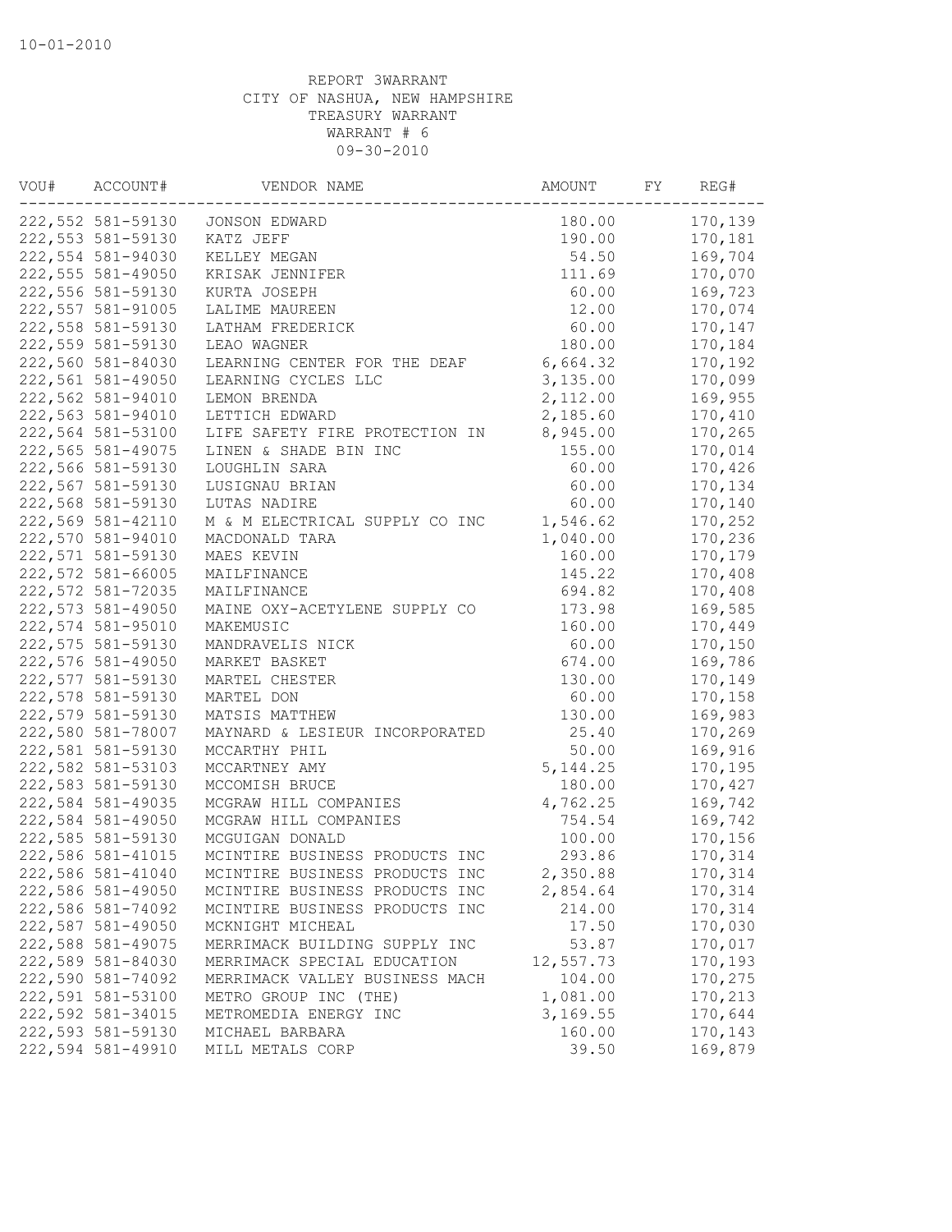10-01-2010

REPORT 3WARRANT
CITY OF NASHUA, NEW HAMPSHIRE
TREASURY WARRANT
WARRANT # 6
09-30-2010

| VOU# | ACCOUNT# | VENDOR NAME | AMOUNT | FY | REG# |
|---|---|---|---|---|---|
| 222,552 | 581-59130 | JONSON EDWARD | 180.00 | | 170,139 |
| 222,553 | 581-59130 | KATZ JEFF | 190.00 | | 170,181 |
| 222,554 | 581-94030 | KELLEY MEGAN | 54.50 | | 169,704 |
| 222,555 | 581-49050 | KRISAK JENNIFER | 111.69 | | 170,070 |
| 222,556 | 581-59130 | KURTA JOSEPH | 60.00 | | 169,723 |
| 222,557 | 581-91005 | LALIME MAUREEN | 12.00 | | 170,074 |
| 222,558 | 581-59130 | LATHAM FREDERICK | 60.00 | | 170,147 |
| 222,559 | 581-59130 | LEAO WAGNER | 180.00 | | 170,184 |
| 222,560 | 581-84030 | LEARNING CENTER FOR THE DEAF | 6,664.32 | | 170,192 |
| 222,561 | 581-49050 | LEARNING CYCLES LLC | 3,135.00 | | 170,099 |
| 222,562 | 581-94010 | LEMON BRENDA | 2,112.00 | | 169,955 |
| 222,563 | 581-94010 | LETTICH EDWARD | 2,185.60 | | 170,410 |
| 222,564 | 581-53100 | LIFE SAFETY FIRE PROTECTION IN | 8,945.00 | | 170,265 |
| 222,565 | 581-49075 | LINEN & SHADE BIN INC | 155.00 | | 170,014 |
| 222,566 | 581-59130 | LOUGHLIN SARA | 60.00 | | 170,426 |
| 222,567 | 581-59130 | LUSIGNAU BRIAN | 60.00 | | 170,134 |
| 222,568 | 581-59130 | LUTAS NADIRE | 60.00 | | 170,140 |
| 222,569 | 581-42110 | M & M ELECTRICAL SUPPLY CO INC | 1,546.62 | | 170,252 |
| 222,570 | 581-94010 | MACDONALD TARA | 1,040.00 | | 170,236 |
| 222,571 | 581-59130 | MAES KEVIN | 160.00 | | 170,179 |
| 222,572 | 581-66005 | MAILFINANCE | 145.22 | | 170,408 |
| 222,572 | 581-72035 | MAILFINANCE | 694.82 | | 170,408 |
| 222,573 | 581-49050 | MAINE OXY-ACETYLENE SUPPLY CO | 173.98 | | 169,585 |
| 222,574 | 581-95010 | MAKEMUSIC | 160.00 | | 170,449 |
| 222,575 | 581-59130 | MANDRAVELIS NICK | 60.00 | | 170,150 |
| 222,576 | 581-49050 | MARKET BASKET | 674.00 | | 169,786 |
| 222,577 | 581-59130 | MARTEL CHESTER | 130.00 | | 170,149 |
| 222,578 | 581-59130 | MARTEL DON | 60.00 | | 170,158 |
| 222,579 | 581-59130 | MATSIS MATTHEW | 130.00 | | 169,983 |
| 222,580 | 581-78007 | MAYNARD & LESIEUR INCORPORATED | 25.40 | | 170,269 |
| 222,581 | 581-59130 | MCCARTHY PHIL | 50.00 | | 169,916 |
| 222,582 | 581-53103 | MCCARTNEY AMY | 5,144.25 | | 170,195 |
| 222,583 | 581-59130 | MCCOMISH BRUCE | 180.00 | | 170,427 |
| 222,584 | 581-49035 | MCGRAW HILL COMPANIES | 4,762.25 | | 169,742 |
| 222,584 | 581-49050 | MCGRAW HILL COMPANIES | 754.54 | | 169,742 |
| 222,585 | 581-59130 | MCGUIGAN DONALD | 100.00 | | 170,156 |
| 222,586 | 581-41015 | MCINTIRE BUSINESS PRODUCTS INC | 293.86 | | 170,314 |
| 222,586 | 581-41040 | MCINTIRE BUSINESS PRODUCTS INC | 2,350.88 | | 170,314 |
| 222,586 | 581-49050 | MCINTIRE BUSINESS PRODUCTS INC | 2,854.64 | | 170,314 |
| 222,586 | 581-74092 | MCINTIRE BUSINESS PRODUCTS INC | 214.00 | | 170,314 |
| 222,587 | 581-49050 | MCKNIGHT MICHEAL | 17.50 | | 170,030 |
| 222,588 | 581-49075 | MERRIMACK BUILDING SUPPLY INC | 53.87 | | 170,017 |
| 222,589 | 581-84030 | MERRIMACK SPECIAL EDUCATION | 12,557.73 | | 170,193 |
| 222,590 | 581-74092 | MERRIMACK VALLEY BUSINESS MACH | 104.00 | | 170,275 |
| 222,591 | 581-53100 | METRO GROUP INC (THE) | 1,081.00 | | 170,213 |
| 222,592 | 581-34015 | METROMEDIA ENERGY INC | 3,169.55 | | 170,644 |
| 222,593 | 581-59130 | MICHAEL BARBARA | 160.00 | | 170,143 |
| 222,594 | 581-49910 | MILL METALS CORP | 39.50 | | 169,879 |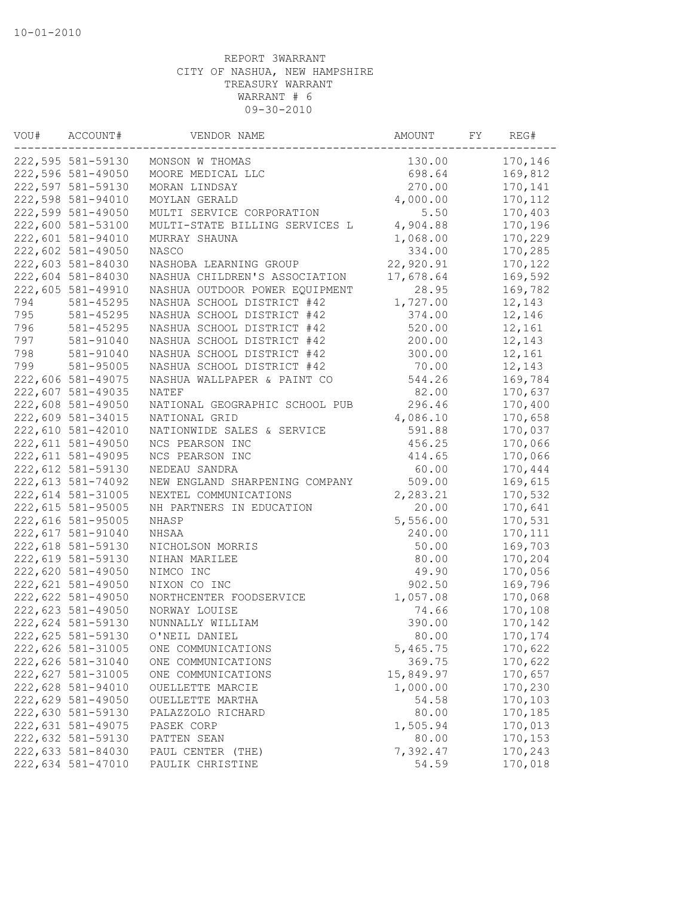10-01-2010

REPORT 3WARRANT
CITY OF NASHUA, NEW HAMPSHIRE
TREASURY WARRANT
WARRANT # 6
09-30-2010

| VOU# | ACCOUNT# | VENDOR NAME | AMOUNT | FY | REG# |
|---|---|---|---|---|---|
| 222,595 | 581-59130 | MONSON W THOMAS | 130.00 | | 170,146 |
| 222,596 | 581-49050 | MOORE MEDICAL LLC | 698.64 | | 169,812 |
| 222,597 | 581-59130 | MORAN LINDSAY | 270.00 | | 170,141 |
| 222,598 | 581-94010 | MOYLAN GERALD | 4,000.00 | | 170,112 |
| 222,599 | 581-49050 | MULTI SERVICE CORPORATION | 5.50 | | 170,403 |
| 222,600 | 581-53100 | MULTI-STATE BILLING SERVICES L | 4,904.88 | | 170,196 |
| 222,601 | 581-94010 | MURRAY SHAUNA | 1,068.00 | | 170,229 |
| 222,602 | 581-49050 | NASCO | 334.00 | | 170,285 |
| 222,603 | 581-84030 | NASHOBA LEARNING GROUP | 22,920.91 | | 170,122 |
| 222,604 | 581-84030 | NASHUA CHILDREN'S ASSOCIATION | 17,678.64 | | 169,592 |
| 222,605 | 581-49910 | NASHUA OUTDOOR POWER EQUIPMENT | 28.95 | | 169,782 |
| 794 | 581-45295 | NASHUA SCHOOL DISTRICT #42 | 1,727.00 | | 12,143 |
| 795 | 581-45295 | NASHUA SCHOOL DISTRICT #42 | 374.00 | | 12,146 |
| 796 | 581-45295 | NASHUA SCHOOL DISTRICT #42 | 520.00 | | 12,161 |
| 797 | 581-91040 | NASHUA SCHOOL DISTRICT #42 | 200.00 | | 12,143 |
| 798 | 581-91040 | NASHUA SCHOOL DISTRICT #42 | 300.00 | | 12,161 |
| 799 | 581-95005 | NASHUA SCHOOL DISTRICT #42 | 70.00 | | 12,143 |
| 222,606 | 581-49075 | NASHUA WALLPAPER & PAINT CO | 544.26 | | 169,784 |
| 222,607 | 581-49035 | NATEF | 82.00 | | 170,637 |
| 222,608 | 581-49050 | NATIONAL GEOGRAPHIC SCHOOL PUB | 296.46 | | 170,400 |
| 222,609 | 581-34015 | NATIONAL GRID | 4,086.10 | | 170,658 |
| 222,610 | 581-42010 | NATIONWIDE SALES & SERVICE | 591.88 | | 170,037 |
| 222,611 | 581-49050 | NCS PEARSON INC | 456.25 | | 170,066 |
| 222,611 | 581-49095 | NCS PEARSON INC | 414.65 | | 170,066 |
| 222,612 | 581-59130 | NEDEAU SANDRA | 60.00 | | 170,444 |
| 222,613 | 581-74092 | NEW ENGLAND SHARPENING COMPANY | 509.00 | | 169,615 |
| 222,614 | 581-31005 | NEXTEL COMMUNICATIONS | 2,283.21 | | 170,532 |
| 222,615 | 581-95005 | NH PARTNERS IN EDUCATION | 20.00 | | 170,641 |
| 222,616 | 581-95005 | NHASP | 5,556.00 | | 170,531 |
| 222,617 | 581-91040 | NHSAA | 240.00 | | 170,111 |
| 222,618 | 581-59130 | NICHOLSON MORRIS | 50.00 | | 169,703 |
| 222,619 | 581-59130 | NIHAN MARILEE | 80.00 | | 170,204 |
| 222,620 | 581-49050 | NIMCO INC | 49.90 | | 170,056 |
| 222,621 | 581-49050 | NIXON CO INC | 902.50 | | 169,796 |
| 222,622 | 581-49050 | NORTHCENTER FOODSERVICE | 1,057.08 | | 170,068 |
| 222,623 | 581-49050 | NORWAY LOUISE | 74.66 | | 170,108 |
| 222,624 | 581-59130 | NUNNALLY WILLIAM | 390.00 | | 170,142 |
| 222,625 | 581-59130 | O'NEIL DANIEL | 80.00 | | 170,174 |
| 222,626 | 581-31005 | ONE COMMUNICATIONS | 5,465.75 | | 170,622 |
| 222,626 | 581-31040 | ONE COMMUNICATIONS | 369.75 | | 170,622 |
| 222,627 | 581-31005 | ONE COMMUNICATIONS | 15,849.97 | | 170,657 |
| 222,628 | 581-94010 | OUELLETTE MARCIE | 1,000.00 | | 170,230 |
| 222,629 | 581-49050 | OUELLETTE MARTHA | 54.58 | | 170,103 |
| 222,630 | 581-59130 | PALAZZOLO RICHARD | 80.00 | | 170,185 |
| 222,631 | 581-49075 | PASEK CORP | 1,505.94 | | 170,013 |
| 222,632 | 581-59130 | PATTEN SEAN | 80.00 | | 170,153 |
| 222,633 | 581-84030 | PAUL CENTER (THE) | 7,392.47 | | 170,243 |
| 222,634 | 581-47010 | PAULIK CHRISTINE | 54.59 | | 170,018 |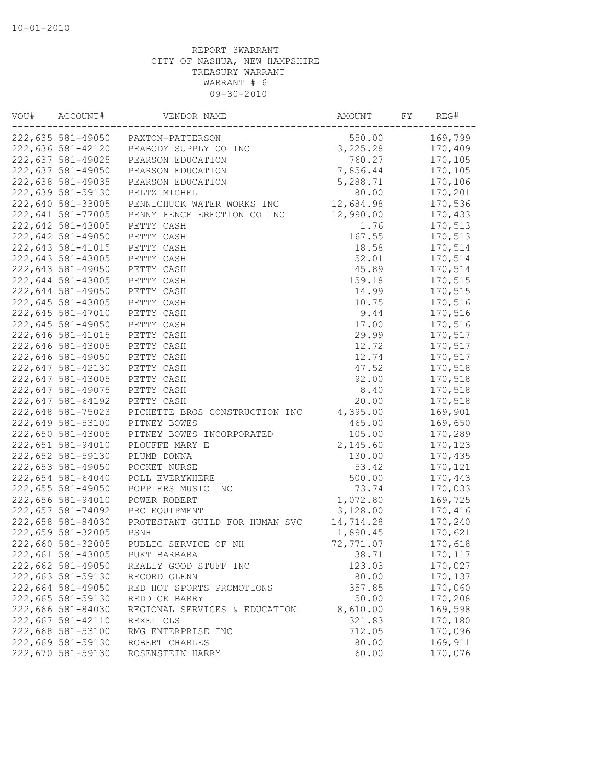10-01-2010

REPORT 3WARRANT
CITY OF NASHUA, NEW HAMPSHIRE
TREASURY WARRANT
WARRANT # 6
09-30-2010

| VOU# | ACCOUNT# | VENDOR NAME | AMOUNT | FY | REG# |
|---|---|---|---|---|---|
| 222,635 | 581-49050 | PAXTON-PATTERSON | 550.00 | | 169,799 |
| 222,636 | 581-42120 | PEABODY SUPPLY CO INC | 3,225.28 | | 170,409 |
| 222,637 | 581-49025 | PEARSON EDUCATION | 760.27 | | 170,105 |
| 222,637 | 581-49050 | PEARSON EDUCATION | 7,856.44 | | 170,105 |
| 222,638 | 581-49035 | PEARSON EDUCATION | 5,288.71 | | 170,106 |
| 222,639 | 581-59130 | PELTZ MICHEL | 80.00 | | 170,201 |
| 222,640 | 581-33005 | PENNICHUCK WATER WORKS INC | 12,684.98 | | 170,536 |
| 222,641 | 581-77005 | PENNY FENCE ERECTION CO INC | 12,990.00 | | 170,433 |
| 222,642 | 581-43005 | PETTY CASH | 1.76 | | 170,513 |
| 222,642 | 581-49050 | PETTY CASH | 167.55 | | 170,513 |
| 222,643 | 581-41015 | PETTY CASH | 18.58 | | 170,514 |
| 222,643 | 581-43005 | PETTY CASH | 52.01 | | 170,514 |
| 222,643 | 581-49050 | PETTY CASH | 45.89 | | 170,514 |
| 222,644 | 581-43005 | PETTY CASH | 159.18 | | 170,515 |
| 222,644 | 581-49050 | PETTY CASH | 14.99 | | 170,515 |
| 222,645 | 581-43005 | PETTY CASH | 10.75 | | 170,516 |
| 222,645 | 581-47010 | PETTY CASH | 9.44 | | 170,516 |
| 222,645 | 581-49050 | PETTY CASH | 17.00 | | 170,516 |
| 222,646 | 581-41015 | PETTY CASH | 29.99 | | 170,517 |
| 222,646 | 581-43005 | PETTY CASH | 12.72 | | 170,517 |
| 222,646 | 581-49050 | PETTY CASH | 12.74 | | 170,517 |
| 222,647 | 581-42130 | PETTY CASH | 47.52 | | 170,518 |
| 222,647 | 581-43005 | PETTY CASH | 92.00 | | 170,518 |
| 222,647 | 581-49075 | PETTY CASH | 8.40 | | 170,518 |
| 222,647 | 581-64192 | PETTY CASH | 20.00 | | 170,518 |
| 222,648 | 581-75023 | PICHETTE BROS CONSTRUCTION INC | 4,395.00 | | 169,901 |
| 222,649 | 581-53100 | PITNEY BOWES | 465.00 | | 169,650 |
| 222,650 | 581-43005 | PITNEY BOWES INCORPORATED | 105.00 | | 170,289 |
| 222,651 | 581-94010 | PLOUFFE MARY E | 2,145.60 | | 170,123 |
| 222,652 | 581-59130 | PLUMB DONNA | 130.00 | | 170,435 |
| 222,653 | 581-49050 | POCKET NURSE | 53.42 | | 170,121 |
| 222,654 | 581-64040 | POLL EVERYWHERE | 500.00 | | 170,443 |
| 222,655 | 581-49050 | POPPLERS MUSIC INC | 73.74 | | 170,033 |
| 222,656 | 581-94010 | POWER ROBERT | 1,072.80 | | 169,725 |
| 222,657 | 581-74092 | PRC EQUIPMENT | 3,128.00 | | 170,416 |
| 222,658 | 581-84030 | PROTESTANT GUILD FOR HUMAN SVC | 14,714.28 | | 170,240 |
| 222,659 | 581-32005 | PSNH | 1,890.45 | | 170,621 |
| 222,660 | 581-32005 | PUBLIC SERVICE OF NH | 72,771.07 | | 170,618 |
| 222,661 | 581-43005 | PUKT BARBARA | 38.71 | | 170,117 |
| 222,662 | 581-49050 | REALLY GOOD STUFF INC | 123.03 | | 170,027 |
| 222,663 | 581-59130 | RECORD GLENN | 80.00 | | 170,137 |
| 222,664 | 581-49050 | RED HOT SPORTS PROMOTIONS | 357.85 | | 170,060 |
| 222,665 | 581-59130 | REDDICK BARRY | 50.00 | | 170,208 |
| 222,666 | 581-84030 | REGIONAL SERVICES & EDUCATION | 8,610.00 | | 169,598 |
| 222,667 | 581-42110 | REXEL CLS | 321.83 | | 170,180 |
| 222,668 | 581-53100 | RMG ENTERPRISE INC | 712.05 | | 170,096 |
| 222,669 | 581-59130 | ROBERT CHARLES | 80.00 | | 169,911 |
| 222,670 | 581-59130 | ROSENSTEIN HARRY | 60.00 | | 170,076 |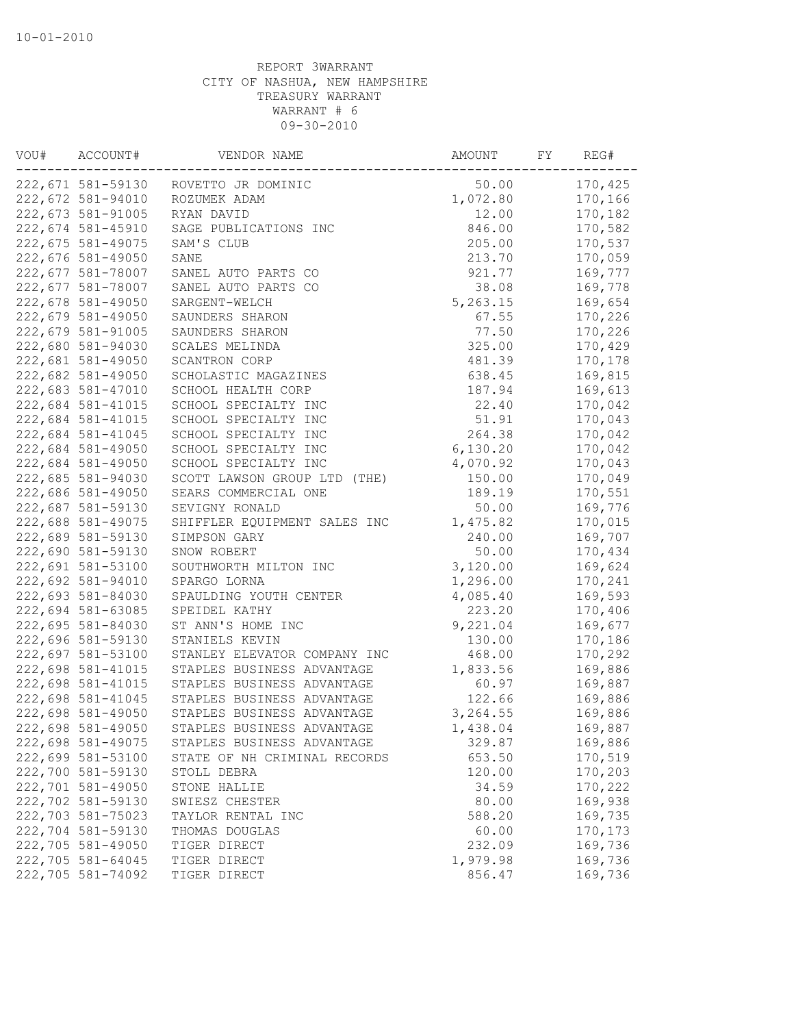10-01-2010

REPORT 3WARRANT
CITY OF NASHUA, NEW HAMPSHIRE
TREASURY WARRANT
WARRANT # 6
09-30-2010

| VOU# | ACCOUNT# | VENDOR NAME | AMOUNT | FY | REG# |
|---|---|---|---|---|---|
| 222,671 | 581-59130 | ROVETTO JR DOMINIC | 50.00 | | 170,425 |
| 222,672 | 581-94010 | ROZUMEK ADAM | 1,072.80 | | 170,166 |
| 222,673 | 581-91005 | RYAN DAVID | 12.00 | | 170,182 |
| 222,674 | 581-45910 | SAGE PUBLICATIONS INC | 846.00 | | 170,582 |
| 222,675 | 581-49075 | SAM'S CLUB | 205.00 | | 170,537 |
| 222,676 | 581-49050 | SANE | 213.70 | | 170,059 |
| 222,677 | 581-78007 | SANEL AUTO PARTS CO | 921.77 | | 169,777 |
| 222,677 | 581-78007 | SANEL AUTO PARTS CO | 38.08 | | 169,778 |
| 222,678 | 581-49050 | SARGENT-WELCH | 5,263.15 | | 169,654 |
| 222,679 | 581-49050 | SAUNDERS SHARON | 67.55 | | 170,226 |
| 222,679 | 581-91005 | SAUNDERS SHARON | 77.50 | | 170,226 |
| 222,680 | 581-94030 | SCALES MELINDA | 325.00 | | 170,429 |
| 222,681 | 581-49050 | SCANTRON CORP | 481.39 | | 170,178 |
| 222,682 | 581-49050 | SCHOLASTIC MAGAZINES | 638.45 | | 169,815 |
| 222,683 | 581-47010 | SCHOOL HEALTH CORP | 187.94 | | 169,613 |
| 222,684 | 581-41015 | SCHOOL SPECIALTY INC | 22.40 | | 170,042 |
| 222,684 | 581-41015 | SCHOOL SPECIALTY INC | 51.91 | | 170,043 |
| 222,684 | 581-41045 | SCHOOL SPECIALTY INC | 264.38 | | 170,042 |
| 222,684 | 581-49050 | SCHOOL SPECIALTY INC | 6,130.20 | | 170,042 |
| 222,684 | 581-49050 | SCHOOL SPECIALTY INC | 4,070.92 | | 170,043 |
| 222,685 | 581-94030 | SCOTT LAWSON GROUP LTD (THE) | 150.00 | | 170,049 |
| 222,686 | 581-49050 | SEARS COMMERCIAL ONE | 189.19 | | 170,551 |
| 222,687 | 581-59130 | SEVIGNY RONALD | 50.00 | | 169,776 |
| 222,688 | 581-49075 | SHIFFLER EQUIPMENT SALES INC | 1,475.82 | | 170,015 |
| 222,689 | 581-59130 | SIMPSON GARY | 240.00 | | 169,707 |
| 222,690 | 581-59130 | SNOW ROBERT | 50.00 | | 170,434 |
| 222,691 | 581-53100 | SOUTHWORTH MILTON INC | 3,120.00 | | 169,624 |
| 222,692 | 581-94010 | SPARGO LORNA | 1,296.00 | | 170,241 |
| 222,693 | 581-84030 | SPAULDING YOUTH CENTER | 4,085.40 | | 169,593 |
| 222,694 | 581-63085 | SPEIDEL KATHY | 223.20 | | 170,406 |
| 222,695 | 581-84030 | ST ANN'S HOME INC | 9,221.04 | | 169,677 |
| 222,696 | 581-59130 | STANIELS KEVIN | 130.00 | | 170,186 |
| 222,697 | 581-53100 | STANLEY ELEVATOR COMPANY INC | 468.00 | | 170,292 |
| 222,698 | 581-41015 | STAPLES BUSINESS ADVANTAGE | 1,833.56 | | 169,886 |
| 222,698 | 581-41015 | STAPLES BUSINESS ADVANTAGE | 60.97 | | 169,887 |
| 222,698 | 581-41045 | STAPLES BUSINESS ADVANTAGE | 122.66 | | 169,886 |
| 222,698 | 581-49050 | STAPLES BUSINESS ADVANTAGE | 3,264.55 | | 169,886 |
| 222,698 | 581-49050 | STAPLES BUSINESS ADVANTAGE | 1,438.04 | | 169,887 |
| 222,698 | 581-49075 | STAPLES BUSINESS ADVANTAGE | 329.87 | | 169,886 |
| 222,699 | 581-53100 | STATE OF NH CRIMINAL RECORDS | 653.50 | | 170,519 |
| 222,700 | 581-59130 | STOLL DEBRA | 120.00 | | 170,203 |
| 222,701 | 581-49050 | STONE HALLIE | 34.59 | | 170,222 |
| 222,702 | 581-59130 | SWIESZ CHESTER | 80.00 | | 169,938 |
| 222,703 | 581-75023 | TAYLOR RENTAL INC | 588.20 | | 169,735 |
| 222,704 | 581-59130 | THOMAS DOUGLAS | 60.00 | | 170,173 |
| 222,705 | 581-49050 | TIGER DIRECT | 232.09 | | 169,736 |
| 222,705 | 581-64045 | TIGER DIRECT | 1,979.98 | | 169,736 |
| 222,705 | 581-74092 | TIGER DIRECT | 856.47 | | 169,736 |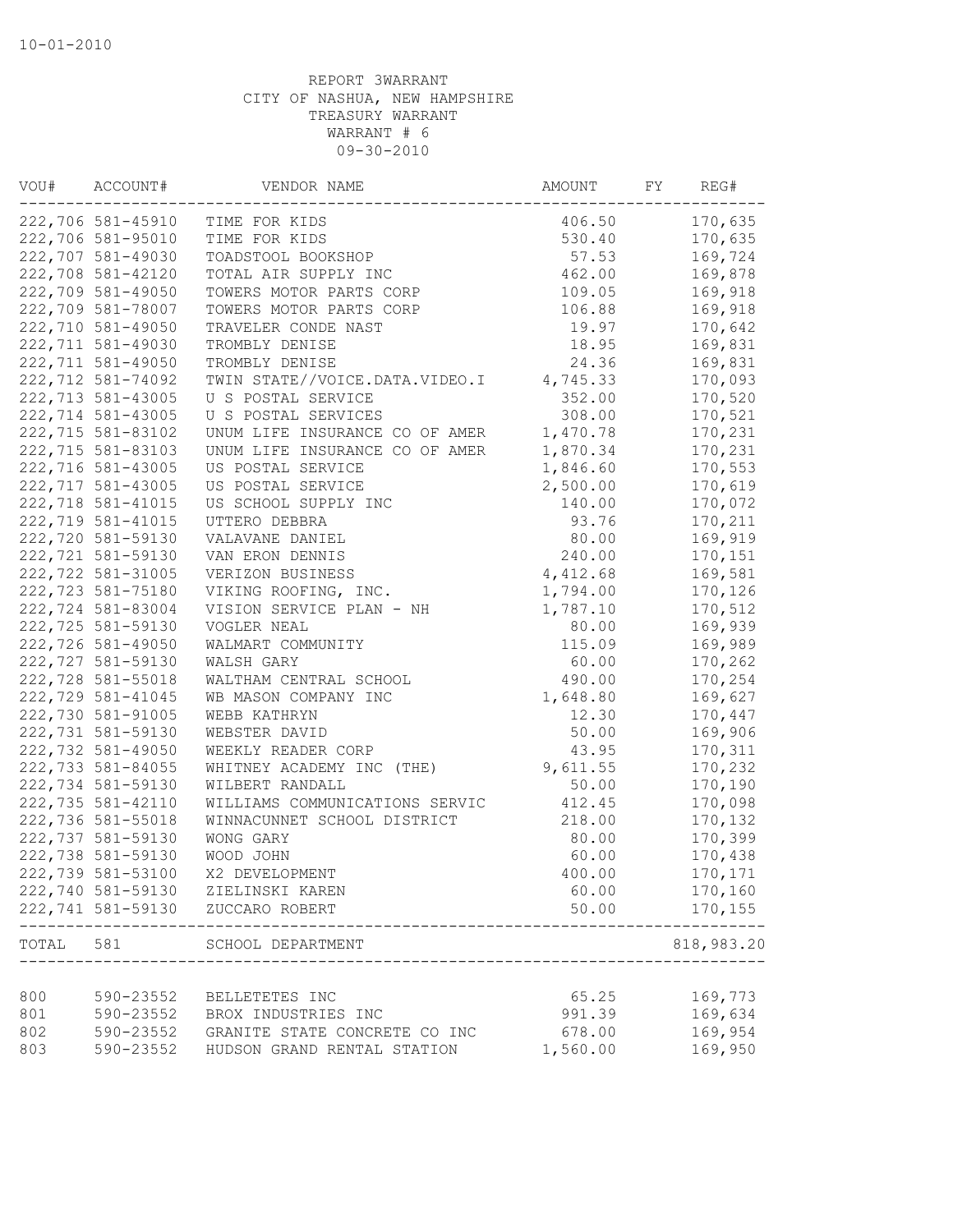10-01-2010

REPORT 3WARRANT
CITY OF NASHUA, NEW HAMPSHIRE
TREASURY WARRANT
WARRANT # 6
09-30-2010

| VOU# | ACCOUNT# | VENDOR NAME | AMOUNT | FY | REG# |
|---|---|---|---|---|---|
| 222,706 | 581-45910 | TIME FOR KIDS | 406.50 | | 170,635 |
| 222,706 | 581-95010 | TIME FOR KIDS | 530.40 | | 170,635 |
| 222,707 | 581-49030 | TOADSTOOL BOOKSHOP | 57.53 | | 169,724 |
| 222,708 | 581-42120 | TOTAL AIR SUPPLY INC | 462.00 | | 169,878 |
| 222,709 | 581-49050 | TOWERS MOTOR PARTS CORP | 109.05 | | 169,918 |
| 222,709 | 581-78007 | TOWERS MOTOR PARTS CORP | 106.88 | | 169,918 |
| 222,710 | 581-49050 | TRAVELER CONDE NAST | 19.97 | | 170,642 |
| 222,711 | 581-49030 | TROMBLY DENISE | 18.95 | | 169,831 |
| 222,711 | 581-49050 | TROMBLY DENISE | 24.36 | | 169,831 |
| 222,712 | 581-74092 | TWIN STATE//VOICE.DATA.VIDEO.I | 4,745.33 | | 170,093 |
| 222,713 | 581-43005 | U S POSTAL SERVICE | 352.00 | | 170,520 |
| 222,714 | 581-43005 | U S POSTAL SERVICES | 308.00 | | 170,521 |
| 222,715 | 581-83102 | UNUM LIFE INSURANCE CO OF AMER | 1,470.78 | | 170,231 |
| 222,715 | 581-83103 | UNUM LIFE INSURANCE CO OF AMER | 1,870.34 | | 170,231 |
| 222,716 | 581-43005 | US POSTAL SERVICE | 1,846.60 | | 170,553 |
| 222,717 | 581-43005 | US POSTAL SERVICE | 2,500.00 | | 170,619 |
| 222,718 | 581-41015 | US SCHOOL SUPPLY INC | 140.00 | | 170,072 |
| 222,719 | 581-41015 | UTTERO DEBBRA | 93.76 | | 170,211 |
| 222,720 | 581-59130 | VALAVANE DANIEL | 80.00 | | 169,919 |
| 222,721 | 581-59130 | VAN ERON DENNIS | 240.00 | | 170,151 |
| 222,722 | 581-31005 | VERIZON BUSINESS | 4,412.68 | | 169,581 |
| 222,723 | 581-75180 | VIKING ROOFING, INC. | 1,794.00 | | 170,126 |
| 222,724 | 581-83004 | VISION SERVICE PLAN - NH | 1,787.10 | | 170,512 |
| 222,725 | 581-59130 | VOGLER NEAL | 80.00 | | 169,939 |
| 222,726 | 581-49050 | WALMART COMMUNITY | 115.09 | | 169,989 |
| 222,727 | 581-59130 | WALSH GARY | 60.00 | | 170,262 |
| 222,728 | 581-55018 | WALTHAM CENTRAL SCHOOL | 490.00 | | 170,254 |
| 222,729 | 581-41045 | WB MASON COMPANY INC | 1,648.80 | | 169,627 |
| 222,730 | 581-91005 | WEBB KATHRYN | 12.30 | | 170,447 |
| 222,731 | 581-59130 | WEBSTER DAVID | 50.00 | | 169,906 |
| 222,732 | 581-49050 | WEEKLY READER CORP | 43.95 | | 170,311 |
| 222,733 | 581-84055 | WHITNEY ACADEMY INC (THE) | 9,611.55 | | 170,232 |
| 222,734 | 581-59130 | WILBERT RANDALL | 50.00 | | 170,190 |
| 222,735 | 581-42110 | WILLIAMS COMMUNICATIONS SERVIC | 412.45 | | 170,098 |
| 222,736 | 581-55018 | WINNACUNNET SCHOOL DISTRICT | 218.00 | | 170,132 |
| 222,737 | 581-59130 | WONG GARY | 80.00 | | 170,399 |
| 222,738 | 581-59130 | WOOD JOHN | 60.00 | | 170,438 |
| 222,739 | 581-53100 | X2 DEVELOPMENT | 400.00 | | 170,171 |
| 222,740 | 581-59130 | ZIELINSKI KAREN | 60.00 | | 170,160 |
| 222,741 | 581-59130 | ZUCCARO ROBERT | 50.00 | | 170,155 |
| TOTAL | 581 | SCHOOL DEPARTMENT | | | 818,983.20 |
| 800 | 590-23552 | BELLETETES INC | 65.25 | | 169,773 |
| 801 | 590-23552 | BROX INDUSTRIES INC | 991.39 | | 169,634 |
| 802 | 590-23552 | GRANITE STATE CONCRETE CO INC | 678.00 | | 169,954 |
| 803 | 590-23552 | HUDSON GRAND RENTAL STATION | 1,560.00 | | 169,950 |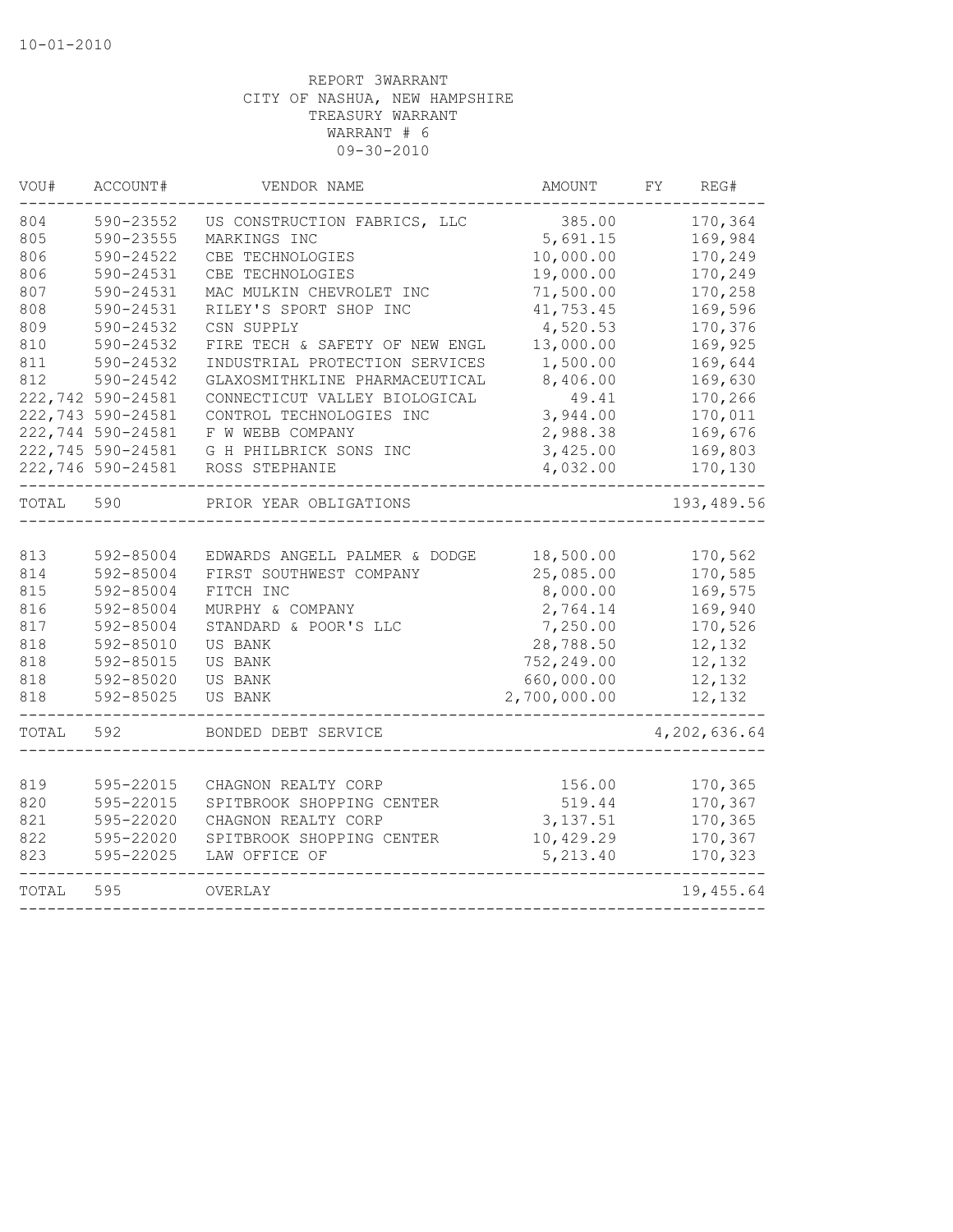10-01-2010

REPORT 3WARRANT
CITY OF NASHUA, NEW HAMPSHIRE
TREASURY WARRANT
WARRANT # 6
09-30-2010

| VOU# | ACCOUNT# | VENDOR NAME | AMOUNT | FY | REG# |
|---|---|---|---|---|---|
| 804 | 590-23552 | US CONSTRUCTION FABRICS, LLC | 385.00 | | 170,364 |
| 805 | 590-23555 | MARKINGS INC | 5,691.15 | | 169,984 |
| 806 | 590-24522 | CBE TECHNOLOGIES | 10,000.00 | | 170,249 |
| 806 | 590-24531 | CBE TECHNOLOGIES | 19,000.00 | | 170,249 |
| 807 | 590-24531 | MAC MULKIN CHEVROLET INC | 71,500.00 | | 170,258 |
| 808 | 590-24531 | RILEY'S SPORT SHOP INC | 41,753.45 | | 169,596 |
| 809 | 590-24532 | CSN SUPPLY | 4,520.53 | | 170,376 |
| 810 | 590-24532 | FIRE TECH & SAFETY OF NEW ENGL | 13,000.00 | | 169,925 |
| 811 | 590-24532 | INDUSTRIAL PROTECTION SERVICES | 1,500.00 | | 169,644 |
| 812 | 590-24542 | GLAXOSMITHKLINE PHARMACEUTICAL | 8,406.00 | | 169,630 |
| 222,742 | 590-24581 | CONNECTICUT VALLEY BIOLOGICAL | 49.41 | | 170,266 |
| 222,743 | 590-24581 | CONTROL TECHNOLOGIES INC | 3,944.00 | | 170,011 |
| 222,744 | 590-24581 | F W WEBB COMPANY | 2,988.38 | | 169,676 |
| 222,745 | 590-24581 | G H PHILBRICK SONS INC | 3,425.00 | | 169,803 |
| 222,746 | 590-24581 | ROSS STEPHANIE | 4,032.00 | | 170,130 |
| TOTAL | 590 | PRIOR YEAR OBLIGATIONS | | | 193,489.56 |
| 813 | 592-85004 | EDWARDS ANGELL PALMER & DODGE | 18,500.00 | | 170,562 |
| 814 | 592-85004 | FIRST SOUTHWEST COMPANY | 25,085.00 | | 170,585 |
| 815 | 592-85004 | FITCH INC | 8,000.00 | | 169,575 |
| 816 | 592-85004 | MURPHY & COMPANY | 2,764.14 | | 169,940 |
| 817 | 592-85004 | STANDARD & POOR'S LLC | 7,250.00 | | 170,526 |
| 818 | 592-85010 | US BANK | 28,788.50 | | 12,132 |
| 818 | 592-85015 | US BANK | 752,249.00 | | 12,132 |
| 818 | 592-85020 | US BANK | 660,000.00 | | 12,132 |
| 818 | 592-85025 | US BANK | 2,700,000.00 | | 12,132 |
| TOTAL | 592 | BONDED DEBT SERVICE | | | 4,202,636.64 |
| 819 | 595-22015 | CHAGNON REALTY CORP | 156.00 | | 170,365 |
| 820 | 595-22015 | SPITBROOK SHOPPING CENTER | 519.44 | | 170,367 |
| 821 | 595-22020 | CHAGNON REALTY CORP | 3,137.51 | | 170,365 |
| 822 | 595-22020 | SPITBROOK SHOPPING CENTER | 10,429.29 | | 170,367 |
| 823 | 595-22025 | LAW OFFICE OF | 5,213.40 | | 170,323 |
| TOTAL | 595 | OVERLAY | | | 19,455.64 |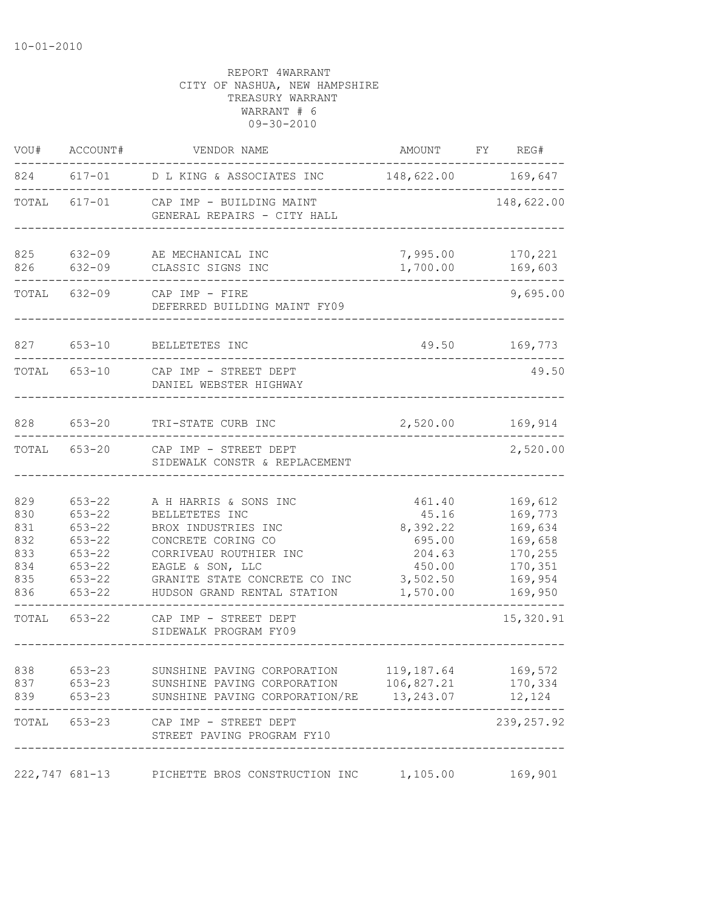10-01-2010

REPORT 4WARRANT
CITY OF NASHUA, NEW HAMPSHIRE
TREASURY WARRANT
WARRANT # 6
09-30-2010

| VOU# | ACCOUNT# | VENDOR NAME | AMOUNT | FY | REG# |
|---|---|---|---|---|---|
| 824 | 617-01 | D L KING & ASSOCIATES INC | 148,622.00 | | 169,647 |
| TOTAL | 617-01 | CAP IMP - BUILDING MAINT<br>GENERAL REPAIRS - CITY HALL | | | 148,622.00 |
| 825 | 632-09 | AE MECHANICAL INC | 7,995.00 | | 170,221 |
| 826 | 632-09 | CLASSIC SIGNS INC | 1,700.00 | | 169,603 |
| TOTAL | 632-09 | CAP IMP - FIRE<br>DEFERRED BUILDING MAINT FY09 | | | 9,695.00 |
| 827 | 653-10 | BELLETETES INC | 49.50 | | 169,773 |
| TOTAL | 653-10 | CAP IMP - STREET DEPT<br>DANIEL WEBSTER HIGHWAY | | | 49.50 |
| 828 | 653-20 | TRI-STATE CURB INC | 2,520.00 | | 169,914 |
| TOTAL | 653-20 | CAP IMP - STREET DEPT<br>SIDEWALK CONSTR & REPLACEMENT | | | 2,520.00 |
| 829 | 653-22 | A H HARRIS & SONS INC | 461.40 | | 169,612 |
| 830 | 653-22 | BELLETETES INC | 45.16 | | 169,773 |
| 831 | 653-22 | BROX INDUSTRIES INC | 8,392.22 | | 169,634 |
| 832 | 653-22 | CONCRETE CORING CO | 695.00 | | 169,658 |
| 833 | 653-22 | CORRIVEAU ROUTHIER INC | 204.63 | | 170,255 |
| 834 | 653-22 | EAGLE & SON, LLC | 450.00 | | 170,351 |
| 835 | 653-22 | GRANITE STATE CONCRETE CO INC | 3,502.50 | | 169,954 |
| 836 | 653-22 | HUDSON GRAND RENTAL STATION | 1,570.00 | | 169,950 |
| TOTAL | 653-22 | CAP IMP - STREET DEPT<br>SIDEWALK PROGRAM FY09 | | | 15,320.91 |
| 838 | 653-23 | SUNSHINE PAVING CORPORATION | 119,187.64 | | 169,572 |
| 837 | 653-23 | SUNSHINE PAVING CORPORATION | 106,827.21 | | 170,334 |
| 839 | 653-23 | SUNSHINE PAVING CORPORATION/RE | 13,243.07 | | 12,124 |
| TOTAL | 653-23 | CAP IMP - STREET DEPT<br>STREET PAVING PROGRAM FY10 | | | 239,257.92 |
| 222,747 | 681-13 | PICHETTE BROS CONSTRUCTION INC | 1,105.00 | | 169,901 |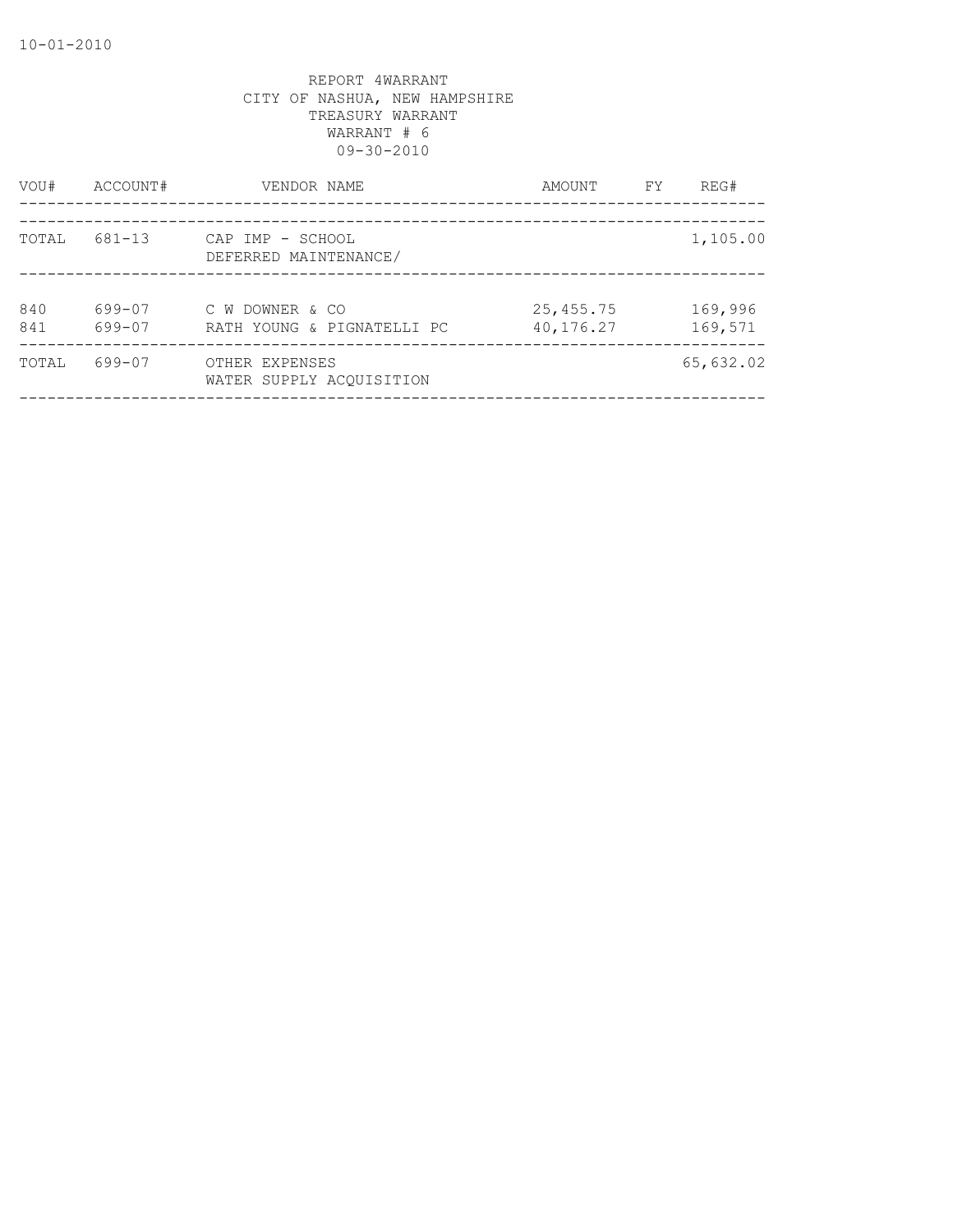REPORT 4WARRANT
CITY OF NASHUA, NEW HAMPSHIRE
TREASURY WARRANT
WARRANT # 6
09-30-2010

| VOU# | ACCOUNT# | VENDOR NAME | AMOUNT | FY | REG# |
|---|---|---|---|---|---|
| TOTAL | 681-13 | CAP IMP - SCHOOL DEFERRED MAINTENANCE/ | | | 1,105.00 |
| 840 | 699-07 | C W DOWNER & CO | 25,455.75 | | 169,996 |
| 841 | 699-07 | RATH YOUNG & PIGNATELLI PC | 40,176.27 | | 169,571 |
| TOTAL | 699-07 | OTHER EXPENSES WATER SUPPLY ACQUISITION | | | 65,632.02 |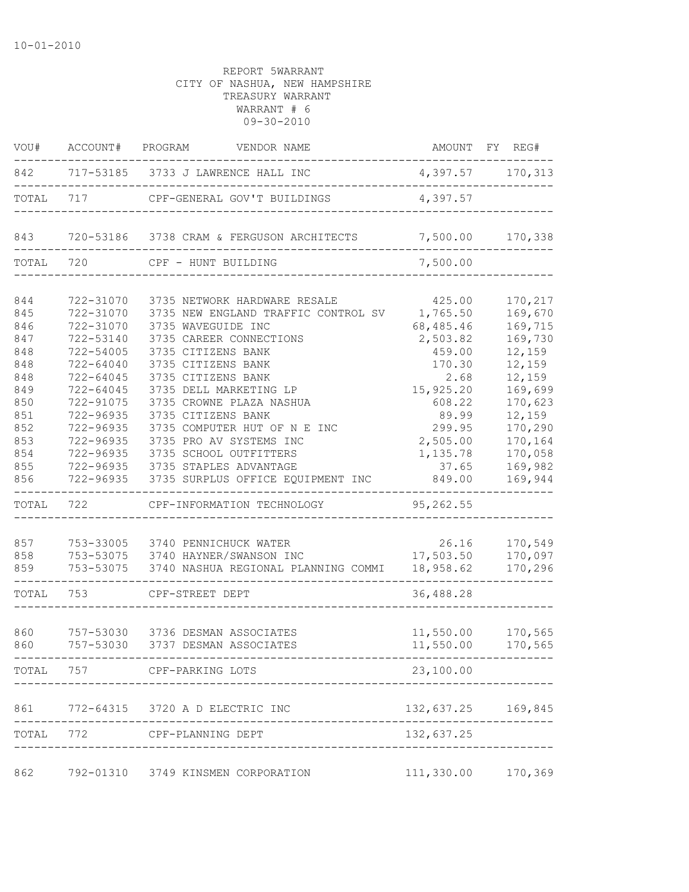10-01-2010

REPORT 5WARRANT
CITY OF NASHUA, NEW HAMPSHIRE
TREASURY WARRANT
WARRANT # 6
09-30-2010

| VOU# | ACCOUNT# | PROGRAM | VENDOR NAME | AMOUNT | FY | REG# |
|---|---|---|---|---|---|---|
| 842 | 717-53185 | 3733 | J LAWRENCE HALL INC | 4,397.57 | | 170,313 |
| TOTAL | 717 | | CPF-GENERAL GOV'T BUILDINGS | 4,397.57 | | |
| 843 | 720-53186 | 3738 | CRAM & FERGUSON ARCHITECTS | 7,500.00 | | 170,338 |
| TOTAL | 720 | | CPF - HUNT BUILDING | 7,500.00 | | |
| 844 | 722-31070 | 3735 | NETWORK HARDWARE RESALE | 425.00 | | 170,217 |
| 845 | 722-31070 | 3735 | NEW ENGLAND TRAFFIC CONTROL SV | 1,765.50 | | 169,670 |
| 846 | 722-31070 | 3735 | WAVEGUIDE INC | 68,485.46 | | 169,715 |
| 847 | 722-53140 | 3735 | CAREER CONNECTIONS | 2,503.82 | | 169,730 |
| 848 | 722-54005 | 3735 | CITIZENS BANK | 459.00 | | 12,159 |
| 848 | 722-64040 | 3735 | CITIZENS BANK | 170.30 | | 12,159 |
| 848 | 722-64045 | 3735 | CITIZENS BANK | 2.68 | | 12,159 |
| 849 | 722-64045 | 3735 | DELL MARKETING LP | 15,925.20 | | 169,699 |
| 850 | 722-91075 | 3735 | CROWNE PLAZA NASHUA | 608.22 | | 170,623 |
| 851 | 722-96935 | 3735 | CITIZENS BANK | 89.99 | | 12,159 |
| 852 | 722-96935 | 3735 | COMPUTER HUT OF N E INC | 299.95 | | 170,290 |
| 853 | 722-96935 | 3735 | PRO AV SYSTEMS INC | 2,505.00 | | 170,164 |
| 854 | 722-96935 | 3735 | SCHOOL OUTFITTERS | 1,135.78 | | 170,058 |
| 855 | 722-96935 | 3735 | STAPLES ADVANTAGE | 37.65 | | 169,982 |
| 856 | 722-96935 | 3735 | SURPLUS OFFICE EQUIPMENT INC | 849.00 | | 169,944 |
| TOTAL | 722 | | CPF-INFORMATION TECHNOLOGY | 95,262.55 | | |
| 857 | 753-33005 | 3740 | PENNICHUCK WATER | 26.16 | | 170,549 |
| 858 | 753-53075 | 3740 | HAYNER/SWANSON INC | 17,503.50 | | 170,097 |
| 859 | 753-53075 | 3740 | NASHUA REGIONAL PLANNING COMMI | 18,958.62 | | 170,296 |
| TOTAL | 753 | | CPF-STREET DEPT | 36,488.28 | | |
| 860 | 757-53030 | 3736 | DESMAN ASSOCIATES | 11,550.00 | | 170,565 |
| 860 | 757-53030 | 3737 | DESMAN ASSOCIATES | 11,550.00 | | 170,565 |
| TOTAL | 757 | | CPF-PARKING LOTS | 23,100.00 | | |
| 861 | 772-64315 | 3720 | A D ELECTRIC INC | 132,637.25 | | 169,845 |
| TOTAL | 772 | | CPF-PLANNING DEPT | 132,637.25 | | |
| 862 | 792-01310 | 3749 | KINSMEN CORPORATION | 111,330.00 | | 170,369 |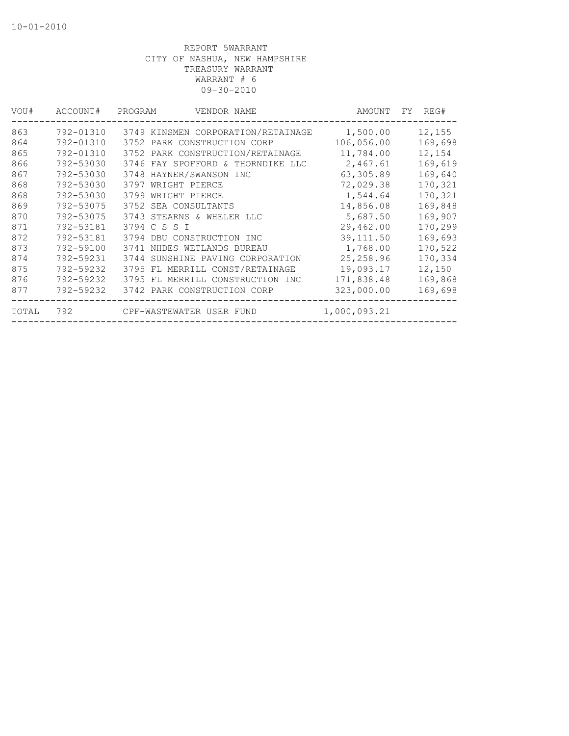10-01-2010

REPORT 5WARRANT
CITY OF NASHUA, NEW HAMPSHIRE
TREASURY WARRANT
WARRANT # 6
09-30-2010

| VOU# | ACCOUNT# | PROGRAM | VENDOR NAME | AMOUNT | FY | REG# |
|---|---|---|---|---|---|---|
| 863 | 792-01310 | 3749 | KINSMEN CORPORATION/RETAINAGE | 1,500.00 | | 12,155 |
| 864 | 792-01310 | 3752 | PARK CONSTRUCTION CORP | 106,056.00 | | 169,698 |
| 865 | 792-01310 | 3752 | PARK CONSTRUCTION/RETAINAGE | 11,784.00 | | 12,154 |
| 866 | 792-53030 | 3746 | FAY SPOFFORD & THORNDIKE LLC | 2,467.61 | | 169,619 |
| 867 | 792-53030 | 3748 | HAYNER/SWANSON INC | 63,305.89 | | 169,640 |
| 868 | 792-53030 | 3797 | WRIGHT PIERCE | 72,029.38 | | 170,321 |
| 868 | 792-53030 | 3799 | WRIGHT PIERCE | 1,544.64 | | 170,321 |
| 869 | 792-53075 | 3752 | SEA CONSULTANTS | 14,856.08 | | 169,848 |
| 870 | 792-53075 | 3743 | STEARNS & WHELER LLC | 5,687.50 | | 169,907 |
| 871 | 792-53181 | 3794 | C S S I | 29,462.00 | | 170,299 |
| 872 | 792-53181 | 3794 | DBU CONSTRUCTION INC | 39,111.50 | | 169,693 |
| 873 | 792-59100 | 3741 | NHDES WETLANDS BUREAU | 1,768.00 | | 170,522 |
| 874 | 792-59231 | 3744 | SUNSHINE PAVING CORPORATION | 25,258.96 | | 170,334 |
| 875 | 792-59232 | 3795 | FL MERRILL CONST/RETAINAGE | 19,093.17 | | 12,150 |
| 876 | 792-59232 | 3795 | FL MERRILL CONSTRUCTION INC | 171,838.48 | | 169,868 |
| 877 | 792-59232 | 3742 | PARK CONSTRUCTION CORP | 323,000.00 | | 169,698 |
| TOTAL | 792 | | CPF-WASTEWATER USER FUND | 1,000,093.21 | | |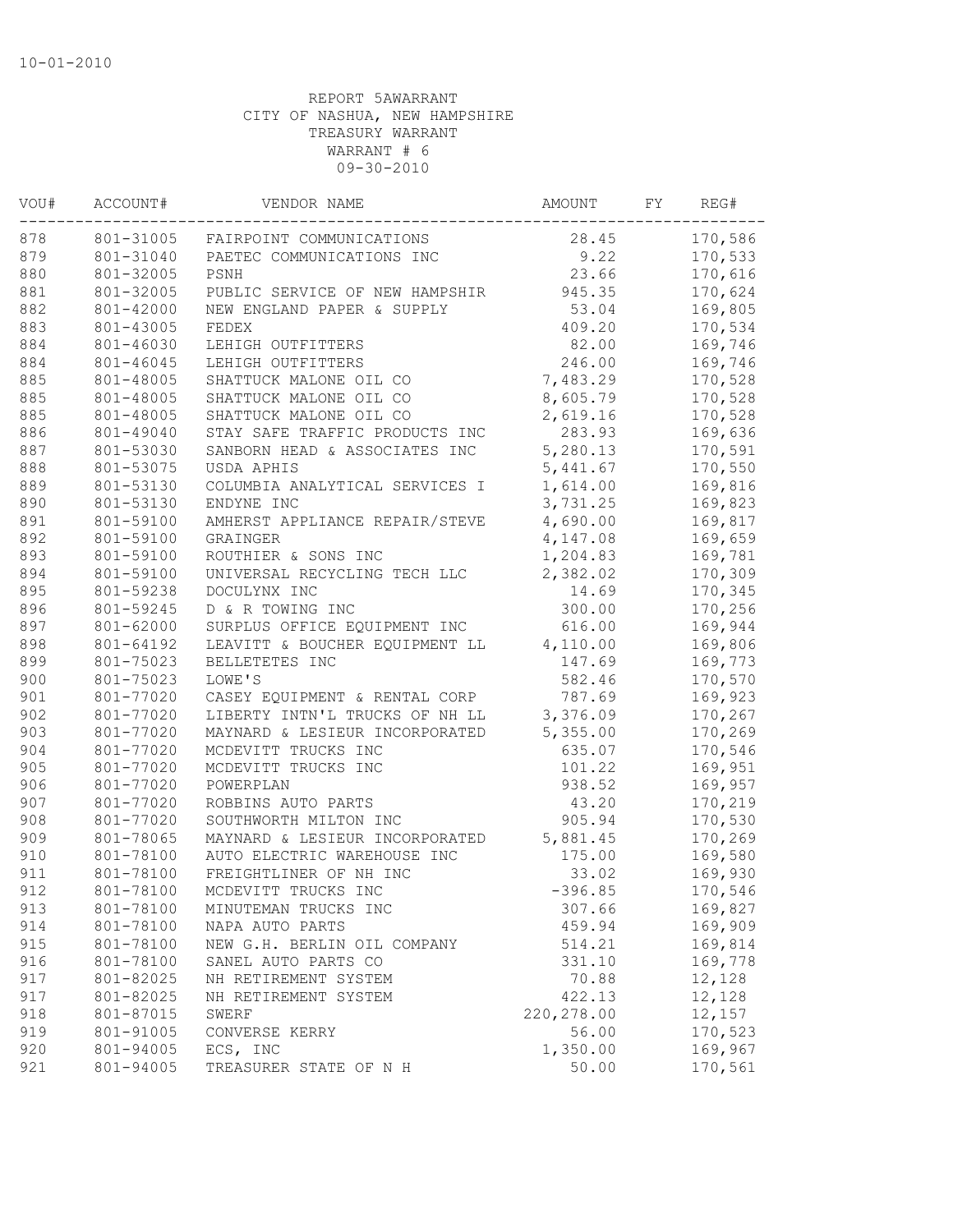10-01-2010

REPORT 5AWARRANT
CITY OF NASHUA, NEW HAMPSHIRE
TREASURY WARRANT
WARRANT # 6
09-30-2010

| VOU# | ACCOUNT# | VENDOR NAME | AMOUNT | FY | REG# |
|---|---|---|---|---|---|
| 878 | 801-31005 | FAIRPOINT COMMUNICATIONS | 28.45 | | 170,586 |
| 879 | 801-31040 | PAETEC COMMUNICATIONS INC | 9.22 | | 170,533 |
| 880 | 801-32005 | PSNH | 23.66 | | 170,616 |
| 881 | 801-32005 | PUBLIC SERVICE OF NEW HAMPSHIR | 945.35 | | 170,624 |
| 882 | 801-42000 | NEW ENGLAND PAPER & SUPPLY | 53.04 | | 169,805 |
| 883 | 801-43005 | FEDEX | 409.20 | | 170,534 |
| 884 | 801-46030 | LEHIGH OUTFITTERS | 82.00 | | 169,746 |
| 884 | 801-46045 | LEHIGH OUTFITTERS | 246.00 | | 169,746 |
| 885 | 801-48005 | SHATTUCK MALONE OIL CO | 7,483.29 | | 170,528 |
| 885 | 801-48005 | SHATTUCK MALONE OIL CO | 8,605.79 | | 170,528 |
| 885 | 801-48005 | SHATTUCK MALONE OIL CO | 2,619.16 | | 170,528 |
| 886 | 801-49040 | STAY SAFE TRAFFIC PRODUCTS INC | 283.93 | | 169,636 |
| 887 | 801-53030 | SANBORN HEAD & ASSOCIATES INC | 5,280.13 | | 170,591 |
| 888 | 801-53075 | USDA APHIS | 5,441.67 | | 170,550 |
| 889 | 801-53130 | COLUMBIA ANALYTICAL SERVICES I | 1,614.00 | | 169,816 |
| 890 | 801-53130 | ENDYNE INC | 3,731.25 | | 169,823 |
| 891 | 801-59100 | AMHERST APPLIANCE REPAIR/STEVE | 4,690.00 | | 169,817 |
| 892 | 801-59100 | GRAINGER | 4,147.08 | | 169,659 |
| 893 | 801-59100 | ROUTHIER & SONS INC | 1,204.83 | | 169,781 |
| 894 | 801-59100 | UNIVERSAL RECYCLING TECH LLC | 2,382.02 | | 170,309 |
| 895 | 801-59238 | DOCULYNX INC | 14.69 | | 170,345 |
| 896 | 801-59245 | D & R TOWING INC | 300.00 | | 170,256 |
| 897 | 801-62000 | SURPLUS OFFICE EQUIPMENT INC | 616.00 | | 169,944 |
| 898 | 801-64192 | LEAVITT & BOUCHER EQUIPMENT LL | 4,110.00 | | 169,806 |
| 899 | 801-75023 | BELLETETES INC | 147.69 | | 169,773 |
| 900 | 801-75023 | LOWE'S | 582.46 | | 170,570 |
| 901 | 801-77020 | CASEY EQUIPMENT & RENTAL CORP | 787.69 | | 169,923 |
| 902 | 801-77020 | LIBERTY INTN'L TRUCKS OF NH LL | 3,376.09 | | 170,267 |
| 903 | 801-77020 | MAYNARD & LESIEUR INCORPORATED | 5,355.00 | | 170,269 |
| 904 | 801-77020 | MCDEVITT TRUCKS INC | 635.07 | | 170,546 |
| 905 | 801-77020 | MCDEVITT TRUCKS INC | 101.22 | | 169,951 |
| 906 | 801-77020 | POWERPLAN | 938.52 | | 169,957 |
| 907 | 801-77020 | ROBBINS AUTO PARTS | 43.20 | | 170,219 |
| 908 | 801-77020 | SOUTHWORTH MILTON INC | 905.94 | | 170,530 |
| 909 | 801-78065 | MAYNARD & LESIEUR INCORPORATED | 5,881.45 | | 170,269 |
| 910 | 801-78100 | AUTO ELECTRIC WAREHOUSE INC | 175.00 | | 169,580 |
| 911 | 801-78100 | FREIGHTLINER OF NH INC | 33.02 | | 169,930 |
| 912 | 801-78100 | MCDEVITT TRUCKS INC | -396.85 | | 170,546 |
| 913 | 801-78100 | MINUTEMAN TRUCKS INC | 307.66 | | 169,827 |
| 914 | 801-78100 | NAPA AUTO PARTS | 459.94 | | 169,909 |
| 915 | 801-78100 | NEW G.H. BERLIN OIL COMPANY | 514.21 | | 169,814 |
| 916 | 801-78100 | SANEL AUTO PARTS CO | 331.10 | | 169,778 |
| 917 | 801-82025 | NH RETIREMENT SYSTEM | 70.88 | | 12,128 |
| 917 | 801-82025 | NH RETIREMENT SYSTEM | 422.13 | | 12,128 |
| 918 | 801-87015 | SWERF | 220,278.00 | | 12,157 |
| 919 | 801-91005 | CONVERSE KERRY | 56.00 | | 170,523 |
| 920 | 801-94005 | ECS, INC | 1,350.00 | | 169,967 |
| 921 | 801-94005 | TREASURER STATE OF N H | 50.00 | | 170,561 |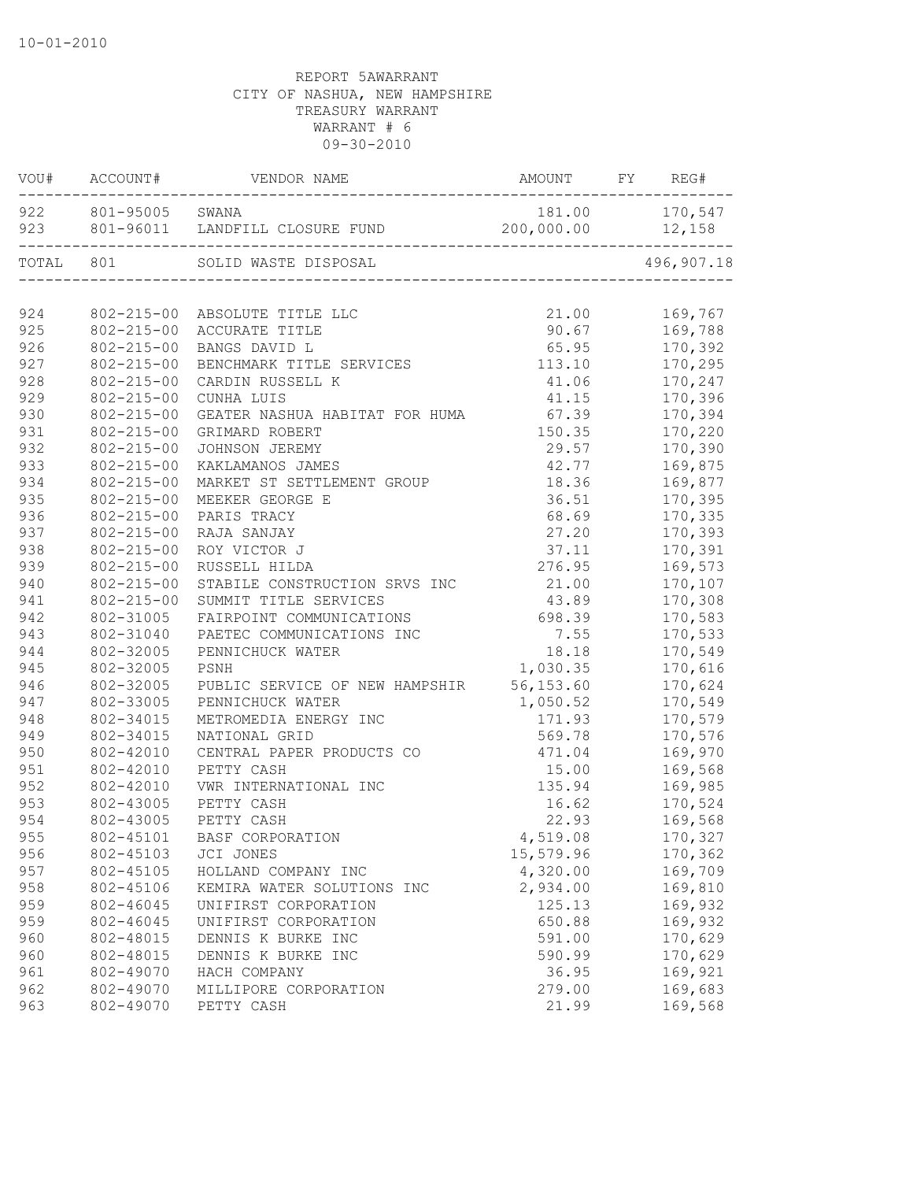10-01-2010

REPORT 5AWARRANT
CITY OF NASHUA, NEW HAMPSHIRE
TREASURY WARRANT
WARRANT # 6
09-30-2010

| VOU# | ACCOUNT# | VENDOR NAME | AMOUNT | FY | REG# |
|---|---|---|---|---|---|
| 922 | 801-95005 | SWANA | 181.00 | | 170,547 |
| 923 | 801-96011 | LANDFILL CLOSURE FUND | 200,000.00 | | 12,158 |
| TOTAL | 801 | SOLID WASTE DISPOSAL | | | 496,907.18 |
| 924 | 802-215-00 | ABSOLUTE TITLE LLC | 21.00 | | 169,767 |
| 925 | 802-215-00 | ACCURATE TITLE | 90.67 | | 169,788 |
| 926 | 802-215-00 | BANGS DAVID L | 65.95 | | 170,392 |
| 927 | 802-215-00 | BENCHMARK TITLE SERVICES | 113.10 | | 170,295 |
| 928 | 802-215-00 | CARDIN RUSSELL K | 41.06 | | 170,247 |
| 929 | 802-215-00 | CUNHA LUIS | 41.15 | | 170,396 |
| 930 | 802-215-00 | GEATER NASHUA HABITAT FOR HUMA | 67.39 | | 170,394 |
| 931 | 802-215-00 | GRIMARD ROBERT | 150.35 | | 170,220 |
| 932 | 802-215-00 | JOHNSON JEREMY | 29.57 | | 170,390 |
| 933 | 802-215-00 | KAKLAMANOS JAMES | 42.77 | | 169,875 |
| 934 | 802-215-00 | MARKET ST SETTLEMENT GROUP | 18.36 | | 169,877 |
| 935 | 802-215-00 | MEEKER GEORGE E | 36.51 | | 170,395 |
| 936 | 802-215-00 | PARIS TRACY | 68.69 | | 170,335 |
| 937 | 802-215-00 | RAJA SANJAY | 27.20 | | 170,393 |
| 938 | 802-215-00 | ROY VICTOR J | 37.11 | | 170,391 |
| 939 | 802-215-00 | RUSSELL HILDA | 276.95 | | 169,573 |
| 940 | 802-215-00 | STABILE CONSTRUCTION SRVS INC | 21.00 | | 170,107 |
| 941 | 802-215-00 | SUMMIT TITLE SERVICES | 43.89 | | 170,308 |
| 942 | 802-31005 | FAIRPOINT COMMUNICATIONS | 698.39 | | 170,583 |
| 943 | 802-31040 | PAETEC COMMUNICATIONS INC | 7.55 | | 170,533 |
| 944 | 802-32005 | PENNICHUCK WATER | 18.18 | | 170,549 |
| 945 | 802-32005 | PSNH | 1,030.35 | | 170,616 |
| 946 | 802-32005 | PUBLIC SERVICE OF NEW HAMPSHIR | 56,153.60 | | 170,624 |
| 947 | 802-33005 | PENNICHUCK WATER | 1,050.52 | | 170,549 |
| 948 | 802-34015 | METROMEDIA ENERGY INC | 171.93 | | 170,579 |
| 949 | 802-34015 | NATIONAL GRID | 569.78 | | 170,576 |
| 950 | 802-42010 | CENTRAL PAPER PRODUCTS CO | 471.04 | | 169,970 |
| 951 | 802-42010 | PETTY CASH | 15.00 | | 169,568 |
| 952 | 802-42010 | VWR INTERNATIONAL INC | 135.94 | | 169,985 |
| 953 | 802-43005 | PETTY CASH | 16.62 | | 170,524 |
| 954 | 802-43005 | PETTY CASH | 22.93 | | 169,568 |
| 955 | 802-45101 | BASF CORPORATION | 4,519.08 | | 170,327 |
| 956 | 802-45103 | JCI JONES | 15,579.96 | | 170,362 |
| 957 | 802-45105 | HOLLAND COMPANY INC | 4,320.00 | | 169,709 |
| 958 | 802-45106 | KEMIRA WATER SOLUTIONS INC | 2,934.00 | | 169,810 |
| 959 | 802-46045 | UNIFIRST CORPORATION | 125.13 | | 169,932 |
| 959 | 802-46045 | UNIFIRST CORPORATION | 650.88 | | 169,932 |
| 960 | 802-48015 | DENNIS K BURKE INC | 591.00 | | 170,629 |
| 960 | 802-48015 | DENNIS K BURKE INC | 590.99 | | 170,629 |
| 961 | 802-49070 | HACH COMPANY | 36.95 | | 169,921 |
| 962 | 802-49070 | MILLIPORE CORPORATION | 279.00 | | 169,683 |
| 963 | 802-49070 | PETTY CASH | 21.99 | | 169,568 |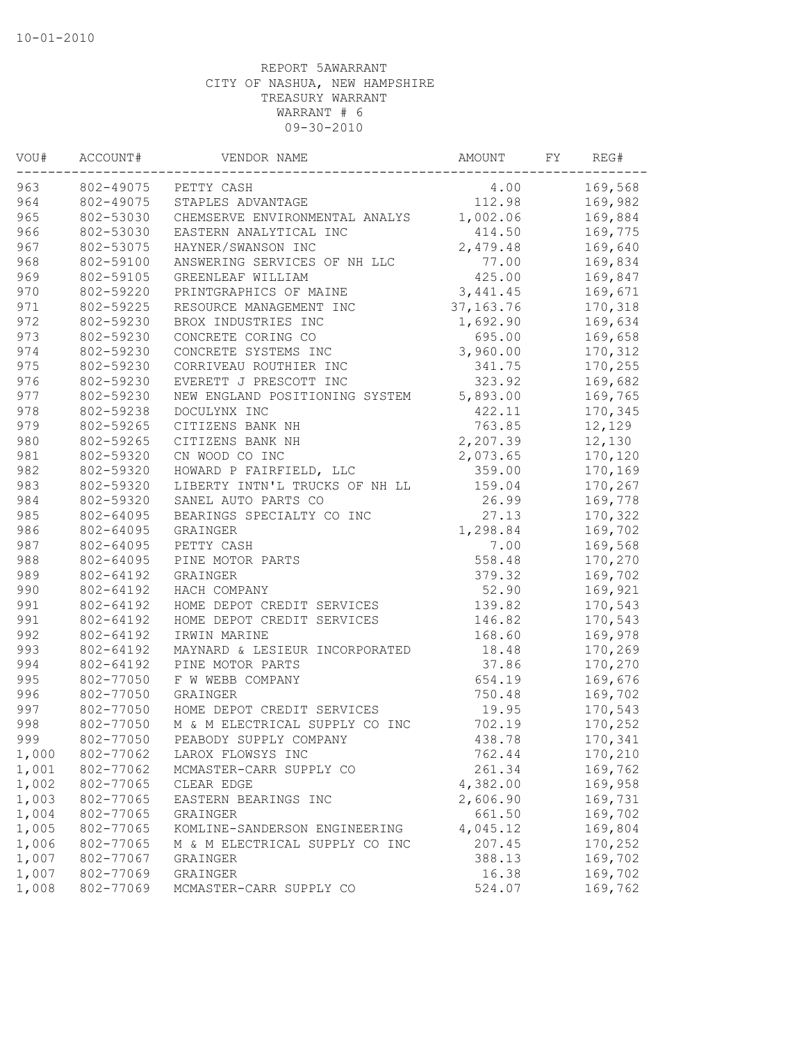10-01-2010

REPORT 5AWARRANT
CITY OF NASHUA, NEW HAMPSHIRE
TREASURY WARRANT
WARRANT # 6
09-30-2010

| VOU# | ACCOUNT# | VENDOR NAME | AMOUNT | FY | REG# |
|---|---|---|---|---|---|
| 963 | 802-49075 | PETTY CASH | 4.00 | | 169,568 |
| 964 | 802-49075 | STAPLES ADVANTAGE | 112.98 | | 169,982 |
| 965 | 802-53030 | CHEMSERVE ENVIRONMENTAL ANALYS | 1,002.06 | | 169,884 |
| 966 | 802-53030 | EASTERN ANALYTICAL INC | 414.50 | | 169,775 |
| 967 | 802-53075 | HAYNER/SWANSON INC | 2,479.48 | | 169,640 |
| 968 | 802-59100 | ANSWERING SERVICES OF NH LLC | 77.00 | | 169,834 |
| 969 | 802-59105 | GREENLEAF WILLIAM | 425.00 | | 169,847 |
| 970 | 802-59220 | PRINTGRAPHICS OF MAINE | 3,441.45 | | 169,671 |
| 971 | 802-59225 | RESOURCE MANAGEMENT INC | 37,163.76 | | 170,318 |
| 972 | 802-59230 | BROX INDUSTRIES INC | 1,692.90 | | 169,634 |
| 973 | 802-59230 | CONCRETE CORING CO | 695.00 | | 169,658 |
| 974 | 802-59230 | CONCRETE SYSTEMS INC | 3,960.00 | | 170,312 |
| 975 | 802-59230 | CORRIVEAU ROUTHIER INC | 341.75 | | 170,255 |
| 976 | 802-59230 | EVERETT J PRESCOTT INC | 323.92 | | 169,682 |
| 977 | 802-59230 | NEW ENGLAND POSITIONING SYSTEM | 5,893.00 | | 169,765 |
| 978 | 802-59238 | DOCULYNX INC | 422.11 | | 170,345 |
| 979 | 802-59265 | CITIZENS BANK NH | 763.85 | | 12,129 |
| 980 | 802-59265 | CITIZENS BANK NH | 2,207.39 | | 12,130 |
| 981 | 802-59320 | CN WOOD CO INC | 2,073.65 | | 170,120 |
| 982 | 802-59320 | HOWARD P FAIRFIELD, LLC | 359.00 | | 170,169 |
| 983 | 802-59320 | LIBERTY INTN'L TRUCKS OF NH LL | 159.04 | | 170,267 |
| 984 | 802-59320 | SANEL AUTO PARTS CO | 26.99 | | 169,778 |
| 985 | 802-64095 | BEARINGS SPECIALTY CO INC | 27.13 | | 170,322 |
| 986 | 802-64095 | GRAINGER | 1,298.84 | | 169,702 |
| 987 | 802-64095 | PETTY CASH | 7.00 | | 169,568 |
| 988 | 802-64095 | PINE MOTOR PARTS | 558.48 | | 170,270 |
| 989 | 802-64192 | GRAINGER | 379.32 | | 169,702 |
| 990 | 802-64192 | HACH COMPANY | 52.90 | | 169,921 |
| 991 | 802-64192 | HOME DEPOT CREDIT SERVICES | 139.82 | | 170,543 |
| 991 | 802-64192 | HOME DEPOT CREDIT SERVICES | 146.82 | | 170,543 |
| 992 | 802-64192 | IRWIN MARINE | 168.60 | | 169,978 |
| 993 | 802-64192 | MAYNARD & LESIEUR INCORPORATED | 18.48 | | 170,269 |
| 994 | 802-64192 | PINE MOTOR PARTS | 37.86 | | 170,270 |
| 995 | 802-77050 | F W WEBB COMPANY | 654.19 | | 169,676 |
| 996 | 802-77050 | GRAINGER | 750.48 | | 169,702 |
| 997 | 802-77050 | HOME DEPOT CREDIT SERVICES | 19.95 | | 170,543 |
| 998 | 802-77050 | M & M ELECTRICAL SUPPLY CO INC | 702.19 | | 170,252 |
| 999 | 802-77050 | PEABODY SUPPLY COMPANY | 438.78 | | 170,341 |
| 1,000 | 802-77062 | LAROX FLOWSYS INC | 762.44 | | 170,210 |
| 1,001 | 802-77062 | MCMASTER-CARR SUPPLY CO | 261.34 | | 169,762 |
| 1,002 | 802-77065 | CLEAR EDGE | 4,382.00 | | 169,958 |
| 1,003 | 802-77065 | EASTERN BEARINGS INC | 2,606.90 | | 169,731 |
| 1,004 | 802-77065 | GRAINGER | 661.50 | | 169,702 |
| 1,005 | 802-77065 | KOMLINE-SANDERSON ENGINEERING | 4,045.12 | | 169,804 |
| 1,006 | 802-77065 | M & M ELECTRICAL SUPPLY CO INC | 207.45 | | 170,252 |
| 1,007 | 802-77067 | GRAINGER | 388.13 | | 169,702 |
| 1,007 | 802-77069 | GRAINGER | 16.38 | | 169,702 |
| 1,008 | 802-77069 | MCMASTER-CARR SUPPLY CO | 524.07 | | 169,762 |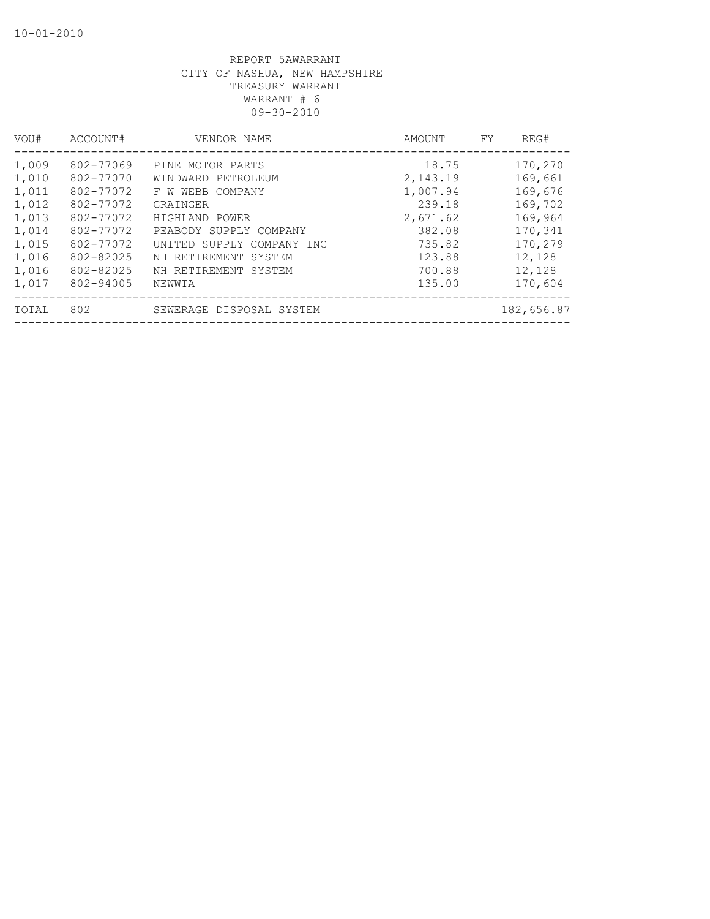10-01-2010

REPORT 5AWARRANT
CITY OF NASHUA, NEW HAMPSHIRE
TREASURY WARRANT
WARRANT # 6
09-30-2010

| VOU# | ACCOUNT# | VENDOR NAME | AMOUNT | FY | REG# |
|---|---|---|---|---|---|
| 1,009 | 802-77069 | PINE MOTOR PARTS | 18.75 | | 170,270 |
| 1,010 | 802-77070 | WINDWARD PETROLEUM | 2,143.19 | | 169,661 |
| 1,011 | 802-77072 | F W WEBB COMPANY | 1,007.94 | | 169,676 |
| 1,012 | 802-77072 | GRAINGER | 239.18 | | 169,702 |
| 1,013 | 802-77072 | HIGHLAND POWER | 2,671.62 | | 169,964 |
| 1,014 | 802-77072 | PEABODY SUPPLY COMPANY | 382.08 | | 170,341 |
| 1,015 | 802-77072 | UNITED SUPPLY COMPANY INC | 735.82 | | 170,279 |
| 1,016 | 802-82025 | NH RETIREMENT SYSTEM | 123.88 | | 12,128 |
| 1,016 | 802-82025 | NH RETIREMENT SYSTEM | 700.88 | | 12,128 |
| 1,017 | 802-94005 | NEWWTA | 135.00 | | 170,604 |
| TOTAL | 802 | SEWERAGE DISPOSAL SYSTEM | | | 182,656.87 |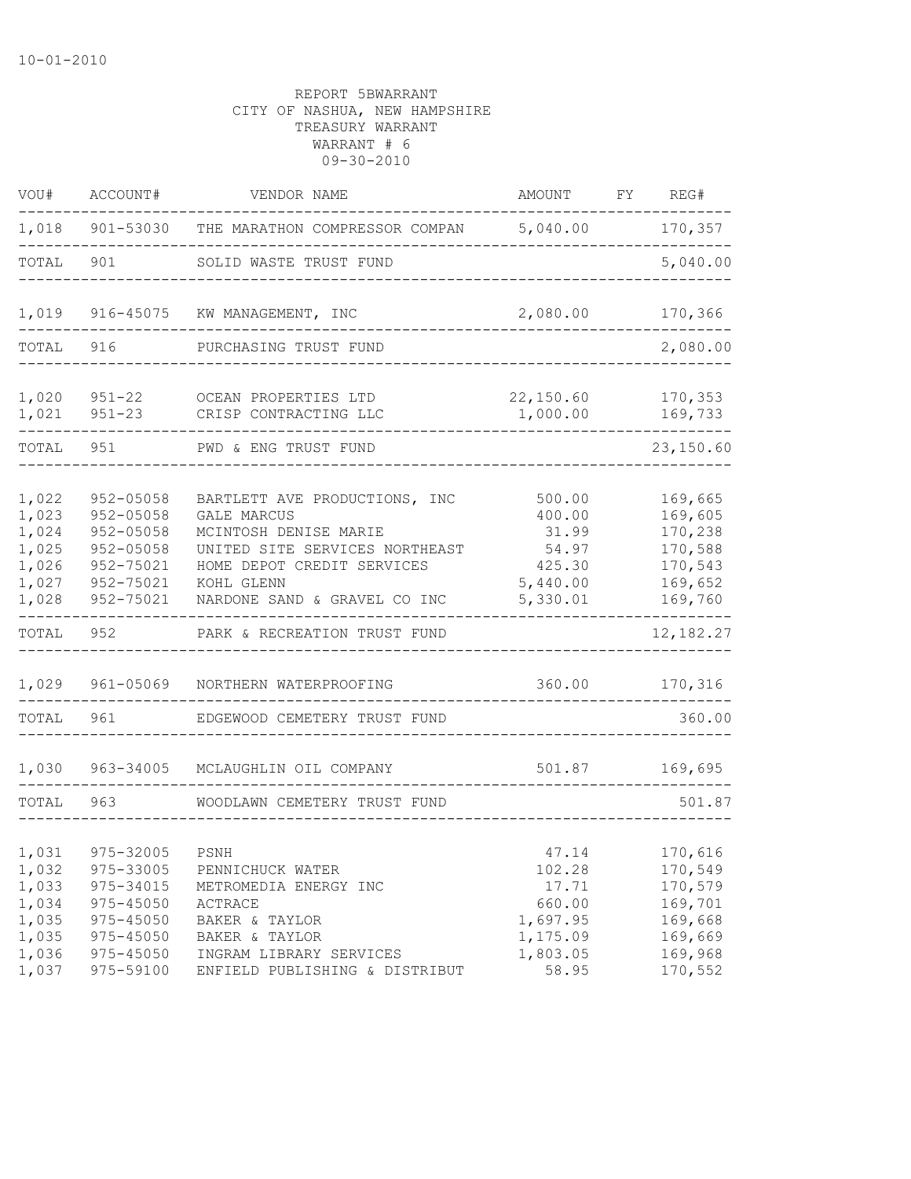10-01-2010

REPORT 5BWARRANT
CITY OF NASHUA, NEW HAMPSHIRE
TREASURY WARRANT
WARRANT # 6
09-30-2010

| VOU# | ACCOUNT# | VENDOR NAME | AMOUNT | FY | REG# |
|---|---|---|---|---|---|
| 1,018 | 901-53030 | THE MARATHON COMPRESSOR COMPAN | 5,040.00 | | 170,357 |
| TOTAL | 901 | SOLID WASTE TRUST FUND | | | 5,040.00 |
| 1,019 | 916-45075 | KW MANAGEMENT, INC | 2,080.00 | | 170,366 |
| TOTAL | 916 | PURCHASING TRUST FUND | | | 2,080.00 |
| 1,020 | 951-22 | OCEAN PROPERTIES LTD | 22,150.60 | | 170,353 |
| 1,021 | 951-23 | CRISP CONTRACTING LLC | 1,000.00 | | 169,733 |
| TOTAL | 951 | PWD & ENG TRUST FUND | | | 23,150.60 |
| 1,022 | 952-05058 | BARTLETT AVE PRODUCTIONS, INC | 500.00 | | 169,665 |
| 1,023 | 952-05058 | GALE MARCUS | 400.00 | | 169,605 |
| 1,024 | 952-05058 | MCINTOSH DENISE MARIE | 31.99 | | 170,238 |
| 1,025 | 952-05058 | UNITED SITE SERVICES NORTHEAST | 54.97 | | 170,588 |
| 1,026 | 952-75021 | HOME DEPOT CREDIT SERVICES | 425.30 | | 170,543 |
| 1,027 | 952-75021 | KOHL GLENN | 5,440.00 | | 169,652 |
| 1,028 | 952-75021 | NARDONE SAND & GRAVEL CO INC | 5,330.01 | | 169,760 |
| TOTAL | 952 | PARK & RECREATION TRUST FUND | | | 12,182.27 |
| 1,029 | 961-05069 | NORTHERN WATERPROOFING | 360.00 | | 170,316 |
| TOTAL | 961 | EDGEWOOD CEMETERY TRUST FUND | | | 360.00 |
| 1,030 | 963-34005 | MCLAUGHLIN OIL COMPANY | 501.87 | | 169,695 |
| TOTAL | 963 | WOODLAWN CEMETERY TRUST FUND | | | 501.87 |
| 1,031 | 975-32005 | PSNH | 47.14 | | 170,616 |
| 1,032 | 975-33005 | PENNICHUCK WATER | 102.28 | | 170,549 |
| 1,033 | 975-34015 | METROMEDIA ENERGY INC | 17.71 | | 170,579 |
| 1,034 | 975-45050 | ACTRACE | 660.00 | | 169,701 |
| 1,035 | 975-45050 | BAKER & TAYLOR | 1,697.95 | | 169,668 |
| 1,035 | 975-45050 | BAKER & TAYLOR | 1,175.09 | | 169,669 |
| 1,036 | 975-45050 | INGRAM LIBRARY SERVICES | 1,803.05 | | 169,968 |
| 1,037 | 975-59100 | ENFIELD PUBLISHING & DISTRIBUT | 58.95 | | 170,552 |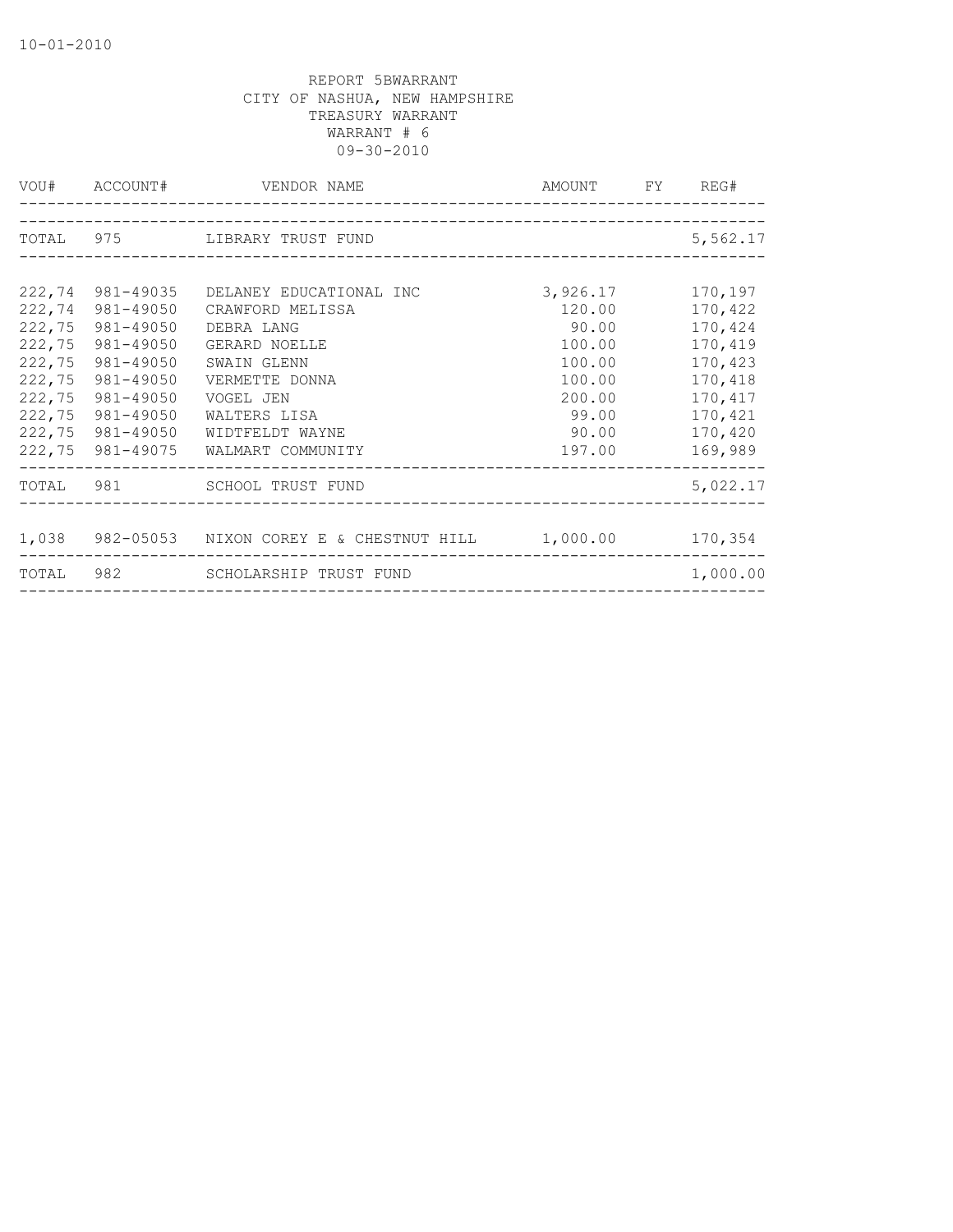10-01-2010

REPORT 5BWARRANT
CITY OF NASHUA, NEW HAMPSHIRE
TREASURY WARRANT
WARRANT # 6
09-30-2010

| VOU# | ACCOUNT# | VENDOR NAME | AMOUNT | FY | REG# |
|---|---|---|---|---|---|
| TOTAL | 975 | LIBRARY TRUST FUND | | | 5,562.17 |
| 222,74 | 981-49035 | DELANEY EDUCATIONAL INC | 3,926.17 | | 170,197 |
| 222,74 | 981-49050 | CRAWFORD MELISSA | 120.00 | | 170,422 |
| 222,75 | 981-49050 | DEBRA LANG | 90.00 | | 170,424 |
| 222,75 | 981-49050 | GERARD NOELLE | 100.00 | | 170,419 |
| 222,75 | 981-49050 | SWAIN GLENN | 100.00 | | 170,423 |
| 222,75 | 981-49050 | VERMETTE DONNA | 100.00 | | 170,418 |
| 222,75 | 981-49050 | VOGEL JEN | 200.00 | | 170,417 |
| 222,75 | 981-49050 | WALTERS LISA | 99.00 | | 170,421 |
| 222,75 | 981-49050 | WIDTFELDT WAYNE | 90.00 | | 170,420 |
| 222,75 | 981-49075 | WALMART COMMUNITY | 197.00 | | 169,989 |
| TOTAL | 981 | SCHOOL TRUST FUND | | | 5,022.17 |
| 1,038 | 982-05053 | NIXON COREY E & CHESTNUT HILL | 1,000.00 | | 170,354 |
| TOTAL | 982 | SCHOLARSHIP TRUST FUND | | | 1,000.00 |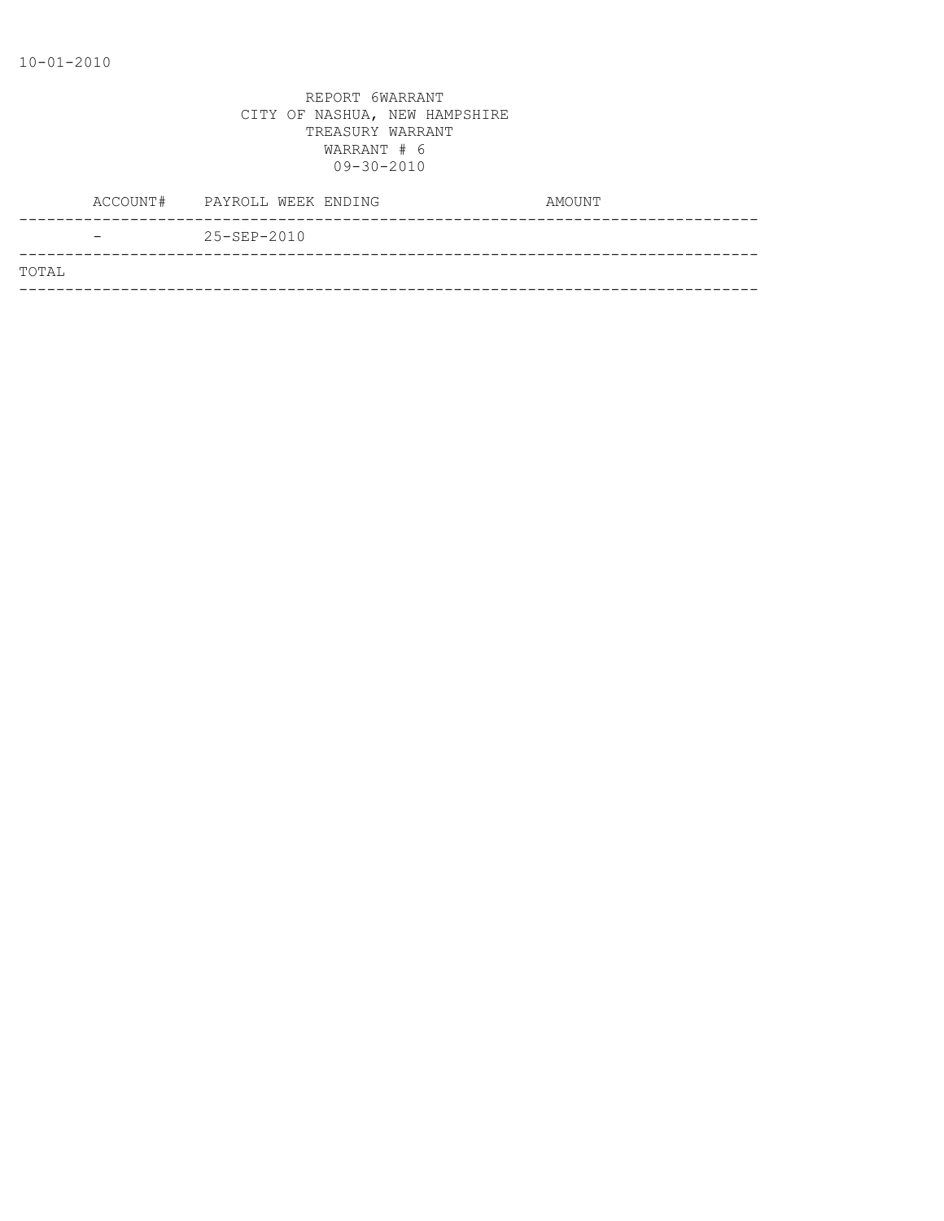10-01-2010

REPORT 6WARRANT
CITY OF NASHUA, NEW HAMPSHIRE
TREASURY WARRANT
WARRANT # 6
09-30-2010

| ACCOUNT# | PAYROLL WEEK ENDING | AMOUNT |
|---|---|---|
| - | 25-SEP-2010 | |
| TOTAL | | |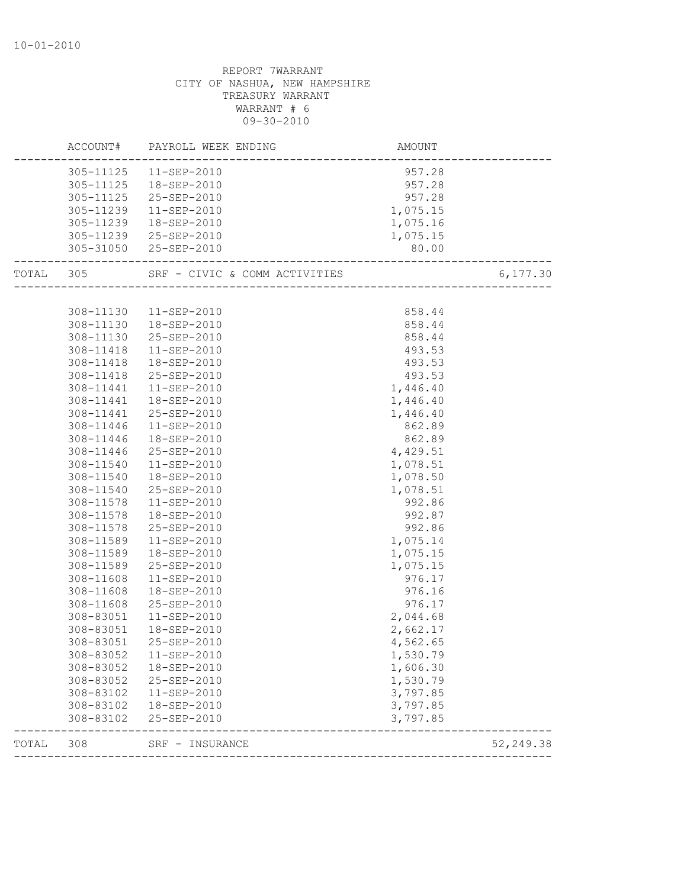10-01-2010

REPORT 7WARRANT
CITY OF NASHUA, NEW HAMPSHIRE
TREASURY WARRANT
WARRANT # 6
09-30-2010

| | ACCOUNT# | PAYROLL WEEK ENDING | AMOUNT | |
|---|---|---|---|---|
| | 305-11125 | 11-SEP-2010 | 957.28 | |
| | 305-11125 | 18-SEP-2010 | 957.28 | |
| | 305-11125 | 25-SEP-2010 | 957.28 | |
| | 305-11239 | 11-SEP-2010 | 1,075.15 | |
| | 305-11239 | 18-SEP-2010 | 1,075.16 | |
| | 305-11239 | 25-SEP-2010 | 1,075.15 | |
| | 305-31050 | 25-SEP-2010 | 80.00 | |
| TOTAL | 305 | SRF - CIVIC & COMM ACTIVITIES | | 6,177.30 |
| | 308-11130 | 11-SEP-2010 | 858.44 | |
| | 308-11130 | 18-SEP-2010 | 858.44 | |
| | 308-11130 | 25-SEP-2010 | 858.44 | |
| | 308-11418 | 11-SEP-2010 | 493.53 | |
| | 308-11418 | 18-SEP-2010 | 493.53 | |
| | 308-11418 | 25-SEP-2010 | 493.53 | |
| | 308-11441 | 11-SEP-2010 | 1,446.40 | |
| | 308-11441 | 18-SEP-2010 | 1,446.40 | |
| | 308-11441 | 25-SEP-2010 | 1,446.40 | |
| | 308-11446 | 11-SEP-2010 | 862.89 | |
| | 308-11446 | 18-SEP-2010 | 862.89 | |
| | 308-11446 | 25-SEP-2010 | 4,429.51 | |
| | 308-11540 | 11-SEP-2010 | 1,078.51 | |
| | 308-11540 | 18-SEP-2010 | 1,078.50 | |
| | 308-11540 | 25-SEP-2010 | 1,078.51 | |
| | 308-11578 | 11-SEP-2010 | 992.86 | |
| | 308-11578 | 18-SEP-2010 | 992.87 | |
| | 308-11578 | 25-SEP-2010 | 992.86 | |
| | 308-11589 | 11-SEP-2010 | 1,075.14 | |
| | 308-11589 | 18-SEP-2010 | 1,075.15 | |
| | 308-11589 | 25-SEP-2010 | 1,075.15 | |
| | 308-11608 | 11-SEP-2010 | 976.17 | |
| | 308-11608 | 18-SEP-2010 | 976.16 | |
| | 308-11608 | 25-SEP-2010 | 976.17 | |
| | 308-83051 | 11-SEP-2010 | 2,044.68 | |
| | 308-83051 | 18-SEP-2010 | 2,662.17 | |
| | 308-83051 | 25-SEP-2010 | 4,562.65 | |
| | 308-83052 | 11-SEP-2010 | 1,530.79 | |
| | 308-83052 | 18-SEP-2010 | 1,606.30 | |
| | 308-83052 | 25-SEP-2010 | 1,530.79 | |
| | 308-83102 | 11-SEP-2010 | 3,797.85 | |
| | 308-83102 | 18-SEP-2010 | 3,797.85 | |
| | 308-83102 | 25-SEP-2010 | 3,797.85 | |
| TOTAL | 308 | SRF - INSURANCE | | 52,249.38 |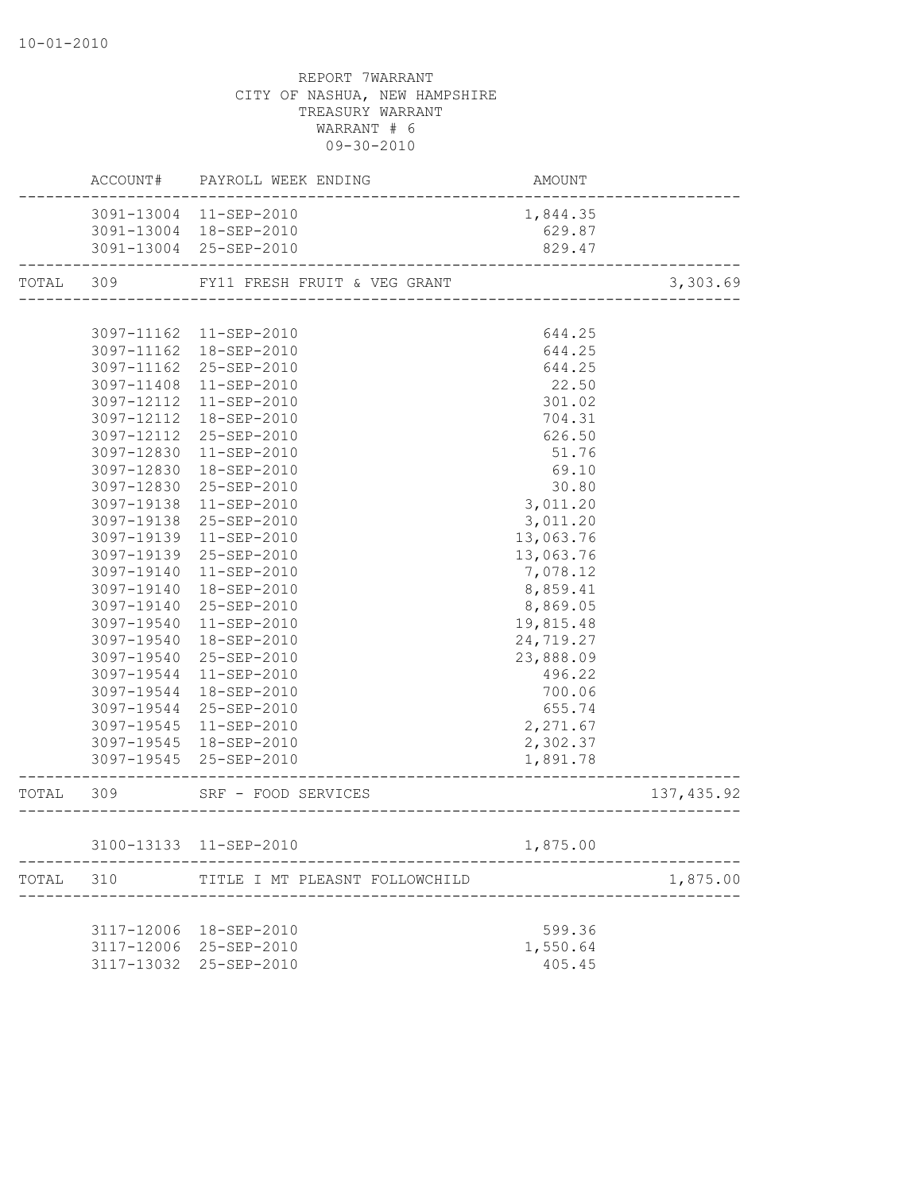REPORT 7WARRANT
CITY OF NASHUA, NEW HAMPSHIRE
TREASURY WARRANT
WARRANT # 6
09-30-2010

| ACCOUNT# | PAYROLL WEEK ENDING | AMOUNT | |
|---|---|---|---|
| 3091-13004 | 11-SEP-2010 | 1,844.35 | |
| 3091-13004 | 18-SEP-2010 | 629.87 | |
| 3091-13004 | 25-SEP-2010 | 829.47 | |
| TOTAL 309 | FY11 FRESH FRUIT & VEG GRANT | | 3,303.69 |
| 3097-11162 | 11-SEP-2010 | 644.25 | |
| 3097-11162 | 18-SEP-2010 | 644.25 | |
| 3097-11162 | 25-SEP-2010 | 644.25 | |
| 3097-11408 | 11-SEP-2010 | 22.50 | |
| 3097-12112 | 11-SEP-2010 | 301.02 | |
| 3097-12112 | 18-SEP-2010 | 704.31 | |
| 3097-12112 | 25-SEP-2010 | 626.50 | |
| 3097-12830 | 11-SEP-2010 | 51.76 | |
| 3097-12830 | 18-SEP-2010 | 69.10 | |
| 3097-12830 | 25-SEP-2010 | 30.80 | |
| 3097-19138 | 11-SEP-2010 | 3,011.20 | |
| 3097-19138 | 25-SEP-2010 | 3,011.20 | |
| 3097-19139 | 11-SEP-2010 | 13,063.76 | |
| 3097-19139 | 25-SEP-2010 | 13,063.76 | |
| 3097-19140 | 11-SEP-2010 | 7,078.12 | |
| 3097-19140 | 18-SEP-2010 | 8,859.41 | |
| 3097-19140 | 25-SEP-2010 | 8,869.05 | |
| 3097-19540 | 11-SEP-2010 | 19,815.48 | |
| 3097-19540 | 18-SEP-2010 | 24,719.27 | |
| 3097-19540 | 25-SEP-2010 | 23,888.09 | |
| 3097-19544 | 11-SEP-2010 | 496.22 | |
| 3097-19544 | 18-SEP-2010 | 700.06 | |
| 3097-19544 | 25-SEP-2010 | 655.74 | |
| 3097-19545 | 11-SEP-2010 | 2,271.67 | |
| 3097-19545 | 18-SEP-2010 | 2,302.37 | |
| 3097-19545 | 25-SEP-2010 | 1,891.78 | |
| TOTAL 309 | SRF - FOOD SERVICES | | 137,435.92 |
| 3100-13133 | 11-SEP-2010 | 1,875.00 | |
| TOTAL 310 | TITLE I MT PLEASNT FOLLOWCHILD | | 1,875.00 |
| 3117-12006 | 18-SEP-2010 | 599.36 | |
| 3117-12006 | 25-SEP-2010 | 1,550.64 | |
| 3117-13032 | 25-SEP-2010 | 405.45 | |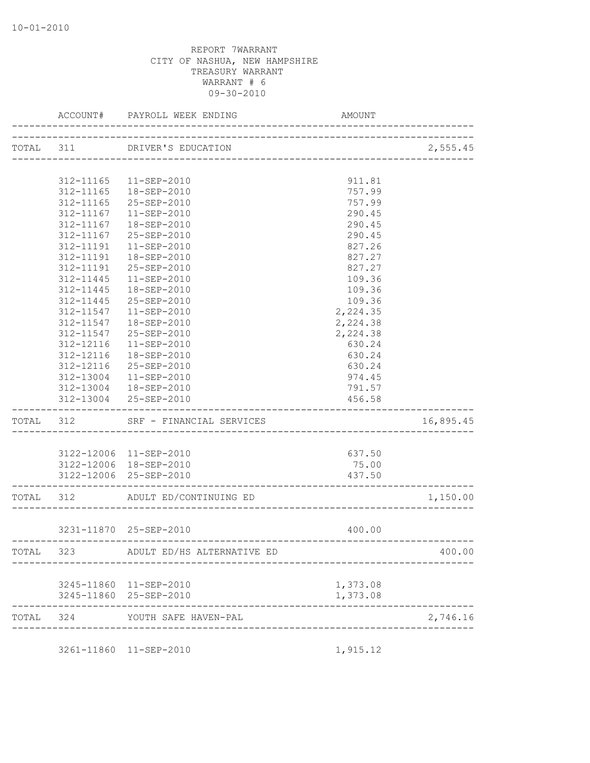REPORT 7WARRANT
CITY OF NASHUA, NEW HAMPSHIRE
TREASURY WARRANT
WARRANT # 6
09-30-2010

| ACCOUNT# | PAYROLL WEEK ENDING | AMOUNT | |
|---|---|---|---|
| TOTAL 311 | DRIVER'S EDUCATION | | 2,555.45 |
| 312-11165 | 11-SEP-2010 | 911.81 | |
| 312-11165 | 18-SEP-2010 | 757.99 | |
| 312-11165 | 25-SEP-2010 | 757.99 | |
| 312-11167 | 11-SEP-2010 | 290.45 | |
| 312-11167 | 18-SEP-2010 | 290.45 | |
| 312-11167 | 25-SEP-2010 | 290.45 | |
| 312-11191 | 11-SEP-2010 | 827.26 | |
| 312-11191 | 18-SEP-2010 | 827.27 | |
| 312-11191 | 25-SEP-2010 | 827.27 | |
| 312-11445 | 11-SEP-2010 | 109.36 | |
| 312-11445 | 18-SEP-2010 | 109.36 | |
| 312-11445 | 25-SEP-2010 | 109.36 | |
| 312-11547 | 11-SEP-2010 | 2,224.35 | |
| 312-11547 | 18-SEP-2010 | 2,224.38 | |
| 312-11547 | 25-SEP-2010 | 2,224.38 | |
| 312-12116 | 11-SEP-2010 | 630.24 | |
| 312-12116 | 18-SEP-2010 | 630.24 | |
| 312-12116 | 25-SEP-2010 | 630.24 | |
| 312-13004 | 11-SEP-2010 | 974.45 | |
| 312-13004 | 18-SEP-2010 | 791.57 | |
| 312-13004 | 25-SEP-2010 | 456.58 | |
| TOTAL 312 | SRF - FINANCIAL SERVICES | | 16,895.45 |
| 3122-12006 | 11-SEP-2010 | 637.50 | |
| 3122-12006 | 18-SEP-2010 | 75.00 | |
| 3122-12006 | 25-SEP-2010 | 437.50 | |
| TOTAL 312 | ADULT ED/CONTINUING ED | | 1,150.00 |
| 3231-11870 | 25-SEP-2010 | 400.00 | |
| TOTAL 323 | ADULT ED/HS ALTERNATIVE ED | | 400.00 |
| 3245-11860 | 11-SEP-2010 | 1,373.08 | |
| 3245-11860 | 25-SEP-2010 | 1,373.08 | |
| TOTAL 324 | YOUTH SAFE HAVEN-PAL | | 2,746.16 |
| 3261-11860 | 11-SEP-2010 | 1,915.12 | |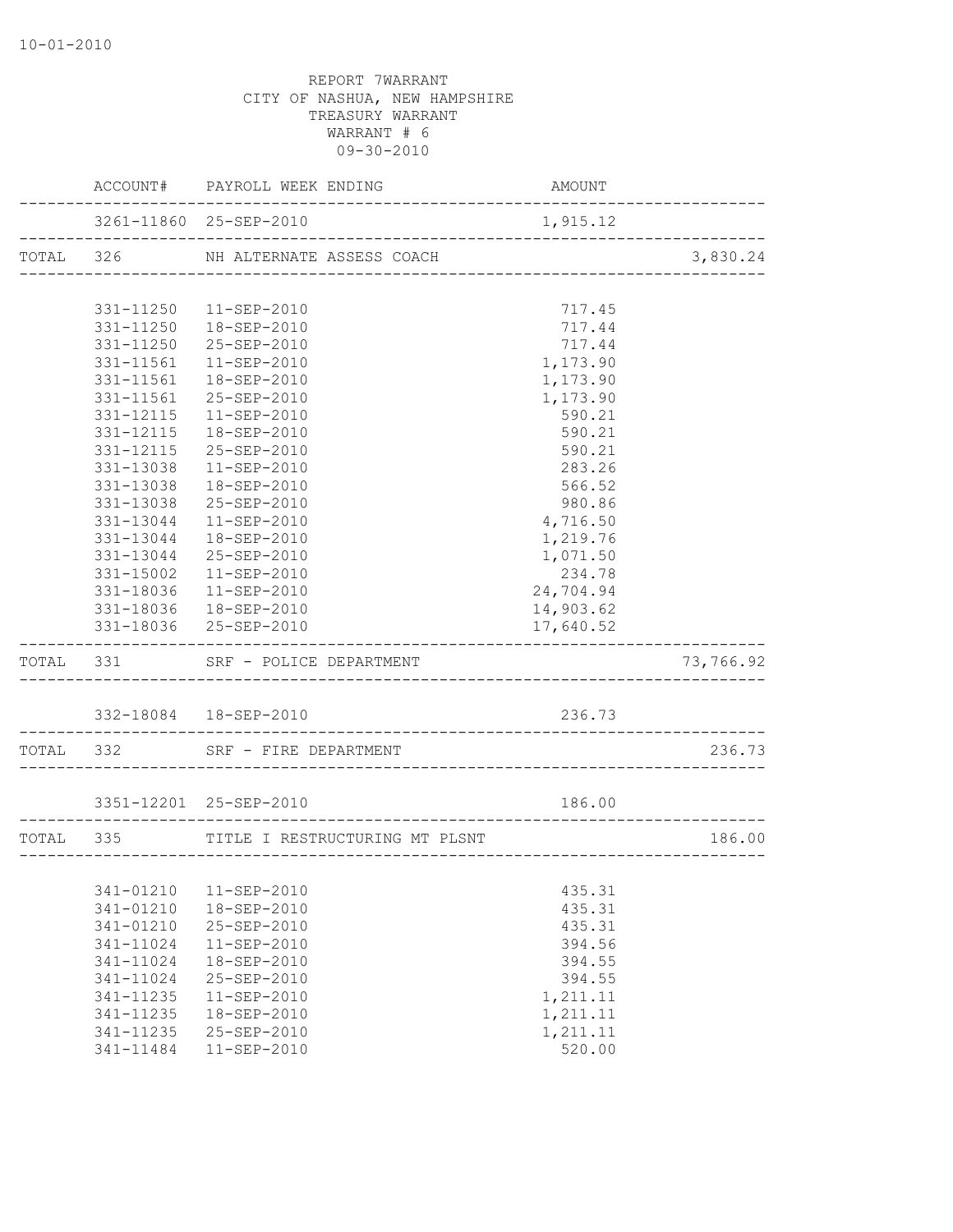10-01-2010

REPORT 7WARRANT
CITY OF NASHUA, NEW HAMPSHIRE
TREASURY WARRANT
WARRANT # 6
09-30-2010

| | ACCOUNT# | PAYROLL WEEK ENDING | AMOUNT | |
|---|---|---|---|---|
| | 3261-11860 | 25-SEP-2010 | 1,915.12 | |
| TOTAL | 326 | NH ALTERNATE ASSESS COACH | | 3,830.24 |
| | 331-11250 | 11-SEP-2010 | 717.45 | |
| | 331-11250 | 18-SEP-2010 | 717.44 | |
| | 331-11250 | 25-SEP-2010 | 717.44 | |
| | 331-11561 | 11-SEP-2010 | 1,173.90 | |
| | 331-11561 | 18-SEP-2010 | 1,173.90 | |
| | 331-11561 | 25-SEP-2010 | 1,173.90 | |
| | 331-12115 | 11-SEP-2010 | 590.21 | |
| | 331-12115 | 18-SEP-2010 | 590.21 | |
| | 331-12115 | 25-SEP-2010 | 590.21 | |
| | 331-13038 | 11-SEP-2010 | 283.26 | |
| | 331-13038 | 18-SEP-2010 | 566.52 | |
| | 331-13038 | 25-SEP-2010 | 980.86 | |
| | 331-13044 | 11-SEP-2010 | 4,716.50 | |
| | 331-13044 | 18-SEP-2010 | 1,219.76 | |
| | 331-13044 | 25-SEP-2010 | 1,071.50 | |
| | 331-15002 | 11-SEP-2010 | 234.78 | |
| | 331-18036 | 11-SEP-2010 | 24,704.94 | |
| | 331-18036 | 18-SEP-2010 | 14,903.62 | |
| | 331-18036 | 25-SEP-2010 | 17,640.52 | |
| TOTAL | 331 | SRF - POLICE DEPARTMENT | | 73,766.92 |
| | 332-18084 | 18-SEP-2010 | 236.73 | |
| TOTAL | 332 | SRF - FIRE DEPARTMENT | | 236.73 |
| | 3351-12201 | 25-SEP-2010 | 186.00 | |
| TOTAL | 335 | TITLE I RESTRUCTURING MT PLSNT | | 186.00 |
| | 341-01210 | 11-SEP-2010 | 435.31 | |
| | 341-01210 | 18-SEP-2010 | 435.31 | |
| | 341-01210 | 25-SEP-2010 | 435.31 | |
| | 341-11024 | 11-SEP-2010 | 394.56 | |
| | 341-11024 | 18-SEP-2010 | 394.55 | |
| | 341-11024 | 25-SEP-2010 | 394.55 | |
| | 341-11235 | 11-SEP-2010 | 1,211.11 | |
| | 341-11235 | 18-SEP-2010 | 1,211.11 | |
| | 341-11235 | 25-SEP-2010 | 1,211.11 | |
| | 341-11484 | 11-SEP-2010 | 520.00 | |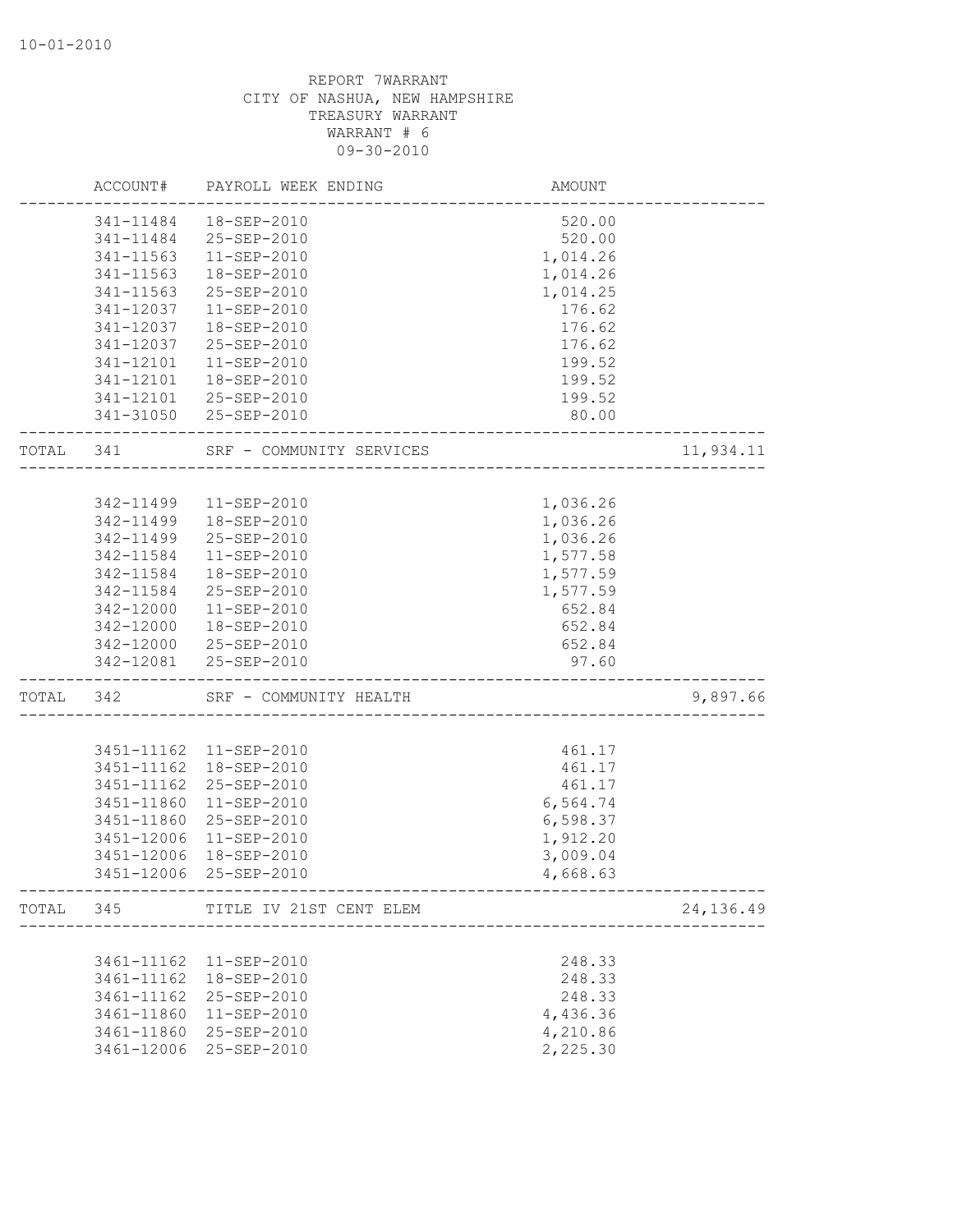10-01-2010

REPORT 7WARRANT
CITY OF NASHUA, NEW HAMPSHIRE
TREASURY WARRANT
WARRANT # 6
09-30-2010

| | ACCOUNT# | PAYROLL WEEK ENDING | AMOUNT | |
|---|---|---|---|---|
| | 341-11484 | 18-SEP-2010 | 520.00 | |
| | 341-11484 | 25-SEP-2010 | 520.00 | |
| | 341-11563 | 11-SEP-2010 | 1,014.26 | |
| | 341-11563 | 18-SEP-2010 | 1,014.26 | |
| | 341-11563 | 25-SEP-2010 | 1,014.25 | |
| | 341-12037 | 11-SEP-2010 | 176.62 | |
| | 341-12037 | 18-SEP-2010 | 176.62 | |
| | 341-12037 | 25-SEP-2010 | 176.62 | |
| | 341-12101 | 11-SEP-2010 | 199.52 | |
| | 341-12101 | 18-SEP-2010 | 199.52 | |
| | 341-12101 | 25-SEP-2010 | 199.52 | |
| | 341-31050 | 25-SEP-2010 | 80.00 | |
| TOTAL | 341 | SRF - COMMUNITY SERVICES | | 11,934.11 |
| | 342-11499 | 11-SEP-2010 | 1,036.26 | |
| | 342-11499 | 18-SEP-2010 | 1,036.26 | |
| | 342-11499 | 25-SEP-2010 | 1,036.26 | |
| | 342-11584 | 11-SEP-2010 | 1,577.58 | |
| | 342-11584 | 18-SEP-2010 | 1,577.59 | |
| | 342-11584 | 25-SEP-2010 | 1,577.59 | |
| | 342-12000 | 11-SEP-2010 | 652.84 | |
| | 342-12000 | 18-SEP-2010 | 652.84 | |
| | 342-12000 | 25-SEP-2010 | 652.84 | |
| | 342-12081 | 25-SEP-2010 | 97.60 | |
| TOTAL | 342 | SRF - COMMUNITY HEALTH | | 9,897.66 |
| | 3451-11162 | 11-SEP-2010 | 461.17 | |
| | 3451-11162 | 18-SEP-2010 | 461.17 | |
| | 3451-11162 | 25-SEP-2010 | 461.17 | |
| | 3451-11860 | 11-SEP-2010 | 6,564.74 | |
| | 3451-11860 | 25-SEP-2010 | 6,598.37 | |
| | 3451-12006 | 11-SEP-2010 | 1,912.20 | |
| | 3451-12006 | 18-SEP-2010 | 3,009.04 | |
| | 3451-12006 | 25-SEP-2010 | 4,668.63 | |
| TOTAL | 345 | TITLE IV 21ST CENT ELEM | | 24,136.49 |
| | 3461-11162 | 11-SEP-2010 | 248.33 | |
| | 3461-11162 | 18-SEP-2010 | 248.33 | |
| | 3461-11162 | 25-SEP-2010 | 248.33 | |
| | 3461-11860 | 11-SEP-2010 | 4,436.36 | |
| | 3461-11860 | 25-SEP-2010 | 4,210.86 | |
| | 3461-12006 | 25-SEP-2010 | 2,225.30 | |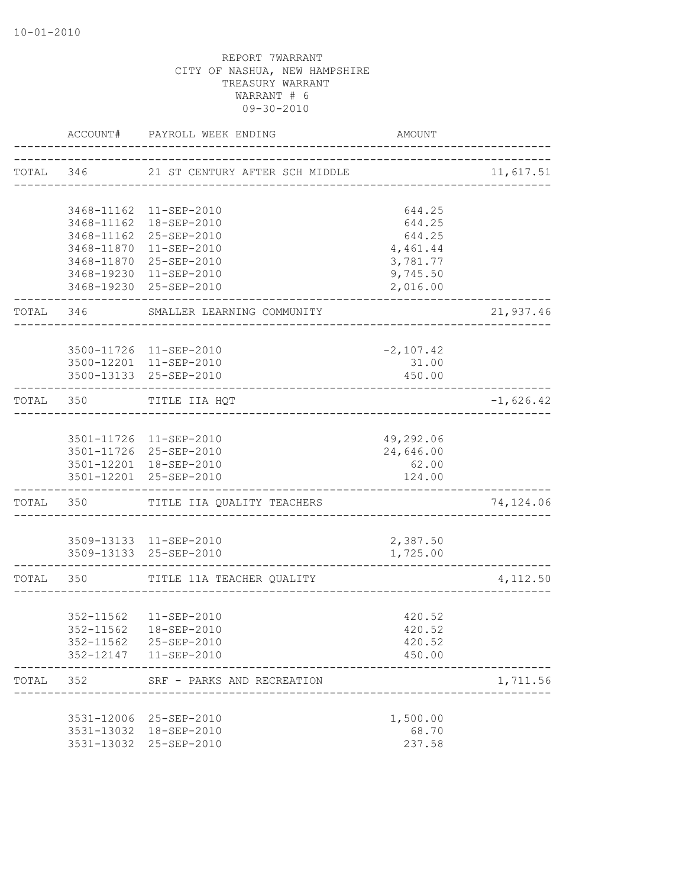10-01-2010

REPORT 7WARRANT
CITY OF NASHUA, NEW HAMPSHIRE
TREASURY WARRANT
WARRANT # 6
09-30-2010

| | ACCOUNT# | PAYROLL WEEK ENDING | AMOUNT | |
|---|---|---|---|---|
| TOTAL | 346 | 21 ST CENTURY AFTER SCH MIDDLE | | 11,617.51 |
| | 3468-11162 | 11-SEP-2010 | 644.25 | |
| | 3468-11162 | 18-SEP-2010 | 644.25 | |
| | 3468-11162 | 25-SEP-2010 | 644.25 | |
| | 3468-11870 | 11-SEP-2010 | 4,461.44 | |
| | 3468-11870 | 25-SEP-2010 | 3,781.77 | |
| | 3468-19230 | 11-SEP-2010 | 9,745.50 | |
| | 3468-19230 | 25-SEP-2010 | 2,016.00 | |
| TOTAL | 346 | SMALLER LEARNING COMMUNITY | | 21,937.46 |
| | 3500-11726 | 11-SEP-2010 | -2,107.42 | |
| | 3500-12201 | 11-SEP-2010 | 31.00 | |
| | 3500-13133 | 25-SEP-2010 | 450.00 | |
| TOTAL | 350 | TITLE IIA HQT | | -1,626.42 |
| | 3501-11726 | 11-SEP-2010 | 49,292.06 | |
| | 3501-11726 | 25-SEP-2010 | 24,646.00 | |
| | 3501-12201 | 18-SEP-2010 | 62.00 | |
| | 3501-12201 | 25-SEP-2010 | 124.00 | |
| TOTAL | 350 | TITLE IIA QUALITY TEACHERS | | 74,124.06 |
| | 3509-13133 | 11-SEP-2010 | 2,387.50 | |
| | 3509-13133 | 25-SEP-2010 | 1,725.00 | |
| TOTAL | 350 | TITLE 11A TEACHER QUALITY | | 4,112.50 |
| | 352-11562 | 11-SEP-2010 | 420.52 | |
| | 352-11562 | 18-SEP-2010 | 420.52 | |
| | 352-11562 | 25-SEP-2010 | 420.52 | |
| | 352-12147 | 11-SEP-2010 | 450.00 | |
| TOTAL | 352 | SRF - PARKS AND RECREATION | | 1,711.56 |
| | 3531-12006 | 25-SEP-2010 | 1,500.00 | |
| | 3531-13032 | 18-SEP-2010 | 68.70 | |
| | 3531-13032 | 25-SEP-2010 | 237.58 | |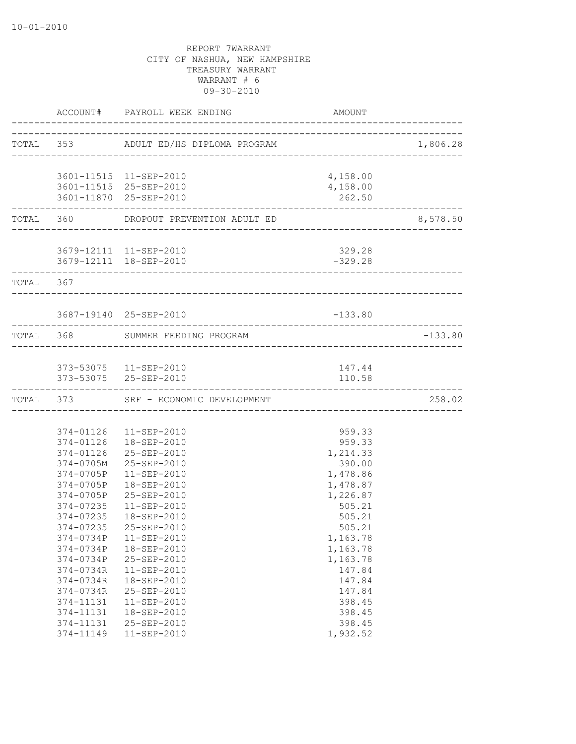10-01-2010

REPORT 7WARRANT
CITY OF NASHUA, NEW HAMPSHIRE
TREASURY WARRANT
WARRANT # 6
09-30-2010

| | ACCOUNT# | PAYROLL WEEK ENDING | AMOUNT | |
|---|---|---|---|---|
| TOTAL | 353 | ADULT ED/HS DIPLOMA PROGRAM | | 1,806.28 |
| | 3601-11515 | 11-SEP-2010 | 4,158.00 | |
| | 3601-11515 | 25-SEP-2010 | 4,158.00 | |
| | 3601-11870 | 25-SEP-2010 | 262.50 | |
| TOTAL | 360 | DROPOUT PREVENTION ADULT ED | | 8,578.50 |
| | 3679-12111 | 11-SEP-2010 | 329.28 | |
| | 3679-12111 | 18-SEP-2010 | -329.28 | |
| TOTAL | 367 | | | |
| | 3687-19140 | 25-SEP-2010 | -133.80 | |
| TOTAL | 368 | SUMMER FEEDING PROGRAM | | -133.80 |
| | 373-53075 | 11-SEP-2010 | 147.44 | |
| | 373-53075 | 25-SEP-2010 | 110.58 | |
| TOTAL | 373 | SRF - ECONOMIC DEVELOPMENT | | 258.02 |
| | 374-01126 | 11-SEP-2010 | 959.33 | |
| | 374-01126 | 18-SEP-2010 | 959.33 | |
| | 374-01126 | 25-SEP-2010 | 1,214.33 | |
| | 374-0705M | 25-SEP-2010 | 390.00 | |
| | 374-0705P | 11-SEP-2010 | 1,478.86 | |
| | 374-0705P | 18-SEP-2010 | 1,478.87 | |
| | 374-0705P | 25-SEP-2010 | 1,226.87 | |
| | 374-07235 | 11-SEP-2010 | 505.21 | |
| | 374-07235 | 18-SEP-2010 | 505.21 | |
| | 374-07235 | 25-SEP-2010 | 505.21 | |
| | 374-0734P | 11-SEP-2010 | 1,163.78 | |
| | 374-0734P | 18-SEP-2010 | 1,163.78 | |
| | 374-0734P | 25-SEP-2010 | 1,163.78 | |
| | 374-0734R | 11-SEP-2010 | 147.84 | |
| | 374-0734R | 18-SEP-2010 | 147.84 | |
| | 374-0734R | 25-SEP-2010 | 147.84 | |
| | 374-11131 | 11-SEP-2010 | 398.45 | |
| | 374-11131 | 18-SEP-2010 | 398.45 | |
| | 374-11131 | 25-SEP-2010 | 398.45 | |
| | 374-11149 | 11-SEP-2010 | 1,932.52 | |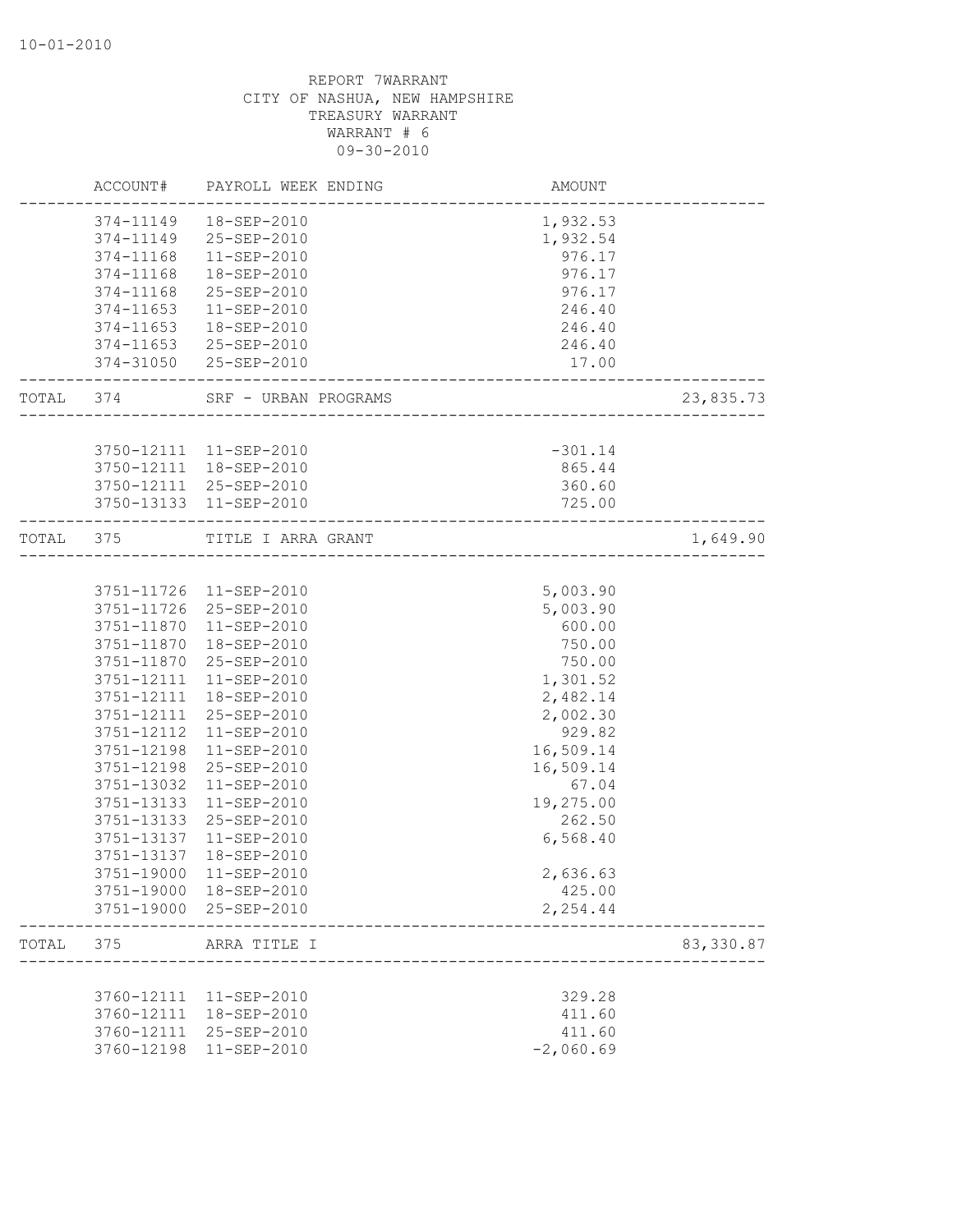REPORT 7WARRANT
CITY OF NASHUA, NEW HAMPSHIRE
TREASURY WARRANT
WARRANT # 6
09-30-2010

| | ACCOUNT# | PAYROLL WEEK ENDING | AMOUNT | |
|---|---|---|---|---|
| | 374-11149 | 18-SEP-2010 | 1,932.53 | |
| | 374-11149 | 25-SEP-2010 | 1,932.54 | |
| | 374-11168 | 11-SEP-2010 | 976.17 | |
| | 374-11168 | 18-SEP-2010 | 976.17 | |
| | 374-11168 | 25-SEP-2010 | 976.17 | |
| | 374-11653 | 11-SEP-2010 | 246.40 | |
| | 374-11653 | 18-SEP-2010 | 246.40 | |
| | 374-11653 | 25-SEP-2010 | 246.40 | |
| | 374-31050 | 25-SEP-2010 | 17.00 | |
| TOTAL | 374 | SRF - URBAN PROGRAMS | | 23,835.73 |
| | 3750-12111 | 11-SEP-2010 | -301.14 | |
| | 3750-12111 | 18-SEP-2010 | 865.44 | |
| | 3750-12111 | 25-SEP-2010 | 360.60 | |
| | 3750-13133 | 11-SEP-2010 | 725.00 | |
| TOTAL | 375 | TITLE I ARRA GRANT | | 1,649.90 |
| | 3751-11726 | 11-SEP-2010 | 5,003.90 | |
| | 3751-11726 | 25-SEP-2010 | 5,003.90 | |
| | 3751-11870 | 11-SEP-2010 | 600.00 | |
| | 3751-11870 | 18-SEP-2010 | 750.00 | |
| | 3751-11870 | 25-SEP-2010 | 750.00 | |
| | 3751-12111 | 11-SEP-2010 | 1,301.52 | |
| | 3751-12111 | 18-SEP-2010 | 2,482.14 | |
| | 3751-12111 | 25-SEP-2010 | 2,002.30 | |
| | 3751-12112 | 11-SEP-2010 | 929.82 | |
| | 3751-12198 | 11-SEP-2010 | 16,509.14 | |
| | 3751-12198 | 25-SEP-2010 | 16,509.14 | |
| | 3751-13032 | 11-SEP-2010 | 67.04 | |
| | 3751-13133 | 11-SEP-2010 | 19,275.00 | |
| | 3751-13133 | 25-SEP-2010 | 262.50 | |
| | 3751-13137 | 11-SEP-2010 | 6,568.40 | |
| | 3751-13137 | 18-SEP-2010 | | |
| | 3751-19000 | 11-SEP-2010 | 2,636.63 | |
| | 3751-19000 | 18-SEP-2010 | 425.00 | |
| | 3751-19000 | 25-SEP-2010 | 2,254.44 | |
| TOTAL | 375 | ARRA TITLE I | | 83,330.87 |
| | 3760-12111 | 11-SEP-2010 | 329.28 | |
| | 3760-12111 | 18-SEP-2010 | 411.60 | |
| | 3760-12111 | 25-SEP-2010 | 411.60 | |
| | 3760-12198 | 11-SEP-2010 | -2,060.69 | |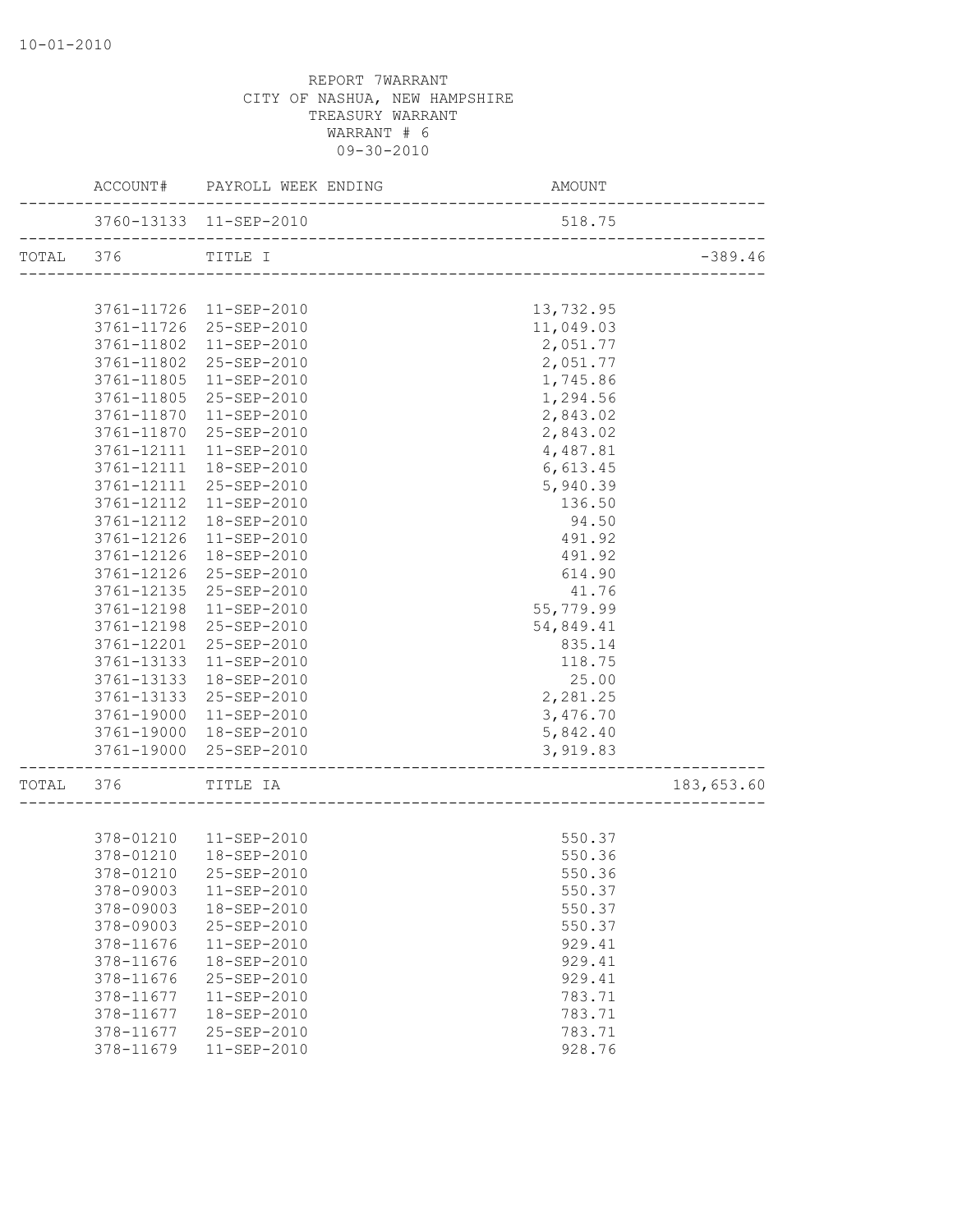10-01-2010

REPORT 7WARRANT
CITY OF NASHUA, NEW HAMPSHIRE
TREASURY WARRANT
WARRANT # 6
09-30-2010

| | ACCOUNT# | PAYROLL WEEK ENDING | AMOUNT | |
|---|---|---|---|---|
| | 3760-13133 | 11-SEP-2010 | 518.75 | |
| TOTAL | 376 | TITLE I | | -389.46 |
| | 3761-11726 | 11-SEP-2010 | 13,732.95 | |
| | 3761-11726 | 25-SEP-2010 | 11,049.03 | |
| | 3761-11802 | 11-SEP-2010 | 2,051.77 | |
| | 3761-11802 | 25-SEP-2010 | 2,051.77 | |
| | 3761-11805 | 11-SEP-2010 | 1,745.86 | |
| | 3761-11805 | 25-SEP-2010 | 1,294.56 | |
| | 3761-11870 | 11-SEP-2010 | 2,843.02 | |
| | 3761-11870 | 25-SEP-2010 | 2,843.02 | |
| | 3761-12111 | 11-SEP-2010 | 4,487.81 | |
| | 3761-12111 | 18-SEP-2010 | 6,613.45 | |
| | 3761-12111 | 25-SEP-2010 | 5,940.39 | |
| | 3761-12112 | 11-SEP-2010 | 136.50 | |
| | 3761-12112 | 18-SEP-2010 | 94.50 | |
| | 3761-12126 | 11-SEP-2010 | 491.92 | |
| | 3761-12126 | 18-SEP-2010 | 491.92 | |
| | 3761-12126 | 25-SEP-2010 | 614.90 | |
| | 3761-12135 | 25-SEP-2010 | 41.76 | |
| | 3761-12198 | 11-SEP-2010 | 55,779.99 | |
| | 3761-12198 | 25-SEP-2010 | 54,849.41 | |
| | 3761-12201 | 25-SEP-2010 | 835.14 | |
| | 3761-13133 | 11-SEP-2010 | 118.75 | |
| | 3761-13133 | 18-SEP-2010 | 25.00 | |
| | 3761-13133 | 25-SEP-2010 | 2,281.25 | |
| | 3761-19000 | 11-SEP-2010 | 3,476.70 | |
| | 3761-19000 | 18-SEP-2010 | 5,842.40 | |
| | 3761-19000 | 25-SEP-2010 | 3,919.83 | |
| TOTAL | 376 | TITLE IA | | 183,653.60 |
| | 378-01210 | 11-SEP-2010 | 550.37 | |
| | 378-01210 | 18-SEP-2010 | 550.36 | |
| | 378-01210 | 25-SEP-2010 | 550.36 | |
| | 378-09003 | 11-SEP-2010 | 550.37 | |
| | 378-09003 | 18-SEP-2010 | 550.37 | |
| | 378-09003 | 25-SEP-2010 | 550.37 | |
| | 378-11676 | 11-SEP-2010 | 929.41 | |
| | 378-11676 | 18-SEP-2010 | 929.41 | |
| | 378-11676 | 25-SEP-2010 | 929.41 | |
| | 378-11677 | 11-SEP-2010 | 783.71 | |
| | 378-11677 | 18-SEP-2010 | 783.71 | |
| | 378-11677 | 25-SEP-2010 | 783.71 | |
| | 378-11679 | 11-SEP-2010 | 928.76 | |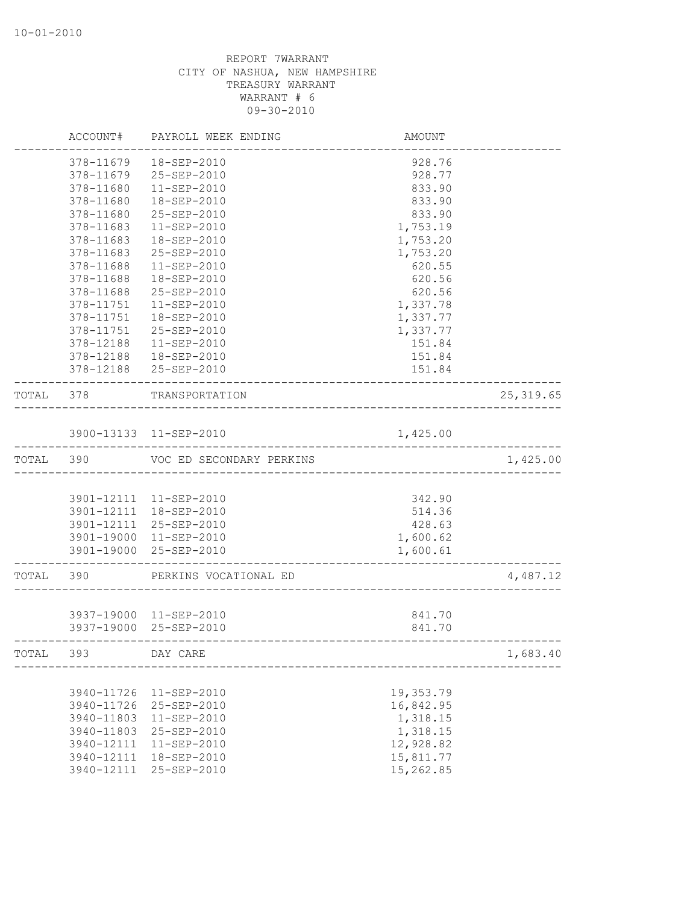10-01-2010

REPORT 7WARRANT
CITY OF NASHUA, NEW HAMPSHIRE
TREASURY WARRANT
WARRANT # 6
09-30-2010

| | ACCOUNT# | PAYROLL WEEK ENDING | AMOUNT | |
|---|---|---|---|---|
| | 378-11679 | 18-SEP-2010 | 928.76 | |
| | 378-11679 | 25-SEP-2010 | 928.77 | |
| | 378-11680 | 11-SEP-2010 | 833.90 | |
| | 378-11680 | 18-SEP-2010 | 833.90 | |
| | 378-11680 | 25-SEP-2010 | 833.90 | |
| | 378-11683 | 11-SEP-2010 | 1,753.19 | |
| | 378-11683 | 18-SEP-2010 | 1,753.20 | |
| | 378-11683 | 25-SEP-2010 | 1,753.20 | |
| | 378-11688 | 11-SEP-2010 | 620.55 | |
| | 378-11688 | 18-SEP-2010 | 620.56 | |
| | 378-11688 | 25-SEP-2010 | 620.56 | |
| | 378-11751 | 11-SEP-2010 | 1,337.78 | |
| | 378-11751 | 18-SEP-2010 | 1,337.77 | |
| | 378-11751 | 25-SEP-2010 | 1,337.77 | |
| | 378-12188 | 11-SEP-2010 | 151.84 | |
| | 378-12188 | 18-SEP-2010 | 151.84 | |
| | 378-12188 | 25-SEP-2010 | 151.84 | |
| TOTAL | 378 | TRANSPORTATION | | 25,319.65 |
| | 3900-13133 | 11-SEP-2010 | 1,425.00 | |
| TOTAL | 390 | VOC ED SECONDARY PERKINS | | 1,425.00 |
| | 3901-12111 | 11-SEP-2010 | 342.90 | |
| | 3901-12111 | 18-SEP-2010 | 514.36 | |
| | 3901-12111 | 25-SEP-2010 | 428.63 | |
| | 3901-19000 | 11-SEP-2010 | 1,600.62 | |
| | 3901-19000 | 25-SEP-2010 | 1,600.61 | |
| TOTAL | 390 | PERKINS VOCATIONAL ED | | 4,487.12 |
| | 3937-19000 | 11-SEP-2010 | 841.70 | |
| | 3937-19000 | 25-SEP-2010 | 841.70 | |
| TOTAL | 393 | DAY CARE | | 1,683.40 |
| | 3940-11726 | 11-SEP-2010 | 19,353.79 | |
| | 3940-11726 | 25-SEP-2010 | 16,842.95 | |
| | 3940-11803 | 11-SEP-2010 | 1,318.15 | |
| | 3940-11803 | 25-SEP-2010 | 1,318.15 | |
| | 3940-12111 | 11-SEP-2010 | 12,928.82 | |
| | 3940-12111 | 18-SEP-2010 | 15,811.77 | |
| | 3940-12111 | 25-SEP-2010 | 15,262.85 | |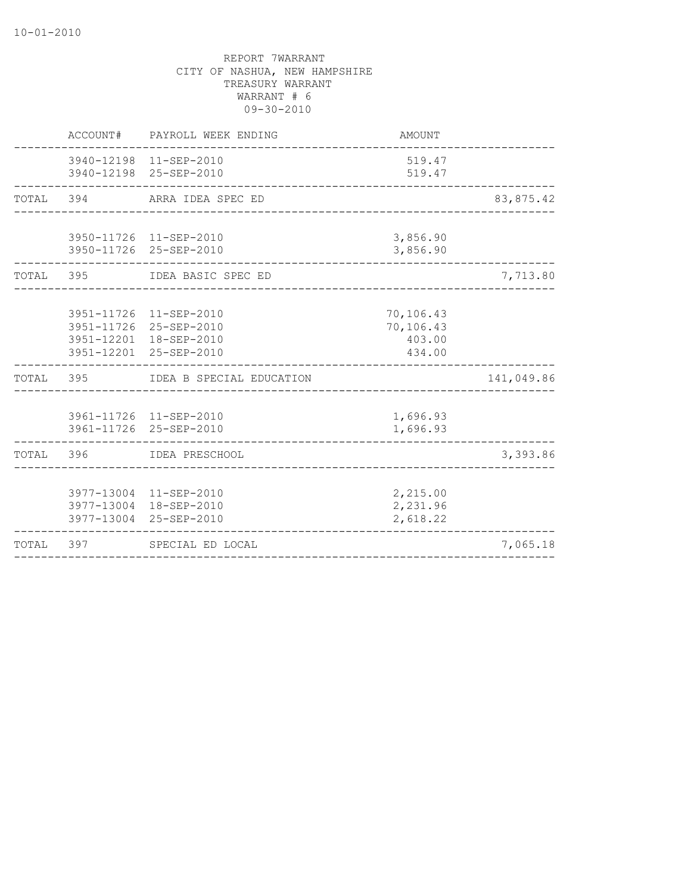REPORT 7WARRANT
CITY OF NASHUA, NEW HAMPSHIRE
TREASURY WARRANT
WARRANT # 6
09-30-2010

| | ACCOUNT# | PAYROLL WEEK ENDING | AMOUNT | |
|---|---|---|---|---|
| | 3940-12198 | 11-SEP-2010 | 519.47 | |
| | 3940-12198 | 25-SEP-2010 | 519.47 | |
| TOTAL | 394 | ARRA IDEA SPEC ED | | 83,875.42 |
| | 3950-11726 | 11-SEP-2010 | 3,856.90 | |
| | 3950-11726 | 25-SEP-2010 | 3,856.90 | |
| TOTAL | 395 | IDEA BASIC SPEC ED | | 7,713.80 |
| | 3951-11726 | 11-SEP-2010 | 70,106.43 | |
| | 3951-11726 | 25-SEP-2010 | 70,106.43 | |
| | 3951-12201 | 18-SEP-2010 | 403.00 | |
| | 3951-12201 | 25-SEP-2010 | 434.00 | |
| TOTAL | 395 | IDEA B SPECIAL EDUCATION | | 141,049.86 |
| | 3961-11726 | 11-SEP-2010 | 1,696.93 | |
| | 3961-11726 | 25-SEP-2010 | 1,696.93 | |
| TOTAL | 396 | IDEA PRESCHOOL | | 3,393.86 |
| | 3977-13004 | 11-SEP-2010 | 2,215.00 | |
| | 3977-13004 | 18-SEP-2010 | 2,231.96 | |
| | 3977-13004 | 25-SEP-2010 | 2,618.22 | |
| TOTAL | 397 | SPECIAL ED LOCAL | | 7,065.18 |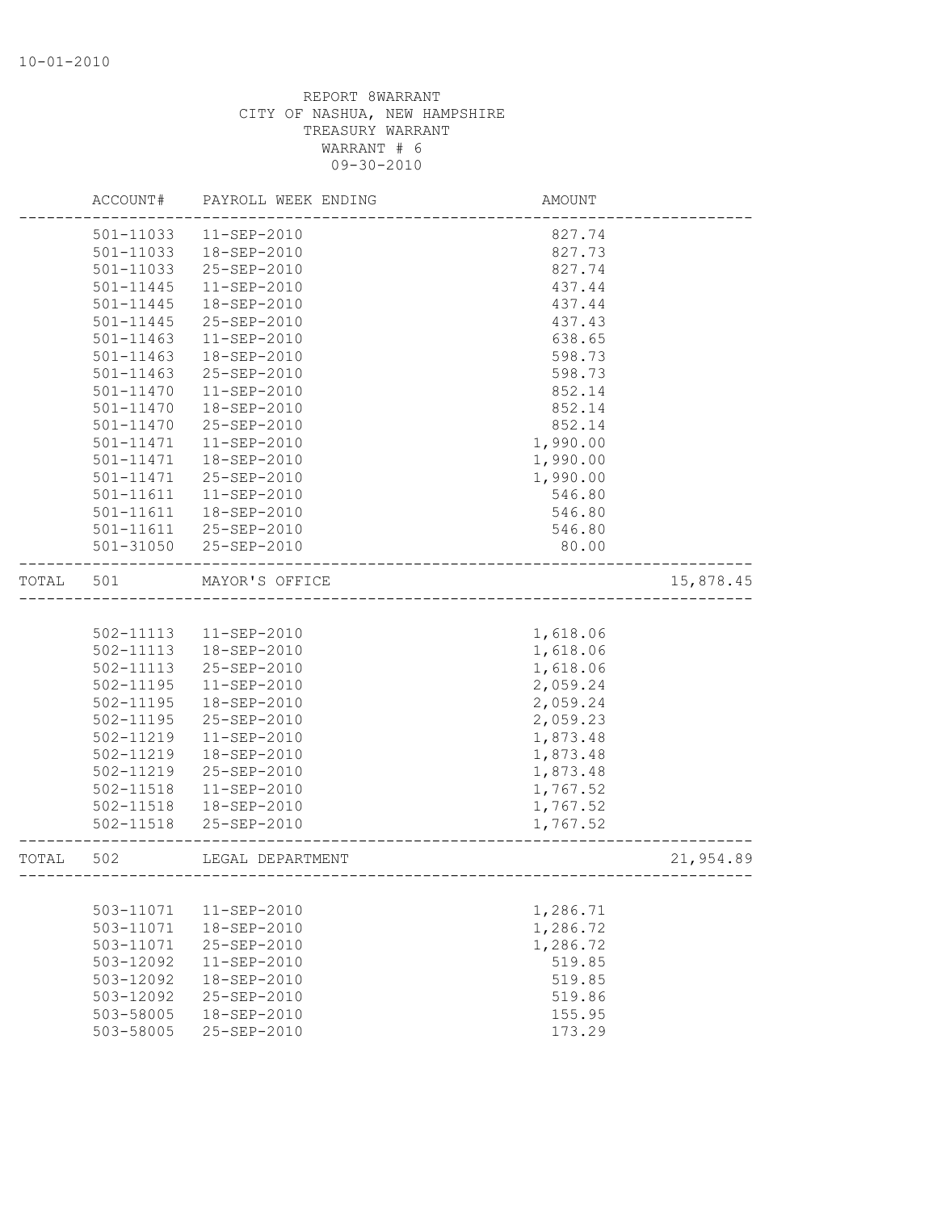10-01-2010

REPORT 8WARRANT
CITY OF NASHUA, NEW HAMPSHIRE
TREASURY WARRANT
WARRANT # 6
09-30-2010

| | ACCOUNT# | PAYROLL WEEK ENDING | AMOUNT | |
|---|---|---|---|---|
| | 501-11033 | 11-SEP-2010 | 827.74 | |
| | 501-11033 | 18-SEP-2010 | 827.73 | |
| | 501-11033 | 25-SEP-2010 | 827.74 | |
| | 501-11445 | 11-SEP-2010 | 437.44 | |
| | 501-11445 | 18-SEP-2010 | 437.44 | |
| | 501-11445 | 25-SEP-2010 | 437.43 | |
| | 501-11463 | 11-SEP-2010 | 638.65 | |
| | 501-11463 | 18-SEP-2010 | 598.73 | |
| | 501-11463 | 25-SEP-2010 | 598.73 | |
| | 501-11470 | 11-SEP-2010 | 852.14 | |
| | 501-11470 | 18-SEP-2010 | 852.14 | |
| | 501-11470 | 25-SEP-2010 | 852.14 | |
| | 501-11471 | 11-SEP-2010 | 1,990.00 | |
| | 501-11471 | 18-SEP-2010 | 1,990.00 | |
| | 501-11471 | 25-SEP-2010 | 1,990.00 | |
| | 501-11611 | 11-SEP-2010 | 546.80 | |
| | 501-11611 | 18-SEP-2010 | 546.80 | |
| | 501-11611 | 25-SEP-2010 | 546.80 | |
| | 501-31050 | 25-SEP-2010 | 80.00 | |
| TOTAL | 501 | MAYOR'S OFFICE | | 15,878.45 |
| | 502-11113 | 11-SEP-2010 | 1,618.06 | |
| | 502-11113 | 18-SEP-2010 | 1,618.06 | |
| | 502-11113 | 25-SEP-2010 | 1,618.06 | |
| | 502-11195 | 11-SEP-2010 | 2,059.24 | |
| | 502-11195 | 18-SEP-2010 | 2,059.24 | |
| | 502-11195 | 25-SEP-2010 | 2,059.23 | |
| | 502-11219 | 11-SEP-2010 | 1,873.48 | |
| | 502-11219 | 18-SEP-2010 | 1,873.48 | |
| | 502-11219 | 25-SEP-2010 | 1,873.48 | |
| | 502-11518 | 11-SEP-2010 | 1,767.52 | |
| | 502-11518 | 18-SEP-2010 | 1,767.52 | |
| | 502-11518 | 25-SEP-2010 | 1,767.52 | |
| TOTAL | 502 | LEGAL DEPARTMENT | | 21,954.89 |
| | 503-11071 | 11-SEP-2010 | 1,286.71 | |
| | 503-11071 | 18-SEP-2010 | 1,286.72 | |
| | 503-11071 | 25-SEP-2010 | 1,286.72 | |
| | 503-12092 | 11-SEP-2010 | 519.85 | |
| | 503-12092 | 18-SEP-2010 | 519.85 | |
| | 503-12092 | 25-SEP-2010 | 519.86 | |
| | 503-58005 | 18-SEP-2010 | 155.95 | |
| | 503-58005 | 25-SEP-2010 | 173.29 | |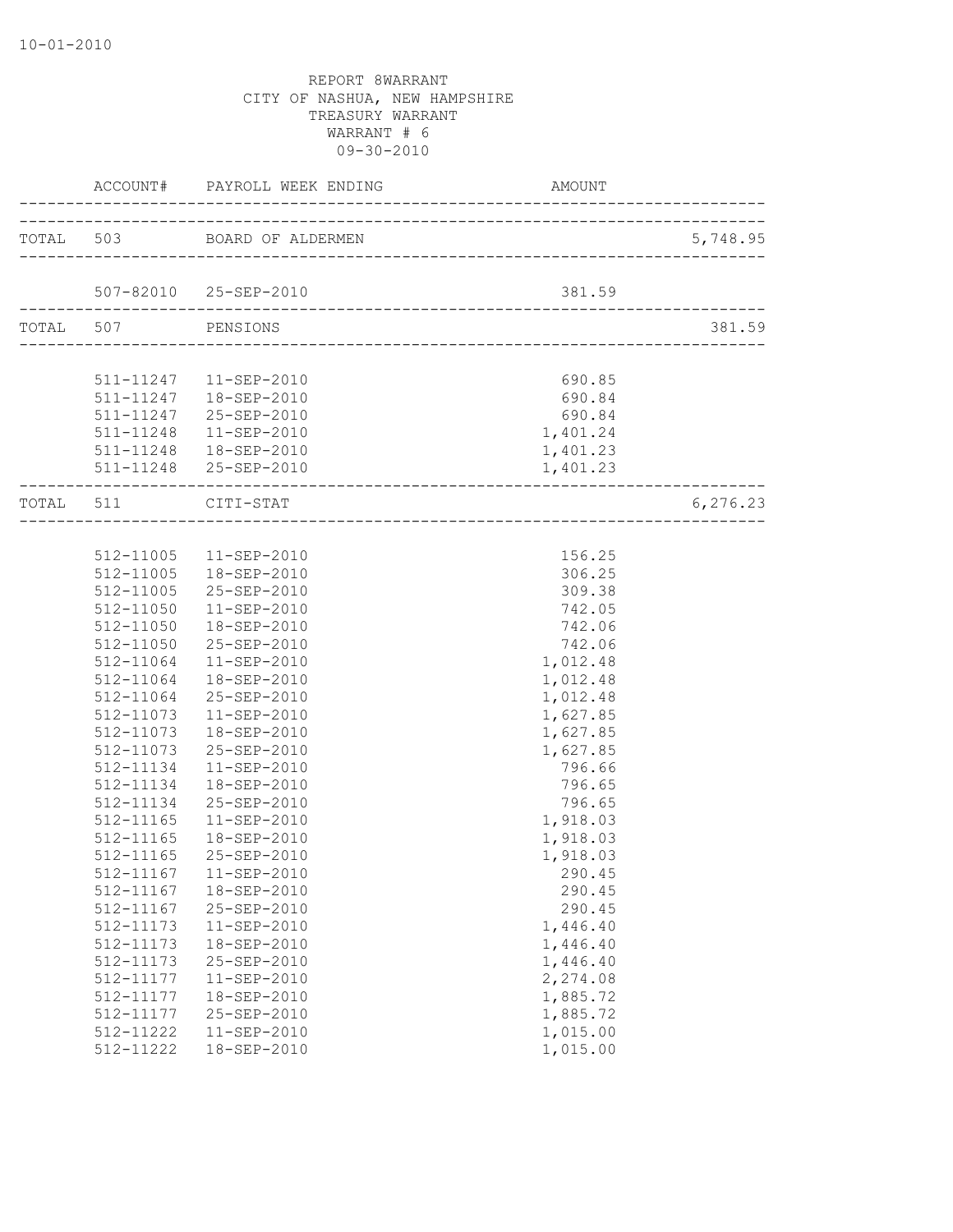REPORT 8WARRANT
CITY OF NASHUA, NEW HAMPSHIRE
TREASURY WARRANT
WARRANT # 6
09-30-2010

| | ACCOUNT# | PAYROLL WEEK ENDING | AMOUNT | |
|---|---|---|---|---|
| TOTAL | 503 | BOARD OF ALDERMEN | | 5,748.95 |
| | 507-82010 | 25-SEP-2010 | 381.59 | |
| TOTAL | 507 | PENSIONS | | 381.59 |
| | 511-11247 | 11-SEP-2010 | 690.85 | |
| | 511-11247 | 18-SEP-2010 | 690.84 | |
| | 511-11247 | 25-SEP-2010 | 690.84 | |
| | 511-11248 | 11-SEP-2010 | 1,401.24 | |
| | 511-11248 | 18-SEP-2010 | 1,401.23 | |
| | 511-11248 | 25-SEP-2010 | 1,401.23 | |
| TOTAL | 511 | CITI-STAT | | 6,276.23 |
| | 512-11005 | 11-SEP-2010 | 156.25 | |
| | 512-11005 | 18-SEP-2010 | 306.25 | |
| | 512-11005 | 25-SEP-2010 | 309.38 | |
| | 512-11050 | 11-SEP-2010 | 742.05 | |
| | 512-11050 | 18-SEP-2010 | 742.06 | |
| | 512-11050 | 25-SEP-2010 | 742.06 | |
| | 512-11064 | 11-SEP-2010 | 1,012.48 | |
| | 512-11064 | 18-SEP-2010 | 1,012.48 | |
| | 512-11064 | 25-SEP-2010 | 1,012.48 | |
| | 512-11073 | 11-SEP-2010 | 1,627.85 | |
| | 512-11073 | 18-SEP-2010 | 1,627.85 | |
| | 512-11073 | 25-SEP-2010 | 1,627.85 | |
| | 512-11134 | 11-SEP-2010 | 796.66 | |
| | 512-11134 | 18-SEP-2010 | 796.65 | |
| | 512-11134 | 25-SEP-2010 | 796.65 | |
| | 512-11165 | 11-SEP-2010 | 1,918.03 | |
| | 512-11165 | 18-SEP-2010 | 1,918.03 | |
| | 512-11165 | 25-SEP-2010 | 1,918.03 | |
| | 512-11167 | 11-SEP-2010 | 290.45 | |
| | 512-11167 | 18-SEP-2010 | 290.45 | |
| | 512-11167 | 25-SEP-2010 | 290.45 | |
| | 512-11173 | 11-SEP-2010 | 1,446.40 | |
| | 512-11173 | 18-SEP-2010 | 1,446.40 | |
| | 512-11173 | 25-SEP-2010 | 1,446.40 | |
| | 512-11177 | 11-SEP-2010 | 2,274.08 | |
| | 512-11177 | 18-SEP-2010 | 1,885.72 | |
| | 512-11177 | 25-SEP-2010 | 1,885.72 | |
| | 512-11222 | 11-SEP-2010 | 1,015.00 | |
| | 512-11222 | 18-SEP-2010 | 1,015.00 | |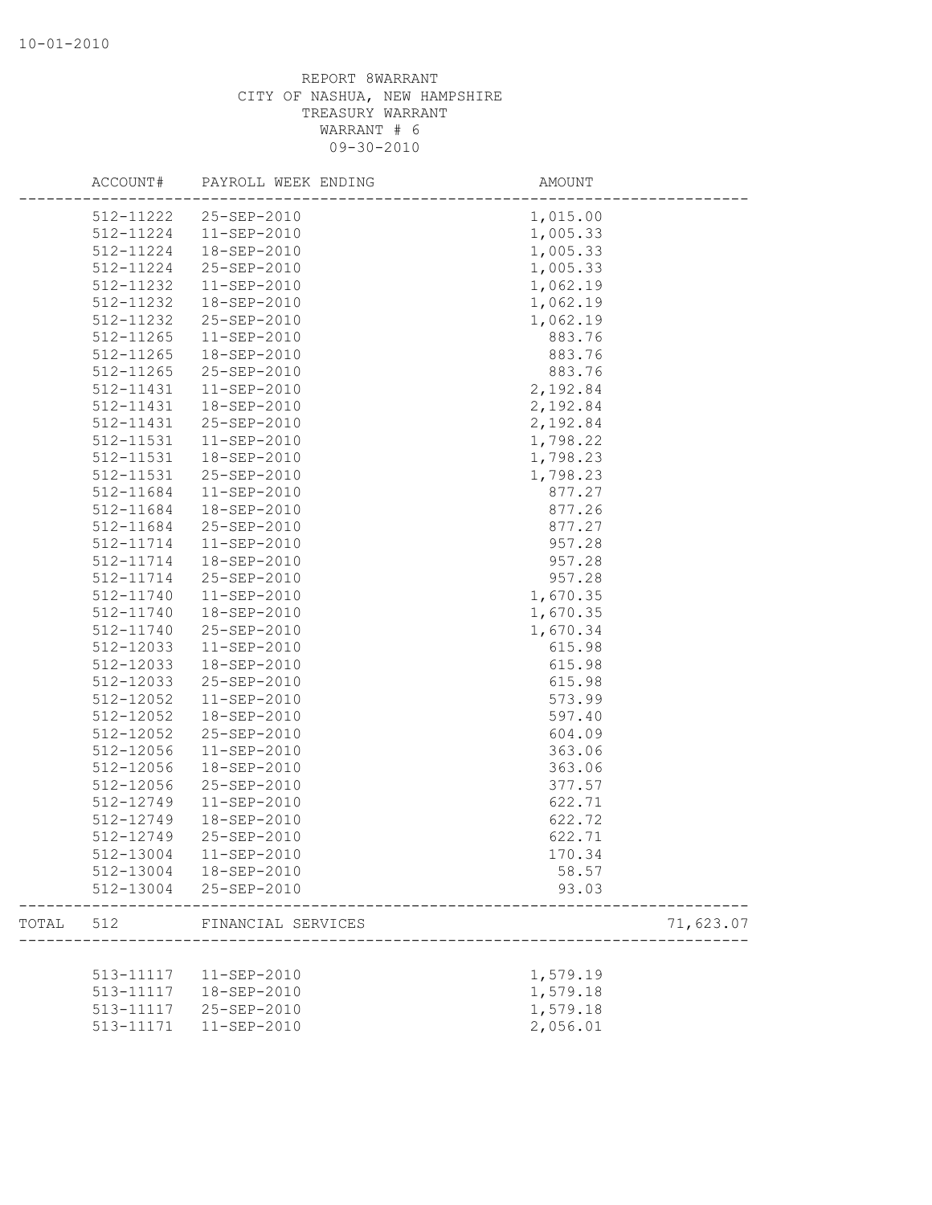REPORT 8WARRANT
CITY OF NASHUA, NEW HAMPSHIRE
TREASURY WARRANT
WARRANT # 6
09-30-2010

| | ACCOUNT# | PAYROLL WEEK ENDING | AMOUNT | |
|---|---|---|---|---|
| | 512-11222 | 25-SEP-2010 | 1,015.00 | |
| | 512-11224 | 11-SEP-2010 | 1,005.33 | |
| | 512-11224 | 18-SEP-2010 | 1,005.33 | |
| | 512-11224 | 25-SEP-2010 | 1,005.33 | |
| | 512-11232 | 11-SEP-2010 | 1,062.19 | |
| | 512-11232 | 18-SEP-2010 | 1,062.19 | |
| | 512-11232 | 25-SEP-2010 | 1,062.19 | |
| | 512-11265 | 11-SEP-2010 | 883.76 | |
| | 512-11265 | 18-SEP-2010 | 883.76 | |
| | 512-11265 | 25-SEP-2010 | 883.76 | |
| | 512-11431 | 11-SEP-2010 | 2,192.84 | |
| | 512-11431 | 18-SEP-2010 | 2,192.84 | |
| | 512-11431 | 25-SEP-2010 | 2,192.84 | |
| | 512-11531 | 11-SEP-2010 | 1,798.22 | |
| | 512-11531 | 18-SEP-2010 | 1,798.23 | |
| | 512-11531 | 25-SEP-2010 | 1,798.23 | |
| | 512-11684 | 11-SEP-2010 | 877.27 | |
| | 512-11684 | 18-SEP-2010 | 877.26 | |
| | 512-11684 | 25-SEP-2010 | 877.27 | |
| | 512-11714 | 11-SEP-2010 | 957.28 | |
| | 512-11714 | 18-SEP-2010 | 957.28 | |
| | 512-11714 | 25-SEP-2010 | 957.28 | |
| | 512-11740 | 11-SEP-2010 | 1,670.35 | |
| | 512-11740 | 18-SEP-2010 | 1,670.35 | |
| | 512-11740 | 25-SEP-2010 | 1,670.34 | |
| | 512-12033 | 11-SEP-2010 | 615.98 | |
| | 512-12033 | 18-SEP-2010 | 615.98 | |
| | 512-12033 | 25-SEP-2010 | 615.98 | |
| | 512-12052 | 11-SEP-2010 | 573.99 | |
| | 512-12052 | 18-SEP-2010 | 597.40 | |
| | 512-12052 | 25-SEP-2010 | 604.09 | |
| | 512-12056 | 11-SEP-2010 | 363.06 | |
| | 512-12056 | 18-SEP-2010 | 363.06 | |
| | 512-12056 | 25-SEP-2010 | 377.57 | |
| | 512-12749 | 11-SEP-2010 | 622.71 | |
| | 512-12749 | 18-SEP-2010 | 622.72 | |
| | 512-12749 | 25-SEP-2010 | 622.71 | |
| | 512-13004 | 11-SEP-2010 | 170.34 | |
| | 512-13004 | 18-SEP-2010 | 58.57 | |
| | 512-13004 | 25-SEP-2010 | 93.03 | |
| TOTAL | 512 | FINANCIAL SERVICES | | 71,623.07 |
| | 513-11117 | 11-SEP-2010 | 1,579.19 | |
| | 513-11117 | 18-SEP-2010 | 1,579.18 | |
| | 513-11117 | 25-SEP-2010 | 1,579.18 | |
| | 513-11171 | 11-SEP-2010 | 2,056.01 | |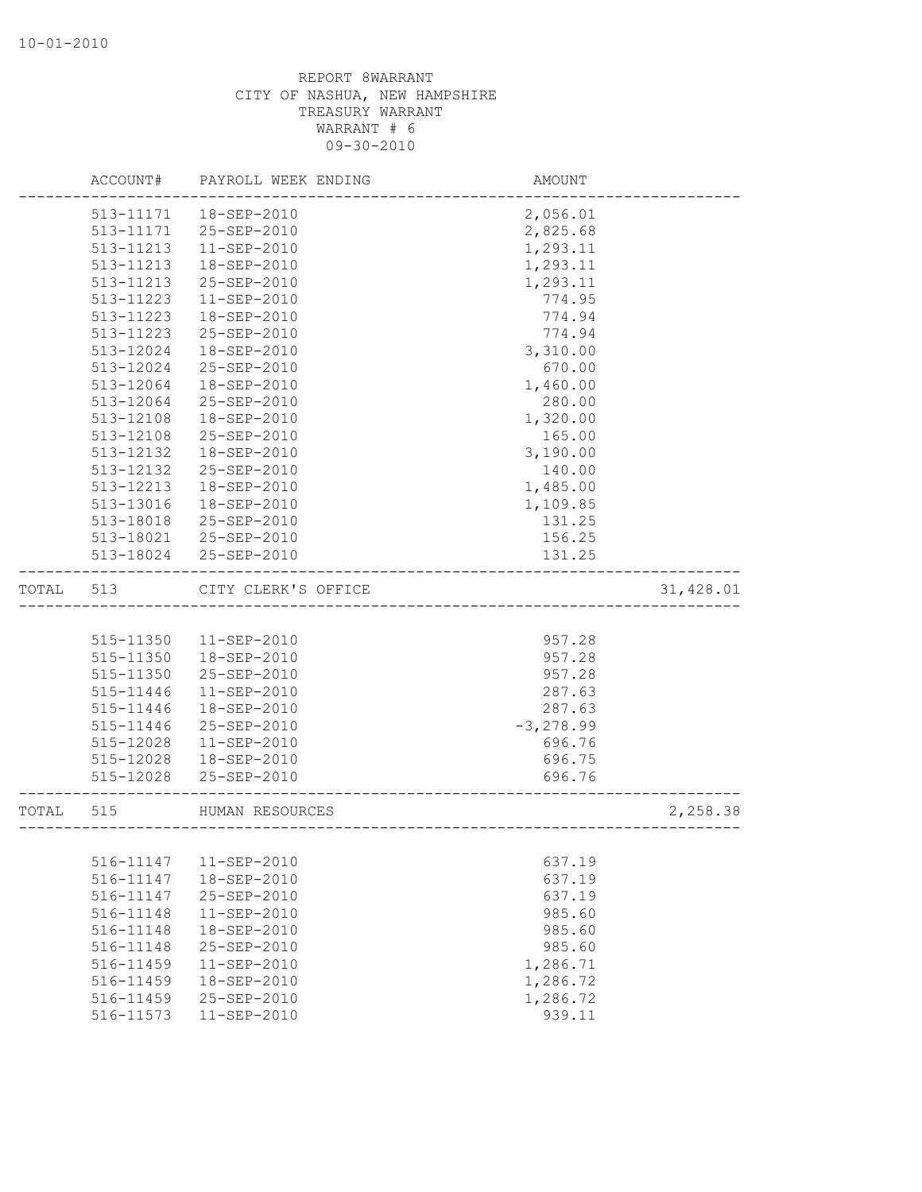REPORT 8WARRANT
CITY OF NASHUA, NEW HAMPSHIRE
TREASURY WARRANT
WARRANT # 6
09-30-2010

| ACCOUNT# | PAYROLL WEEK ENDING | AMOUNT | |
|---|---|---|---|
| 513-11171 | 18-SEP-2010 | 2,056.01 | |
| 513-11171 | 25-SEP-2010 | 2,825.68 | |
| 513-11213 | 11-SEP-2010 | 1,293.11 | |
| 513-11213 | 18-SEP-2010 | 1,293.11 | |
| 513-11213 | 25-SEP-2010 | 1,293.11 | |
| 513-11223 | 11-SEP-2010 | 774.95 | |
| 513-11223 | 18-SEP-2010 | 774.94 | |
| 513-11223 | 25-SEP-2010 | 774.94 | |
| 513-12024 | 18-SEP-2010 | 3,310.00 | |
| 513-12024 | 25-SEP-2010 | 670.00 | |
| 513-12064 | 18-SEP-2010 | 1,460.00 | |
| 513-12064 | 25-SEP-2010 | 280.00 | |
| 513-12108 | 18-SEP-2010 | 1,320.00 | |
| 513-12108 | 25-SEP-2010 | 165.00 | |
| 513-12132 | 18-SEP-2010 | 3,190.00 | |
| 513-12132 | 25-SEP-2010 | 140.00 | |
| 513-12213 | 18-SEP-2010 | 1,485.00 | |
| 513-13016 | 18-SEP-2010 | 1,109.85 | |
| 513-18018 | 25-SEP-2010 | 131.25 | |
| 513-18021 | 25-SEP-2010 | 156.25 | |
| 513-18024 | 25-SEP-2010 | 131.25 | |
| TOTAL 513 | CITY CLERK'S OFFICE | | 31,428.01 |
| 515-11350 | 11-SEP-2010 | 957.28 | |
| 515-11350 | 18-SEP-2010 | 957.28 | |
| 515-11350 | 25-SEP-2010 | 957.28 | |
| 515-11446 | 11-SEP-2010 | 287.63 | |
| 515-11446 | 18-SEP-2010 | 287.63 | |
| 515-11446 | 25-SEP-2010 | -3,278.99 | |
| 515-12028 | 11-SEP-2010 | 696.76 | |
| 515-12028 | 18-SEP-2010 | 696.75 | |
| 515-12028 | 25-SEP-2010 | 696.76 | |
| TOTAL 515 | HUMAN RESOURCES | | 2,258.38 |
| 516-11147 | 11-SEP-2010 | 637.19 | |
| 516-11147 | 18-SEP-2010 | 637.19 | |
| 516-11147 | 25-SEP-2010 | 637.19 | |
| 516-11148 | 11-SEP-2010 | 985.60 | |
| 516-11148 | 18-SEP-2010 | 985.60 | |
| 516-11148 | 25-SEP-2010 | 985.60 | |
| 516-11459 | 11-SEP-2010 | 1,286.71 | |
| 516-11459 | 18-SEP-2010 | 1,286.72 | |
| 516-11459 | 25-SEP-2010 | 1,286.72 | |
| 516-11573 | 11-SEP-2010 | 939.11 | |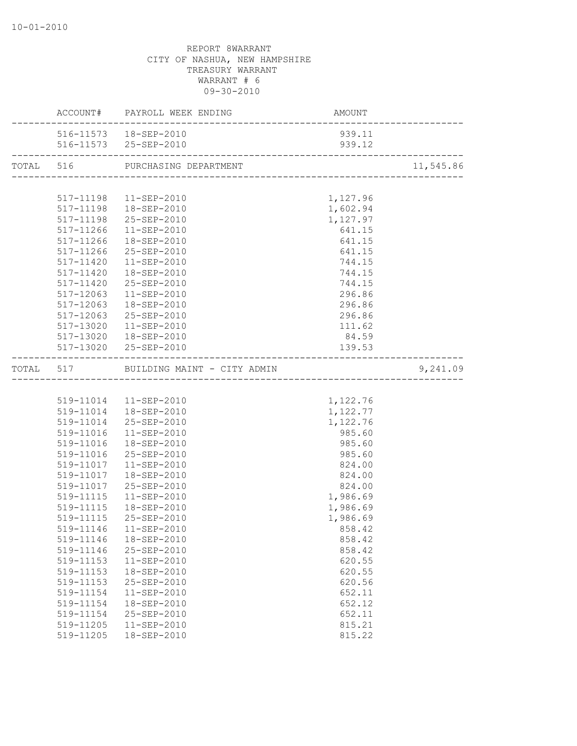REPORT 8WARRANT
CITY OF NASHUA, NEW HAMPSHIRE
TREASURY WARRANT
WARRANT # 6
09-30-2010

| | ACCOUNT# | PAYROLL WEEK ENDING | AMOUNT | |
|---|---|---|---|---|
| | 516-11573 | 18-SEP-2010 | 939.11 | |
| | 516-11573 | 25-SEP-2010 | 939.12 | |
| TOTAL | 516 | PURCHASING DEPARTMENT | | 11,545.86 |
| | 517-11198 | 11-SEP-2010 | 1,127.96 | |
| | 517-11198 | 18-SEP-2010 | 1,602.94 | |
| | 517-11198 | 25-SEP-2010 | 1,127.97 | |
| | 517-11266 | 11-SEP-2010 | 641.15 | |
| | 517-11266 | 18-SEP-2010 | 641.15 | |
| | 517-11266 | 25-SEP-2010 | 641.15 | |
| | 517-11420 | 11-SEP-2010 | 744.15 | |
| | 517-11420 | 18-SEP-2010 | 744.15 | |
| | 517-11420 | 25-SEP-2010 | 744.15 | |
| | 517-12063 | 11-SEP-2010 | 296.86 | |
| | 517-12063 | 18-SEP-2010 | 296.86 | |
| | 517-12063 | 25-SEP-2010 | 296.86 | |
| | 517-13020 | 11-SEP-2010 | 111.62 | |
| | 517-13020 | 18-SEP-2010 | 84.59 | |
| | 517-13020 | 25-SEP-2010 | 139.53 | |
| TOTAL | 517 | BUILDING MAINT - CITY ADMIN | | 9,241.09 |
| | 519-11014 | 11-SEP-2010 | 1,122.76 | |
| | 519-11014 | 18-SEP-2010 | 1,122.77 | |
| | 519-11014 | 25-SEP-2010 | 1,122.76 | |
| | 519-11016 | 11-SEP-2010 | 985.60 | |
| | 519-11016 | 18-SEP-2010 | 985.60 | |
| | 519-11016 | 25-SEP-2010 | 985.60 | |
| | 519-11017 | 11-SEP-2010 | 824.00 | |
| | 519-11017 | 18-SEP-2010 | 824.00 | |
| | 519-11017 | 25-SEP-2010 | 824.00 | |
| | 519-11115 | 11-SEP-2010 | 1,986.69 | |
| | 519-11115 | 18-SEP-2010 | 1,986.69 | |
| | 519-11115 | 25-SEP-2010 | 1,986.69 | |
| | 519-11146 | 11-SEP-2010 | 858.42 | |
| | 519-11146 | 18-SEP-2010 | 858.42 | |
| | 519-11146 | 25-SEP-2010 | 858.42 | |
| | 519-11153 | 11-SEP-2010 | 620.55 | |
| | 519-11153 | 18-SEP-2010 | 620.55 | |
| | 519-11153 | 25-SEP-2010 | 620.56 | |
| | 519-11154 | 11-SEP-2010 | 652.11 | |
| | 519-11154 | 18-SEP-2010 | 652.12 | |
| | 519-11154 | 25-SEP-2010 | 652.11 | |
| | 519-11205 | 11-SEP-2010 | 815.21 | |
| | 519-11205 | 18-SEP-2010 | 815.22 | |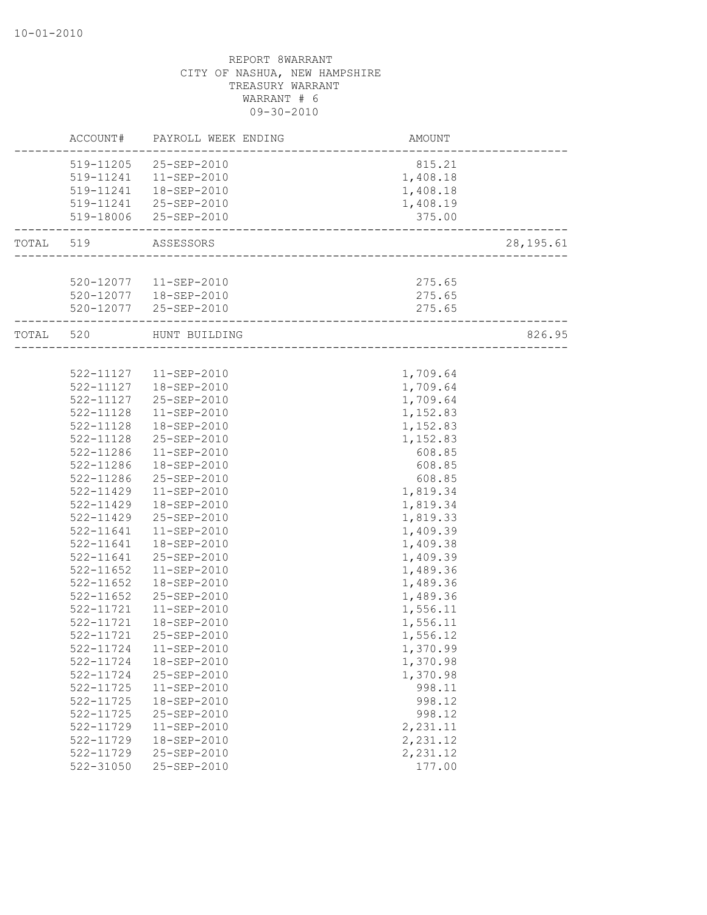REPORT 8WARRANT
CITY OF NASHUA, NEW HAMPSHIRE
TREASURY WARRANT
WARRANT # 6
09-30-2010

| | ACCOUNT# | PAYROLL WEEK ENDING | AMOUNT | |
|---|---|---|---|---|
| | 519-11205 | 25-SEP-2010 | 815.21 | |
| | 519-11241 | 11-SEP-2010 | 1,408.18 | |
| | 519-11241 | 18-SEP-2010 | 1,408.18 | |
| | 519-11241 | 25-SEP-2010 | 1,408.19 | |
| | 519-18006 | 25-SEP-2010 | 375.00 | |
| TOTAL | 519 | ASSESSORS | | 28,195.61 |
| | 520-12077 | 11-SEP-2010 | 275.65 | |
| | 520-12077 | 18-SEP-2010 | 275.65 | |
| | 520-12077 | 25-SEP-2010 | 275.65 | |
| TOTAL | 520 | HUNT BUILDING | | 826.95 |
| | 522-11127 | 11-SEP-2010 | 1,709.64 | |
| | 522-11127 | 18-SEP-2010 | 1,709.64 | |
| | 522-11127 | 25-SEP-2010 | 1,709.64 | |
| | 522-11128 | 11-SEP-2010 | 1,152.83 | |
| | 522-11128 | 18-SEP-2010 | 1,152.83 | |
| | 522-11128 | 25-SEP-2010 | 1,152.83 | |
| | 522-11286 | 11-SEP-2010 | 608.85 | |
| | 522-11286 | 18-SEP-2010 | 608.85 | |
| | 522-11286 | 25-SEP-2010 | 608.85 | |
| | 522-11429 | 11-SEP-2010 | 1,819.34 | |
| | 522-11429 | 18-SEP-2010 | 1,819.34 | |
| | 522-11429 | 25-SEP-2010 | 1,819.33 | |
| | 522-11641 | 11-SEP-2010 | 1,409.39 | |
| | 522-11641 | 18-SEP-2010 | 1,409.38 | |
| | 522-11641 | 25-SEP-2010 | 1,409.39 | |
| | 522-11652 | 11-SEP-2010 | 1,489.36 | |
| | 522-11652 | 18-SEP-2010 | 1,489.36 | |
| | 522-11652 | 25-SEP-2010 | 1,489.36 | |
| | 522-11721 | 11-SEP-2010 | 1,556.11 | |
| | 522-11721 | 18-SEP-2010 | 1,556.11 | |
| | 522-11721 | 25-SEP-2010 | 1,556.12 | |
| | 522-11724 | 11-SEP-2010 | 1,370.99 | |
| | 522-11724 | 18-SEP-2010 | 1,370.98 | |
| | 522-11724 | 25-SEP-2010 | 1,370.98 | |
| | 522-11725 | 11-SEP-2010 | 998.11 | |
| | 522-11725 | 18-SEP-2010 | 998.12 | |
| | 522-11725 | 25-SEP-2010 | 998.12 | |
| | 522-11729 | 11-SEP-2010 | 2,231.11 | |
| | 522-11729 | 18-SEP-2010 | 2,231.12 | |
| | 522-11729 | 25-SEP-2010 | 2,231.12 | |
| | 522-31050 | 25-SEP-2010 | 177.00 | |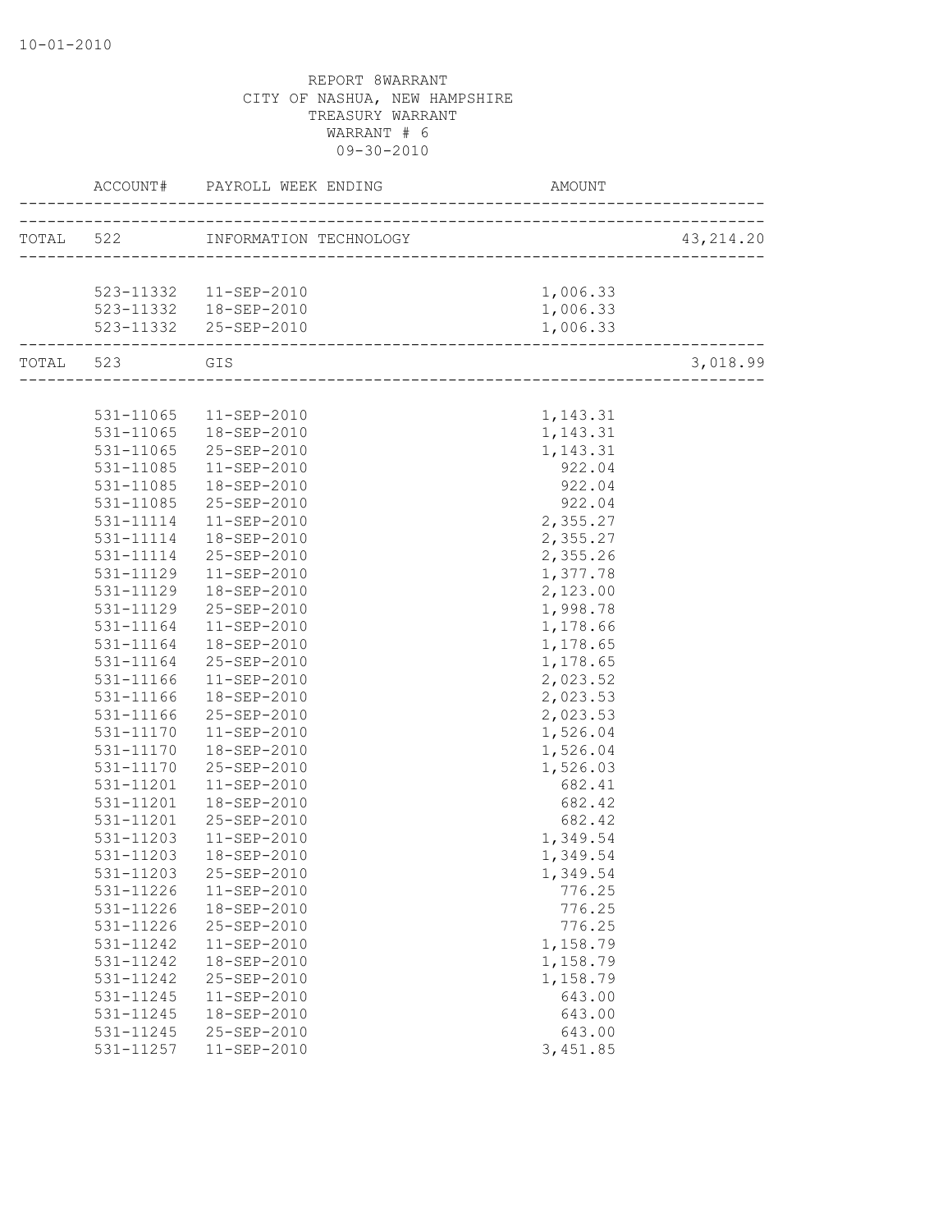REPORT 8WARRANT
CITY OF NASHUA, NEW HAMPSHIRE
TREASURY WARRANT
WARRANT # 6
09-30-2010

| ACCOUNT# | PAYROLL WEEK ENDING | AMOUNT | |
|---|---|---|---|
| TOTAL 522 | INFORMATION TECHNOLOGY | | 43,214.20 |
| 523-11332 | 11-SEP-2010 | 1,006.33 | |
| 523-11332 | 18-SEP-2010 | 1,006.33 | |
| 523-11332 | 25-SEP-2010 | 1,006.33 | |
| TOTAL 523 | GIS | | 3,018.99 |
| 531-11065 | 11-SEP-2010 | 1,143.31 | |
| 531-11065 | 18-SEP-2010 | 1,143.31 | |
| 531-11065 | 25-SEP-2010 | 1,143.31 | |
| 531-11085 | 11-SEP-2010 | 922.04 | |
| 531-11085 | 18-SEP-2010 | 922.04 | |
| 531-11085 | 25-SEP-2010 | 922.04 | |
| 531-11114 | 11-SEP-2010 | 2,355.27 | |
| 531-11114 | 18-SEP-2010 | 2,355.27 | |
| 531-11114 | 25-SEP-2010 | 2,355.26 | |
| 531-11129 | 11-SEP-2010 | 1,377.78 | |
| 531-11129 | 18-SEP-2010 | 2,123.00 | |
| 531-11129 | 25-SEP-2010 | 1,998.78 | |
| 531-11164 | 11-SEP-2010 | 1,178.66 | |
| 531-11164 | 18-SEP-2010 | 1,178.65 | |
| 531-11164 | 25-SEP-2010 | 1,178.65 | |
| 531-11166 | 11-SEP-2010 | 2,023.52 | |
| 531-11166 | 18-SEP-2010 | 2,023.53 | |
| 531-11166 | 25-SEP-2010 | 2,023.53 | |
| 531-11170 | 11-SEP-2010 | 1,526.04 | |
| 531-11170 | 18-SEP-2010 | 1,526.04 | |
| 531-11170 | 25-SEP-2010 | 1,526.03 | |
| 531-11201 | 11-SEP-2010 | 682.41 | |
| 531-11201 | 18-SEP-2010 | 682.42 | |
| 531-11201 | 25-SEP-2010 | 682.42 | |
| 531-11203 | 11-SEP-2010 | 1,349.54 | |
| 531-11203 | 18-SEP-2010 | 1,349.54 | |
| 531-11203 | 25-SEP-2010 | 1,349.54 | |
| 531-11226 | 11-SEP-2010 | 776.25 | |
| 531-11226 | 18-SEP-2010 | 776.25 | |
| 531-11226 | 25-SEP-2010 | 776.25 | |
| 531-11242 | 11-SEP-2010 | 1,158.79 | |
| 531-11242 | 18-SEP-2010 | 1,158.79 | |
| 531-11242 | 25-SEP-2010 | 1,158.79 | |
| 531-11245 | 11-SEP-2010 | 643.00 | |
| 531-11245 | 18-SEP-2010 | 643.00 | |
| 531-11245 | 25-SEP-2010 | 643.00 | |
| 531-11257 | 11-SEP-2010 | 3,451.85 | |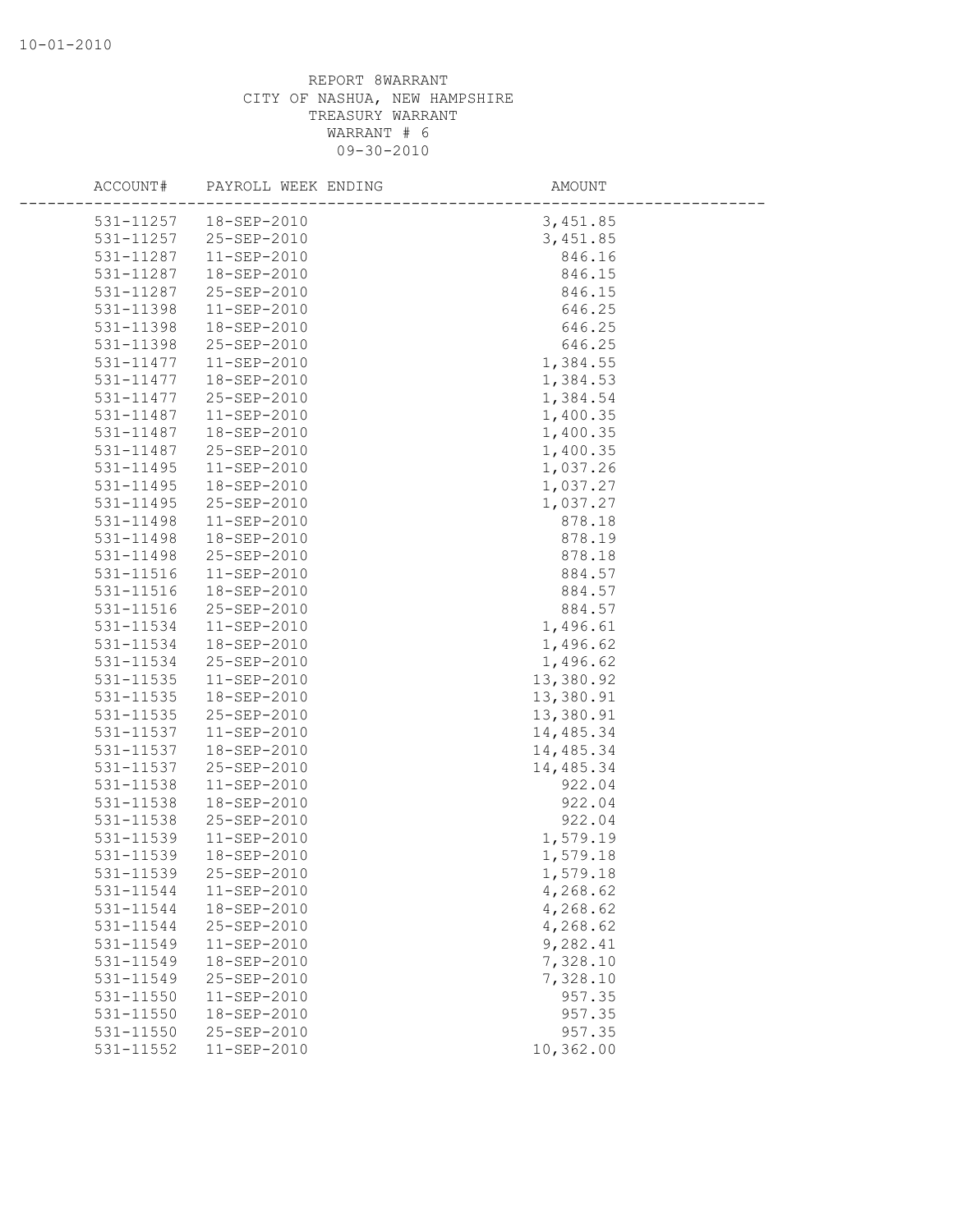REPORT 8WARRANT
CITY OF NASHUA, NEW HAMPSHIRE
TREASURY WARRANT
WARRANT # 6
09-30-2010

| ACCOUNT# | PAYROLL WEEK ENDING | AMOUNT |
|---|---|---|
| 531-11257 | 18-SEP-2010 | 3,451.85 |
| 531-11257 | 25-SEP-2010 | 3,451.85 |
| 531-11287 | 11-SEP-2010 | 846.16 |
| 531-11287 | 18-SEP-2010 | 846.15 |
| 531-11287 | 25-SEP-2010 | 846.15 |
| 531-11398 | 11-SEP-2010 | 646.25 |
| 531-11398 | 18-SEP-2010 | 646.25 |
| 531-11398 | 25-SEP-2010 | 646.25 |
| 531-11477 | 11-SEP-2010 | 1,384.55 |
| 531-11477 | 18-SEP-2010 | 1,384.53 |
| 531-11477 | 25-SEP-2010 | 1,384.54 |
| 531-11487 | 11-SEP-2010 | 1,400.35 |
| 531-11487 | 18-SEP-2010 | 1,400.35 |
| 531-11487 | 25-SEP-2010 | 1,400.35 |
| 531-11495 | 11-SEP-2010 | 1,037.26 |
| 531-11495 | 18-SEP-2010 | 1,037.27 |
| 531-11495 | 25-SEP-2010 | 1,037.27 |
| 531-11498 | 11-SEP-2010 | 878.18 |
| 531-11498 | 18-SEP-2010 | 878.19 |
| 531-11498 | 25-SEP-2010 | 878.18 |
| 531-11516 | 11-SEP-2010 | 884.57 |
| 531-11516 | 18-SEP-2010 | 884.57 |
| 531-11516 | 25-SEP-2010 | 884.57 |
| 531-11534 | 11-SEP-2010 | 1,496.61 |
| 531-11534 | 18-SEP-2010 | 1,496.62 |
| 531-11534 | 25-SEP-2010 | 1,496.62 |
| 531-11535 | 11-SEP-2010 | 13,380.92 |
| 531-11535 | 18-SEP-2010 | 13,380.91 |
| 531-11535 | 25-SEP-2010 | 13,380.91 |
| 531-11537 | 11-SEP-2010 | 14,485.34 |
| 531-11537 | 18-SEP-2010 | 14,485.34 |
| 531-11537 | 25-SEP-2010 | 14,485.34 |
| 531-11538 | 11-SEP-2010 | 922.04 |
| 531-11538 | 18-SEP-2010 | 922.04 |
| 531-11538 | 25-SEP-2010 | 922.04 |
| 531-11539 | 11-SEP-2010 | 1,579.19 |
| 531-11539 | 18-SEP-2010 | 1,579.18 |
| 531-11539 | 25-SEP-2010 | 1,579.18 |
| 531-11544 | 11-SEP-2010 | 4,268.62 |
| 531-11544 | 18-SEP-2010 | 4,268.62 |
| 531-11544 | 25-SEP-2010 | 4,268.62 |
| 531-11549 | 11-SEP-2010 | 9,282.41 |
| 531-11549 | 18-SEP-2010 | 7,328.10 |
| 531-11549 | 25-SEP-2010 | 7,328.10 |
| 531-11550 | 11-SEP-2010 | 957.35 |
| 531-11550 | 18-SEP-2010 | 957.35 |
| 531-11550 | 25-SEP-2010 | 957.35 |
| 531-11552 | 11-SEP-2010 | 10,362.00 |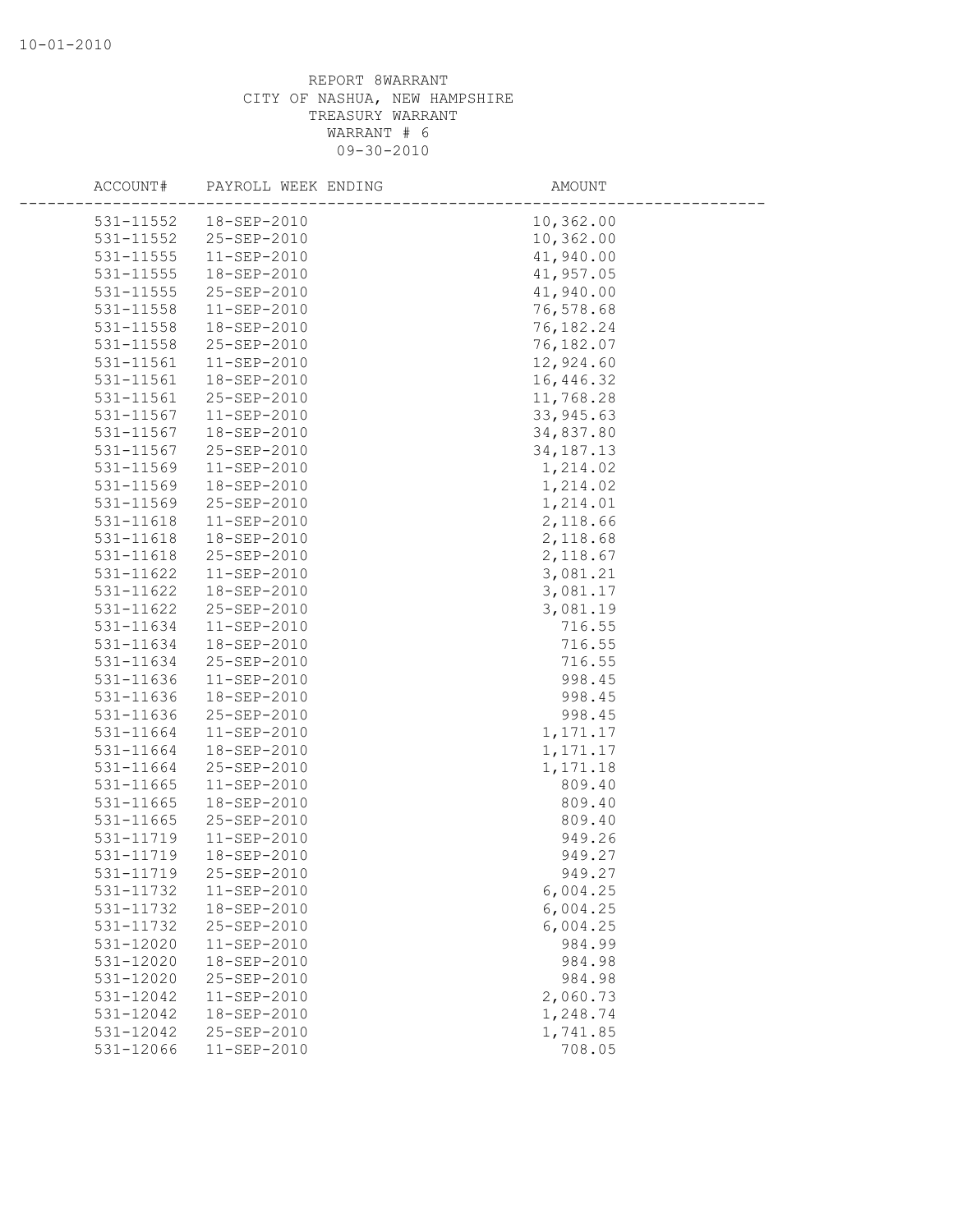REPORT 8WARRANT
CITY OF NASHUA, NEW HAMPSHIRE
TREASURY WARRANT
WARRANT # 6
09-30-2010

| ACCOUNT# | PAYROLL WEEK ENDING | AMOUNT |
|---|---|---|
| 531-11552 | 18-SEP-2010 | 10,362.00 |
| 531-11552 | 25-SEP-2010 | 10,362.00 |
| 531-11555 | 11-SEP-2010 | 41,940.00 |
| 531-11555 | 18-SEP-2010 | 41,957.05 |
| 531-11555 | 25-SEP-2010 | 41,940.00 |
| 531-11558 | 11-SEP-2010 | 76,578.68 |
| 531-11558 | 18-SEP-2010 | 76,182.24 |
| 531-11558 | 25-SEP-2010 | 76,182.07 |
| 531-11561 | 11-SEP-2010 | 12,924.60 |
| 531-11561 | 18-SEP-2010 | 16,446.32 |
| 531-11561 | 25-SEP-2010 | 11,768.28 |
| 531-11567 | 11-SEP-2010 | 33,945.63 |
| 531-11567 | 18-SEP-2010 | 34,837.80 |
| 531-11567 | 25-SEP-2010 | 34,187.13 |
| 531-11569 | 11-SEP-2010 | 1,214.02 |
| 531-11569 | 18-SEP-2010 | 1,214.02 |
| 531-11569 | 25-SEP-2010 | 1,214.01 |
| 531-11618 | 11-SEP-2010 | 2,118.66 |
| 531-11618 | 18-SEP-2010 | 2,118.68 |
| 531-11618 | 25-SEP-2010 | 2,118.67 |
| 531-11622 | 11-SEP-2010 | 3,081.21 |
| 531-11622 | 18-SEP-2010 | 3,081.17 |
| 531-11622 | 25-SEP-2010 | 3,081.19 |
| 531-11634 | 11-SEP-2010 | 716.55 |
| 531-11634 | 18-SEP-2010 | 716.55 |
| 531-11634 | 25-SEP-2010 | 716.55 |
| 531-11636 | 11-SEP-2010 | 998.45 |
| 531-11636 | 18-SEP-2010 | 998.45 |
| 531-11636 | 25-SEP-2010 | 998.45 |
| 531-11664 | 11-SEP-2010 | 1,171.17 |
| 531-11664 | 18-SEP-2010 | 1,171.17 |
| 531-11664 | 25-SEP-2010 | 1,171.18 |
| 531-11665 | 11-SEP-2010 | 809.40 |
| 531-11665 | 18-SEP-2010 | 809.40 |
| 531-11665 | 25-SEP-2010 | 809.40 |
| 531-11719 | 11-SEP-2010 | 949.26 |
| 531-11719 | 18-SEP-2010 | 949.27 |
| 531-11719 | 25-SEP-2010 | 949.27 |
| 531-11732 | 11-SEP-2010 | 6,004.25 |
| 531-11732 | 18-SEP-2010 | 6,004.25 |
| 531-11732 | 25-SEP-2010 | 6,004.25 |
| 531-12020 | 11-SEP-2010 | 984.99 |
| 531-12020 | 18-SEP-2010 | 984.98 |
| 531-12020 | 25-SEP-2010 | 984.98 |
| 531-12042 | 11-SEP-2010 | 2,060.73 |
| 531-12042 | 18-SEP-2010 | 1,248.74 |
| 531-12042 | 25-SEP-2010 | 1,741.85 |
| 531-12066 | 11-SEP-2010 | 708.05 |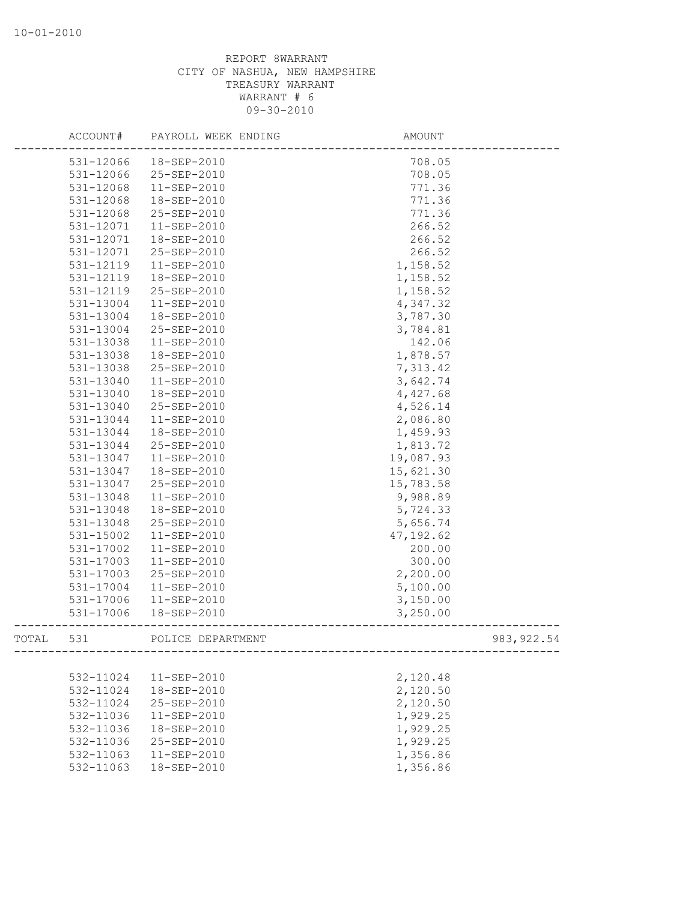REPORT 8WARRANT
CITY OF NASHUA, NEW HAMPSHIRE
TREASURY WARRANT
WARRANT # 6
09-30-2010

| | ACCOUNT# | PAYROLL WEEK ENDING | AMOUNT | |
|---|---|---|---|---|
| | 531-12066 | 18-SEP-2010 | 708.05 | |
| | 531-12066 | 25-SEP-2010 | 708.05 | |
| | 531-12068 | 11-SEP-2010 | 771.36 | |
| | 531-12068 | 18-SEP-2010 | 771.36 | |
| | 531-12068 | 25-SEP-2010 | 771.36 | |
| | 531-12071 | 11-SEP-2010 | 266.52 | |
| | 531-12071 | 18-SEP-2010 | 266.52 | |
| | 531-12071 | 25-SEP-2010 | 266.52 | |
| | 531-12119 | 11-SEP-2010 | 1,158.52 | |
| | 531-12119 | 18-SEP-2010 | 1,158.52 | |
| | 531-12119 | 25-SEP-2010 | 1,158.52 | |
| | 531-13004 | 11-SEP-2010 | 4,347.32 | |
| | 531-13004 | 18-SEP-2010 | 3,787.30 | |
| | 531-13004 | 25-SEP-2010 | 3,784.81 | |
| | 531-13038 | 11-SEP-2010 | 142.06 | |
| | 531-13038 | 18-SEP-2010 | 1,878.57 | |
| | 531-13038 | 25-SEP-2010 | 7,313.42 | |
| | 531-13040 | 11-SEP-2010 | 3,642.74 | |
| | 531-13040 | 18-SEP-2010 | 4,427.68 | |
| | 531-13040 | 25-SEP-2010 | 4,526.14 | |
| | 531-13044 | 11-SEP-2010 | 2,086.80 | |
| | 531-13044 | 18-SEP-2010 | 1,459.93 | |
| | 531-13044 | 25-SEP-2010 | 1,813.72 | |
| | 531-13047 | 11-SEP-2010 | 19,087.93 | |
| | 531-13047 | 18-SEP-2010 | 15,621.30 | |
| | 531-13047 | 25-SEP-2010 | 15,783.58 | |
| | 531-13048 | 11-SEP-2010 | 9,988.89 | |
| | 531-13048 | 18-SEP-2010 | 5,724.33 | |
| | 531-13048 | 25-SEP-2010 | 5,656.74 | |
| | 531-15002 | 11-SEP-2010 | 47,192.62 | |
| | 531-17002 | 11-SEP-2010 | 200.00 | |
| | 531-17003 | 11-SEP-2010 | 300.00 | |
| | 531-17003 | 25-SEP-2010 | 2,200.00 | |
| | 531-17004 | 11-SEP-2010 | 5,100.00 | |
| | 531-17006 | 11-SEP-2010 | 3,150.00 | |
| | 531-17006 | 18-SEP-2010 | 3,250.00 | |
| TOTAL | 531 | POLICE DEPARTMENT | | 983,922.54 |
| | 532-11024 | 11-SEP-2010 | 2,120.48 | |
| | 532-11024 | 18-SEP-2010 | 2,120.50 | |
| | 532-11024 | 25-SEP-2010 | 2,120.50 | |
| | 532-11036 | 11-SEP-2010 | 1,929.25 | |
| | 532-11036 | 18-SEP-2010 | 1,929.25 | |
| | 532-11036 | 25-SEP-2010 | 1,929.25 | |
| | 532-11063 | 11-SEP-2010 | 1,356.86 | |
| | 532-11063 | 18-SEP-2010 | 1,356.86 | |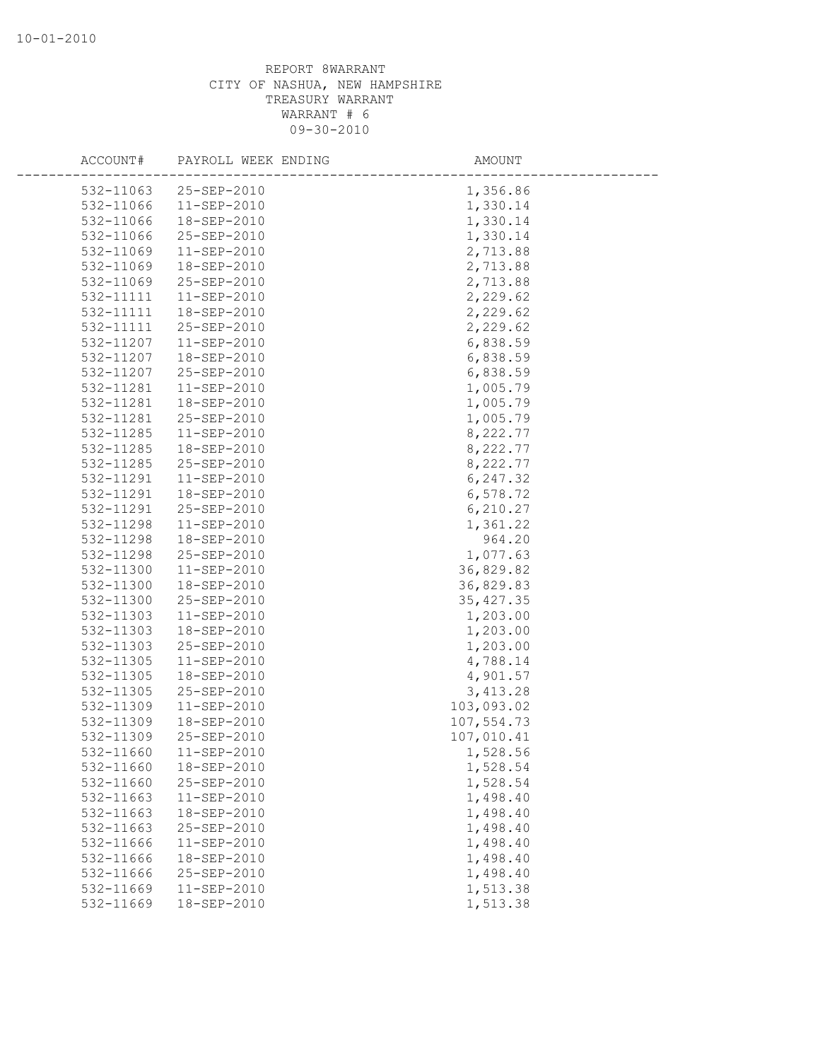REPORT 8WARRANT
CITY OF NASHUA, NEW HAMPSHIRE
TREASURY WARRANT
WARRANT # 6
09-30-2010

| ACCOUNT# | PAYROLL WEEK ENDING | AMOUNT |
|---|---|---|
| 532-11063 | 25-SEP-2010 | 1,356.86 |
| 532-11066 | 11-SEP-2010 | 1,330.14 |
| 532-11066 | 18-SEP-2010 | 1,330.14 |
| 532-11066 | 25-SEP-2010 | 1,330.14 |
| 532-11069 | 11-SEP-2010 | 2,713.88 |
| 532-11069 | 18-SEP-2010 | 2,713.88 |
| 532-11069 | 25-SEP-2010 | 2,713.88 |
| 532-11111 | 11-SEP-2010 | 2,229.62 |
| 532-11111 | 18-SEP-2010 | 2,229.62 |
| 532-11111 | 25-SEP-2010 | 2,229.62 |
| 532-11207 | 11-SEP-2010 | 6,838.59 |
| 532-11207 | 18-SEP-2010 | 6,838.59 |
| 532-11207 | 25-SEP-2010 | 6,838.59 |
| 532-11281 | 11-SEP-2010 | 1,005.79 |
| 532-11281 | 18-SEP-2010 | 1,005.79 |
| 532-11281 | 25-SEP-2010 | 1,005.79 |
| 532-11285 | 11-SEP-2010 | 8,222.77 |
| 532-11285 | 18-SEP-2010 | 8,222.77 |
| 532-11285 | 25-SEP-2010 | 8,222.77 |
| 532-11291 | 11-SEP-2010 | 6,247.32 |
| 532-11291 | 18-SEP-2010 | 6,578.72 |
| 532-11291 | 25-SEP-2010 | 6,210.27 |
| 532-11298 | 11-SEP-2010 | 1,361.22 |
| 532-11298 | 18-SEP-2010 | 964.20 |
| 532-11298 | 25-SEP-2010 | 1,077.63 |
| 532-11300 | 11-SEP-2010 | 36,829.82 |
| 532-11300 | 18-SEP-2010 | 36,829.83 |
| 532-11300 | 25-SEP-2010 | 35,427.35 |
| 532-11303 | 11-SEP-2010 | 1,203.00 |
| 532-11303 | 18-SEP-2010 | 1,203.00 |
| 532-11303 | 25-SEP-2010 | 1,203.00 |
| 532-11305 | 11-SEP-2010 | 4,788.14 |
| 532-11305 | 18-SEP-2010 | 4,901.57 |
| 532-11305 | 25-SEP-2010 | 3,413.28 |
| 532-11309 | 11-SEP-2010 | 103,093.02 |
| 532-11309 | 18-SEP-2010 | 107,554.73 |
| 532-11309 | 25-SEP-2010 | 107,010.41 |
| 532-11660 | 11-SEP-2010 | 1,528.56 |
| 532-11660 | 18-SEP-2010 | 1,528.54 |
| 532-11660 | 25-SEP-2010 | 1,528.54 |
| 532-11663 | 11-SEP-2010 | 1,498.40 |
| 532-11663 | 18-SEP-2010 | 1,498.40 |
| 532-11663 | 25-SEP-2010 | 1,498.40 |
| 532-11666 | 11-SEP-2010 | 1,498.40 |
| 532-11666 | 18-SEP-2010 | 1,498.40 |
| 532-11666 | 25-SEP-2010 | 1,498.40 |
| 532-11669 | 11-SEP-2010 | 1,513.38 |
| 532-11669 | 18-SEP-2010 | 1,513.38 |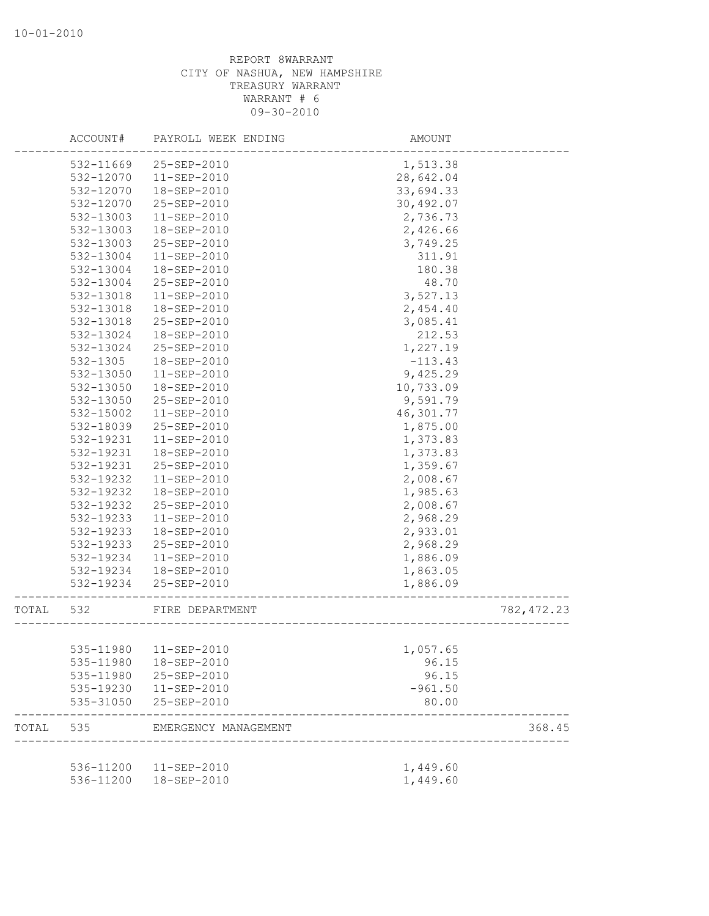REPORT 8WARRANT
CITY OF NASHUA, NEW HAMPSHIRE
TREASURY WARRANT
WARRANT # 6
09-30-2010

| | ACCOUNT# | PAYROLL WEEK ENDING | AMOUNT | |
|---|---|---|---|---|
| | 532-11669 | 25-SEP-2010 | 1,513.38 | |
| | 532-12070 | 11-SEP-2010 | 28,642.04 | |
| | 532-12070 | 18-SEP-2010 | 33,694.33 | |
| | 532-12070 | 25-SEP-2010 | 30,492.07 | |
| | 532-13003 | 11-SEP-2010 | 2,736.73 | |
| | 532-13003 | 18-SEP-2010 | 2,426.66 | |
| | 532-13003 | 25-SEP-2010 | 3,749.25 | |
| | 532-13004 | 11-SEP-2010 | 311.91 | |
| | 532-13004 | 18-SEP-2010 | 180.38 | |
| | 532-13004 | 25-SEP-2010 | 48.70 | |
| | 532-13018 | 11-SEP-2010 | 3,527.13 | |
| | 532-13018 | 18-SEP-2010 | 2,454.40 | |
| | 532-13018 | 25-SEP-2010 | 3,085.41 | |
| | 532-13024 | 18-SEP-2010 | 212.53 | |
| | 532-13024 | 25-SEP-2010 | 1,227.19 | |
| | 532-1305 | 18-SEP-2010 | -113.43 | |
| | 532-13050 | 11-SEP-2010 | 9,425.29 | |
| | 532-13050 | 18-SEP-2010 | 10,733.09 | |
| | 532-13050 | 25-SEP-2010 | 9,591.79 | |
| | 532-15002 | 11-SEP-2010 | 46,301.77 | |
| | 532-18039 | 25-SEP-2010 | 1,875.00 | |
| | 532-19231 | 11-SEP-2010 | 1,373.83 | |
| | 532-19231 | 18-SEP-2010 | 1,373.83 | |
| | 532-19231 | 25-SEP-2010 | 1,359.67 | |
| | 532-19232 | 11-SEP-2010 | 2,008.67 | |
| | 532-19232 | 18-SEP-2010 | 1,985.63 | |
| | 532-19232 | 25-SEP-2010 | 2,008.67 | |
| | 532-19233 | 11-SEP-2010 | 2,968.29 | |
| | 532-19233 | 18-SEP-2010 | 2,933.01 | |
| | 532-19233 | 25-SEP-2010 | 2,968.29 | |
| | 532-19234 | 11-SEP-2010 | 1,886.09 | |
| | 532-19234 | 18-SEP-2010 | 1,863.05 | |
| | 532-19234 | 25-SEP-2010 | 1,886.09 | |
| TOTAL | 532 | FIRE DEPARTMENT | | 782,472.23 |
| | 535-11980 | 11-SEP-2010 | 1,057.65 | |
| | 535-11980 | 18-SEP-2010 | 96.15 | |
| | 535-11980 | 25-SEP-2010 | 96.15 | |
| | 535-19230 | 11-SEP-2010 | -961.50 | |
| | 535-31050 | 25-SEP-2010 | 80.00 | |
| TOTAL | 535 | EMERGENCY MANAGEMENT | | 368.45 |
| | 536-11200 | 11-SEP-2010 | 1,449.60 | |
| | 536-11200 | 18-SEP-2010 | 1,449.60 | |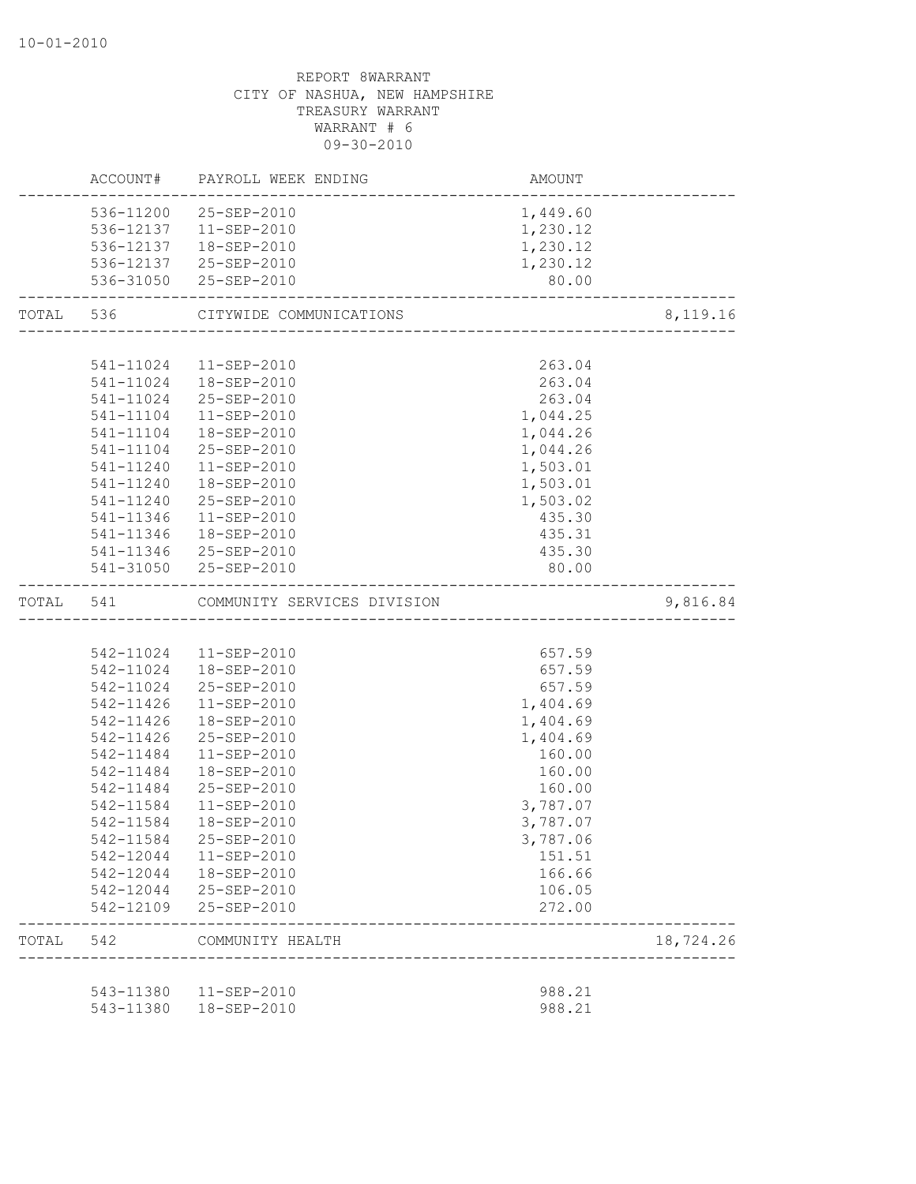10-01-2010

REPORT 8WARRANT
CITY OF NASHUA, NEW HAMPSHIRE
TREASURY WARRANT
WARRANT # 6
09-30-2010

| | ACCOUNT# | PAYROLL WEEK ENDING | AMOUNT | |
|---|---|---|---|---|
| | 536-11200 | 25-SEP-2010 | 1,449.60 | |
| | 536-12137 | 11-SEP-2010 | 1,230.12 | |
| | 536-12137 | 18-SEP-2010 | 1,230.12 | |
| | 536-12137 | 25-SEP-2010 | 1,230.12 | |
| | 536-31050 | 25-SEP-2010 | 80.00 | |
| TOTAL | 536 | CITYWIDE COMMUNICATIONS | | 8,119.16 |
| | 541-11024 | 11-SEP-2010 | 263.04 | |
| | 541-11024 | 18-SEP-2010 | 263.04 | |
| | 541-11024 | 25-SEP-2010 | 263.04 | |
| | 541-11104 | 11-SEP-2010 | 1,044.25 | |
| | 541-11104 | 18-SEP-2010 | 1,044.26 | |
| | 541-11104 | 25-SEP-2010 | 1,044.26 | |
| | 541-11240 | 11-SEP-2010 | 1,503.01 | |
| | 541-11240 | 18-SEP-2010 | 1,503.01 | |
| | 541-11240 | 25-SEP-2010 | 1,503.02 | |
| | 541-11346 | 11-SEP-2010 | 435.30 | |
| | 541-11346 | 18-SEP-2010 | 435.31 | |
| | 541-11346 | 25-SEP-2010 | 435.30 | |
| | 541-31050 | 25-SEP-2010 | 80.00 | |
| TOTAL | 541 | COMMUNITY SERVICES DIVISION | | 9,816.84 |
| | 542-11024 | 11-SEP-2010 | 657.59 | |
| | 542-11024 | 18-SEP-2010 | 657.59 | |
| | 542-11024 | 25-SEP-2010 | 657.59 | |
| | 542-11426 | 11-SEP-2010 | 1,404.69 | |
| | 542-11426 | 18-SEP-2010 | 1,404.69 | |
| | 542-11426 | 25-SEP-2010 | 1,404.69 | |
| | 542-11484 | 11-SEP-2010 | 160.00 | |
| | 542-11484 | 18-SEP-2010 | 160.00 | |
| | 542-11484 | 25-SEP-2010 | 160.00 | |
| | 542-11584 | 11-SEP-2010 | 3,787.07 | |
| | 542-11584 | 18-SEP-2010 | 3,787.07 | |
| | 542-11584 | 25-SEP-2010 | 3,787.06 | |
| | 542-12044 | 11-SEP-2010 | 151.51 | |
| | 542-12044 | 18-SEP-2010 | 166.66 | |
| | 542-12044 | 25-SEP-2010 | 106.05 | |
| | 542-12109 | 25-SEP-2010 | 272.00 | |
| TOTAL | 542 | COMMUNITY HEALTH | | 18,724.26 |
| | 543-11380 | 11-SEP-2010 | 988.21 | |
| | 543-11380 | 18-SEP-2010 | 988.21 | |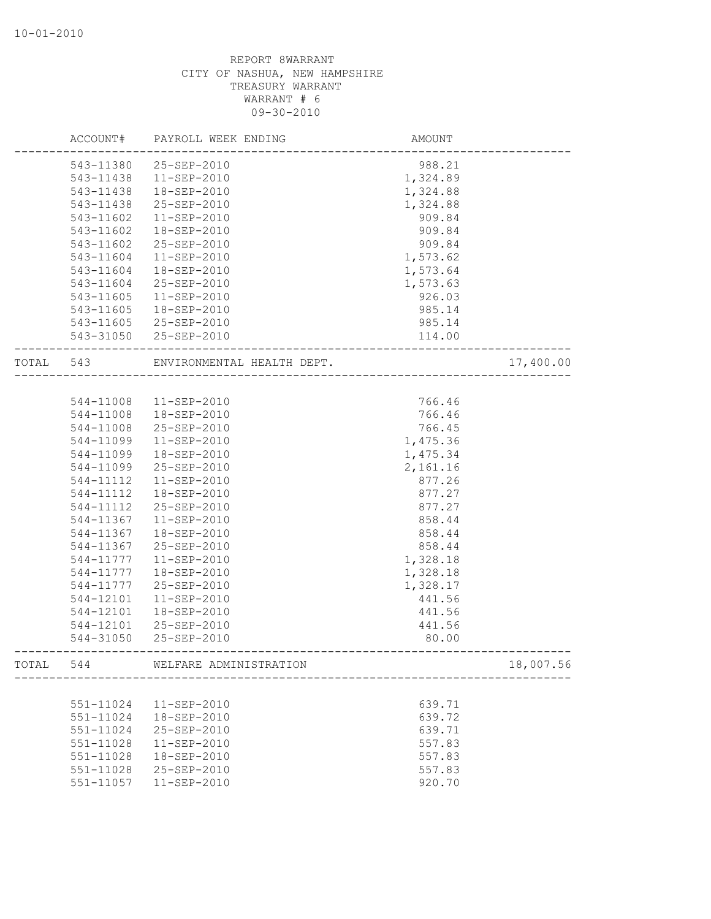REPORT 8WARRANT
CITY OF NASHUA, NEW HAMPSHIRE
TREASURY WARRANT
WARRANT # 6
09-30-2010

| | ACCOUNT# | PAYROLL WEEK ENDING | AMOUNT | |
|---|---|---|---|---|
| | 543-11380 | 25-SEP-2010 | 988.21 | |
| | 543-11438 | 11-SEP-2010 | 1,324.89 | |
| | 543-11438 | 18-SEP-2010 | 1,324.88 | |
| | 543-11438 | 25-SEP-2010 | 1,324.88 | |
| | 543-11602 | 11-SEP-2010 | 909.84 | |
| | 543-11602 | 18-SEP-2010 | 909.84 | |
| | 543-11602 | 25-SEP-2010 | 909.84 | |
| | 543-11604 | 11-SEP-2010 | 1,573.62 | |
| | 543-11604 | 18-SEP-2010 | 1,573.64 | |
| | 543-11604 | 25-SEP-2010 | 1,573.63 | |
| | 543-11605 | 11-SEP-2010 | 926.03 | |
| | 543-11605 | 18-SEP-2010 | 985.14 | |
| | 543-11605 | 25-SEP-2010 | 985.14 | |
| | 543-31050 | 25-SEP-2010 | 114.00 | |
| TOTAL | 543 | ENVIRONMENTAL HEALTH DEPT. | | 17,400.00 |
| | 544-11008 | 11-SEP-2010 | 766.46 | |
| | 544-11008 | 18-SEP-2010 | 766.46 | |
| | 544-11008 | 25-SEP-2010 | 766.45 | |
| | 544-11099 | 11-SEP-2010 | 1,475.36 | |
| | 544-11099 | 18-SEP-2010 | 1,475.34 | |
| | 544-11099 | 25-SEP-2010 | 2,161.16 | |
| | 544-11112 | 11-SEP-2010 | 877.26 | |
| | 544-11112 | 18-SEP-2010 | 877.27 | |
| | 544-11112 | 25-SEP-2010 | 877.27 | |
| | 544-11367 | 11-SEP-2010 | 858.44 | |
| | 544-11367 | 18-SEP-2010 | 858.44 | |
| | 544-11367 | 25-SEP-2010 | 858.44 | |
| | 544-11777 | 11-SEP-2010 | 1,328.18 | |
| | 544-11777 | 18-SEP-2010 | 1,328.18 | |
| | 544-11777 | 25-SEP-2010 | 1,328.17 | |
| | 544-12101 | 11-SEP-2010 | 441.56 | |
| | 544-12101 | 18-SEP-2010 | 441.56 | |
| | 544-12101 | 25-SEP-2010 | 441.56 | |
| | 544-31050 | 25-SEP-2010 | 80.00 | |
| TOTAL | 544 | WELFARE ADMINISTRATION | | 18,007.56 |
| | 551-11024 | 11-SEP-2010 | 639.71 | |
| | 551-11024 | 18-SEP-2010 | 639.72 | |
| | 551-11024 | 25-SEP-2010 | 639.71 | |
| | 551-11028 | 11-SEP-2010 | 557.83 | |
| | 551-11028 | 18-SEP-2010 | 557.83 | |
| | 551-11028 | 25-SEP-2010 | 557.83 | |
| | 551-11057 | 11-SEP-2010 | 920.70 | |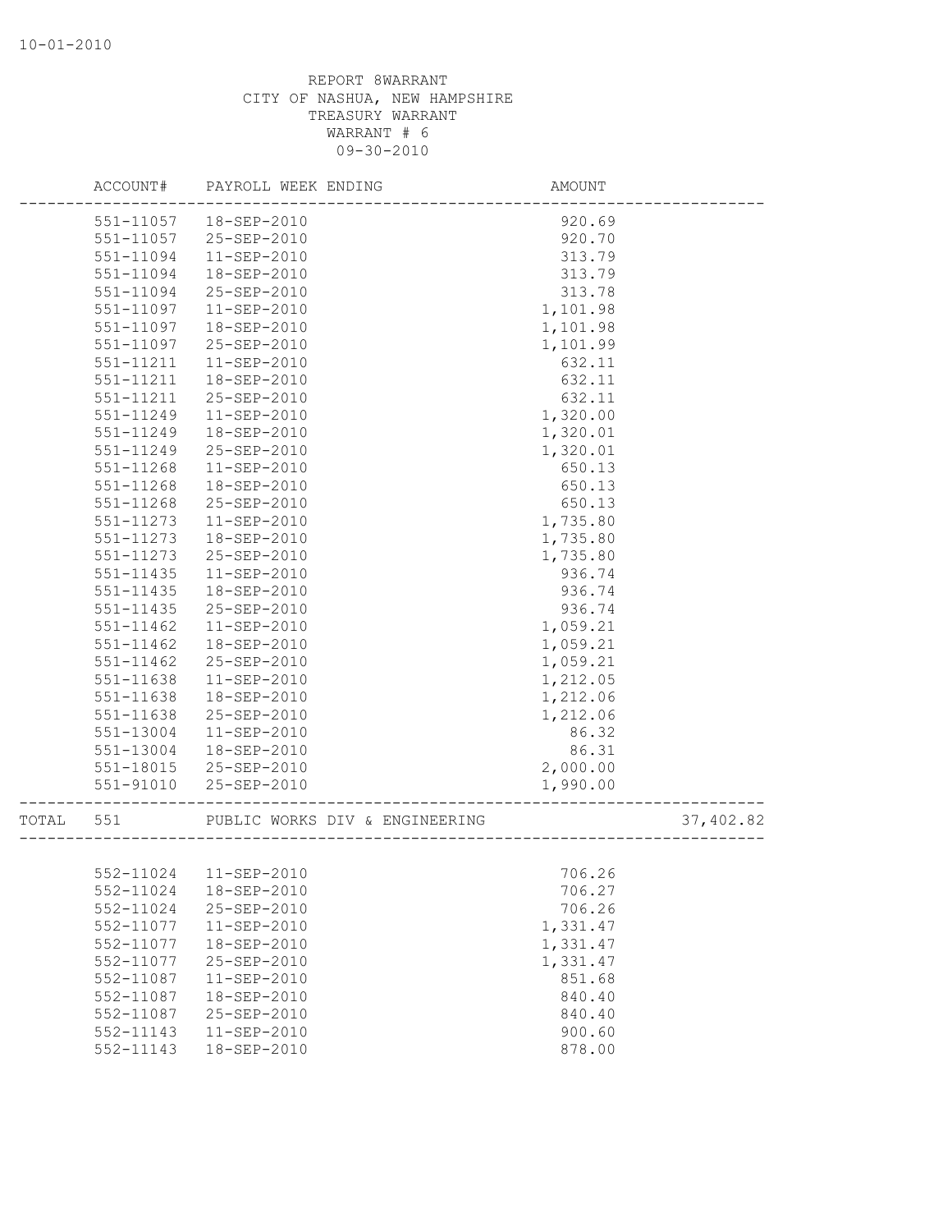10-01-2010

REPORT 8WARRANT
CITY OF NASHUA, NEW HAMPSHIRE
TREASURY WARRANT
WARRANT # 6
09-30-2010

| ACCOUNT# | PAYROLL WEEK ENDING | AMOUNT | |
|---|---|---|---|
| 551-11057 | 18-SEP-2010 | 920.69 | |
| 551-11057 | 25-SEP-2010 | 920.70 | |
| 551-11094 | 11-SEP-2010 | 313.79 | |
| 551-11094 | 18-SEP-2010 | 313.79 | |
| 551-11094 | 25-SEP-2010 | 313.78 | |
| 551-11097 | 11-SEP-2010 | 1,101.98 | |
| 551-11097 | 18-SEP-2010 | 1,101.98 | |
| 551-11097 | 25-SEP-2010 | 1,101.99 | |
| 551-11211 | 11-SEP-2010 | 632.11 | |
| 551-11211 | 18-SEP-2010 | 632.11 | |
| 551-11211 | 25-SEP-2010 | 632.11 | |
| 551-11249 | 11-SEP-2010 | 1,320.00 | |
| 551-11249 | 18-SEP-2010 | 1,320.01 | |
| 551-11249 | 25-SEP-2010 | 1,320.01 | |
| 551-11268 | 11-SEP-2010 | 650.13 | |
| 551-11268 | 18-SEP-2010 | 650.13 | |
| 551-11268 | 25-SEP-2010 | 650.13 | |
| 551-11273 | 11-SEP-2010 | 1,735.80 | |
| 551-11273 | 18-SEP-2010 | 1,735.80 | |
| 551-11273 | 25-SEP-2010 | 1,735.80 | |
| 551-11435 | 11-SEP-2010 | 936.74 | |
| 551-11435 | 18-SEP-2010 | 936.74 | |
| 551-11435 | 25-SEP-2010 | 936.74 | |
| 551-11462 | 11-SEP-2010 | 1,059.21 | |
| 551-11462 | 18-SEP-2010 | 1,059.21 | |
| 551-11462 | 25-SEP-2010 | 1,059.21 | |
| 551-11638 | 11-SEP-2010 | 1,212.05 | |
| 551-11638 | 18-SEP-2010 | 1,212.06 | |
| 551-11638 | 25-SEP-2010 | 1,212.06 | |
| 551-13004 | 11-SEP-2010 | 86.32 | |
| 551-13004 | 18-SEP-2010 | 86.31 | |
| 551-18015 | 25-SEP-2010 | 2,000.00 | |
| 551-91010 | 25-SEP-2010 | 1,990.00 | |
| TOTAL 551 | PUBLIC WORKS DIV & ENGINEERING | | 37,402.82 |

| ACCOUNT# | PAYROLL WEEK ENDING | AMOUNT |
|---|---|---|
| 552-11024 | 11-SEP-2010 | 706.26 |
| 552-11024 | 18-SEP-2010 | 706.27 |
| 552-11024 | 25-SEP-2010 | 706.26 |
| 552-11077 | 11-SEP-2010 | 1,331.47 |
| 552-11077 | 18-SEP-2010 | 1,331.47 |
| 552-11077 | 25-SEP-2010 | 1,331.47 |
| 552-11087 | 11-SEP-2010 | 851.68 |
| 552-11087 | 18-SEP-2010 | 840.40 |
| 552-11087 | 25-SEP-2010 | 840.40 |
| 552-11143 | 11-SEP-2010 | 900.60 |
| 552-11143 | 18-SEP-2010 | 878.00 |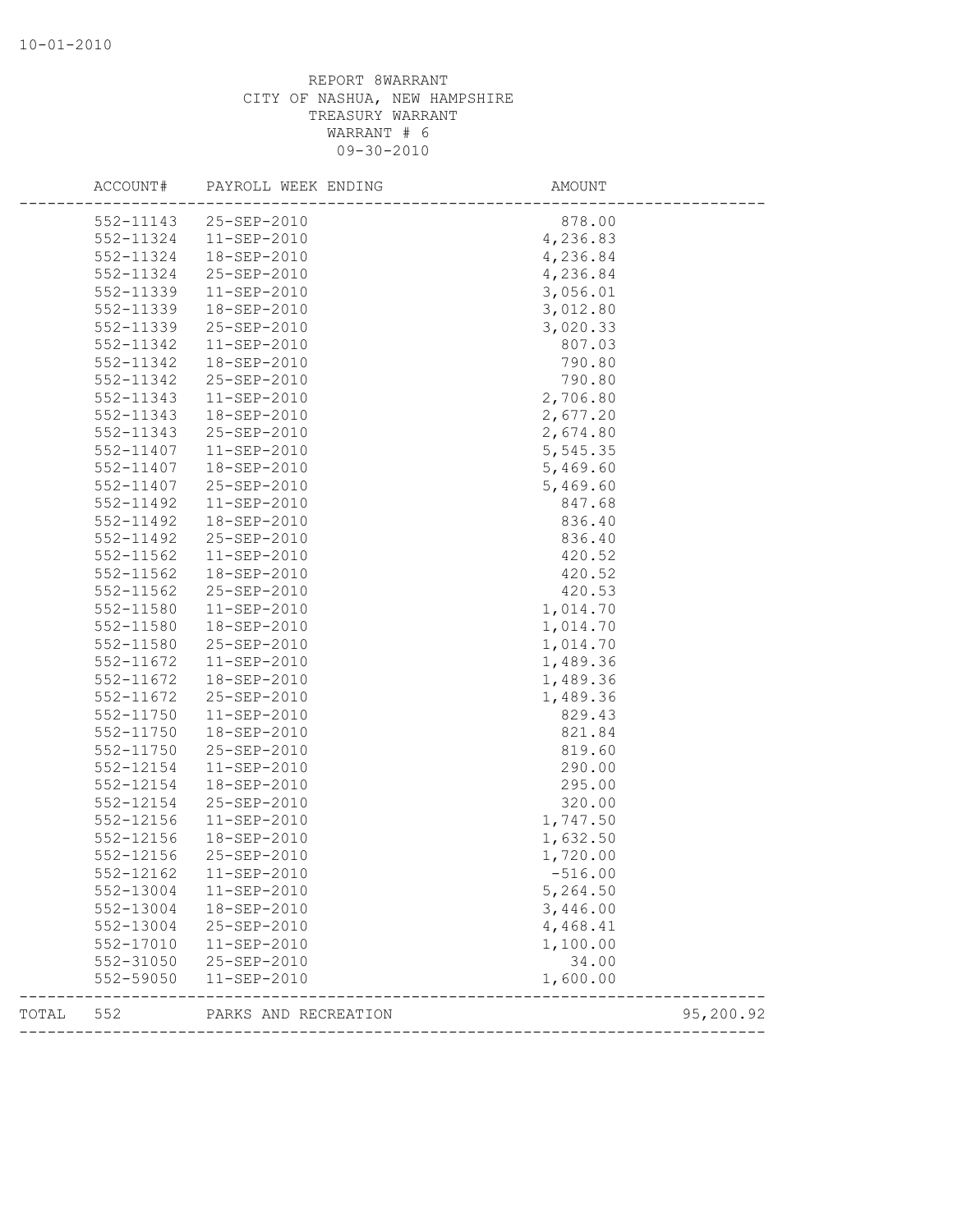REPORT 8WARRANT
CITY OF NASHUA, NEW HAMPSHIRE
TREASURY WARRANT
WARRANT # 6
09-30-2010

| ACCOUNT# | PAYROLL WEEK ENDING | AMOUNT | |
|---|---|---|---|
| 552-11143 | 25-SEP-2010 | 878.00 | |
| 552-11324 | 11-SEP-2010 | 4,236.83 | |
| 552-11324 | 18-SEP-2010 | 4,236.84 | |
| 552-11324 | 25-SEP-2010 | 4,236.84 | |
| 552-11339 | 11-SEP-2010 | 3,056.01 | |
| 552-11339 | 18-SEP-2010 | 3,012.80 | |
| 552-11339 | 25-SEP-2010 | 3,020.33 | |
| 552-11342 | 11-SEP-2010 | 807.03 | |
| 552-11342 | 18-SEP-2010 | 790.80 | |
| 552-11342 | 25-SEP-2010 | 790.80 | |
| 552-11343 | 11-SEP-2010 | 2,706.80 | |
| 552-11343 | 18-SEP-2010 | 2,677.20 | |
| 552-11343 | 25-SEP-2010 | 2,674.80 | |
| 552-11407 | 11-SEP-2010 | 5,545.35 | |
| 552-11407 | 18-SEP-2010 | 5,469.60 | |
| 552-11407 | 25-SEP-2010 | 5,469.60 | |
| 552-11492 | 11-SEP-2010 | 847.68 | |
| 552-11492 | 18-SEP-2010 | 836.40 | |
| 552-11492 | 25-SEP-2010 | 836.40 | |
| 552-11562 | 11-SEP-2010 | 420.52 | |
| 552-11562 | 18-SEP-2010 | 420.52 | |
| 552-11562 | 25-SEP-2010 | 420.53 | |
| 552-11580 | 11-SEP-2010 | 1,014.70 | |
| 552-11580 | 18-SEP-2010 | 1,014.70 | |
| 552-11580 | 25-SEP-2010 | 1,014.70 | |
| 552-11672 | 11-SEP-2010 | 1,489.36 | |
| 552-11672 | 18-SEP-2010 | 1,489.36 | |
| 552-11672 | 25-SEP-2010 | 1,489.36 | |
| 552-11750 | 11-SEP-2010 | 829.43 | |
| 552-11750 | 18-SEP-2010 | 821.84 | |
| 552-11750 | 25-SEP-2010 | 819.60 | |
| 552-12154 | 11-SEP-2010 | 290.00 | |
| 552-12154 | 18-SEP-2010 | 295.00 | |
| 552-12154 | 25-SEP-2010 | 320.00 | |
| 552-12156 | 11-SEP-2010 | 1,747.50 | |
| 552-12156 | 18-SEP-2010 | 1,632.50 | |
| 552-12156 | 25-SEP-2010 | 1,720.00 | |
| 552-12162 | 11-SEP-2010 | -516.00 | |
| 552-13004 | 11-SEP-2010 | 5,264.50 | |
| 552-13004 | 18-SEP-2010 | 3,446.00 | |
| 552-13004 | 25-SEP-2010 | 4,468.41 | |
| 552-17010 | 11-SEP-2010 | 1,100.00 | |
| 552-31050 | 25-SEP-2010 | 34.00 | |
| 552-59050 | 11-SEP-2010 | 1,600.00 | |
| TOTAL 552 | PARKS AND RECREATION | | 95,200.92 |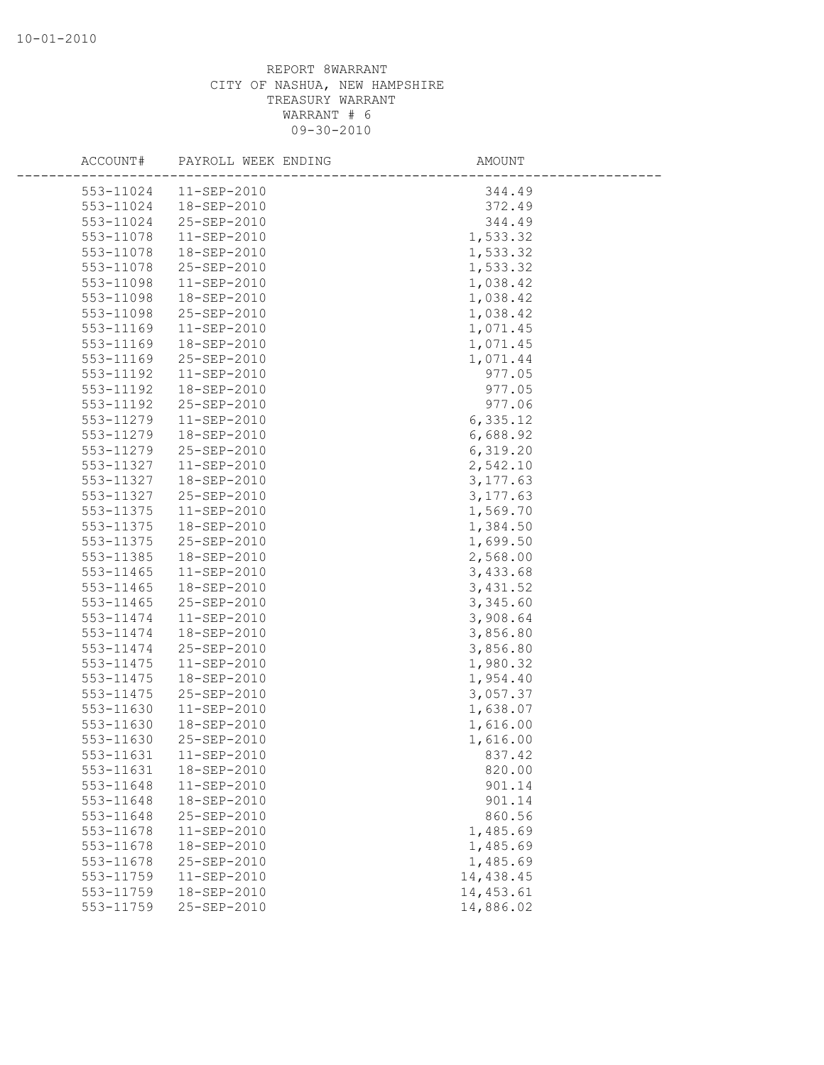REPORT 8WARRANT
CITY OF NASHUA, NEW HAMPSHIRE
TREASURY WARRANT
WARRANT # 6
09-30-2010

| ACCOUNT# | PAYROLL WEEK ENDING | AMOUNT |
|---|---|---|
| 553-11024 | 11-SEP-2010 | 344.49 |
| 553-11024 | 18-SEP-2010 | 372.49 |
| 553-11024 | 25-SEP-2010 | 344.49 |
| 553-11078 | 11-SEP-2010 | 1,533.32 |
| 553-11078 | 18-SEP-2010 | 1,533.32 |
| 553-11078 | 25-SEP-2010 | 1,533.32 |
| 553-11098 | 11-SEP-2010 | 1,038.42 |
| 553-11098 | 18-SEP-2010 | 1,038.42 |
| 553-11098 | 25-SEP-2010 | 1,038.42 |
| 553-11169 | 11-SEP-2010 | 1,071.45 |
| 553-11169 | 18-SEP-2010 | 1,071.45 |
| 553-11169 | 25-SEP-2010 | 1,071.44 |
| 553-11192 | 11-SEP-2010 | 977.05 |
| 553-11192 | 18-SEP-2010 | 977.05 |
| 553-11192 | 25-SEP-2010 | 977.06 |
| 553-11279 | 11-SEP-2010 | 6,335.12 |
| 553-11279 | 18-SEP-2010 | 6,688.92 |
| 553-11279 | 25-SEP-2010 | 6,319.20 |
| 553-11327 | 11-SEP-2010 | 2,542.10 |
| 553-11327 | 18-SEP-2010 | 3,177.63 |
| 553-11327 | 25-SEP-2010 | 3,177.63 |
| 553-11375 | 11-SEP-2010 | 1,569.70 |
| 553-11375 | 18-SEP-2010 | 1,384.50 |
| 553-11375 | 25-SEP-2010 | 1,699.50 |
| 553-11385 | 18-SEP-2010 | 2,568.00 |
| 553-11465 | 11-SEP-2010 | 3,433.68 |
| 553-11465 | 18-SEP-2010 | 3,431.52 |
| 553-11465 | 25-SEP-2010 | 3,345.60 |
| 553-11474 | 11-SEP-2010 | 3,908.64 |
| 553-11474 | 18-SEP-2010 | 3,856.80 |
| 553-11474 | 25-SEP-2010 | 3,856.80 |
| 553-11475 | 11-SEP-2010 | 1,980.32 |
| 553-11475 | 18-SEP-2010 | 1,954.40 |
| 553-11475 | 25-SEP-2010 | 3,057.37 |
| 553-11630 | 11-SEP-2010 | 1,638.07 |
| 553-11630 | 18-SEP-2010 | 1,616.00 |
| 553-11630 | 25-SEP-2010 | 1,616.00 |
| 553-11631 | 11-SEP-2010 | 837.42 |
| 553-11631 | 18-SEP-2010 | 820.00 |
| 553-11648 | 11-SEP-2010 | 901.14 |
| 553-11648 | 18-SEP-2010 | 901.14 |
| 553-11648 | 25-SEP-2010 | 860.56 |
| 553-11678 | 11-SEP-2010 | 1,485.69 |
| 553-11678 | 18-SEP-2010 | 1,485.69 |
| 553-11678 | 25-SEP-2010 | 1,485.69 |
| 553-11759 | 11-SEP-2010 | 14,438.45 |
| 553-11759 | 18-SEP-2010 | 14,453.61 |
| 553-11759 | 25-SEP-2010 | 14,886.02 |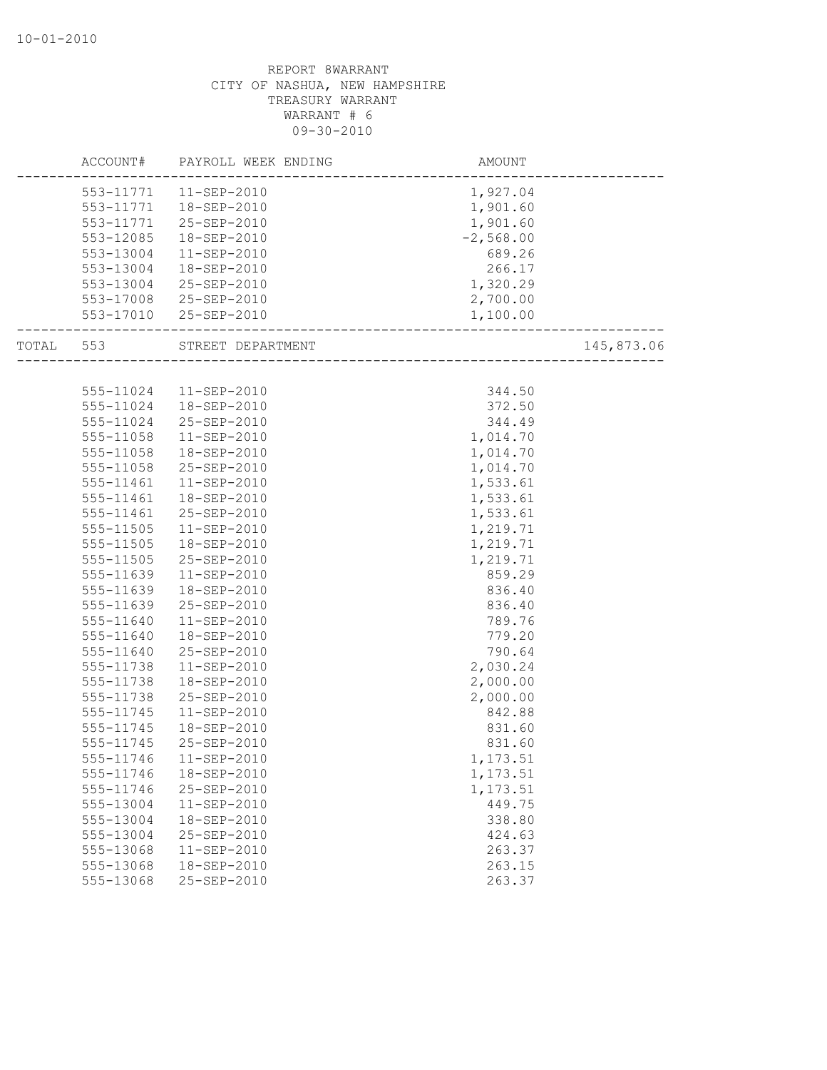10-01-2010

REPORT 8WARRANT
CITY OF NASHUA, NEW HAMPSHIRE
TREASURY WARRANT
WARRANT # 6
09-30-2010

| | ACCOUNT# | PAYROLL WEEK ENDING | AMOUNT | |
|---|---|---|---|---|
| | 553-11771 | 11-SEP-2010 | 1,927.04 | |
| | 553-11771 | 18-SEP-2010 | 1,901.60 | |
| | 553-11771 | 25-SEP-2010 | 1,901.60 | |
| | 553-12085 | 18-SEP-2010 | -2,568.00 | |
| | 553-13004 | 11-SEP-2010 | 689.26 | |
| | 553-13004 | 18-SEP-2010 | 266.17 | |
| | 553-13004 | 25-SEP-2010 | 1,320.29 | |
| | 553-17008 | 25-SEP-2010 | 2,700.00 | |
| | 553-17010 | 25-SEP-2010 | 1,100.00 | |
| TOTAL | 553 | STREET DEPARTMENT | | 145,873.06 |
| | 555-11024 | 11-SEP-2010 | 344.50 | |
| | 555-11024 | 18-SEP-2010 | 372.50 | |
| | 555-11024 | 25-SEP-2010 | 344.49 | |
| | 555-11058 | 11-SEP-2010 | 1,014.70 | |
| | 555-11058 | 18-SEP-2010 | 1,014.70 | |
| | 555-11058 | 25-SEP-2010 | 1,014.70 | |
| | 555-11461 | 11-SEP-2010 | 1,533.61 | |
| | 555-11461 | 18-SEP-2010 | 1,533.61 | |
| | 555-11461 | 25-SEP-2010 | 1,533.61 | |
| | 555-11505 | 11-SEP-2010 | 1,219.71 | |
| | 555-11505 | 18-SEP-2010 | 1,219.71 | |
| | 555-11505 | 25-SEP-2010 | 1,219.71 | |
| | 555-11639 | 11-SEP-2010 | 859.29 | |
| | 555-11639 | 18-SEP-2010 | 836.40 | |
| | 555-11639 | 25-SEP-2010 | 836.40 | |
| | 555-11640 | 11-SEP-2010 | 789.76 | |
| | 555-11640 | 18-SEP-2010 | 779.20 | |
| | 555-11640 | 25-SEP-2010 | 790.64 | |
| | 555-11738 | 11-SEP-2010 | 2,030.24 | |
| | 555-11738 | 18-SEP-2010 | 2,000.00 | |
| | 555-11738 | 25-SEP-2010 | 2,000.00 | |
| | 555-11745 | 11-SEP-2010 | 842.88 | |
| | 555-11745 | 18-SEP-2010 | 831.60 | |
| | 555-11745 | 25-SEP-2010 | 831.60 | |
| | 555-11746 | 11-SEP-2010 | 1,173.51 | |
| | 555-11746 | 18-SEP-2010 | 1,173.51 | |
| | 555-11746 | 25-SEP-2010 | 1,173.51 | |
| | 555-13004 | 11-SEP-2010 | 449.75 | |
| | 555-13004 | 18-SEP-2010 | 338.80 | |
| | 555-13004 | 25-SEP-2010 | 424.63 | |
| | 555-13068 | 11-SEP-2010 | 263.37 | |
| | 555-13068 | 18-SEP-2010 | 263.15 | |
| | 555-13068 | 25-SEP-2010 | 263.37 | |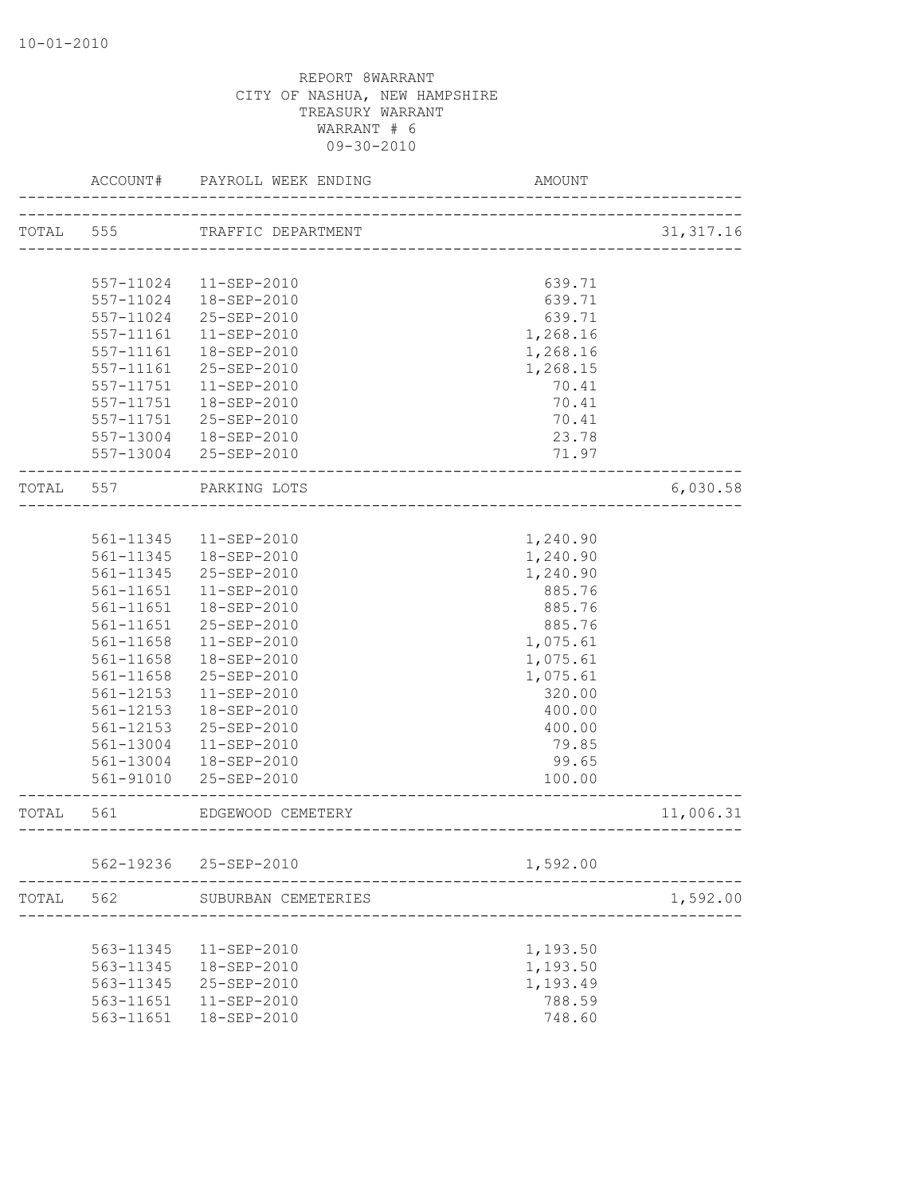10-01-2010

REPORT 8WARRANT
CITY OF NASHUA, NEW HAMPSHIRE
TREASURY WARRANT
WARRANT # 6
09-30-2010

| | ACCOUNT# | PAYROLL WEEK ENDING | AMOUNT | |
|---|---|---|---|---|
| TOTAL | 555 | TRAFFIC DEPARTMENT | | 31,317.16 |
| | 557-11024 | 11-SEP-2010 | 639.71 | |
| | 557-11024 | 18-SEP-2010 | 639.71 | |
| | 557-11024 | 25-SEP-2010 | 639.71 | |
| | 557-11161 | 11-SEP-2010 | 1,268.16 | |
| | 557-11161 | 18-SEP-2010 | 1,268.16 | |
| | 557-11161 | 25-SEP-2010 | 1,268.15 | |
| | 557-11751 | 11-SEP-2010 | 70.41 | |
| | 557-11751 | 18-SEP-2010 | 70.41 | |
| | 557-11751 | 25-SEP-2010 | 70.41 | |
| | 557-13004 | 18-SEP-2010 | 23.78 | |
| | 557-13004 | 25-SEP-2010 | 71.97 | |
| TOTAL | 557 | PARKING LOTS | | 6,030.58 |
| | 561-11345 | 11-SEP-2010 | 1,240.90 | |
| | 561-11345 | 18-SEP-2010 | 1,240.90 | |
| | 561-11345 | 25-SEP-2010 | 1,240.90 | |
| | 561-11651 | 11-SEP-2010 | 885.76 | |
| | 561-11651 | 18-SEP-2010 | 885.76 | |
| | 561-11651 | 25-SEP-2010 | 885.76 | |
| | 561-11658 | 11-SEP-2010 | 1,075.61 | |
| | 561-11658 | 18-SEP-2010 | 1,075.61 | |
| | 561-11658 | 25-SEP-2010 | 1,075.61 | |
| | 561-12153 | 11-SEP-2010 | 320.00 | |
| | 561-12153 | 18-SEP-2010 | 400.00 | |
| | 561-12153 | 25-SEP-2010 | 400.00 | |
| | 561-13004 | 11-SEP-2010 | 79.85 | |
| | 561-13004 | 18-SEP-2010 | 99.65 | |
| | 561-91010 | 25-SEP-2010 | 100.00 | |
| TOTAL | 561 | EDGEWOOD CEMETERY | | 11,006.31 |
| | 562-19236 | 25-SEP-2010 | 1,592.00 | |
| TOTAL | 562 | SUBURBAN CEMETERIES | | 1,592.00 |
| | 563-11345 | 11-SEP-2010 | 1,193.50 | |
| | 563-11345 | 18-SEP-2010 | 1,193.50 | |
| | 563-11345 | 25-SEP-2010 | 1,193.49 | |
| | 563-11651 | 11-SEP-2010 | 788.59 | |
| | 563-11651 | 18-SEP-2010 | 748.60 | |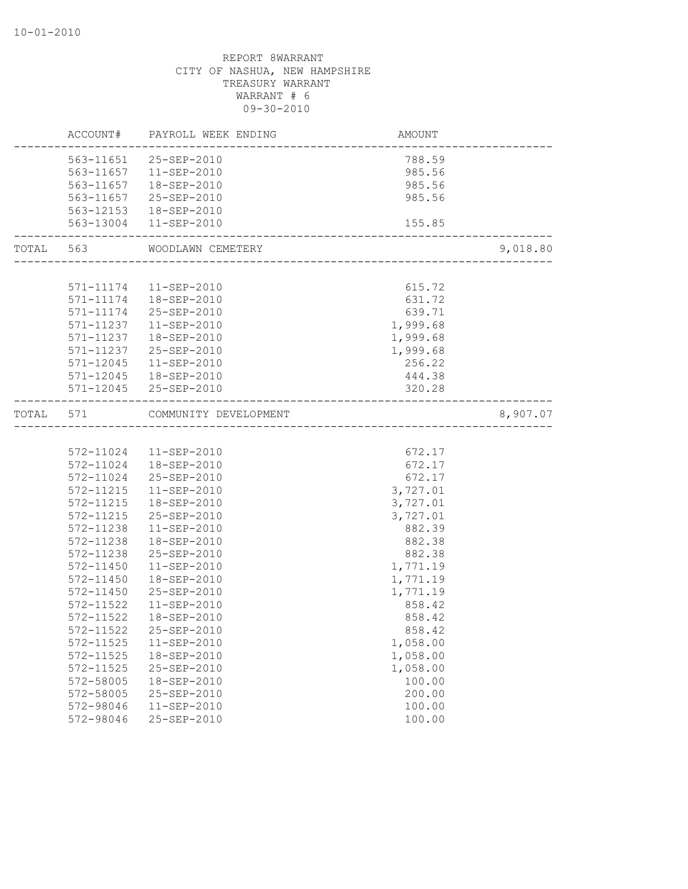REPORT 8WARRANT
CITY OF NASHUA, NEW HAMPSHIRE
TREASURY WARRANT
WARRANT # 6
09-30-2010

| | ACCOUNT# | PAYROLL WEEK ENDING | AMOUNT | |
|---|---|---|---|---|
| | 563-11651 | 25-SEP-2010 | 788.59 | |
| | 563-11657 | 11-SEP-2010 | 985.56 | |
| | 563-11657 | 18-SEP-2010 | 985.56 | |
| | 563-11657 | 25-SEP-2010 | 985.56 | |
| | 563-12153 | 18-SEP-2010 | | |
| | 563-13004 | 11-SEP-2010 | 155.85 | |
| TOTAL | 563 | WOODLAWN CEMETERY | | 9,018.80 |
| | 571-11174 | 11-SEP-2010 | 615.72 | |
| | 571-11174 | 18-SEP-2010 | 631.72 | |
| | 571-11174 | 25-SEP-2010 | 639.71 | |
| | 571-11237 | 11-SEP-2010 | 1,999.68 | |
| | 571-11237 | 18-SEP-2010 | 1,999.68 | |
| | 571-11237 | 25-SEP-2010 | 1,999.68 | |
| | 571-12045 | 11-SEP-2010 | 256.22 | |
| | 571-12045 | 18-SEP-2010 | 444.38 | |
| | 571-12045 | 25-SEP-2010 | 320.28 | |
| TOTAL | 571 | COMMUNITY DEVELOPMENT | | 8,907.07 |
| | 572-11024 | 11-SEP-2010 | 672.17 | |
| | 572-11024 | 18-SEP-2010 | 672.17 | |
| | 572-11024 | 25-SEP-2010 | 672.17 | |
| | 572-11215 | 11-SEP-2010 | 3,727.01 | |
| | 572-11215 | 18-SEP-2010 | 3,727.01 | |
| | 572-11215 | 25-SEP-2010 | 3,727.01 | |
| | 572-11238 | 11-SEP-2010 | 882.39 | |
| | 572-11238 | 18-SEP-2010 | 882.38 | |
| | 572-11238 | 25-SEP-2010 | 882.38 | |
| | 572-11450 | 11-SEP-2010 | 1,771.19 | |
| | 572-11450 | 18-SEP-2010 | 1,771.19 | |
| | 572-11450 | 25-SEP-2010 | 1,771.19 | |
| | 572-11522 | 11-SEP-2010 | 858.42 | |
| | 572-11522 | 18-SEP-2010 | 858.42 | |
| | 572-11522 | 25-SEP-2010 | 858.42 | |
| | 572-11525 | 11-SEP-2010 | 1,058.00 | |
| | 572-11525 | 18-SEP-2010 | 1,058.00 | |
| | 572-11525 | 25-SEP-2010 | 1,058.00 | |
| | 572-58005 | 18-SEP-2010 | 100.00 | |
| | 572-58005 | 25-SEP-2010 | 200.00 | |
| | 572-98046 | 11-SEP-2010 | 100.00 | |
| | 572-98046 | 25-SEP-2010 | 100.00 | |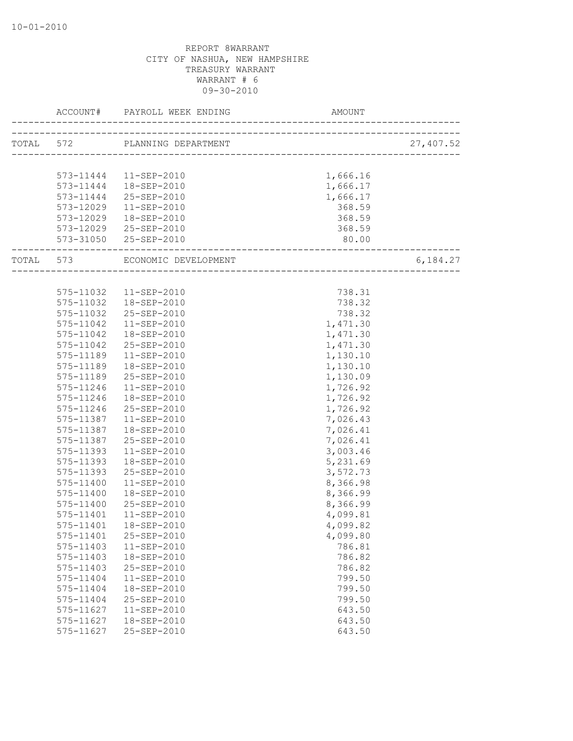10-01-2010

REPORT 8WARRANT
CITY OF NASHUA, NEW HAMPSHIRE
TREASURY WARRANT
WARRANT # 6
09-30-2010

| | ACCOUNT# | PAYROLL WEEK ENDING | AMOUNT | |
|---|---|---|---|---|
| TOTAL | 572 | PLANNING DEPARTMENT | | 27,407.52 |
| | 573-11444 | 11-SEP-2010 | 1,666.16 | |
| | 573-11444 | 18-SEP-2010 | 1,666.17 | |
| | 573-11444 | 25-SEP-2010 | 1,666.17 | |
| | 573-12029 | 11-SEP-2010 | 368.59 | |
| | 573-12029 | 18-SEP-2010 | 368.59 | |
| | 573-12029 | 25-SEP-2010 | 368.59 | |
| | 573-31050 | 25-SEP-2010 | 80.00 | |
| TOTAL | 573 | ECONOMIC DEVELOPMENT | | 6,184.27 |
| | 575-11032 | 11-SEP-2010 | 738.31 | |
| | 575-11032 | 18-SEP-2010 | 738.32 | |
| | 575-11032 | 25-SEP-2010 | 738.32 | |
| | 575-11042 | 11-SEP-2010 | 1,471.30 | |
| | 575-11042 | 18-SEP-2010 | 1,471.30 | |
| | 575-11042 | 25-SEP-2010 | 1,471.30 | |
| | 575-11189 | 11-SEP-2010 | 1,130.10 | |
| | 575-11189 | 18-SEP-2010 | 1,130.10 | |
| | 575-11189 | 25-SEP-2010 | 1,130.09 | |
| | 575-11246 | 11-SEP-2010 | 1,726.92 | |
| | 575-11246 | 18-SEP-2010 | 1,726.92 | |
| | 575-11246 | 25-SEP-2010 | 1,726.92 | |
| | 575-11387 | 11-SEP-2010 | 7,026.43 | |
| | 575-11387 | 18-SEP-2010 | 7,026.41 | |
| | 575-11387 | 25-SEP-2010 | 7,026.41 | |
| | 575-11393 | 11-SEP-2010 | 3,003.46 | |
| | 575-11393 | 18-SEP-2010 | 5,231.69 | |
| | 575-11393 | 25-SEP-2010 | 3,572.73 | |
| | 575-11400 | 11-SEP-2010 | 8,366.98 | |
| | 575-11400 | 18-SEP-2010 | 8,366.99 | |
| | 575-11400 | 25-SEP-2010 | 8,366.99 | |
| | 575-11401 | 11-SEP-2010 | 4,099.81 | |
| | 575-11401 | 18-SEP-2010 | 4,099.82 | |
| | 575-11401 | 25-SEP-2010 | 4,099.80 | |
| | 575-11403 | 11-SEP-2010 | 786.81 | |
| | 575-11403 | 18-SEP-2010 | 786.82 | |
| | 575-11403 | 25-SEP-2010 | 786.82 | |
| | 575-11404 | 11-SEP-2010 | 799.50 | |
| | 575-11404 | 18-SEP-2010 | 799.50 | |
| | 575-11404 | 25-SEP-2010 | 799.50 | |
| | 575-11627 | 11-SEP-2010 | 643.50 | |
| | 575-11627 | 18-SEP-2010 | 643.50 | |
| | 575-11627 | 25-SEP-2010 | 643.50 | |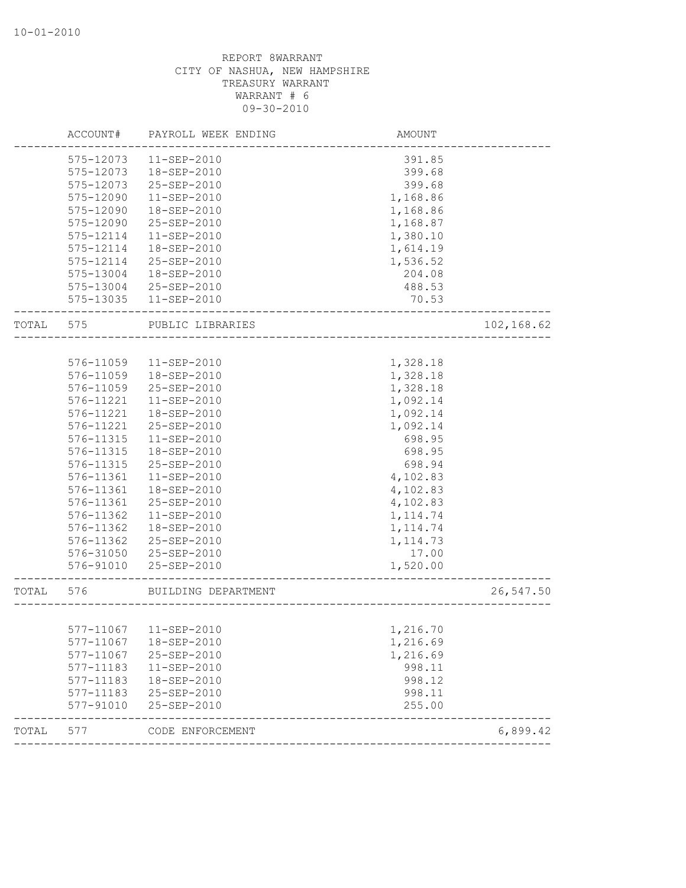REPORT 8WARRANT
CITY OF NASHUA, NEW HAMPSHIRE
TREASURY WARRANT
WARRANT # 6
09-30-2010

| | ACCOUNT# | PAYROLL WEEK ENDING | AMOUNT | |
|---|---|---|---|---|
| | 575-12073 | 11-SEP-2010 | 391.85 | |
| | 575-12073 | 18-SEP-2010 | 399.68 | |
| | 575-12073 | 25-SEP-2010 | 399.68 | |
| | 575-12090 | 11-SEP-2010 | 1,168.86 | |
| | 575-12090 | 18-SEP-2010 | 1,168.86 | |
| | 575-12090 | 25-SEP-2010 | 1,168.87 | |
| | 575-12114 | 11-SEP-2010 | 1,380.10 | |
| | 575-12114 | 18-SEP-2010 | 1,614.19 | |
| | 575-12114 | 25-SEP-2010 | 1,536.52 | |
| | 575-13004 | 18-SEP-2010 | 204.08 | |
| | 575-13004 | 25-SEP-2010 | 488.53 | |
| | 575-13035 | 11-SEP-2010 | 70.53 | |
| TOTAL | 575 | PUBLIC LIBRARIES | | 102,168.62 |
| | 576-11059 | 11-SEP-2010 | 1,328.18 | |
| | 576-11059 | 18-SEP-2010 | 1,328.18 | |
| | 576-11059 | 25-SEP-2010 | 1,328.18 | |
| | 576-11221 | 11-SEP-2010 | 1,092.14 | |
| | 576-11221 | 18-SEP-2010 | 1,092.14 | |
| | 576-11221 | 25-SEP-2010 | 1,092.14 | |
| | 576-11315 | 11-SEP-2010 | 698.95 | |
| | 576-11315 | 18-SEP-2010 | 698.95 | |
| | 576-11315 | 25-SEP-2010 | 698.94 | |
| | 576-11361 | 11-SEP-2010 | 4,102.83 | |
| | 576-11361 | 18-SEP-2010 | 4,102.83 | |
| | 576-11361 | 25-SEP-2010 | 4,102.83 | |
| | 576-11362 | 11-SEP-2010 | 1,114.74 | |
| | 576-11362 | 18-SEP-2010 | 1,114.74 | |
| | 576-11362 | 25-SEP-2010 | 1,114.73 | |
| | 576-31050 | 25-SEP-2010 | 17.00 | |
| | 576-91010 | 25-SEP-2010 | 1,520.00 | |
| TOTAL | 576 | BUILDING DEPARTMENT | | 26,547.50 |
| | 577-11067 | 11-SEP-2010 | 1,216.70 | |
| | 577-11067 | 18-SEP-2010 | 1,216.69 | |
| | 577-11067 | 25-SEP-2010 | 1,216.69 | |
| | 577-11183 | 11-SEP-2010 | 998.11 | |
| | 577-11183 | 18-SEP-2010 | 998.12 | |
| | 577-11183 | 25-SEP-2010 | 998.11 | |
| | 577-91010 | 25-SEP-2010 | 255.00 | |
| TOTAL | 577 | CODE ENFORCEMENT | | 6,899.42 |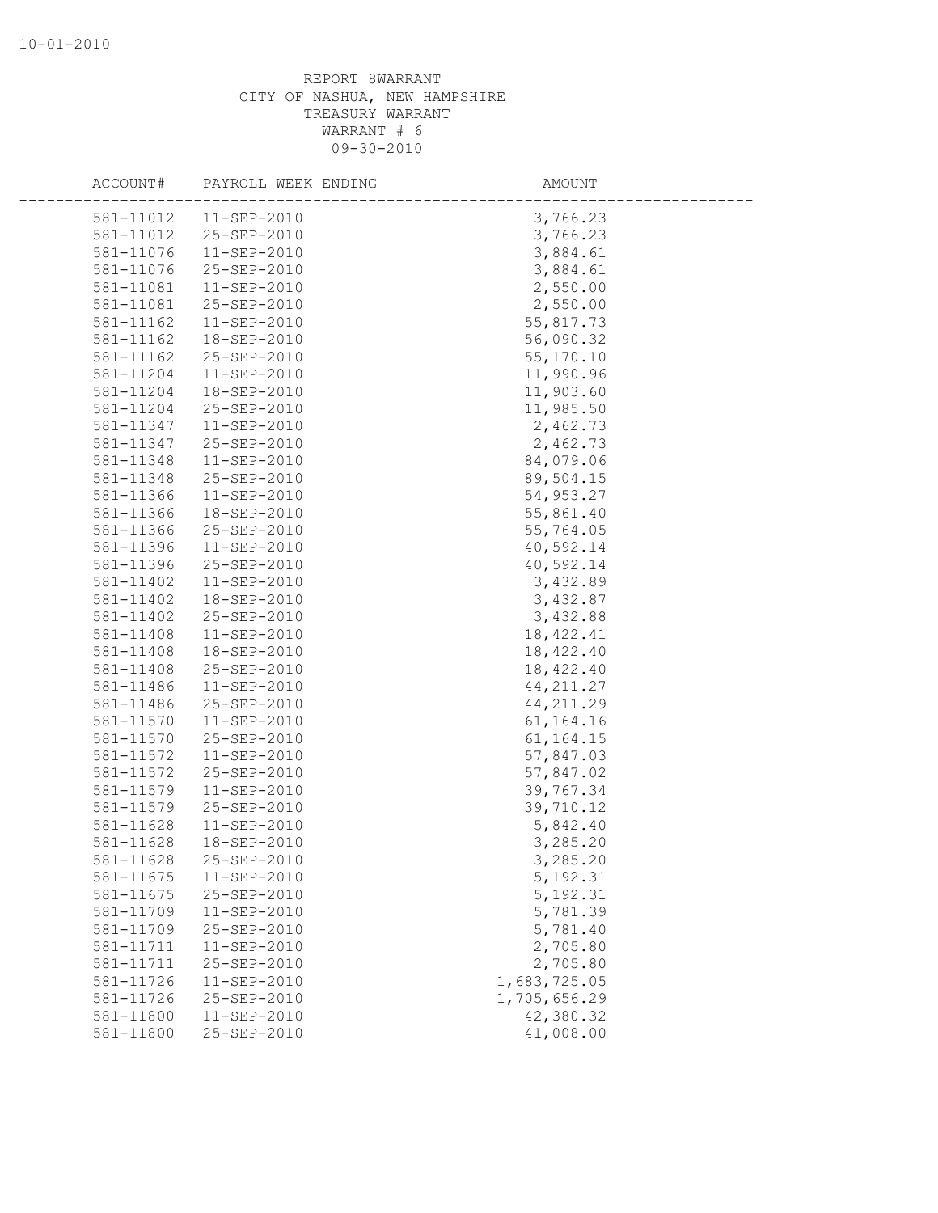10-01-2010

REPORT 8WARRANT
CITY OF NASHUA, NEW HAMPSHIRE
TREASURY WARRANT
WARRANT # 6
09-30-2010

| ACCOUNT# | PAYROLL WEEK ENDING | AMOUNT |
|---|---|---|
| 581-11012 | 11-SEP-2010 | 3,766.23 |
| 581-11012 | 25-SEP-2010 | 3,766.23 |
| 581-11076 | 11-SEP-2010 | 3,884.61 |
| 581-11076 | 25-SEP-2010 | 3,884.61 |
| 581-11081 | 11-SEP-2010 | 2,550.00 |
| 581-11081 | 25-SEP-2010 | 2,550.00 |
| 581-11162 | 11-SEP-2010 | 55,817.73 |
| 581-11162 | 18-SEP-2010 | 56,090.32 |
| 581-11162 | 25-SEP-2010 | 55,170.10 |
| 581-11204 | 11-SEP-2010 | 11,990.96 |
| 581-11204 | 18-SEP-2010 | 11,903.60 |
| 581-11204 | 25-SEP-2010 | 11,985.50 |
| 581-11347 | 11-SEP-2010 | 2,462.73 |
| 581-11347 | 25-SEP-2010 | 2,462.73 |
| 581-11348 | 11-SEP-2010 | 84,079.06 |
| 581-11348 | 25-SEP-2010 | 89,504.15 |
| 581-11366 | 11-SEP-2010 | 54,953.27 |
| 581-11366 | 18-SEP-2010 | 55,861.40 |
| 581-11366 | 25-SEP-2010 | 55,764.05 |
| 581-11396 | 11-SEP-2010 | 40,592.14 |
| 581-11396 | 25-SEP-2010 | 40,592.14 |
| 581-11402 | 11-SEP-2010 | 3,432.89 |
| 581-11402 | 18-SEP-2010 | 3,432.87 |
| 581-11402 | 25-SEP-2010 | 3,432.88 |
| 581-11408 | 11-SEP-2010 | 18,422.41 |
| 581-11408 | 18-SEP-2010 | 18,422.40 |
| 581-11408 | 25-SEP-2010 | 18,422.40 |
| 581-11486 | 11-SEP-2010 | 44,211.27 |
| 581-11486 | 25-SEP-2010 | 44,211.29 |
| 581-11570 | 11-SEP-2010 | 61,164.16 |
| 581-11570 | 25-SEP-2010 | 61,164.15 |
| 581-11572 | 11-SEP-2010 | 57,847.03 |
| 581-11572 | 25-SEP-2010 | 57,847.02 |
| 581-11579 | 11-SEP-2010 | 39,767.34 |
| 581-11579 | 25-SEP-2010 | 39,710.12 |
| 581-11628 | 11-SEP-2010 | 5,842.40 |
| 581-11628 | 18-SEP-2010 | 3,285.20 |
| 581-11628 | 25-SEP-2010 | 3,285.20 |
| 581-11675 | 11-SEP-2010 | 5,192.31 |
| 581-11675 | 25-SEP-2010 | 5,192.31 |
| 581-11709 | 11-SEP-2010 | 5,781.39 |
| 581-11709 | 25-SEP-2010 | 5,781.40 |
| 581-11711 | 11-SEP-2010 | 2,705.80 |
| 581-11711 | 25-SEP-2010 | 2,705.80 |
| 581-11726 | 11-SEP-2010 | 1,683,725.05 |
| 581-11726 | 25-SEP-2010 | 1,705,656.29 |
| 581-11800 | 11-SEP-2010 | 42,380.32 |
| 581-11800 | 25-SEP-2010 | 41,008.00 |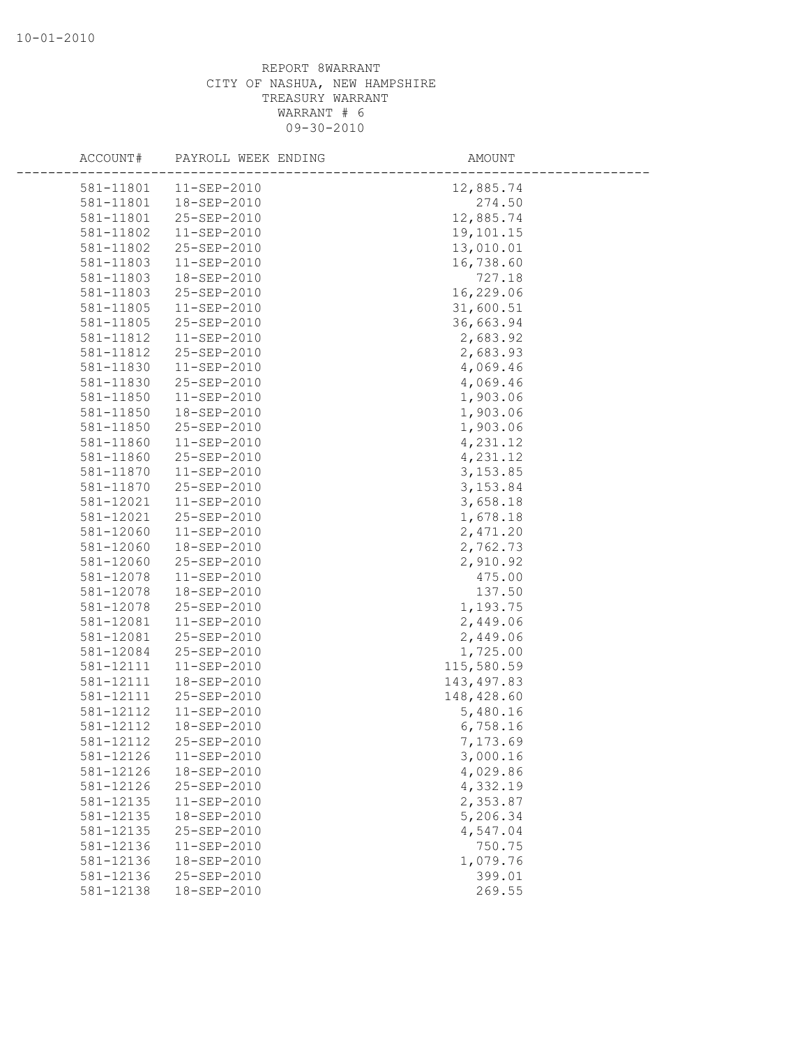10-01-2010

REPORT 8WARRANT
CITY OF NASHUA, NEW HAMPSHIRE
TREASURY WARRANT
WARRANT # 6
09-30-2010

| ACCOUNT# | PAYROLL WEEK ENDING | AMOUNT |
|---|---|---|
| 581-11801 | 11-SEP-2010 | 12,885.74 |
| 581-11801 | 18-SEP-2010 | 274.50 |
| 581-11801 | 25-SEP-2010 | 12,885.74 |
| 581-11802 | 11-SEP-2010 | 19,101.15 |
| 581-11802 | 25-SEP-2010 | 13,010.01 |
| 581-11803 | 11-SEP-2010 | 16,738.60 |
| 581-11803 | 18-SEP-2010 | 727.18 |
| 581-11803 | 25-SEP-2010 | 16,229.06 |
| 581-11805 | 11-SEP-2010 | 31,600.51 |
| 581-11805 | 25-SEP-2010 | 36,663.94 |
| 581-11812 | 11-SEP-2010 | 2,683.92 |
| 581-11812 | 25-SEP-2010 | 2,683.93 |
| 581-11830 | 11-SEP-2010 | 4,069.46 |
| 581-11830 | 25-SEP-2010 | 4,069.46 |
| 581-11850 | 11-SEP-2010 | 1,903.06 |
| 581-11850 | 18-SEP-2010 | 1,903.06 |
| 581-11850 | 25-SEP-2010 | 1,903.06 |
| 581-11860 | 11-SEP-2010 | 4,231.12 |
| 581-11860 | 25-SEP-2010 | 4,231.12 |
| 581-11870 | 11-SEP-2010 | 3,153.85 |
| 581-11870 | 25-SEP-2010 | 3,153.84 |
| 581-12021 | 11-SEP-2010 | 3,658.18 |
| 581-12021 | 25-SEP-2010 | 1,678.18 |
| 581-12060 | 11-SEP-2010 | 2,471.20 |
| 581-12060 | 18-SEP-2010 | 2,762.73 |
| 581-12060 | 25-SEP-2010 | 2,910.92 |
| 581-12078 | 11-SEP-2010 | 475.00 |
| 581-12078 | 18-SEP-2010 | 137.50 |
| 581-12078 | 25-SEP-2010 | 1,193.75 |
| 581-12081 | 11-SEP-2010 | 2,449.06 |
| 581-12081 | 25-SEP-2010 | 2,449.06 |
| 581-12084 | 25-SEP-2010 | 1,725.00 |
| 581-12111 | 11-SEP-2010 | 115,580.59 |
| 581-12111 | 18-SEP-2010 | 143,497.83 |
| 581-12111 | 25-SEP-2010 | 148,428.60 |
| 581-12112 | 11-SEP-2010 | 5,480.16 |
| 581-12112 | 18-SEP-2010 | 6,758.16 |
| 581-12112 | 25-SEP-2010 | 7,173.69 |
| 581-12126 | 11-SEP-2010 | 3,000.16 |
| 581-12126 | 18-SEP-2010 | 4,029.86 |
| 581-12126 | 25-SEP-2010 | 4,332.19 |
| 581-12135 | 11-SEP-2010 | 2,353.87 |
| 581-12135 | 18-SEP-2010 | 5,206.34 |
| 581-12135 | 25-SEP-2010 | 4,547.04 |
| 581-12136 | 11-SEP-2010 | 750.75 |
| 581-12136 | 18-SEP-2010 | 1,079.76 |
| 581-12136 | 25-SEP-2010 | 399.01 |
| 581-12138 | 18-SEP-2010 | 269.55 |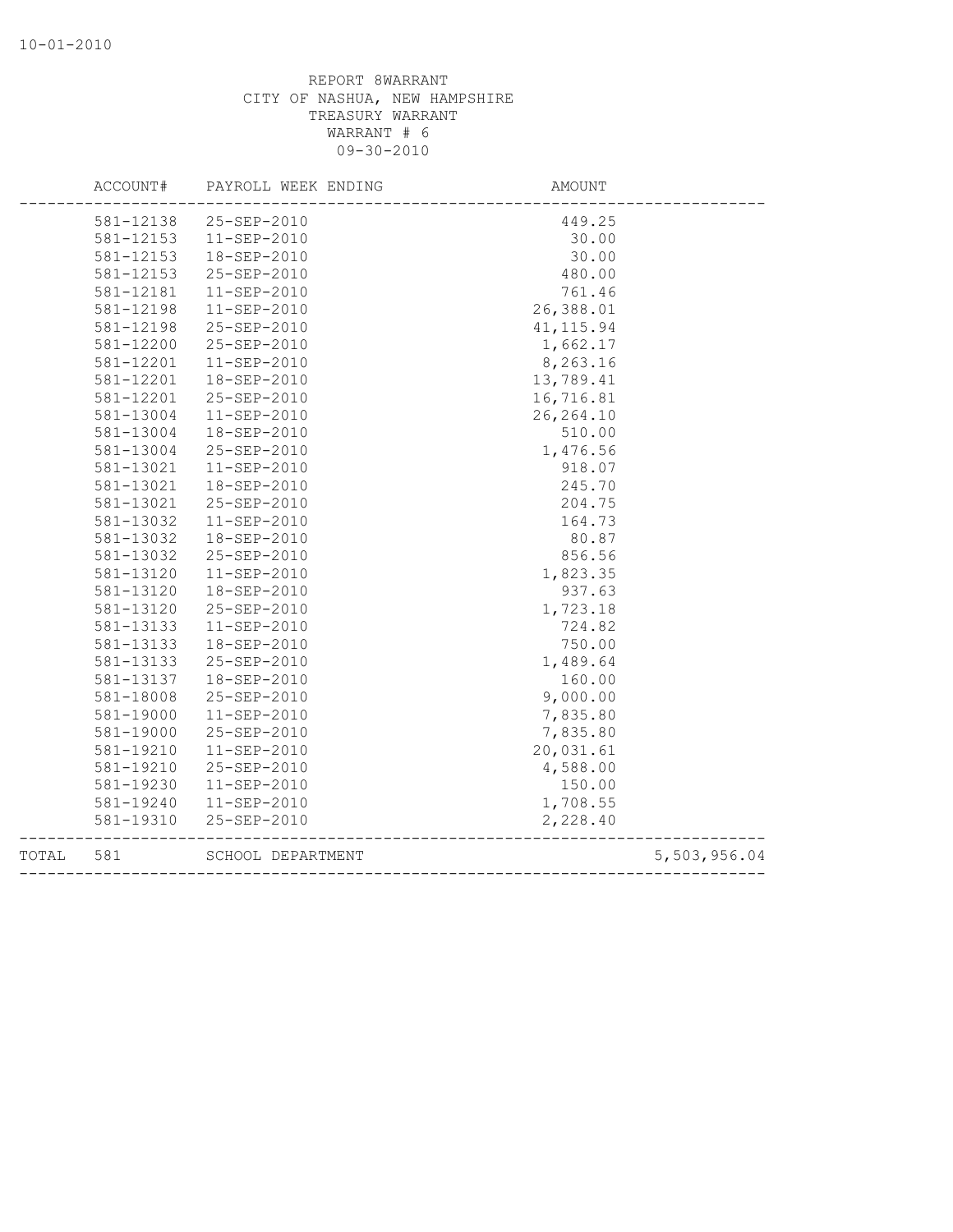REPORT 8WARRANT
CITY OF NASHUA, NEW HAMPSHIRE
TREASURY WARRANT
WARRANT # 6
09-30-2010

| ACCOUNT# | PAYROLL WEEK ENDING | AMOUNT | |
|---|---|---|---|
| 581-12138 | 25-SEP-2010 | 449.25 | |
| 581-12153 | 11-SEP-2010 | 30.00 | |
| 581-12153 | 18-SEP-2010 | 30.00 | |
| 581-12153 | 25-SEP-2010 | 480.00 | |
| 581-12181 | 11-SEP-2010 | 761.46 | |
| 581-12198 | 11-SEP-2010 | 26,388.01 | |
| 581-12198 | 25-SEP-2010 | 41,115.94 | |
| 581-12200 | 25-SEP-2010 | 1,662.17 | |
| 581-12201 | 11-SEP-2010 | 8,263.16 | |
| 581-12201 | 18-SEP-2010 | 13,789.41 | |
| 581-12201 | 25-SEP-2010 | 16,716.81 | |
| 581-13004 | 11-SEP-2010 | 26,264.10 | |
| 581-13004 | 18-SEP-2010 | 510.00 | |
| 581-13004 | 25-SEP-2010 | 1,476.56 | |
| 581-13021 | 11-SEP-2010 | 918.07 | |
| 581-13021 | 18-SEP-2010 | 245.70 | |
| 581-13021 | 25-SEP-2010 | 204.75 | |
| 581-13032 | 11-SEP-2010 | 164.73 | |
| 581-13032 | 18-SEP-2010 | 80.87 | |
| 581-13032 | 25-SEP-2010 | 856.56 | |
| 581-13120 | 11-SEP-2010 | 1,823.35 | |
| 581-13120 | 18-SEP-2010 | 937.63 | |
| 581-13120 | 25-SEP-2010 | 1,723.18 | |
| 581-13133 | 11-SEP-2010 | 724.82 | |
| 581-13133 | 18-SEP-2010 | 750.00 | |
| 581-13133 | 25-SEP-2010 | 1,489.64 | |
| 581-13137 | 18-SEP-2010 | 160.00 | |
| 581-18008 | 25-SEP-2010 | 9,000.00 | |
| 581-19000 | 11-SEP-2010 | 7,835.80 | |
| 581-19000 | 25-SEP-2010 | 7,835.80 | |
| 581-19210 | 11-SEP-2010 | 20,031.61 | |
| 581-19210 | 25-SEP-2010 | 4,588.00 | |
| 581-19230 | 11-SEP-2010 | 150.00 | |
| 581-19240 | 11-SEP-2010 | 1,708.55 | |
| 581-19310 | 25-SEP-2010 | 2,228.40 | |
| TOTAL 581 | SCHOOL DEPARTMENT | | 5,503,956.04 |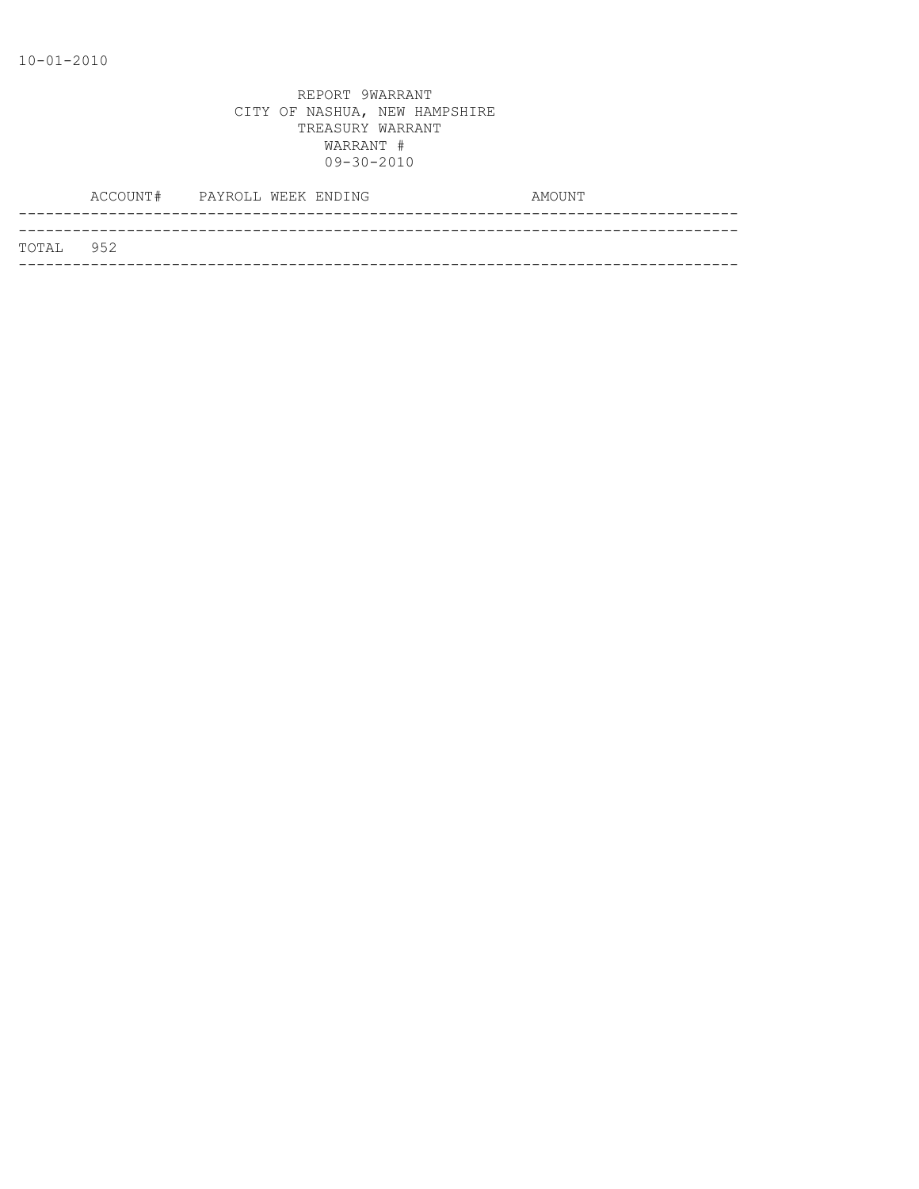10-01-2010

REPORT 9WARRANT
CITY OF NASHUA, NEW HAMPSHIRE
TREASURY WARRANT
WARRANT #
09-30-2010

| | ACCOUNT# | PAYROLL WEEK ENDING | AMOUNT |
|---|---|---|---|
| TOTAL | 952 | | |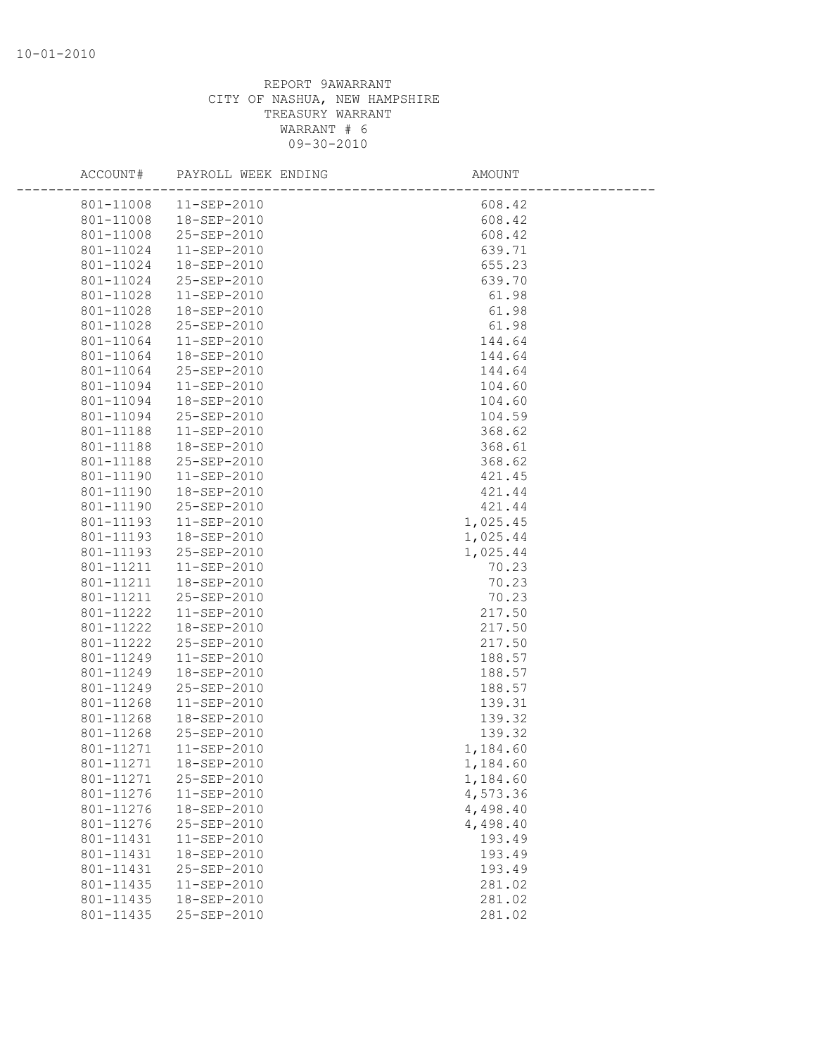REPORT 9AWARRANT
CITY OF NASHUA, NEW HAMPSHIRE
TREASURY WARRANT
WARRANT # 6
09-30-2010

| ACCOUNT# | PAYROLL WEEK ENDING | AMOUNT |
|---|---|---|
| 801-11008 | 11-SEP-2010 | 608.42 |
| 801-11008 | 18-SEP-2010 | 608.42 |
| 801-11008 | 25-SEP-2010 | 608.42 |
| 801-11024 | 11-SEP-2010 | 639.71 |
| 801-11024 | 18-SEP-2010 | 655.23 |
| 801-11024 | 25-SEP-2010 | 639.70 |
| 801-11028 | 11-SEP-2010 | 61.98 |
| 801-11028 | 18-SEP-2010 | 61.98 |
| 801-11028 | 25-SEP-2010 | 61.98 |
| 801-11064 | 11-SEP-2010 | 144.64 |
| 801-11064 | 18-SEP-2010 | 144.64 |
| 801-11064 | 25-SEP-2010 | 144.64 |
| 801-11094 | 11-SEP-2010 | 104.60 |
| 801-11094 | 18-SEP-2010 | 104.60 |
| 801-11094 | 25-SEP-2010 | 104.59 |
| 801-11188 | 11-SEP-2010 | 368.62 |
| 801-11188 | 18-SEP-2010 | 368.61 |
| 801-11188 | 25-SEP-2010 | 368.62 |
| 801-11190 | 11-SEP-2010 | 421.45 |
| 801-11190 | 18-SEP-2010 | 421.44 |
| 801-11190 | 25-SEP-2010 | 421.44 |
| 801-11193 | 11-SEP-2010 | 1,025.45 |
| 801-11193 | 18-SEP-2010 | 1,025.44 |
| 801-11193 | 25-SEP-2010 | 1,025.44 |
| 801-11211 | 11-SEP-2010 | 70.23 |
| 801-11211 | 18-SEP-2010 | 70.23 |
| 801-11211 | 25-SEP-2010 | 70.23 |
| 801-11222 | 11-SEP-2010 | 217.50 |
| 801-11222 | 18-SEP-2010 | 217.50 |
| 801-11222 | 25-SEP-2010 | 217.50 |
| 801-11249 | 11-SEP-2010 | 188.57 |
| 801-11249 | 18-SEP-2010 | 188.57 |
| 801-11249 | 25-SEP-2010 | 188.57 |
| 801-11268 | 11-SEP-2010 | 139.31 |
| 801-11268 | 18-SEP-2010 | 139.32 |
| 801-11268 | 25-SEP-2010 | 139.32 |
| 801-11271 | 11-SEP-2010 | 1,184.60 |
| 801-11271 | 18-SEP-2010 | 1,184.60 |
| 801-11271 | 25-SEP-2010 | 1,184.60 |
| 801-11276 | 11-SEP-2010 | 4,573.36 |
| 801-11276 | 18-SEP-2010 | 4,498.40 |
| 801-11276 | 25-SEP-2010 | 4,498.40 |
| 801-11431 | 11-SEP-2010 | 193.49 |
| 801-11431 | 18-SEP-2010 | 193.49 |
| 801-11431 | 25-SEP-2010 | 193.49 |
| 801-11435 | 11-SEP-2010 | 281.02 |
| 801-11435 | 18-SEP-2010 | 281.02 |
| 801-11435 | 25-SEP-2010 | 281.02 |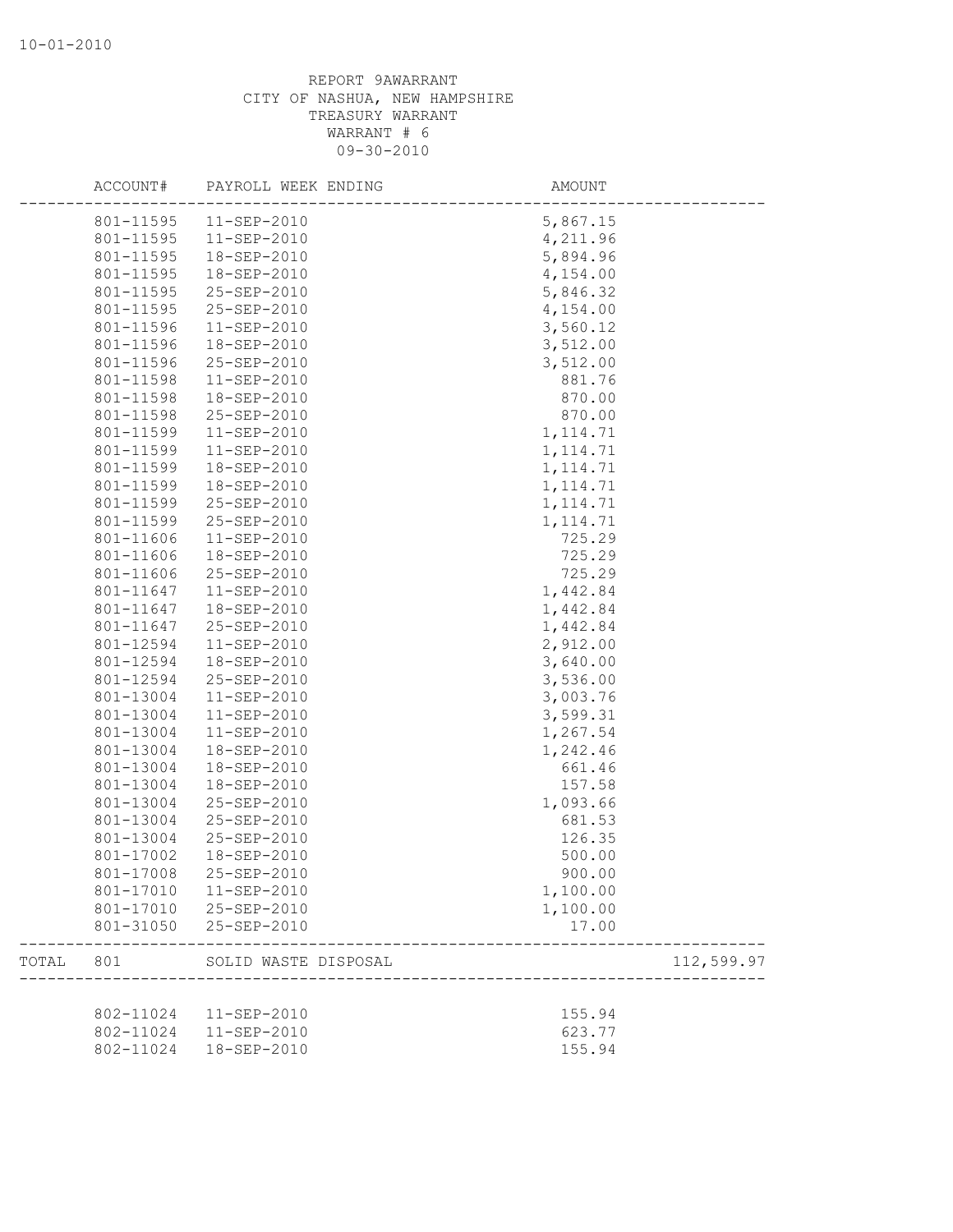REPORT 9AWARRANT
CITY OF NASHUA, NEW HAMPSHIRE
TREASURY WARRANT
WARRANT # 6
09-30-2010

| | ACCOUNT# | PAYROLL WEEK ENDING | AMOUNT | |
|---|---|---|---|---|
| | 801-11595 | 11-SEP-2010 | 5,867.15 | |
| | 801-11595 | 11-SEP-2010 | 4,211.96 | |
| | 801-11595 | 18-SEP-2010 | 5,894.96 | |
| | 801-11595 | 18-SEP-2010 | 4,154.00 | |
| | 801-11595 | 25-SEP-2010 | 5,846.32 | |
| | 801-11595 | 25-SEP-2010 | 4,154.00 | |
| | 801-11596 | 11-SEP-2010 | 3,560.12 | |
| | 801-11596 | 18-SEP-2010 | 3,512.00 | |
| | 801-11596 | 25-SEP-2010 | 3,512.00 | |
| | 801-11598 | 11-SEP-2010 | 881.76 | |
| | 801-11598 | 18-SEP-2010 | 870.00 | |
| | 801-11598 | 25-SEP-2010 | 870.00 | |
| | 801-11599 | 11-SEP-2010 | 1,114.71 | |
| | 801-11599 | 11-SEP-2010 | 1,114.71 | |
| | 801-11599 | 18-SEP-2010 | 1,114.71 | |
| | 801-11599 | 18-SEP-2010 | 1,114.71 | |
| | 801-11599 | 25-SEP-2010 | 1,114.71 | |
| | 801-11599 | 25-SEP-2010 | 1,114.71 | |
| | 801-11606 | 11-SEP-2010 | 725.29 | |
| | 801-11606 | 18-SEP-2010 | 725.29 | |
| | 801-11606 | 25-SEP-2010 | 725.29 | |
| | 801-11647 | 11-SEP-2010 | 1,442.84 | |
| | 801-11647 | 18-SEP-2010 | 1,442.84 | |
| | 801-11647 | 25-SEP-2010 | 1,442.84 | |
| | 801-12594 | 11-SEP-2010 | 2,912.00 | |
| | 801-12594 | 18-SEP-2010 | 3,640.00 | |
| | 801-12594 | 25-SEP-2010 | 3,536.00 | |
| | 801-13004 | 11-SEP-2010 | 3,003.76 | |
| | 801-13004 | 11-SEP-2010 | 3,599.31 | |
| | 801-13004 | 11-SEP-2010 | 1,267.54 | |
| | 801-13004 | 18-SEP-2010 | 1,242.46 | |
| | 801-13004 | 18-SEP-2010 | 661.46 | |
| | 801-13004 | 18-SEP-2010 | 157.58 | |
| | 801-13004 | 25-SEP-2010 | 1,093.66 | |
| | 801-13004 | 25-SEP-2010 | 681.53 | |
| | 801-13004 | 25-SEP-2010 | 126.35 | |
| | 801-17002 | 18-SEP-2010 | 500.00 | |
| | 801-17008 | 25-SEP-2010 | 900.00 | |
| | 801-17010 | 11-SEP-2010 | 1,100.00 | |
| | 801-17010 | 25-SEP-2010 | 1,100.00 | |
| | 801-31050 | 25-SEP-2010 | 17.00 | |
| TOTAL | 801 | SOLID WASTE DISPOSAL | | 112,599.97 |
| | 802-11024 | 11-SEP-2010 | 155.94 | |
| | 802-11024 | 11-SEP-2010 | 623.77 | |
| | 802-11024 | 18-SEP-2010 | 155.94 | |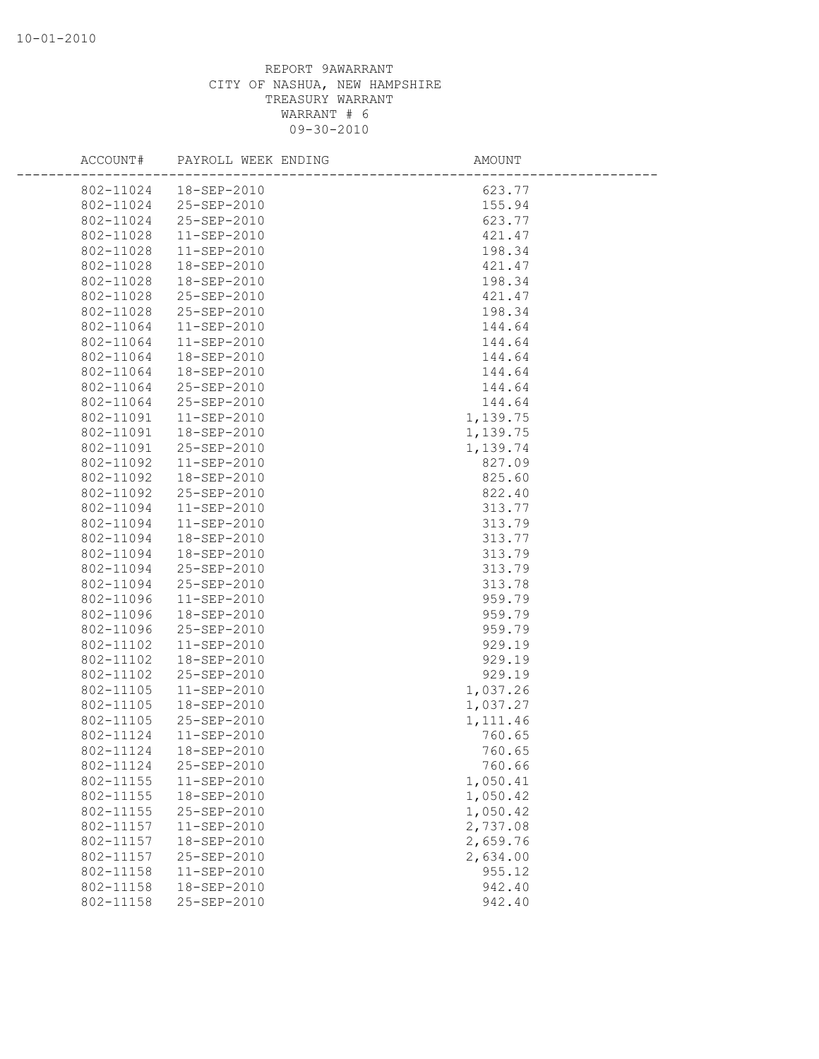REPORT 9AWARRANT
CITY OF NASHUA, NEW HAMPSHIRE
TREASURY WARRANT
WARRANT # 6
09-30-2010

| ACCOUNT# | PAYROLL WEEK ENDING | AMOUNT |
|---|---|---|
| 802-11024 | 18-SEP-2010 | 623.77 |
| 802-11024 | 25-SEP-2010 | 155.94 |
| 802-11024 | 25-SEP-2010 | 623.77 |
| 802-11028 | 11-SEP-2010 | 421.47 |
| 802-11028 | 11-SEP-2010 | 198.34 |
| 802-11028 | 18-SEP-2010 | 421.47 |
| 802-11028 | 18-SEP-2010 | 198.34 |
| 802-11028 | 25-SEP-2010 | 421.47 |
| 802-11028 | 25-SEP-2010 | 198.34 |
| 802-11064 | 11-SEP-2010 | 144.64 |
| 802-11064 | 11-SEP-2010 | 144.64 |
| 802-11064 | 18-SEP-2010 | 144.64 |
| 802-11064 | 18-SEP-2010 | 144.64 |
| 802-11064 | 25-SEP-2010 | 144.64 |
| 802-11064 | 25-SEP-2010 | 144.64 |
| 802-11091 | 11-SEP-2010 | 1,139.75 |
| 802-11091 | 18-SEP-2010 | 1,139.75 |
| 802-11091 | 25-SEP-2010 | 1,139.74 |
| 802-11092 | 11-SEP-2010 | 827.09 |
| 802-11092 | 18-SEP-2010 | 825.60 |
| 802-11092 | 25-SEP-2010 | 822.40 |
| 802-11094 | 11-SEP-2010 | 313.77 |
| 802-11094 | 11-SEP-2010 | 313.79 |
| 802-11094 | 18-SEP-2010 | 313.77 |
| 802-11094 | 18-SEP-2010 | 313.79 |
| 802-11094 | 25-SEP-2010 | 313.79 |
| 802-11094 | 25-SEP-2010 | 313.78 |
| 802-11096 | 11-SEP-2010 | 959.79 |
| 802-11096 | 18-SEP-2010 | 959.79 |
| 802-11096 | 25-SEP-2010 | 959.79 |
| 802-11102 | 11-SEP-2010 | 929.19 |
| 802-11102 | 18-SEP-2010 | 929.19 |
| 802-11102 | 25-SEP-2010 | 929.19 |
| 802-11105 | 11-SEP-2010 | 1,037.26 |
| 802-11105 | 18-SEP-2010 | 1,037.27 |
| 802-11105 | 25-SEP-2010 | 1,111.46 |
| 802-11124 | 11-SEP-2010 | 760.65 |
| 802-11124 | 18-SEP-2010 | 760.65 |
| 802-11124 | 25-SEP-2010 | 760.66 |
| 802-11155 | 11-SEP-2010 | 1,050.41 |
| 802-11155 | 18-SEP-2010 | 1,050.42 |
| 802-11155 | 25-SEP-2010 | 1,050.42 |
| 802-11157 | 11-SEP-2010 | 2,737.08 |
| 802-11157 | 18-SEP-2010 | 2,659.76 |
| 802-11157 | 25-SEP-2010 | 2,634.00 |
| 802-11158 | 11-SEP-2010 | 955.12 |
| 802-11158 | 18-SEP-2010 | 942.40 |
| 802-11158 | 25-SEP-2010 | 942.40 |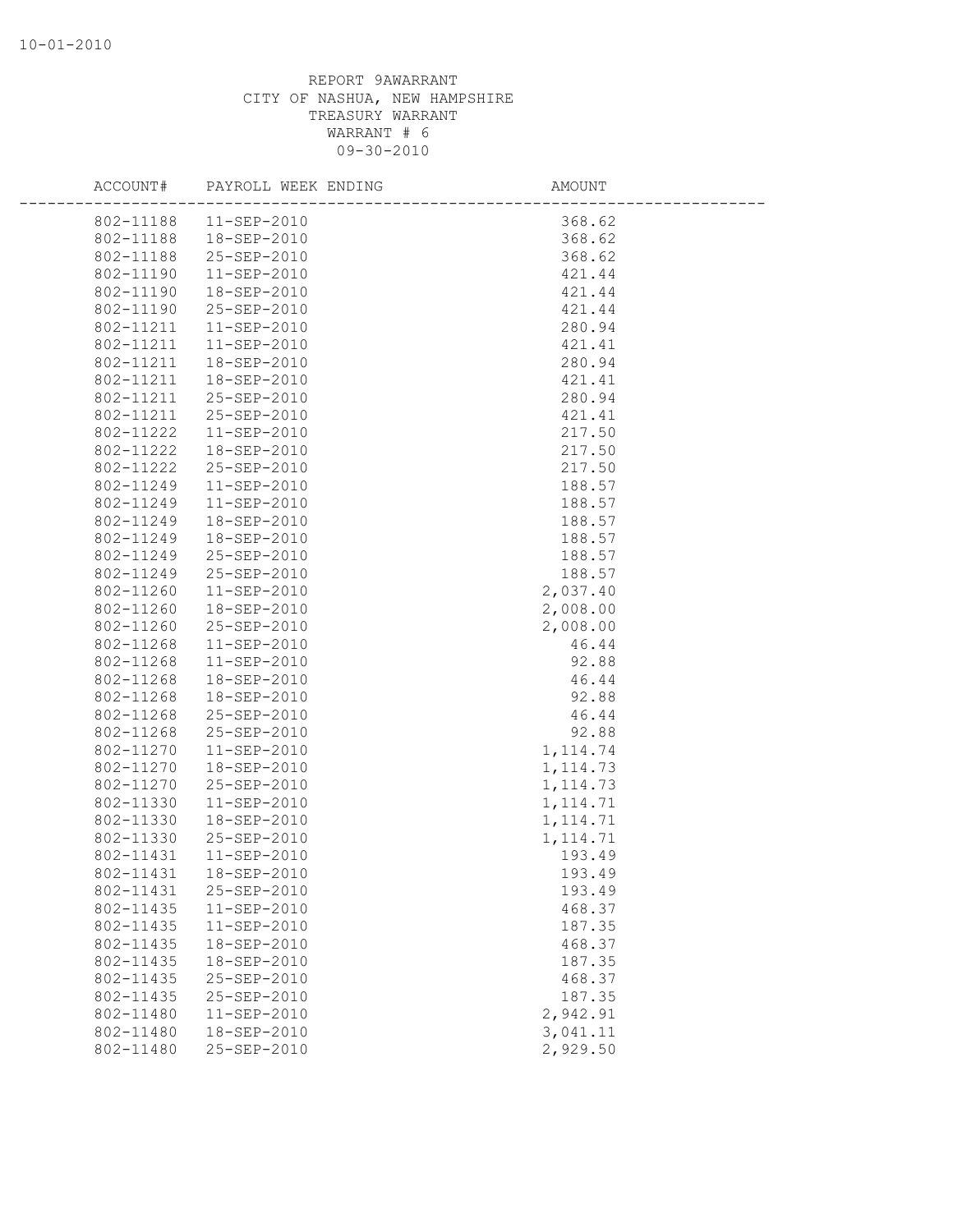REPORT 9AWARRANT
CITY OF NASHUA, NEW HAMPSHIRE
TREASURY WARRANT
WARRANT # 6
09-30-2010

| ACCOUNT# | PAYROLL WEEK ENDING | AMOUNT |
|---|---|---|
| 802-11188 | 11-SEP-2010 | 368.62 |
| 802-11188 | 18-SEP-2010 | 368.62 |
| 802-11188 | 25-SEP-2010 | 368.62 |
| 802-11190 | 11-SEP-2010 | 421.44 |
| 802-11190 | 18-SEP-2010 | 421.44 |
| 802-11190 | 25-SEP-2010 | 421.44 |
| 802-11211 | 11-SEP-2010 | 280.94 |
| 802-11211 | 11-SEP-2010 | 421.41 |
| 802-11211 | 18-SEP-2010 | 280.94 |
| 802-11211 | 18-SEP-2010 | 421.41 |
| 802-11211 | 25-SEP-2010 | 280.94 |
| 802-11211 | 25-SEP-2010 | 421.41 |
| 802-11222 | 11-SEP-2010 | 217.50 |
| 802-11222 | 18-SEP-2010 | 217.50 |
| 802-11222 | 25-SEP-2010 | 217.50 |
| 802-11249 | 11-SEP-2010 | 188.57 |
| 802-11249 | 11-SEP-2010 | 188.57 |
| 802-11249 | 18-SEP-2010 | 188.57 |
| 802-11249 | 18-SEP-2010 | 188.57 |
| 802-11249 | 25-SEP-2010 | 188.57 |
| 802-11249 | 25-SEP-2010 | 188.57 |
| 802-11260 | 11-SEP-2010 | 2,037.40 |
| 802-11260 | 18-SEP-2010 | 2,008.00 |
| 802-11260 | 25-SEP-2010 | 2,008.00 |
| 802-11268 | 11-SEP-2010 | 46.44 |
| 802-11268 | 11-SEP-2010 | 92.88 |
| 802-11268 | 18-SEP-2010 | 46.44 |
| 802-11268 | 18-SEP-2010 | 92.88 |
| 802-11268 | 25-SEP-2010 | 46.44 |
| 802-11268 | 25-SEP-2010 | 92.88 |
| 802-11270 | 11-SEP-2010 | 1,114.74 |
| 802-11270 | 18-SEP-2010 | 1,114.73 |
| 802-11270 | 25-SEP-2010 | 1,114.73 |
| 802-11330 | 11-SEP-2010 | 1,114.71 |
| 802-11330 | 18-SEP-2010 | 1,114.71 |
| 802-11330 | 25-SEP-2010 | 1,114.71 |
| 802-11431 | 11-SEP-2010 | 193.49 |
| 802-11431 | 18-SEP-2010 | 193.49 |
| 802-11431 | 25-SEP-2010 | 193.49 |
| 802-11435 | 11-SEP-2010 | 468.37 |
| 802-11435 | 11-SEP-2010 | 187.35 |
| 802-11435 | 18-SEP-2010 | 468.37 |
| 802-11435 | 18-SEP-2010 | 187.35 |
| 802-11435 | 25-SEP-2010 | 468.37 |
| 802-11435 | 25-SEP-2010 | 187.35 |
| 802-11480 | 11-SEP-2010 | 2,942.91 |
| 802-11480 | 18-SEP-2010 | 3,041.11 |
| 802-11480 | 25-SEP-2010 | 2,929.50 |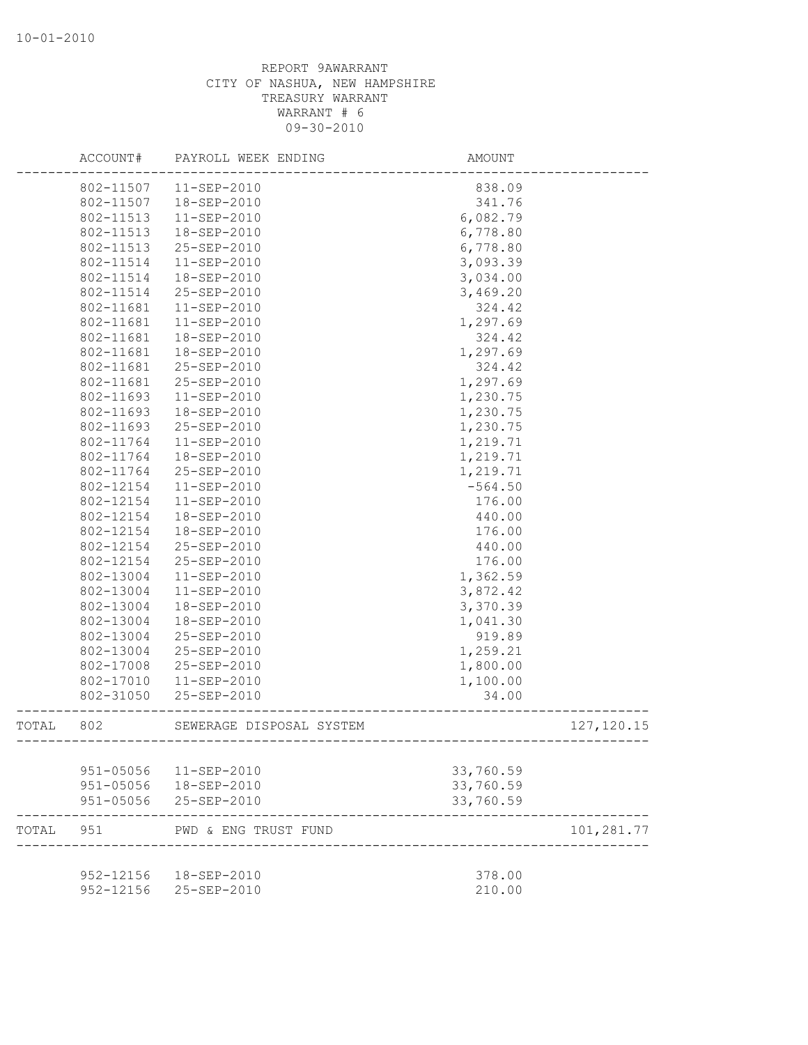REPORT 9AWARRANT
CITY OF NASHUA, NEW HAMPSHIRE
TREASURY WARRANT
WARRANT # 6
09-30-2010

| | ACCOUNT# | PAYROLL WEEK ENDING | AMOUNT | |
|---|---|---|---|---|
| | 802-11507 | 11-SEP-2010 | 838.09 | |
| | 802-11507 | 18-SEP-2010 | 341.76 | |
| | 802-11513 | 11-SEP-2010 | 6,082.79 | |
| | 802-11513 | 18-SEP-2010 | 6,778.80 | |
| | 802-11513 | 25-SEP-2010 | 6,778.80 | |
| | 802-11514 | 11-SEP-2010 | 3,093.39 | |
| | 802-11514 | 18-SEP-2010 | 3,034.00 | |
| | 802-11514 | 25-SEP-2010 | 3,469.20 | |
| | 802-11681 | 11-SEP-2010 | 324.42 | |
| | 802-11681 | 11-SEP-2010 | 1,297.69 | |
| | 802-11681 | 18-SEP-2010 | 324.42 | |
| | 802-11681 | 18-SEP-2010 | 1,297.69 | |
| | 802-11681 | 25-SEP-2010 | 324.42 | |
| | 802-11681 | 25-SEP-2010 | 1,297.69 | |
| | 802-11693 | 11-SEP-2010 | 1,230.75 | |
| | 802-11693 | 18-SEP-2010 | 1,230.75 | |
| | 802-11693 | 25-SEP-2010 | 1,230.75 | |
| | 802-11764 | 11-SEP-2010 | 1,219.71 | |
| | 802-11764 | 18-SEP-2010 | 1,219.71 | |
| | 802-11764 | 25-SEP-2010 | 1,219.71 | |
| | 802-12154 | 11-SEP-2010 | -564.50 | |
| | 802-12154 | 11-SEP-2010 | 176.00 | |
| | 802-12154 | 18-SEP-2010 | 440.00 | |
| | 802-12154 | 18-SEP-2010 | 176.00 | |
| | 802-12154 | 25-SEP-2010 | 440.00 | |
| | 802-12154 | 25-SEP-2010 | 176.00 | |
| | 802-13004 | 11-SEP-2010 | 1,362.59 | |
| | 802-13004 | 11-SEP-2010 | 3,872.42 | |
| | 802-13004 | 18-SEP-2010 | 3,370.39 | |
| | 802-13004 | 18-SEP-2010 | 1,041.30 | |
| | 802-13004 | 25-SEP-2010 | 919.89 | |
| | 802-13004 | 25-SEP-2010 | 1,259.21 | |
| | 802-17008 | 25-SEP-2010 | 1,800.00 | |
| | 802-17010 | 11-SEP-2010 | 1,100.00 | |
| | 802-31050 | 25-SEP-2010 | 34.00 | |
| TOTAL | 802 | SEWERAGE DISPOSAL SYSTEM | | 127,120.15 |
| | 951-05056 | 11-SEP-2010 | 33,760.59 | |
| | 951-05056 | 18-SEP-2010 | 33,760.59 | |
| | 951-05056 | 25-SEP-2010 | 33,760.59 | |
| TOTAL | 951 | PWD & ENG TRUST FUND | | 101,281.77 |
| | 952-12156 | 18-SEP-2010 | 378.00 | |
| | 952-12156 | 25-SEP-2010 | 210.00 | |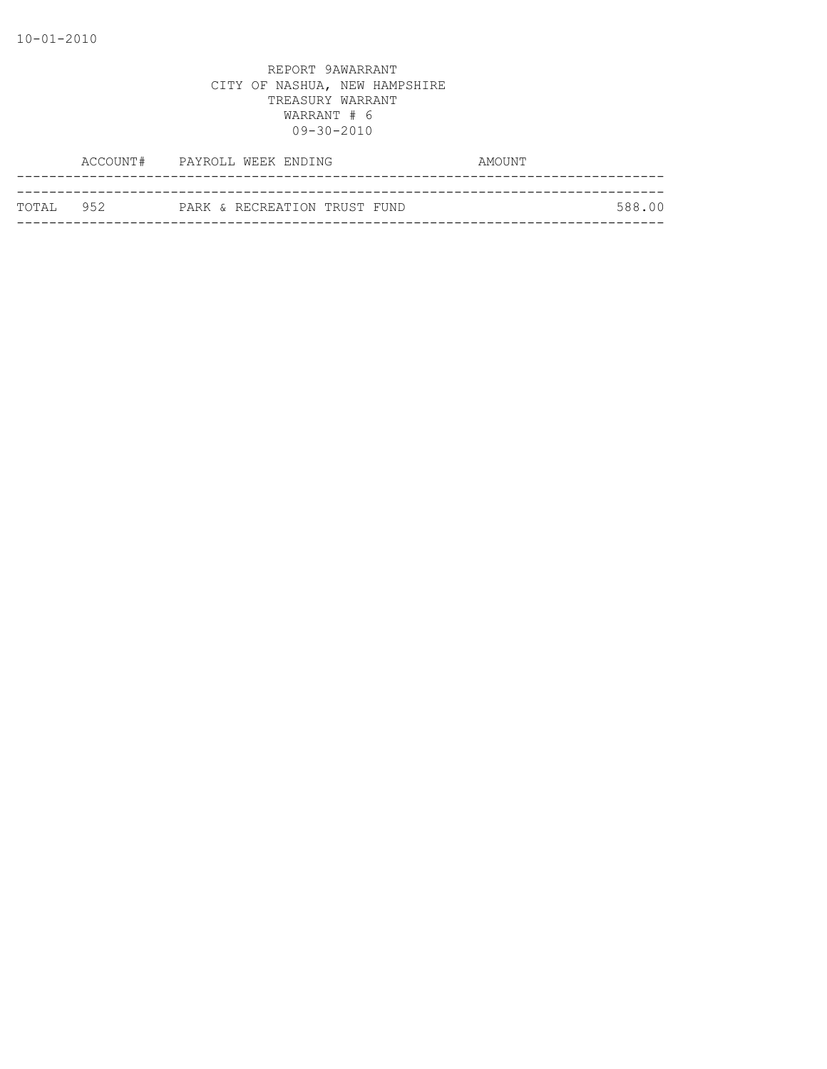10-01-2010

REPORT 9AWARRANT
CITY OF NASHUA, NEW HAMPSHIRE
TREASURY WARRANT
WARRANT # 6
09-30-2010

| | ACCOUNT# | PAYROLL WEEK ENDING | AMOUNT |
|---|---|---|---|
| TOTAL | 952 | PARK & RECREATION TRUST FUND | 588.00 |